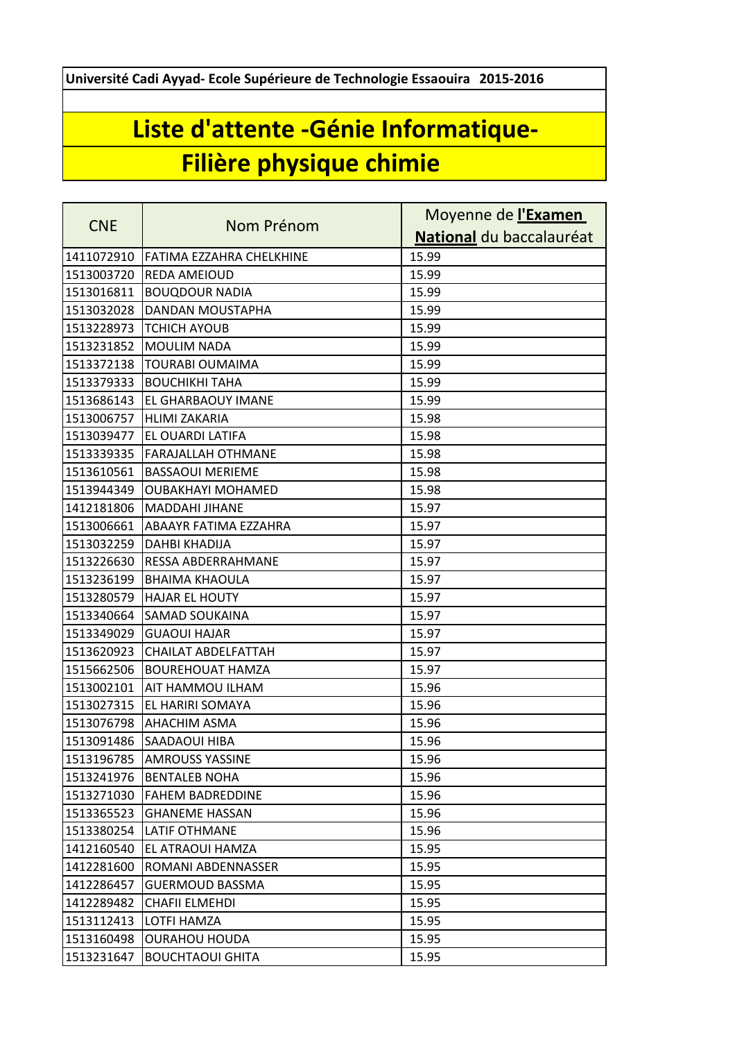**Université Cadi Ayyad- Ecole Supérieure de Technologie Essaouira 2015-2016**

# Liste d'attente -Génie Informatique-

# Filière physique chimie

| CNE | Nom Prénom | Moyenne de **l'Examen National** du baccalauréat |
|---|---|---|
| 1411072910 | FATIMA EZZAHRA CHELKHINE | 15.99 |
| 1513003720 | REDA AMEIOUD | 15.99 |
| 1513016811 | BOUQDOUR NADIA | 15.99 |
| 1513032028 | DANDAN MOUSTAPHA | 15.99 |
| 1513228973 | TCHICH AYOUB | 15.99 |
| 1513231852 | MOULIM NADA | 15.99 |
| 1513372138 | TOURABI OUMAIMA | 15.99 |
| 1513379333 | BOUCHIKHI TAHA | 15.99 |
| 1513686143 | EL GHARBAOUY IMANE | 15.99 |
| 1513006757 | HLIMI ZAKARIA | 15.98 |
| 1513039477 | EL OUARDI LATIFA | 15.98 |
| 1513339335 | FARAJALLAH OTHMANE | 15.98 |
| 1513610561 | BASSAOUI MERIEME | 15.98 |
| 1513944349 | OUBAKHAYI MOHAMED | 15.98 |
| 1412181806 | MADDAHI JIHANE | 15.97 |
| 1513006661 | ABAAYR FATIMA EZZAHRA | 15.97 |
| 1513032259 | DAHBI KHADIJA | 15.97 |
| 1513226630 | RESSA ABDERRAHMANE | 15.97 |
| 1513236199 | BHAIMA KHAOULA | 15.97 |
| 1513280579 | HAJAR EL HOUTY | 15.97 |
| 1513340664 | SAMAD SOUKAINA | 15.97 |
| 1513349029 | GUAOUI HAJAR | 15.97 |
| 1513620923 | CHAILAT ABDELFATTAH | 15.97 |
| 1515662506 | BOUREHOUAT HAMZA | 15.97 |
| 1513002101 | AIT HAMMOU ILHAM | 15.96 |
| 1513027315 | EL HARIRI SOMAYA | 15.96 |
| 1513076798 | AHACHIM ASMA | 15.96 |
| 1513091486 | SAADAOUI HIBA | 15.96 |
| 1513196785 | AMROUSS YASSINE | 15.96 |
| 1513241976 | BENTALEB NOHA | 15.96 |
| 1513271030 | FAHEM BADREDDINE | 15.96 |
| 1513365523 | GHANEME HASSAN | 15.96 |
| 1513380254 | LATIF OTHMANE | 15.96 |
| 1412160540 | EL ATRAOUI HAMZA | 15.95 |
| 1412281600 | ROMANI ABDENNASSER | 15.95 |
| 1412286457 | GUERMOUD BASSMA | 15.95 |
| 1412289482 | CHAFII ELMEHDI | 15.95 |
| 1513112413 | LOTFI HAMZA | 15.95 |
| 1513160498 | OURAHOU HOUDA | 15.95 |
| 1513231647 | BOUCHTAOUI GHITA | 15.95 |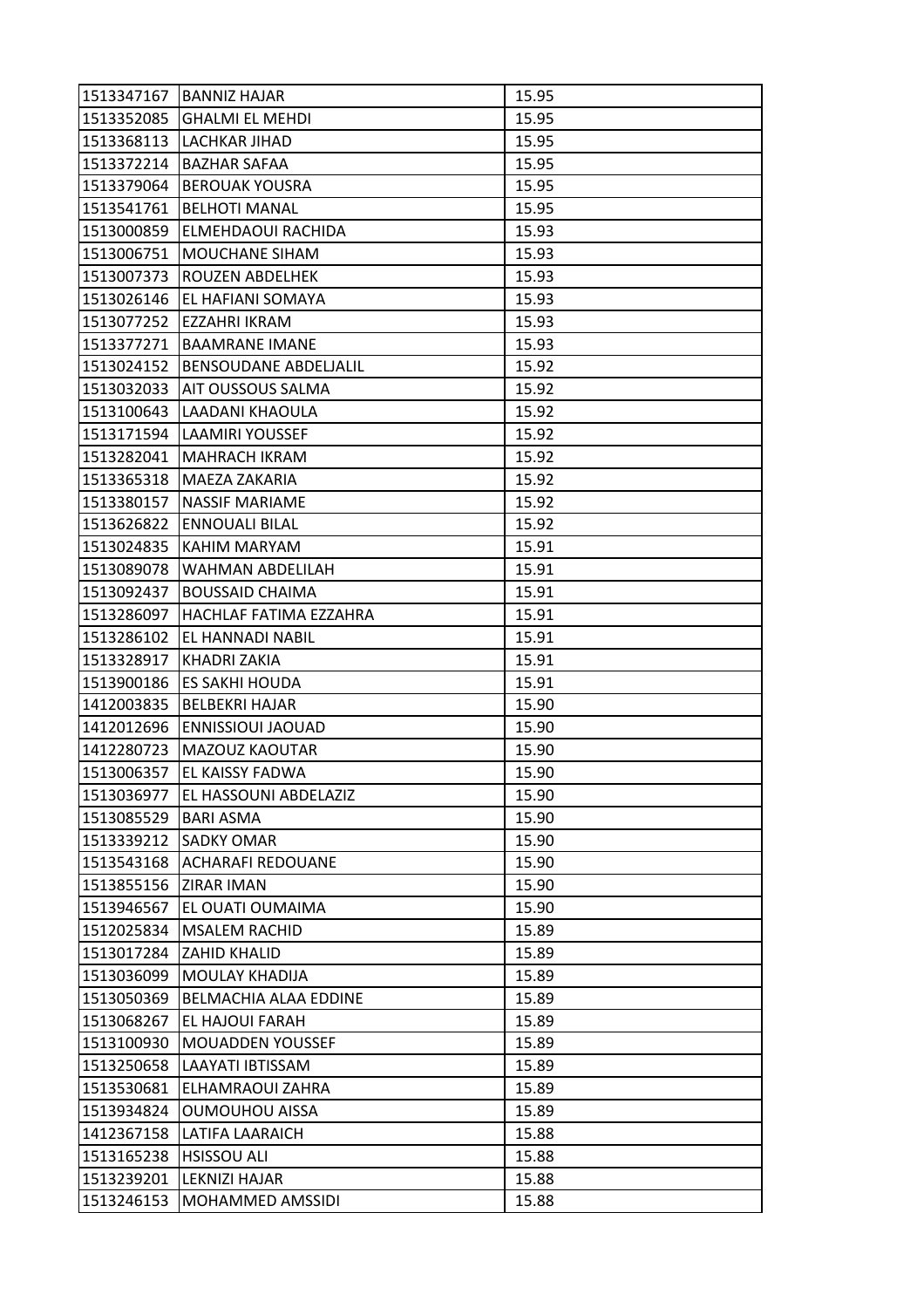| 1513347167 | BANNIZ HAJAR | 15.95 |
|---|---|---|
| 1513352085 | GHALMI EL MEHDI | 15.95 |
| 1513368113 | LACHKAR JIHAD | 15.95 |
| 1513372214 | BAZHAR SAFAA | 15.95 |
| 1513379064 | BEROUAK YOUSRA | 15.95 |
| 1513541761 | BELHOTI MANAL | 15.95 |
| 1513000859 | ELMEHDAOUI RACHIDA | 15.93 |
| 1513006751 | MOUCHANE SIHAM | 15.93 |
| 1513007373 | ROUZEN ABDELHEK | 15.93 |
| 1513026146 | EL HAFIANI SOMAYA | 15.93 |
| 1513077252 | EZZAHRI IKRAM | 15.93 |
| 1513377271 | BAAMRANE IMANE | 15.93 |
| 1513024152 | BENSOUDANE ABDELJALIL | 15.92 |
| 1513032033 | AIT OUSSOUS SALMA | 15.92 |
| 1513100643 | LAADANI KHAOULA | 15.92 |
| 1513171594 | LAAMIRI YOUSSEF | 15.92 |
| 1513282041 | MAHRACH IKRAM | 15.92 |
| 1513365318 | MAEZA ZAKARIA | 15.92 |
| 1513380157 | NASSIF MARIAME | 15.92 |
| 1513626822 | ENNOUALI BILAL | 15.92 |
| 1513024835 | KAHIM MARYAM | 15.91 |
| 1513089078 | WAHMAN ABDELILAH | 15.91 |
| 1513092437 | BOUSSAID CHAIMA | 15.91 |
| 1513286097 | HACHLAF FATIMA EZZAHRA | 15.91 |
| 1513286102 | EL HANNADI NABIL | 15.91 |
| 1513328917 | KHADRI ZAKIA | 15.91 |
| 1513900186 | ES SAKHI HOUDA | 15.91 |
| 1412003835 | BELBEKRI HAJAR | 15.90 |
| 1412012696 | ENNISSIOUI JAOUAD | 15.90 |
| 1412280723 | MAZOUZ KAOUTAR | 15.90 |
| 1513006357 | EL KAISSY FADWA | 15.90 |
| 1513036977 | EL HASSOUNI ABDELAZIZ | 15.90 |
| 1513085529 | BARI ASMA | 15.90 |
| 1513339212 | SADKY OMAR | 15.90 |
| 1513543168 | ACHARAFI REDOUANE | 15.90 |
| 1513855156 | ZIRAR IMAN | 15.90 |
| 1513946567 | EL OUATI OUMAIMA | 15.90 |
| 1512025834 | MSALEM RACHID | 15.89 |
| 1513017284 | ZAHID KHALID | 15.89 |
| 1513036099 | MOULAY KHADIJA | 15.89 |
| 1513050369 | BELMACHIA ALAA EDDINE | 15.89 |
| 1513068267 | EL HAJOUI FARAH | 15.89 |
| 1513100930 | MOUADDEN YOUSSEF | 15.89 |
| 1513250658 | LAAYATI IBTISSAM | 15.89 |
| 1513530681 | ELHAMRAOUI ZAHRA | 15.89 |
| 1513934824 | OUMOUHOU AISSA | 15.89 |
| 1412367158 | LATIFA LAARAICH | 15.88 |
| 1513165238 | HSISSOU ALI | 15.88 |
| 1513239201 | LEKNIZI HAJAR | 15.88 |
| 1513246153 | MOHAMMED AMSSIDI | 15.88 |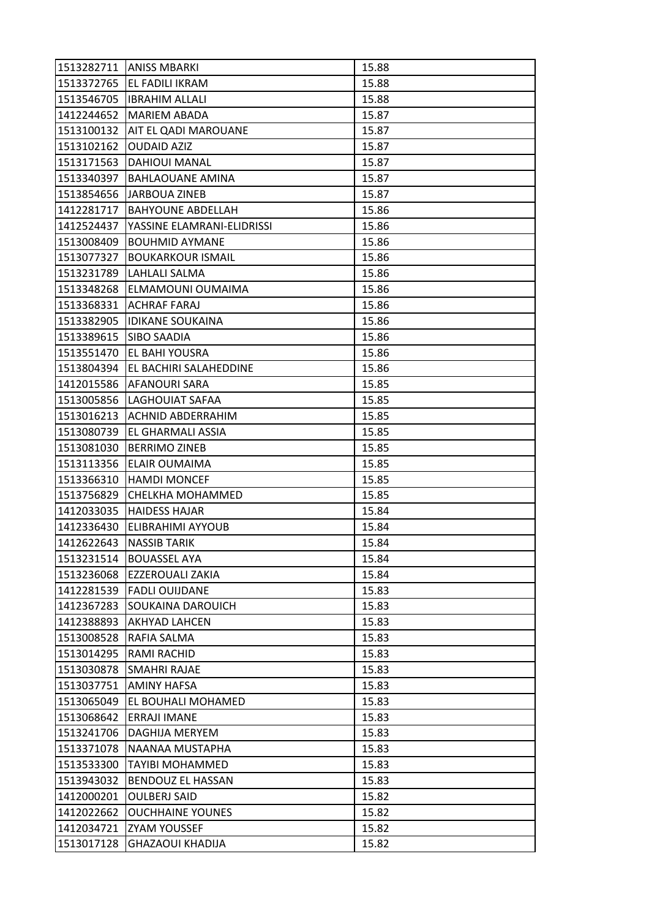| | | |
|---|---|---|
| 1513282711 | ANISS MBARKI | 15.88 |
| 1513372765 | EL FADILI IKRAM | 15.88 |
| 1513546705 | IBRAHIM ALLALI | 15.88 |
| 1412244652 | MARIEM ABADA | 15.87 |
| 1513100132 | AIT EL QADI MAROUANE | 15.87 |
| 1513102162 | OUDAID AZIZ | 15.87 |
| 1513171563 | DAHIOUI MANAL | 15.87 |
| 1513340397 | BAHLAOUANE AMINA | 15.87 |
| 1513854656 | JARBOUA ZINEB | 15.87 |
| 1412281717 | BAHYOUNE ABDELLAH | 15.86 |
| 1412524437 | YASSINE ELAMRANI-ELIDRISSI | 15.86 |
| 1513008409 | BOUHMID AYMANE | 15.86 |
| 1513077327 | BOUKARKOUR ISMAIL | 15.86 |
| 1513231789 | LAHLALI SALMA | 15.86 |
| 1513348268 | ELMAMOUNI OUMAIMA | 15.86 |
| 1513368331 | ACHRAF FARAJ | 15.86 |
| 1513382905 | IDIKANE SOUKAINA | 15.86 |
| 1513389615 | SIBO SAADIA | 15.86 |
| 1513551470 | EL BAHI YOUSRA | 15.86 |
| 1513804394 | EL BACHIRI SALAHEDDINE | 15.86 |
| 1412015586 | AFANOURI SARA | 15.85 |
| 1513005856 | LAGHOUIAT SAFAA | 15.85 |
| 1513016213 | ACHNID ABDERRAHIM | 15.85 |
| 1513080739 | EL GHARMALI ASSIA | 15.85 |
| 1513081030 | BERRIMO ZINEB | 15.85 |
| 1513113356 | ELAIR OUMAIMA | 15.85 |
| 1513366310 | HAMDI MONCEF | 15.85 |
| 1513756829 | CHELKHA MOHAMMED | 15.85 |
| 1412033035 | HAIDESS HAJAR | 15.84 |
| 1412336430 | ELIBRAHIMI AYYOUB | 15.84 |
| 1412622643 | NASSIB TARIK | 15.84 |
| 1513231514 | BOUASSEL AYA | 15.84 |
| 1513236068 | EZZEROUALI ZAKIA | 15.84 |
| 1412281539 | FADLI OUIJDANE | 15.83 |
| 1412367283 | SOUKAINA DAROUICH | 15.83 |
| 1412388893 | AKHYAD LAHCEN | 15.83 |
| 1513008528 | RAFIA SALMA | 15.83 |
| 1513014295 | RAMI RACHID | 15.83 |
| 1513030878 | SMAHRI RAJAE | 15.83 |
| 1513037751 | AMINY HAFSA | 15.83 |
| 1513065049 | EL BOUHALI MOHAMED | 15.83 |
| 1513068642 | ERRAJI IMANE | 15.83 |
| 1513241706 | DAGHIJA MERYEM | 15.83 |
| 1513371078 | NAANAA MUSTAPHA | 15.83 |
| 1513533300 | TAYIBI MOHAMMED | 15.83 |
| 1513943032 | BENDOUZ EL HASSAN | 15.83 |
| 1412000201 | OULBERJ SAID | 15.82 |
| 1412022662 | OUCHHAINE YOUNES | 15.82 |
| 1412034721 | ZYAM YOUSSEF | 15.82 |
| 1513017128 | GHAZAOUI KHADIJA | 15.82 |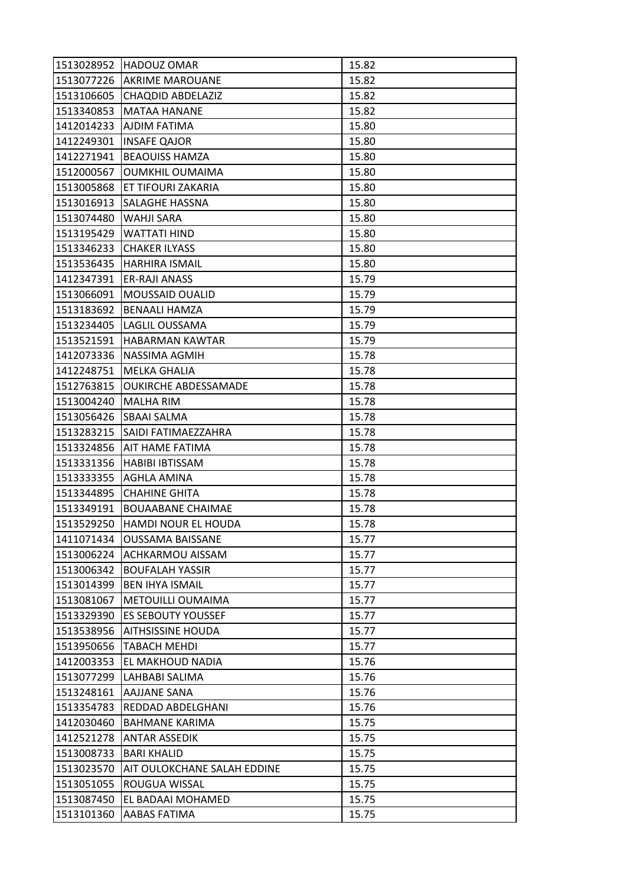| | | |
|---|---|---|
| 1513028952 | HADOUZ OMAR | 15.82 |
| 1513077226 | AKRIME MAROUANE | 15.82 |
| 1513106605 | CHAQDID ABDELAZIZ | 15.82 |
| 1513340853 | MATAA HANANE | 15.82 |
| 1412014233 | AJDIM FATIMA | 15.80 |
| 1412249301 | INSAFE QAJOR | 15.80 |
| 1412271941 | BEAOUISS HAMZA | 15.80 |
| 1512000567 | OUMKHIL OUMAIMA | 15.80 |
| 1513005868 | ET TIFOURI ZAKARIA | 15.80 |
| 1513016913 | SALAGHE HASSNA | 15.80 |
| 1513074480 | WAHJI SARA | 15.80 |
| 1513195429 | WATTATI HIND | 15.80 |
| 1513346233 | CHAKER ILYASS | 15.80 |
| 1513536435 | HARHIRA ISMAIL | 15.80 |
| 1412347391 | ER-RAJI ANASS | 15.79 |
| 1513066091 | MOUSSAID OUALID | 15.79 |
| 1513183692 | BENAALI HAMZA | 15.79 |
| 1513234405 | LAGLIL OUSSAMA | 15.79 |
| 1513521591 | HABARMAN KAWTAR | 15.79 |
| 1412073336 | NASSIMA AGMIH | 15.78 |
| 1412248751 | MELKA GHALIA | 15.78 |
| 1512763815 | OUKIRCHE ABDESSAMADE | 15.78 |
| 1513004240 | MALHA RIM | 15.78 |
| 1513056426 | SBAAI SALMA | 15.78 |
| 1513283215 | SAIDI FATIMAEZZAHRA | 15.78 |
| 1513324856 | AIT HAME FATIMA | 15.78 |
| 1513331356 | HABIBI IBTISSAM | 15.78 |
| 1513333355 | AGHLA AMINA | 15.78 |
| 1513344895 | CHAHINE GHITA | 15.78 |
| 1513349191 | BOUAABANE CHAIMAE | 15.78 |
| 1513529250 | HAMDI NOUR EL HOUDA | 15.78 |
| 1411071434 | OUSSAMA BAISSANE | 15.77 |
| 1513006224 | ACHKARMOU AISSAM | 15.77 |
| 1513006342 | BOUFALAH YASSIR | 15.77 |
| 1513014399 | BEN IHYA ISMAIL | 15.77 |
| 1513081067 | METOUILLI OUMAIMA | 15.77 |
| 1513329390 | ES SEBOUTY YOUSSEF | 15.77 |
| 1513538956 | AITHSISSINE HOUDA | 15.77 |
| 1513950656 | TABACH MEHDI | 15.77 |
| 1412003353 | EL MAKHOUD NADIA | 15.76 |
| 1513077299 | LAHBABI SALIMA | 15.76 |
| 1513248161 | AAJJANE SANA | 15.76 |
| 1513354783 | REDDAD ABDELGHANI | 15.76 |
| 1412030460 | BAHMANE KARIMA | 15.75 |
| 1412521278 | ANTAR ASSEDIK | 15.75 |
| 1513008733 | BARI KHALID | 15.75 |
| 1513023570 | AIT OULOKCHANE SALAH EDDINE | 15.75 |
| 1513051055 | ROUGUA WISSAL | 15.75 |
| 1513087450 | EL BADAAI MOHAMED | 15.75 |
| 1513101360 | AABAS FATIMA | 15.75 |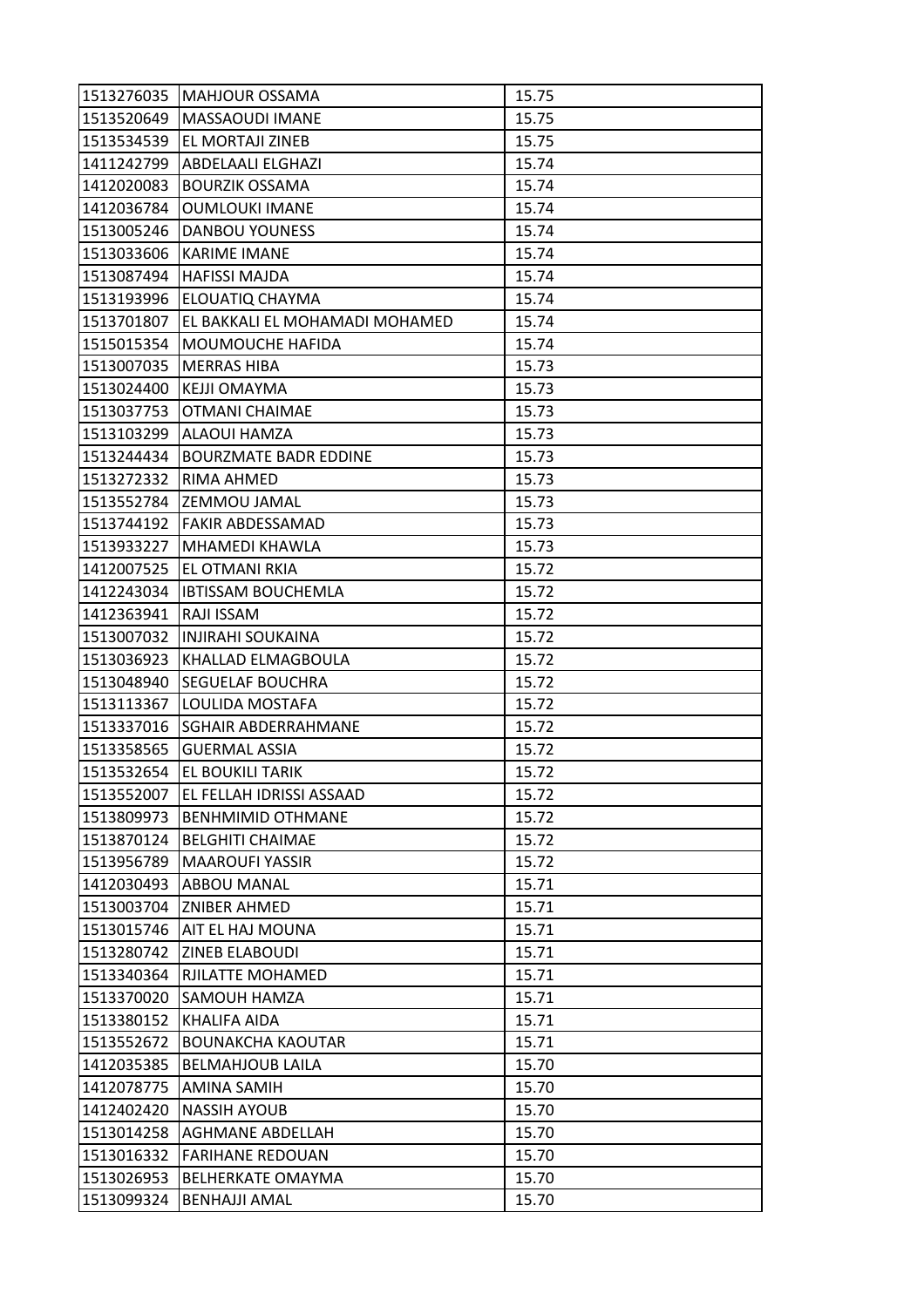| 1513276035 | MAHJOUR OSSAMA | 15.75 |
|---|---|---|
| 1513520649 | MASSAOUDI IMANE | 15.75 |
| 1513534539 | EL MORTAJI ZINEB | 15.75 |
| 1411242799 | ABDELAALI ELGHAZI | 15.74 |
| 1412020083 | BOURZIK OSSAMA | 15.74 |
| 1412036784 | OUMLOUKI IMANE | 15.74 |
| 1513005246 | DANBOU YOUNESS | 15.74 |
| 1513033606 | KARIME IMANE | 15.74 |
| 1513087494 | HAFISSI MAJDA | 15.74 |
| 1513193996 | ELOUATIQ CHAYMA | 15.74 |
| 1513701807 | EL BAKKALI EL MOHAMADI MOHAMED | 15.74 |
| 1515015354 | MOUMOUCHE HAFIDA | 15.74 |
| 1513007035 | MERRAS HIBA | 15.73 |
| 1513024400 | KEJJI OMAYMA | 15.73 |
| 1513037753 | OTMANI CHAIMAE | 15.73 |
| 1513103299 | ALAOUI HAMZA | 15.73 |
| 1513244434 | BOURZMATE BADR EDDINE | 15.73 |
| 1513272332 | RIMA AHMED | 15.73 |
| 1513552784 | ZEMMOU JAMAL | 15.73 |
| 1513744192 | FAKIR ABDESSAMAD | 15.73 |
| 1513933227 | MHAMEDI KHAWLA | 15.73 |
| 1412007525 | EL OTMANI RKIA | 15.72 |
| 1412243034 | IBTISSAM BOUCHEMLA | 15.72 |
| 1412363941 | RAJI ISSAM | 15.72 |
| 1513007032 | INJIRAHI SOUKAINA | 15.72 |
| 1513036923 | KHALLAD ELMAGBOULA | 15.72 |
| 1513048940 | SEGUELAF BOUCHRA | 15.72 |
| 1513113367 | LOULIDA MOSTAFA | 15.72 |
| 1513337016 | SGHAIR ABDERRAHMANE | 15.72 |
| 1513358565 | GUERMAL ASSIA | 15.72 |
| 1513532654 | EL BOUKILI TARIK | 15.72 |
| 1513552007 | EL FELLAH IDRISSI ASSAAD | 15.72 |
| 1513809973 | BENHMIMID OTHMANE | 15.72 |
| 1513870124 | BELGHITI CHAIMAE | 15.72 |
| 1513956789 | MAAROUFI YASSIR | 15.72 |
| 1412030493 | ABBOU MANAL | 15.71 |
| 1513003704 | ZNIBER AHMED | 15.71 |
| 1513015746 | AIT EL HAJ MOUNA | 15.71 |
| 1513280742 | ZINEB ELABOUDI | 15.71 |
| 1513340364 | RJILATTE MOHAMED | 15.71 |
| 1513370020 | SAMOUH HAMZA | 15.71 |
| 1513380152 | KHALIFA AIDA | 15.71 |
| 1513552672 | BOUNAKCHA KAOUTAR | 15.71 |
| 1412035385 | BELMAHJOUB LAILA | 15.70 |
| 1412078775 | AMINA SAMIH | 15.70 |
| 1412402420 | NASSIH AYOUB | 15.70 |
| 1513014258 | AGHMANE ABDELLAH | 15.70 |
| 1513016332 | FARIHANE REDOUAN | 15.70 |
| 1513026953 | BELHERKATE OMAYMA | 15.70 |
| 1513099324 | BENHAJJI AMAL | 15.70 |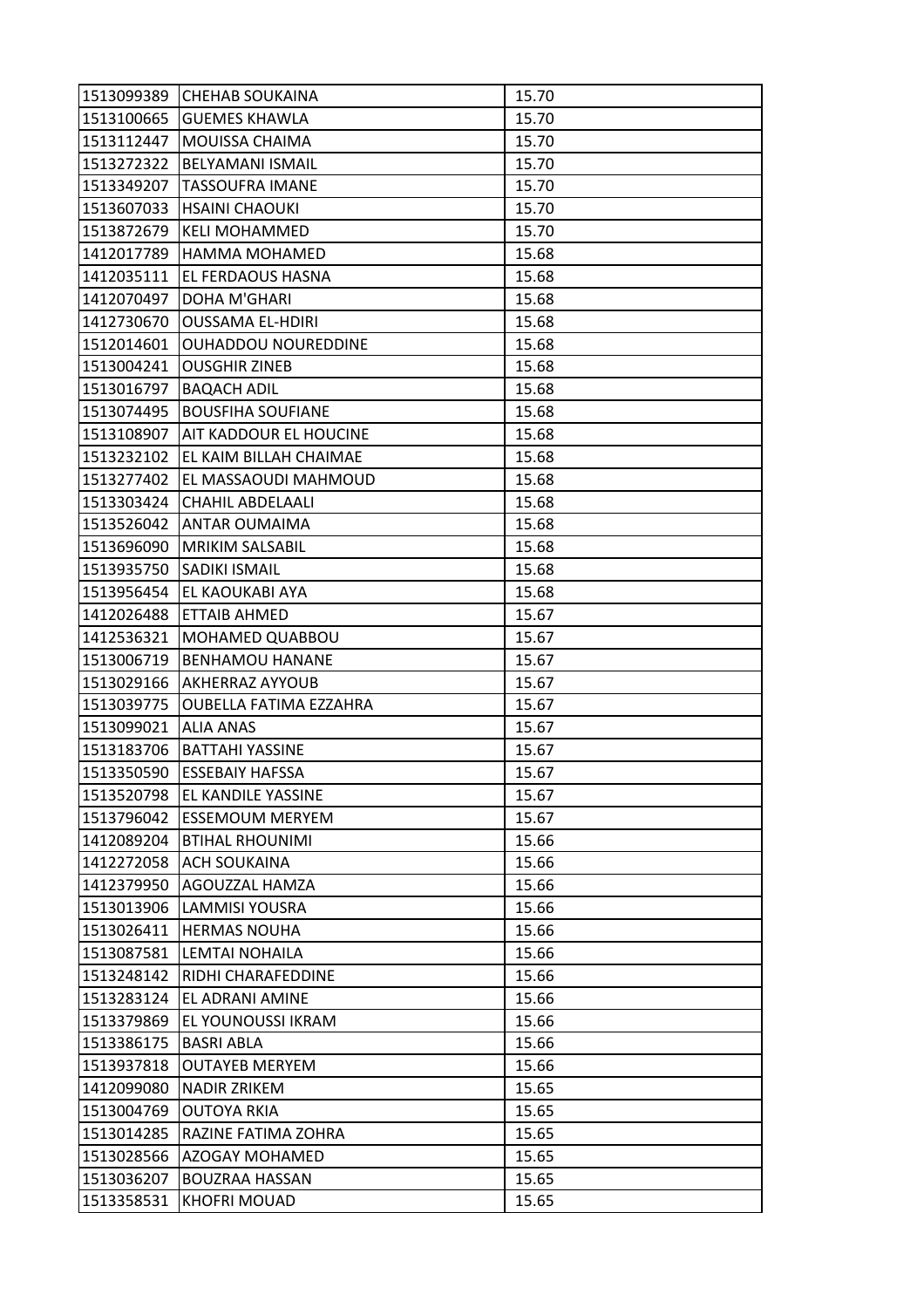| | | |
|---|---|---|
| 1513099389 | CHEHAB SOUKAINA | 15.70 |
| 1513100665 | GUEMES KHAWLA | 15.70 |
| 1513112447 | MOUISSA CHAIMA | 15.70 |
| 1513272322 | BELYAMANI ISMAIL | 15.70 |
| 1513349207 | TASSOUFRA IMANE | 15.70 |
| 1513607033 | HSAINI CHAOUKI | 15.70 |
| 1513872679 | KELI MOHAMMED | 15.70 |
| 1412017789 | HAMMA MOHAMED | 15.68 |
| 1412035111 | EL FERDAOUS HASNA | 15.68 |
| 1412070497 | DOHA M'GHARI | 15.68 |
| 1412730670 | OUSSAMA EL-HDIRI | 15.68 |
| 1512014601 | OUHADDOU NOUREDDINE | 15.68 |
| 1513004241 | OUSGHIR ZINEB | 15.68 |
| 1513016797 | BAQACH ADIL | 15.68 |
| 1513074495 | BOUSFIHA SOUFIANE | 15.68 |
| 1513108907 | AIT KADDOUR EL HOUCINE | 15.68 |
| 1513232102 | EL KAIM BILLAH CHAIMAE | 15.68 |
| 1513277402 | EL MASSAOUDI MAHMOUD | 15.68 |
| 1513303424 | CHAHIL ABDELAALI | 15.68 |
| 1513526042 | ANTAR OUMAIMA | 15.68 |
| 1513696090 | MRIKIM SALSABIL | 15.68 |
| 1513935750 | SADIKI ISMAIL | 15.68 |
| 1513956454 | EL KAOUKABI AYA | 15.68 |
| 1412026488 | ETTAIB AHMED | 15.67 |
| 1412536321 | MOHAMED QUABBOU | 15.67 |
| 1513006719 | BENHAMOU HANANE | 15.67 |
| 1513029166 | AKHERRAZ AYYOUB | 15.67 |
| 1513039775 | OUBELLA FATIMA EZZAHRA | 15.67 |
| 1513099021 | ALIA ANAS | 15.67 |
| 1513183706 | BATTAHI YASSINE | 15.67 |
| 1513350590 | ESSEBAIY HAFSSA | 15.67 |
| 1513520798 | EL KANDILE YASSINE | 15.67 |
| 1513796042 | ESSEMOUM MERYEM | 15.67 |
| 1412089204 | BTIHAL RHOUNIMI | 15.66 |
| 1412272058 | ACH SOUKAINA | 15.66 |
| 1412379950 | AGOUZZAL HAMZA | 15.66 |
| 1513013906 | LAMMISI YOUSRA | 15.66 |
| 1513026411 | HERMAS NOUHA | 15.66 |
| 1513087581 | LEMTAI NOHAILA | 15.66 |
| 1513248142 | RIDHI CHARAFEDDINE | 15.66 |
| 1513283124 | EL ADRANI AMINE | 15.66 |
| 1513379869 | EL YOUNOUSSI IKRAM | 15.66 |
| 1513386175 | BASRI ABLA | 15.66 |
| 1513937818 | OUTAYEB MERYEM | 15.66 |
| 1412099080 | NADIR ZRIKEM | 15.65 |
| 1513004769 | OUTOYA RKIA | 15.65 |
| 1513014285 | RAZINE FATIMA ZOHRA | 15.65 |
| 1513028566 | AZOGAY MOHAMED | 15.65 |
| 1513036207 | BOUZRAA HASSAN | 15.65 |
| 1513358531 | KHOFRI MOUAD | 15.65 |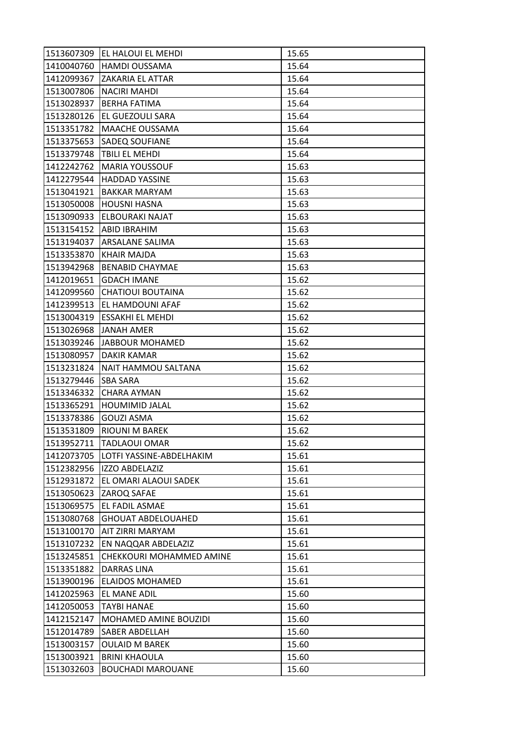| | | |
|---|---|---|
| 1513607309 | EL HALOUI EL MEHDI | 15.65 |
| 1410040760 | HAMDI OUSSAMA | 15.64 |
| 1412099367 | ZAKARIA EL ATTAR | 15.64 |
| 1513007806 | NACIRI MAHDI | 15.64 |
| 1513028937 | BERHA FATIMA | 15.64 |
| 1513280126 | EL GUEZOULI SARA | 15.64 |
| 1513351782 | MAACHE OUSSAMA | 15.64 |
| 1513375653 | SADEQ SOUFIANE | 15.64 |
| 1513379748 | TBILI EL MEHDI | 15.64 |
| 1412242762 | MARIA YOUSSOUF | 15.63 |
| 1412279544 | HADDAD YASSINE | 15.63 |
| 1513041921 | BAKKAR MARYAM | 15.63 |
| 1513050008 | HOUSNI HASNA | 15.63 |
| 1513090933 | ELBOURAKI NAJAT | 15.63 |
| 1513154152 | ABID IBRAHIM | 15.63 |
| 1513194037 | ARSALANE SALIMA | 15.63 |
| 1513353870 | KHAIR MAJDA | 15.63 |
| 1513942968 | BENABID CHAYMAE | 15.63 |
| 1412019651 | GDACH IMANE | 15.62 |
| 1412099560 | CHATIOUI BOUTAINA | 15.62 |
| 1412399513 | EL HAMDOUNI AFAF | 15.62 |
| 1513004319 | ESSAKHI EL MEHDI | 15.62 |
| 1513026968 | JANAH AMER | 15.62 |
| 1513039246 | JABBOUR MOHAMED | 15.62 |
| 1513080957 | DAKIR KAMAR | 15.62 |
| 1513231824 | NAIT HAMMOU SALTANA | 15.62 |
| 1513279446 | SBA SARA | 15.62 |
| 1513346332 | CHARA AYMAN | 15.62 |
| 1513365291 | HOUMIMID JALAL | 15.62 |
| 1513378386 | GOUZI ASMA | 15.62 |
| 1513531809 | RIOUNI M BAREK | 15.62 |
| 1513952711 | TADLAOUI OMAR | 15.62 |
| 1412073705 | LOTFI YASSINE-ABDELHAKIM | 15.61 |
| 1512382956 | IZZO ABDELAZIZ | 15.61 |
| 1512931872 | EL OMARI ALAOUI SADEK | 15.61 |
| 1513050623 | ZAROQ SAFAE | 15.61 |
| 1513069575 | EL FADIL ASMAE | 15.61 |
| 1513080768 | GHOUAT ABDELOUAHED | 15.61 |
| 1513100170 | AIT ZIRRI MARYAM | 15.61 |
| 1513107232 | EN NAQQAR ABDELAZIZ | 15.61 |
| 1513245851 | CHEKKOURI MOHAMMED AMINE | 15.61 |
| 1513351882 | DARRAS LINA | 15.61 |
| 1513900196 | ELAIDOS MOHAMED | 15.61 |
| 1412025963 | EL MANE ADIL | 15.60 |
| 1412050053 | TAYBI HANAE | 15.60 |
| 1412152147 | MOHAMED AMINE BOUZIDI | 15.60 |
| 1512014789 | SABER ABDELLAH | 15.60 |
| 1513003157 | OULAID M BAREK | 15.60 |
| 1513003921 | BRINI KHAOULA | 15.60 |
| 1513032603 | BOUCHADI MAROUANE | 15.60 |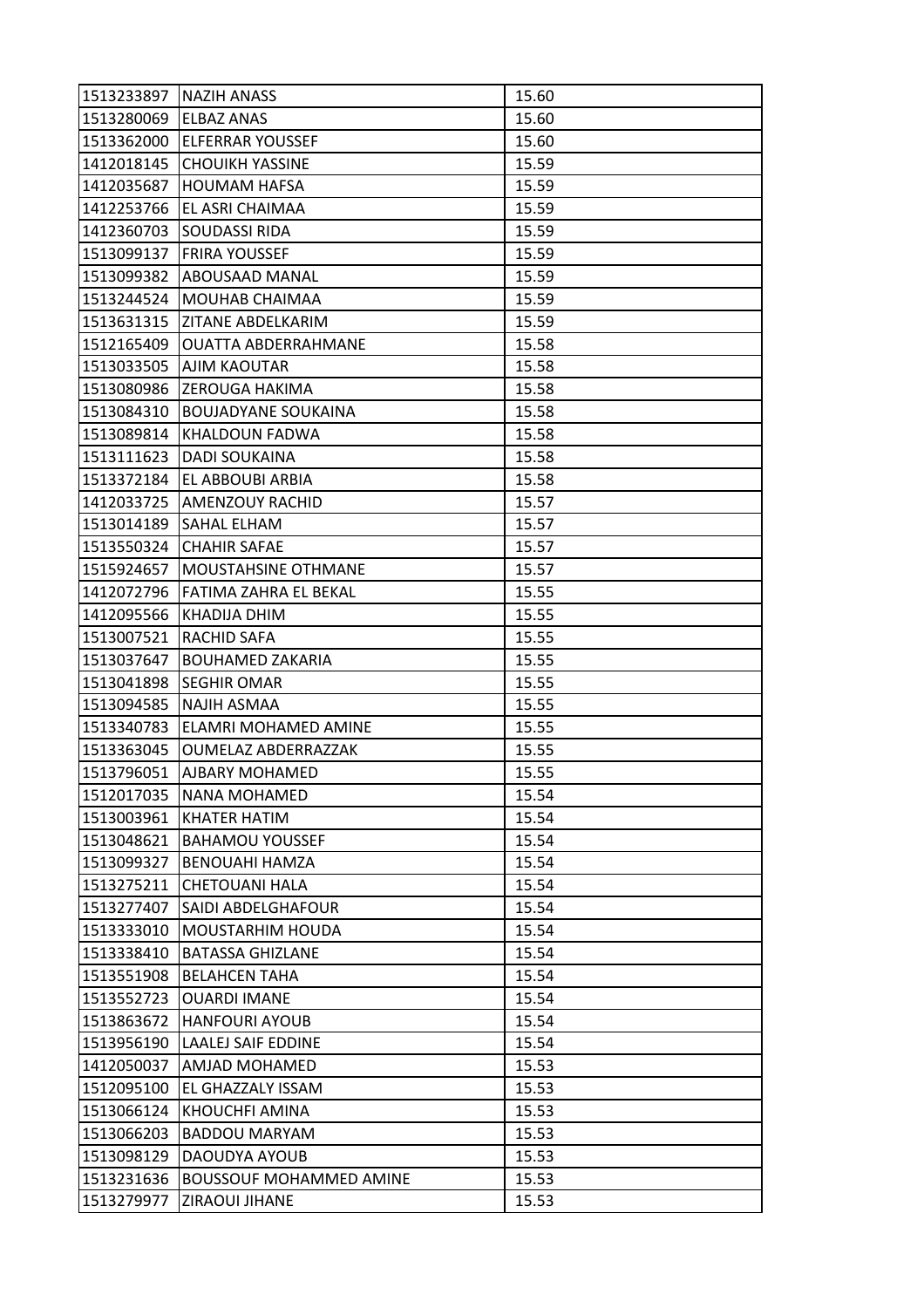| | | |
|---|---|---|
| 1513233897 | NAZIH ANASS | 15.60 |
| 1513280069 | ELBAZ ANAS | 15.60 |
| 1513362000 | ELFERRAR YOUSSEF | 15.60 |
| 1412018145 | CHOUIKH YASSINE | 15.59 |
| 1412035687 | HOUMAM HAFSA | 15.59 |
| 1412253766 | EL ASRI CHAIMAA | 15.59 |
| 1412360703 | SOUDASSI RIDA | 15.59 |
| 1513099137 | FRIRA YOUSSEF | 15.59 |
| 1513099382 | ABOUSAAD MANAL | 15.59 |
| 1513244524 | MOUHAB CHAIMAA | 15.59 |
| 1513631315 | ZITANE ABDELKARIM | 15.59 |
| 1512165409 | OUATTA ABDERRAHMANE | 15.58 |
| 1513033505 | AJIM KAOUTAR | 15.58 |
| 1513080986 | ZEROUGA HAKIMA | 15.58 |
| 1513084310 | BOUJADYANE SOUKAINA | 15.58 |
| 1513089814 | KHALDOUN FADWA | 15.58 |
| 1513111623 | DADI SOUKAINA | 15.58 |
| 1513372184 | EL ABBOUBI ARBIA | 15.58 |
| 1412033725 | AMENZOUY RACHID | 15.57 |
| 1513014189 | SAHAL ELHAM | 15.57 |
| 1513550324 | CHAHIR SAFAE | 15.57 |
| 1515924657 | MOUSTAHSINE OTHMANE | 15.57 |
| 1412072796 | FATIMA ZAHRA EL BEKAL | 15.55 |
| 1412095566 | KHADIJA DHIM | 15.55 |
| 1513007521 | RACHID SAFA | 15.55 |
| 1513037647 | BOUHAMED ZAKARIA | 15.55 |
| 1513041898 | SEGHIR OMAR | 15.55 |
| 1513094585 | NAJIH ASMAA | 15.55 |
| 1513340783 | ELAMRI MOHAMED AMINE | 15.55 |
| 1513363045 | OUMELAZ ABDERRAZZAK | 15.55 |
| 1513796051 | AJBARY MOHAMED | 15.55 |
| 1512017035 | NANA MOHAMED | 15.54 |
| 1513003961 | KHATER HATIM | 15.54 |
| 1513048621 | BAHAMOU YOUSSEF | 15.54 |
| 1513099327 | BENOUAHI HAMZA | 15.54 |
| 1513275211 | CHETOUANI HALA | 15.54 |
| 1513277407 | SAIDI ABDELGHAFOUR | 15.54 |
| 1513333010 | MOUSTARHIM HOUDA | 15.54 |
| 1513338410 | BATASSA GHIZLANE | 15.54 |
| 1513551908 | BELAHCEN TAHA | 15.54 |
| 1513552723 | OUARDI IMANE | 15.54 |
| 1513863672 | HANFOURI AYOUB | 15.54 |
| 1513956190 | LAALEJ SAIF EDDINE | 15.54 |
| 1412050037 | AMJAD MOHAMED | 15.53 |
| 1512095100 | EL GHAZZALY ISSAM | 15.53 |
| 1513066124 | KHOUCHFI AMINA | 15.53 |
| 1513066203 | BADDOU MARYAM | 15.53 |
| 1513098129 | DAOUDYA AYOUB | 15.53 |
| 1513231636 | BOUSSOUF MOHAMMED AMINE | 15.53 |
| 1513279977 | ZIRAOUI JIHANE | 15.53 |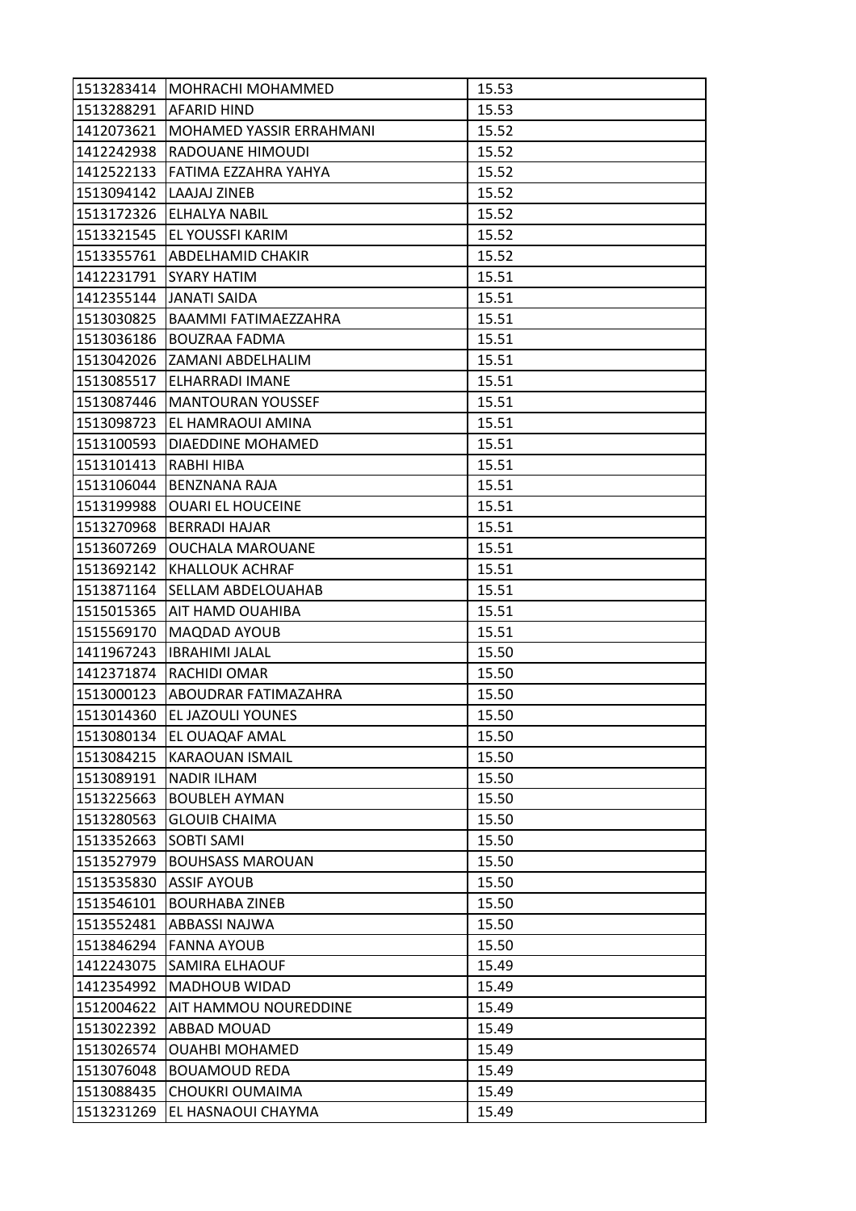| | | |
|---|---|---|
| 1513283414 | MOHRACHI MOHAMMED | 15.53 |
| 1513288291 | AFARID HIND | 15.53 |
| 1412073621 | MOHAMED YASSIR ERRAHMANI | 15.52 |
| 1412242938 | RADOUANE HIMOUDI | 15.52 |
| 1412522133 | FATIMA EZZAHRA YAHYA | 15.52 |
| 1513094142 | LAAJAJ ZINEB | 15.52 |
| 1513172326 | ELHALYA NABIL | 15.52 |
| 1513321545 | EL YOUSSFI KARIM | 15.52 |
| 1513355761 | ABDELHAMID CHAKIR | 15.52 |
| 1412231791 | SYARY HATIM | 15.51 |
| 1412355144 | JANATI SAIDA | 15.51 |
| 1513030825 | BAAMMI FATIMAEZZAHRA | 15.51 |
| 1513036186 | BOUZRAA FADMA | 15.51 |
| 1513042026 | ZAMANI ABDELHALIM | 15.51 |
| 1513085517 | ELHARRADI IMANE | 15.51 |
| 1513087446 | MANTOURAN YOUSSEF | 15.51 |
| 1513098723 | EL HAMRAOUI AMINA | 15.51 |
| 1513100593 | DIAEDDINE MOHAMED | 15.51 |
| 1513101413 | RABHI HIBA | 15.51 |
| 1513106044 | BENZNANA RAJA | 15.51 |
| 1513199988 | OUARI EL HOUCEINE | 15.51 |
| 1513270968 | BERRADI HAJAR | 15.51 |
| 1513607269 | OUCHALA MAROUANE | 15.51 |
| 1513692142 | KHALLOUK ACHRAF | 15.51 |
| 1513871164 | SELLAM ABDELOUAHAB | 15.51 |
| 1515015365 | AIT HAMD OUAHIBA | 15.51 |
| 1515569170 | MAQDAD AYOUB | 15.51 |
| 1411967243 | IBRAHIMI JALAL | 15.50 |
| 1412371874 | RACHIDI OMAR | 15.50 |
| 1513000123 | ABOUDRAR FATIMAZAHRA | 15.50 |
| 1513014360 | EL JAZOULI YOUNES | 15.50 |
| 1513080134 | EL OUAQAF AMAL | 15.50 |
| 1513084215 | KARAOUAN ISMAIL | 15.50 |
| 1513089191 | NADIR ILHAM | 15.50 |
| 1513225663 | BOUBLEH AYMAN | 15.50 |
| 1513280563 | GLOUIB CHAIMA | 15.50 |
| 1513352663 | SOBTI SAMI | 15.50 |
| 1513527979 | BOUHSASS MAROUAN | 15.50 |
| 1513535830 | ASSIF AYOUB | 15.50 |
| 1513546101 | BOURHABA ZINEB | 15.50 |
| 1513552481 | ABBASSI NAJWA | 15.50 |
| 1513846294 | FANNA AYOUB | 15.50 |
| 1412243075 | SAMIRA ELHAOUF | 15.49 |
| 1412354992 | MADHOUB WIDAD | 15.49 |
| 1512004622 | AIT HAMMOU NOUREDDINE | 15.49 |
| 1513022392 | ABBAD MOUAD | 15.49 |
| 1513026574 | OUAHBI MOHAMED | 15.49 |
| 1513076048 | BOUAMOUD REDA | 15.49 |
| 1513088435 | CHOUKRI OUMAIMA | 15.49 |
| 1513231269 | EL HASNAOUI CHAYMA | 15.49 |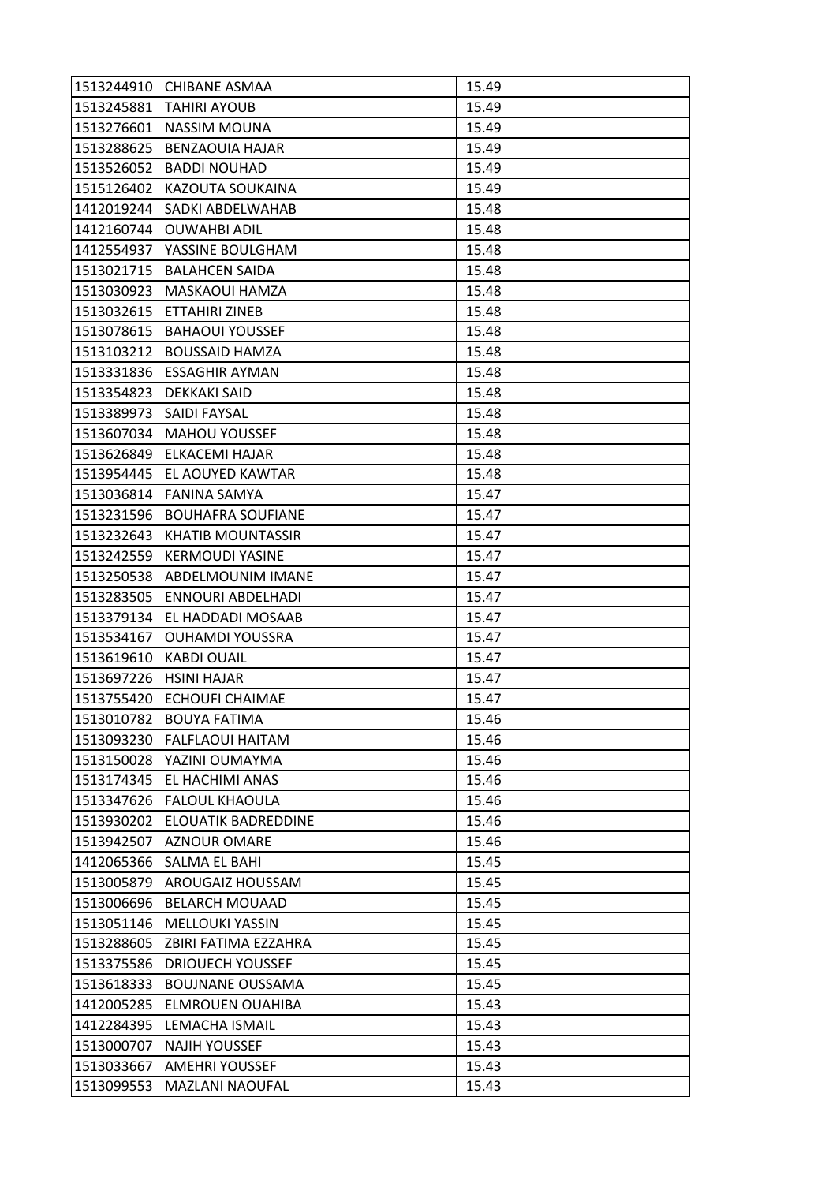| | | |
|---|---|---|
| 1513244910 | CHIBANE ASMAA | 15.49 |
| 1513245881 | TAHIRI AYOUB | 15.49 |
| 1513276601 | NASSIM MOUNA | 15.49 |
| 1513288625 | BENZAOUIA HAJAR | 15.49 |
| 1513526052 | BADDI NOUHAD | 15.49 |
| 1515126402 | KAZOUTA SOUKAINA | 15.49 |
| 1412019244 | SADKI ABDELWAHAB | 15.48 |
| 1412160744 | OUWAHBI ADIL | 15.48 |
| 1412554937 | YASSINE BOULGHAM | 15.48 |
| 1513021715 | BALAHCEN SAIDA | 15.48 |
| 1513030923 | MASKAOUI HAMZA | 15.48 |
| 1513032615 | ETTAHIRI ZINEB | 15.48 |
| 1513078615 | BAHAOUI YOUSSEF | 15.48 |
| 1513103212 | BOUSSAID HAMZA | 15.48 |
| 1513331836 | ESSAGHIR AYMAN | 15.48 |
| 1513354823 | DEKKAKI SAID | 15.48 |
| 1513389973 | SAIDI FAYSAL | 15.48 |
| 1513607034 | MAHOU YOUSSEF | 15.48 |
| 1513626849 | ELKACEMI HAJAR | 15.48 |
| 1513954445 | EL AOUYED KAWTAR | 15.48 |
| 1513036814 | FANINA SAMYA | 15.47 |
| 1513231596 | BOUHAFRA SOUFIANE | 15.47 |
| 1513232643 | KHATIB MOUNTASSIR | 15.47 |
| 1513242559 | KERMOUDI YASINE | 15.47 |
| 1513250538 | ABDELMOUNIM IMANE | 15.47 |
| 1513283505 | ENNOURI ABDELHADI | 15.47 |
| 1513379134 | EL HADDADI MOSAAB | 15.47 |
| 1513534167 | OUHAMDI YOUSSRA | 15.47 |
| 1513619610 | KABDI OUAIL | 15.47 |
| 1513697226 | HSINI HAJAR | 15.47 |
| 1513755420 | ECHOUFI CHAIMAE | 15.47 |
| 1513010782 | BOUYA FATIMA | 15.46 |
| 1513093230 | FALFLAOUI HAITAM | 15.46 |
| 1513150028 | YAZINI OUMAYMA | 15.46 |
| 1513174345 | EL HACHIMI ANAS | 15.46 |
| 1513347626 | FALOUL KHAOULA | 15.46 |
| 1513930202 | ELOUATIK BADREDDINE | 15.46 |
| 1513942507 | AZNOUR OMARE | 15.46 |
| 1412065366 | SALMA EL BAHI | 15.45 |
| 1513005879 | AROUGAIZ HOUSSAM | 15.45 |
| 1513006696 | BELARCH MOUAAD | 15.45 |
| 1513051146 | MELLOUKI YASSIN | 15.45 |
| 1513288605 | ZBIRI FATIMA EZZAHRA | 15.45 |
| 1513375586 | DRIOUECH YOUSSEF | 15.45 |
| 1513618333 | BOUJNANE OUSSAMA | 15.45 |
| 1412005285 | ELMROUEN OUAHIBA | 15.43 |
| 1412284395 | LEMACHA ISMAIL | 15.43 |
| 1513000707 | NAJIH YOUSSEF | 15.43 |
| 1513033667 | AMEHRI YOUSSEF | 15.43 |
| 1513099553 | MAZLANI NAOUFAL | 15.43 |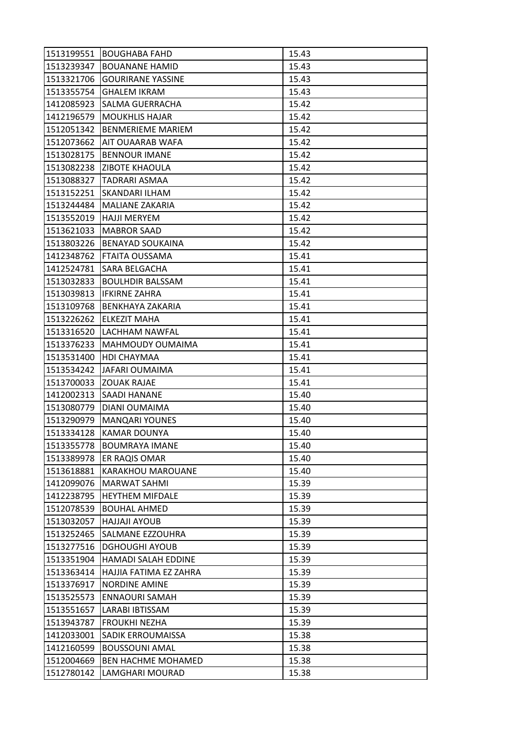| | | |
|---|---|---|
| 1513199551 | BOUGHABA FAHD | 15.43 |
| 1513239347 | BOUANANE HAMID | 15.43 |
| 1513321706 | GOURIRANE YASSINE | 15.43 |
| 1513355754 | GHALEM IKRAM | 15.43 |
| 1412085923 | SALMA GUERRACHA | 15.42 |
| 1412196579 | MOUKHLIS HAJAR | 15.42 |
| 1512051342 | BENMERIEME MARIEM | 15.42 |
| 1512073662 | AIT OUAARAB WAFA | 15.42 |
| 1513028175 | BENNOUR IMANE | 15.42 |
| 1513082238 | ZIBOTE KHAOULA | 15.42 |
| 1513088327 | TADRARI ASMAA | 15.42 |
| 1513152251 | SKANDARI ILHAM | 15.42 |
| 1513244484 | MALIANE ZAKARIA | 15.42 |
| 1513552019 | HAJJI MERYEM | 15.42 |
| 1513621033 | MABROR SAAD | 15.42 |
| 1513803226 | BENAYAD SOUKAINA | 15.42 |
| 1412348762 | FTAITA OUSSAMA | 15.41 |
| 1412524781 | SARA BELGACHA | 15.41 |
| 1513032833 | BOULHDIR BALSSAM | 15.41 |
| 1513039813 | IFKIRNE ZAHRA | 15.41 |
| 1513109768 | BENKHAYA ZAKARIA | 15.41 |
| 1513226262 | ELKEZIT MAHA | 15.41 |
| 1513316520 | LACHHAM NAWFAL | 15.41 |
| 1513376233 | MAHMOUDY OUMAIMA | 15.41 |
| 1513531400 | HDI CHAYMAA | 15.41 |
| 1513534242 | JAFARI OUMAIMA | 15.41 |
| 1513700033 | ZOUAK RAJAE | 15.41 |
| 1412002313 | SAADI HANANE | 15.40 |
| 1513080779 | DIANI OUMAIMA | 15.40 |
| 1513290979 | MANQARI YOUNES | 15.40 |
| 1513334128 | KAMAR DOUNYA | 15.40 |
| 1513355778 | BOUMRAYA IMANE | 15.40 |
| 1513389978 | ER RAQIS OMAR | 15.40 |
| 1513618881 | KARAKHOU MAROUANE | 15.40 |
| 1412099076 | MARWAT SAHMI | 15.39 |
| 1412238795 | HEYTHEM MIFDALE | 15.39 |
| 1512078539 | BOUHAL AHMED | 15.39 |
| 1513032057 | HAJJAJI AYOUB | 15.39 |
| 1513252465 | SALMANE EZZOUHRA | 15.39 |
| 1513277516 | DGHOUGHI AYOUB | 15.39 |
| 1513351904 | HAMADI SALAH EDDINE | 15.39 |
| 1513363414 | HAJJIA FATIMA EZ ZAHRA | 15.39 |
| 1513376917 | NORDINE AMINE | 15.39 |
| 1513525573 | ENNAOURI SAMAH | 15.39 |
| 1513551657 | LARABI IBTISSAM | 15.39 |
| 1513943787 | FROUKHI NEZHA | 15.39 |
| 1412033001 | SADIK ERROUMAISSA | 15.38 |
| 1412160599 | BOUSSOUNI AMAL | 15.38 |
| 1512004669 | BEN HACHME MOHAMED | 15.38 |
| 1512780142 | LAMGHARI MOURAD | 15.38 |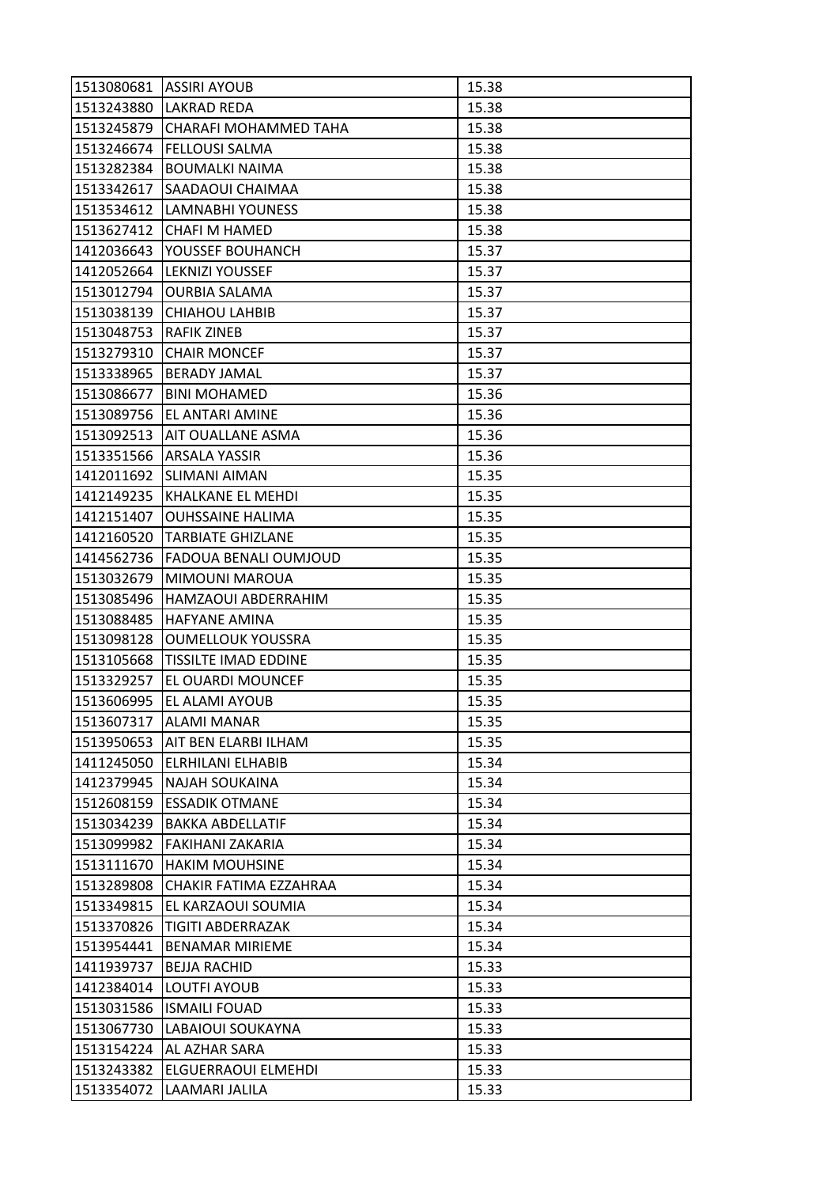| 1513080681 | ASSIRI AYOUB | 15.38 |
|---|---|---|
| 1513243880 | LAKRAD REDA | 15.38 |
| 1513245879 | CHARAFI MOHAMMED TAHA | 15.38 |
| 1513246674 | FELLOUSI SALMA | 15.38 |
| 1513282384 | BOUMALKI NAIMA | 15.38 |
| 1513342617 | SAADAOUI CHAIMAA | 15.38 |
| 1513534612 | LAMNABHI YOUNESS | 15.38 |
| 1513627412 | CHAFI M HAMED | 15.38 |
| 1412036643 | YOUSSEF BOUHANCH | 15.37 |
| 1412052664 | LEKNIZI YOUSSEF | 15.37 |
| 1513012794 | OURBIA SALAMA | 15.37 |
| 1513038139 | CHIAHOU LAHBIB | 15.37 |
| 1513048753 | RAFIK ZINEB | 15.37 |
| 1513279310 | CHAIR MONCEF | 15.37 |
| 1513338965 | BERADY JAMAL | 15.37 |
| 1513086677 | BINI MOHAMED | 15.36 |
| 1513089756 | EL ANTARI AMINE | 15.36 |
| 1513092513 | AIT OUALLANE ASMA | 15.36 |
| 1513351566 | ARSALA YASSIR | 15.36 |
| 1412011692 | SLIMANI AIMAN | 15.35 |
| 1412149235 | KHALKANE EL MEHDI | 15.35 |
| 1412151407 | OUHSSAINE HALIMA | 15.35 |
| 1412160520 | TARBIATE GHIZLANE | 15.35 |
| 1414562736 | FADOUA BENALI OUMJOUD | 15.35 |
| 1513032679 | MIMOUNI MAROUA | 15.35 |
| 1513085496 | HAMZAOUI ABDERRAHIM | 15.35 |
| 1513088485 | HAFYANE AMINA | 15.35 |
| 1513098128 | OUMELLOUK YOUSSRA | 15.35 |
| 1513105668 | TISSILTE IMAD EDDINE | 15.35 |
| 1513329257 | EL OUARDI MOUNCEF | 15.35 |
| 1513606995 | EL ALAMI AYOUB | 15.35 |
| 1513607317 | ALAMI MANAR | 15.35 |
| 1513950653 | AIT BEN ELARBI ILHAM | 15.35 |
| 1411245050 | ELRHILANI ELHABIB | 15.34 |
| 1412379945 | NAJAH SOUKAINA | 15.34 |
| 1512608159 | ESSADIK OTMANE | 15.34 |
| 1513034239 | BAKKA ABDELLATIF | 15.34 |
| 1513099982 | FAKIHANI ZAKARIA | 15.34 |
| 1513111670 | HAKIM MOUHSINE | 15.34 |
| 1513289808 | CHAKIR FATIMA EZZAHRAA | 15.34 |
| 1513349815 | EL KARZAOUI SOUMIA | 15.34 |
| 1513370826 | TIGITI ABDERRAZAK | 15.34 |
| 1513954441 | BENAMAR MIRIEME | 15.34 |
| 1411939737 | BEJJA RACHID | 15.33 |
| 1412384014 | LOUTFI AYOUB | 15.33 |
| 1513031586 | ISMAILI FOUAD | 15.33 |
| 1513067730 | LABAIOUI SOUKAYNA | 15.33 |
| 1513154224 | AL AZHAR SARA | 15.33 |
| 1513243382 | ELGUERRAOUI ELMEHDI | 15.33 |
| 1513354072 | LAAMARI JALILA | 15.33 |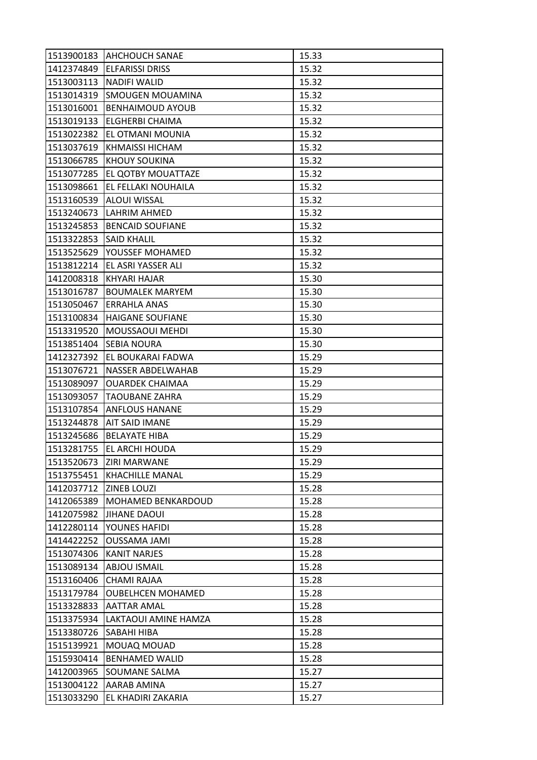| 1513900183 | AHCHOUCH SANAE | 15.33 |
|---|---|---|
| 1412374849 | ELFARISSI DRISS | 15.32 |
| 1513003113 | NADIFI WALID | 15.32 |
| 1513014319 | SMOUGEN MOUAMINA | 15.32 |
| 1513016001 | BENHAIMOUD AYOUB | 15.32 |
| 1513019133 | ELGHERBI CHAIMA | 15.32 |
| 1513022382 | EL OTMANI MOUNIA | 15.32 |
| 1513037619 | KHMAISSI HICHAM | 15.32 |
| 1513066785 | KHOUY SOUKINA | 15.32 |
| 1513077285 | EL QOTBY MOUATTAZE | 15.32 |
| 1513098661 | EL FELLAKI NOUHAILA | 15.32 |
| 1513160539 | ALOUI WISSAL | 15.32 |
| 1513240673 | LAHRIM AHMED | 15.32 |
| 1513245853 | BENCAID SOUFIANE | 15.32 |
| 1513322853 | SAID KHALIL | 15.32 |
| 1513525629 | YOUSSEF MOHAMED | 15.32 |
| 1513812214 | EL ASRI YASSER ALI | 15.32 |
| 1412008318 | KHYARI HAJAR | 15.30 |
| 1513016787 | BOUMALEK MARYEM | 15.30 |
| 1513050467 | ERRAHLA ANAS | 15.30 |
| 1513100834 | HAIGANE SOUFIANE | 15.30 |
| 1513319520 | MOUSSAOUI MEHDI | 15.30 |
| 1513851404 | SEBIA NOURA | 15.30 |
| 1412327392 | EL BOUKARAI FADWA | 15.29 |
| 1513076721 | NASSER ABDELWAHAB | 15.29 |
| 1513089097 | OUARDEK CHAIMAA | 15.29 |
| 1513093057 | TAOUBANE ZAHRA | 15.29 |
| 1513107854 | ANFLOUS HANANE | 15.29 |
| 1513244878 | AIT SAID IMANE | 15.29 |
| 1513245686 | BELAYATE HIBA | 15.29 |
| 1513281755 | EL ARCHI HOUDA | 15.29 |
| 1513520673 | ZIRI MARWANE | 15.29 |
| 1513755451 | KHACHILLE MANAL | 15.29 |
| 1412037712 | ZINEB LOUZI | 15.28 |
| 1412065389 | MOHAMED BENKARDOUD | 15.28 |
| 1412075982 | JIHANE DAOUI | 15.28 |
| 1412280114 | YOUNES HAFIDI | 15.28 |
| 1414422252 | OUSSAMA JAMI | 15.28 |
| 1513074306 | KANIT NARJES | 15.28 |
| 1513089134 | ABJOU ISMAIL | 15.28 |
| 1513160406 | CHAMI RAJAA | 15.28 |
| 1513179784 | OUBELHCEN MOHAMED | 15.28 |
| 1513328833 | AATTAR AMAL | 15.28 |
| 1513375934 | LAKTAOUI AMINE HAMZA | 15.28 |
| 1513380726 | SABAHI HIBA | 15.28 |
| 1515139921 | MOUAQ MOUAD | 15.28 |
| 1515930414 | BENHAMED WALID | 15.28 |
| 1412003965 | SOUMANE SALMA | 15.27 |
| 1513004122 | AARAB AMINA | 15.27 |
| 1513033290 | EL KHADIRI ZAKARIA | 15.27 |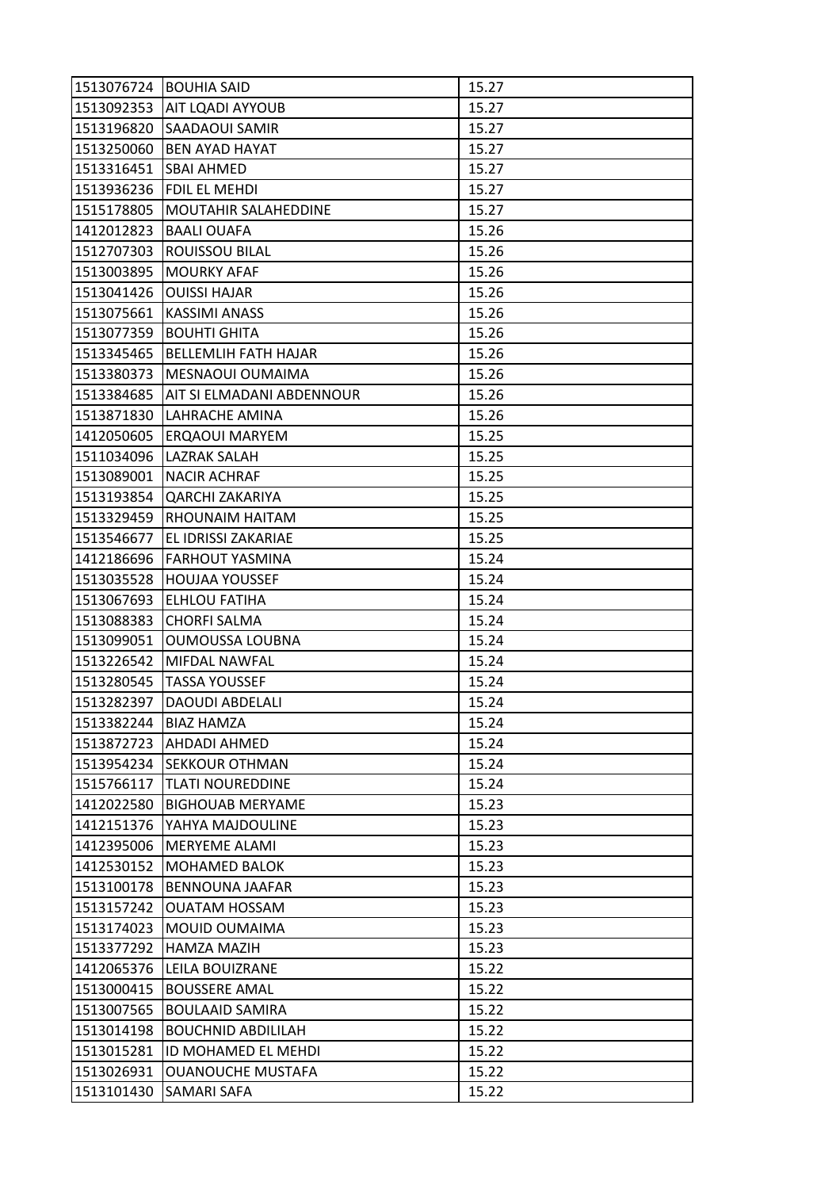| 1513076724 | BOUHIA SAID | 15.27 |
|---|---|---|
| 1513092353 | AIT LQADI AYYOUB | 15.27 |
| 1513196820 | SAADAOUI SAMIR | 15.27 |
| 1513250060 | BEN AYAD HAYAT | 15.27 |
| 1513316451 | SBAI AHMED | 15.27 |
| 1513936236 | FDIL EL MEHDI | 15.27 |
| 1515178805 | MOUTAHIR SALAHEDDINE | 15.27 |
| 1412012823 | BAALI OUAFA | 15.26 |
| 1512707303 | ROUISSOU BILAL | 15.26 |
| 1513003895 | MOURKY AFAF | 15.26 |
| 1513041426 | OUISSI HAJAR | 15.26 |
| 1513075661 | KASSIMI ANASS | 15.26 |
| 1513077359 | BOUHTI GHITA | 15.26 |
| 1513345465 | BELLEMLIH FATH HAJAR | 15.26 |
| 1513380373 | MESNAOUI OUMAIMA | 15.26 |
| 1513384685 | AIT SI ELMADANI ABDENNOUR | 15.26 |
| 1513871830 | LAHRACHE AMINA | 15.26 |
| 1412050605 | ERQAOUI MARYEM | 15.25 |
| 1511034096 | LAZRAK SALAH | 15.25 |
| 1513089001 | NACIR ACHRAF | 15.25 |
| 1513193854 | QARCHI ZAKARIYA | 15.25 |
| 1513329459 | RHOUNAIM HAITAM | 15.25 |
| 1513546677 | EL IDRISSI ZAKARIAE | 15.25 |
| 1412186696 | FARHOUT YASMINA | 15.24 |
| 1513035528 | HOUJAA YOUSSEF | 15.24 |
| 1513067693 | ELHLOU FATIHA | 15.24 |
| 1513088383 | CHORFI SALMA | 15.24 |
| 1513099051 | OUMOUSSA LOUBNA | 15.24 |
| 1513226542 | MIFDAL NAWFAL | 15.24 |
| 1513280545 | TASSA YOUSSEF | 15.24 |
| 1513282397 | DAOUDI ABDELALI | 15.24 |
| 1513382244 | BIAZ HAMZA | 15.24 |
| 1513872723 | AHDADI AHMED | 15.24 |
| 1513954234 | SEKKOUR OTHMAN | 15.24 |
| 1515766117 | TLATI NOUREDDINE | 15.24 |
| 1412022580 | BIGHOUAB MERYAME | 15.23 |
| 1412151376 | YAHYA MAJDOULINE | 15.23 |
| 1412395006 | MERYEME ALAMI | 15.23 |
| 1412530152 | MOHAMED BALOK | 15.23 |
| 1513100178 | BENNOUNA JAAFAR | 15.23 |
| 1513157242 | OUATAM HOSSAM | 15.23 |
| 1513174023 | MOUID OUMAIMA | 15.23 |
| 1513377292 | HAMZA MAZIH | 15.23 |
| 1412065376 | LEILA BOUIZRANE | 15.22 |
| 1513000415 | BOUSSERE AMAL | 15.22 |
| 1513007565 | BOULAAID SAMIRA | 15.22 |
| 1513014198 | BOUCHNID ABDILILAH | 15.22 |
| 1513015281 | ID MOHAMED EL MEHDI | 15.22 |
| 1513026931 | OUANOUCHE MUSTAFA | 15.22 |
| 1513101430 | SAMARI SAFA | 15.22 |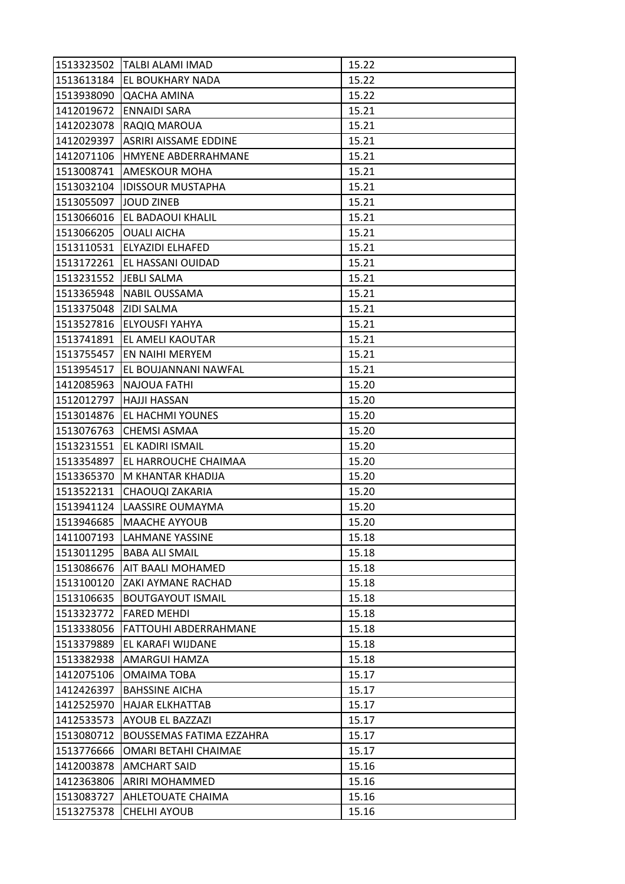| | | |
|---|---|---|
| 1513323502 | TALBI ALAMI IMAD | 15.22 |
| 1513613184 | EL BOUKHARY NADA | 15.22 |
| 1513938090 | QACHA AMINA | 15.22 |
| 1412019672 | ENNAIDI SARA | 15.21 |
| 1412023078 | RAQIQ MAROUA | 15.21 |
| 1412029397 | ASRIRI AISSAME EDDINE | 15.21 |
| 1412071106 | HMYENE ABDERRAHMANE | 15.21 |
| 1513008741 | AMESKOUR MOHA | 15.21 |
| 1513032104 | IDISSOUR MUSTAPHA | 15.21 |
| 1513055097 | JOUD ZINEB | 15.21 |
| 1513066016 | EL BADAOUI KHALIL | 15.21 |
| 1513066205 | OUALI AICHA | 15.21 |
| 1513110531 | ELYAZIDI ELHAFED | 15.21 |
| 1513172261 | EL HASSANI OUIDAD | 15.21 |
| 1513231552 | JEBLI SALMA | 15.21 |
| 1513365948 | NABIL OUSSAMA | 15.21 |
| 1513375048 | ZIDI SALMA | 15.21 |
| 1513527816 | ELYOUSFI YAHYA | 15.21 |
| 1513741891 | EL AMELI KAOUTAR | 15.21 |
| 1513755457 | EN NAIHI MERYEM | 15.21 |
| 1513954517 | EL BOUJANNANI NAWFAL | 15.21 |
| 1412085963 | NAJOUA FATHI | 15.20 |
| 1512012797 | HAJJI HASSAN | 15.20 |
| 1513014876 | EL HACHMI YOUNES | 15.20 |
| 1513076763 | CHEMSI ASMAA | 15.20 |
| 1513231551 | EL KADIRI ISMAIL | 15.20 |
| 1513354897 | EL HARROUCHE CHAIMAA | 15.20 |
| 1513365370 | M KHANTAR KHADIJA | 15.20 |
| 1513522131 | CHAOUQI ZAKARIA | 15.20 |
| 1513941124 | LAASSIRE OUMAYMA | 15.20 |
| 1513946685 | MAACHE AYYOUB | 15.20 |
| 1411007193 | LAHMANE YASSINE | 15.18 |
| 1513011295 | BABA ALI SMAIL | 15.18 |
| 1513086676 | AIT BAALI MOHAMED | 15.18 |
| 1513100120 | ZAKI AYMANE RACHAD | 15.18 |
| 1513106635 | BOUTGAYOUT ISMAIL | 15.18 |
| 1513323772 | FARED MEHDI | 15.18 |
| 1513338056 | FATTOUHI ABDERRAHMANE | 15.18 |
| 1513379889 | EL KARAFI WIJDANE | 15.18 |
| 1513382938 | AMARGUI HAMZA | 15.18 |
| 1412075106 | OMAIMA TOBA | 15.17 |
| 1412426397 | BAHSSINE AICHA | 15.17 |
| 1412525970 | HAJAR ELKHATTAB | 15.17 |
| 1412533573 | AYOUB EL BAZZAZI | 15.17 |
| 1513080712 | BOUSSEMAS FATIMA EZZAHRA | 15.17 |
| 1513776666 | OMARI BETAHI CHAIMAE | 15.17 |
| 1412003878 | AMCHART SAID | 15.16 |
| 1412363806 | ARIRI MOHAMMED | 15.16 |
| 1513083727 | AHLETOUATE CHAIMA | 15.16 |
| 1513275378 | CHELHI AYOUB | 15.16 |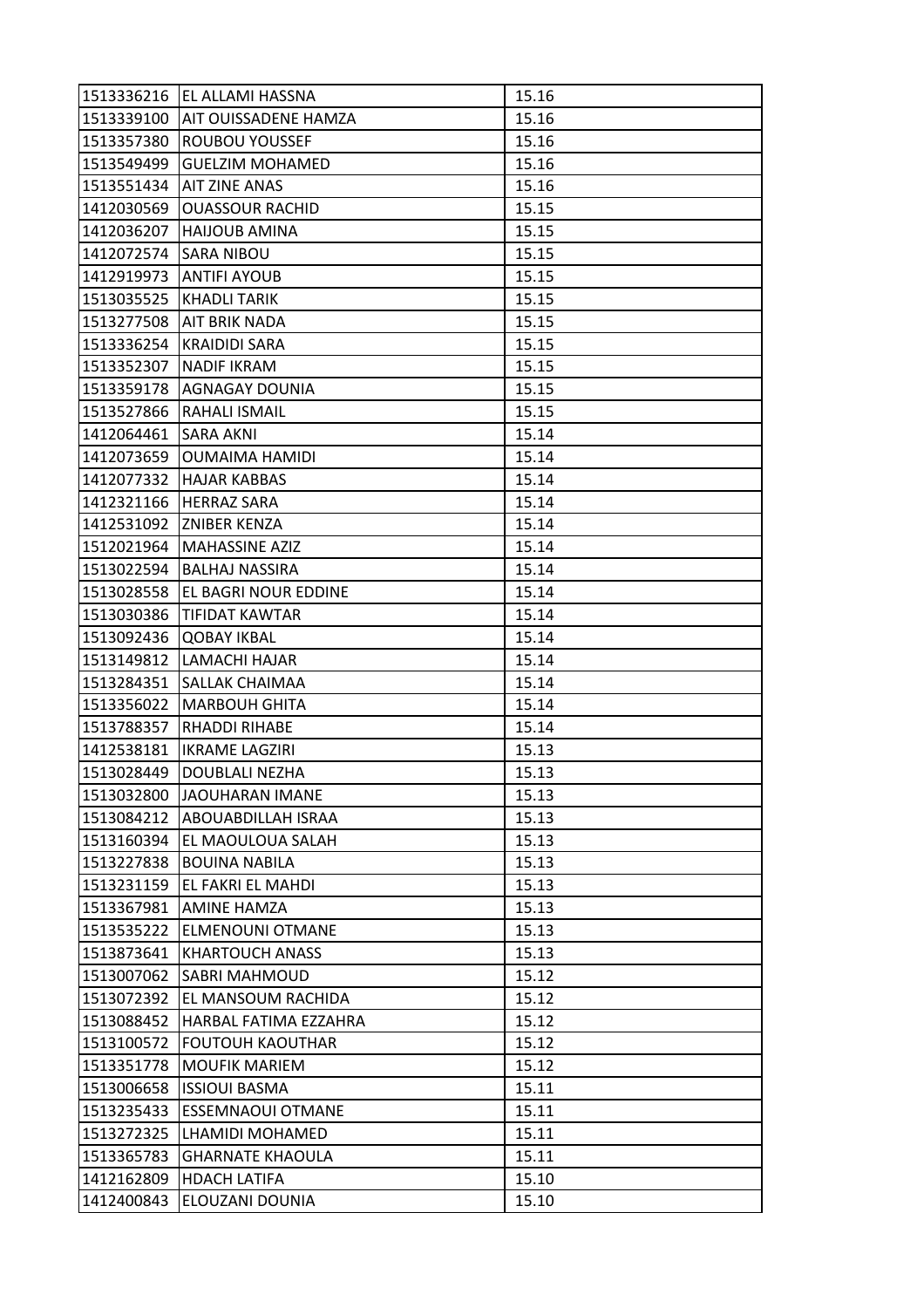| | | |
|---|---|---|
| 1513336216 | EL ALLAMI HASSNA | 15.16 |
| 1513339100 | AIT OUISSADENE HAMZA | 15.16 |
| 1513357380 | ROUBOU YOUSSEF | 15.16 |
| 1513549499 | GUELZIM MOHAMED | 15.16 |
| 1513551434 | AIT ZINE ANAS | 15.16 |
| 1412030569 | OUASSOUR RACHID | 15.15 |
| 1412036207 | HAIJOUB AMINA | 15.15 |
| 1412072574 | SARA NIBOU | 15.15 |
| 1412919973 | ANTIFI AYOUB | 15.15 |
| 1513035525 | KHADLI TARIK | 15.15 |
| 1513277508 | AIT BRIK NADA | 15.15 |
| 1513336254 | KRAIDIDI SARA | 15.15 |
| 1513352307 | NADIF IKRAM | 15.15 |
| 1513359178 | AGNAGAY DOUNIA | 15.15 |
| 1513527866 | RAHALI ISMAIL | 15.15 |
| 1412064461 | SARA AKNI | 15.14 |
| 1412073659 | OUMAIMA HAMIDI | 15.14 |
| 1412077332 | HAJAR KABBAS | 15.14 |
| 1412321166 | HERRAZ SARA | 15.14 |
| 1412531092 | ZNIBER KENZA | 15.14 |
| 1512021964 | MAHASSINE AZIZ | 15.14 |
| 1513022594 | BALHAJ NASSIRA | 15.14 |
| 1513028558 | EL BAGRI NOUR EDDINE | 15.14 |
| 1513030386 | TIFIDAT KAWTAR | 15.14 |
| 1513092436 | QOBAY IKBAL | 15.14 |
| 1513149812 | LAMACHI HAJAR | 15.14 |
| 1513284351 | SALLAK CHAIMAA | 15.14 |
| 1513356022 | MARBOUH GHITA | 15.14 |
| 1513788357 | RHADDI RIHABE | 15.14 |
| 1412538181 | IKRAME LAGZIRI | 15.13 |
| 1513028449 | DOUBLALI NEZHA | 15.13 |
| 1513032800 | JAOUHARAN IMANE | 15.13 |
| 1513084212 | ABOUABDILLAH ISRAA | 15.13 |
| 1513160394 | EL MAOULOUA SALAH | 15.13 |
| 1513227838 | BOUINA NABILA | 15.13 |
| 1513231159 | EL FAKRI EL MAHDI | 15.13 |
| 1513367981 | AMINE HAMZA | 15.13 |
| 1513535222 | ELMENOUNI OTMANE | 15.13 |
| 1513873641 | KHARTOUCH ANASS | 15.13 |
| 1513007062 | SABRI MAHMOUD | 15.12 |
| 1513072392 | EL MANSOUM RACHIDA | 15.12 |
| 1513088452 | HARBAL FATIMA EZZAHRA | 15.12 |
| 1513100572 | FOUTOUH KAOUTHAR | 15.12 |
| 1513351778 | MOUFIK MARIEM | 15.12 |
| 1513006658 | ISSIOUI BASMA | 15.11 |
| 1513235433 | ESSEMNAOUI OTMANE | 15.11 |
| 1513272325 | LHAMIDI MOHAMED | 15.11 |
| 1513365783 | GHARNATE KHAOULA | 15.11 |
| 1412162809 | HDACH LATIFA | 15.10 |
| 1412400843 | ELOUZANI DOUNIA | 15.10 |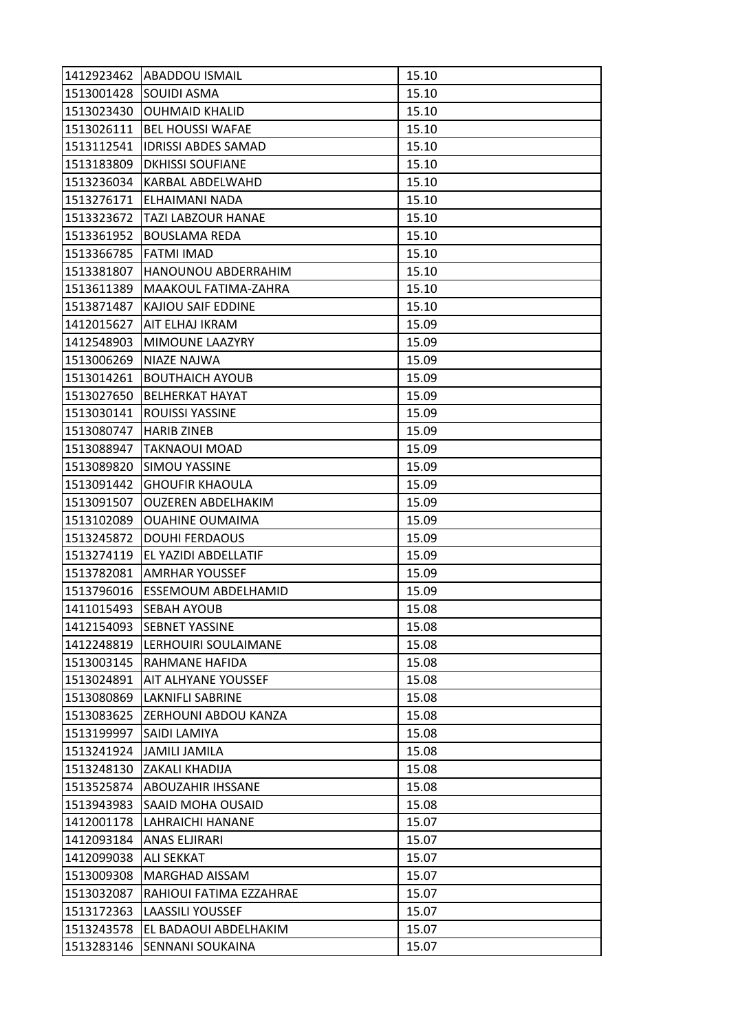| | | |
|---|---|---|
| 1412923462 | ABADDOU ISMAIL | 15.10 |
| 1513001428 | SOUIDI ASMA | 15.10 |
| 1513023430 | OUHMAID KHALID | 15.10 |
| 1513026111 | BEL HOUSSI WAFAE | 15.10 |
| 1513112541 | IDRISSI ABDES SAMAD | 15.10 |
| 1513183809 | DKHISSI SOUFIANE | 15.10 |
| 1513236034 | KARBAL ABDELWAHD | 15.10 |
| 1513276171 | ELHAIMANI NADA | 15.10 |
| 1513323672 | TAZI LABZOUR HANAE | 15.10 |
| 1513361952 | BOUSLAMA REDA | 15.10 |
| 1513366785 | FATMI IMAD | 15.10 |
| 1513381807 | HANOUNOU ABDERRAHIM | 15.10 |
| 1513611389 | MAAKOUL FATIMA-ZAHRA | 15.10 |
| 1513871487 | KAJIOU SAIF EDDINE | 15.10 |
| 1412015627 | AIT ELHAJ IKRAM | 15.09 |
| 1412548903 | MIMOUNE LAAZYRY | 15.09 |
| 1513006269 | NIAZE NAJWA | 15.09 |
| 1513014261 | BOUTHAICH AYOUB | 15.09 |
| 1513027650 | BELHERKAT HAYAT | 15.09 |
| 1513030141 | ROUISSI YASSINE | 15.09 |
| 1513080747 | HARIB ZINEB | 15.09 |
| 1513088947 | TAKNAOUI MOAD | 15.09 |
| 1513089820 | SIMOU YASSINE | 15.09 |
| 1513091442 | GHOUFIR KHAOULA | 15.09 |
| 1513091507 | OUZEREN ABDELHAKIM | 15.09 |
| 1513102089 | OUAHINE OUMAIMA | 15.09 |
| 1513245872 | DOUHI FERDAOUS | 15.09 |
| 1513274119 | EL YAZIDI ABDELLATIF | 15.09 |
| 1513782081 | AMRHAR YOUSSEF | 15.09 |
| 1513796016 | ESSEMOUM ABDELHAMID | 15.09 |
| 1411015493 | SEBAH AYOUB | 15.08 |
| 1412154093 | SEBNET YASSINE | 15.08 |
| 1412248819 | LERHOUIRI SOULAIMANE | 15.08 |
| 1513003145 | RAHMANE HAFIDA | 15.08 |
| 1513024891 | AIT ALHYANE YOUSSEF | 15.08 |
| 1513080869 | LAKNIFLI SABRINE | 15.08 |
| 1513083625 | ZERHOUNI ABDOU KANZA | 15.08 |
| 1513199997 | SAIDI LAMIYA | 15.08 |
| 1513241924 | JAMILI JAMILA | 15.08 |
| 1513248130 | ZAKALI KHADIJA | 15.08 |
| 1513525874 | ABOUZAHIR IHSSANE | 15.08 |
| 1513943983 | SAAID MOHA OUSAID | 15.08 |
| 1412001178 | LAHRAICHI HANANE | 15.07 |
| 1412093184 | ANAS ELJIRARI | 15.07 |
| 1412099038 | ALI SEKKAT | 15.07 |
| 1513009308 | MARGHAD AISSAM | 15.07 |
| 1513032087 | RAHIOUI FATIMA EZZAHRAE | 15.07 |
| 1513172363 | LAASSILI YOUSSEF | 15.07 |
| 1513243578 | EL BADAOUI ABDELHAKIM | 15.07 |
| 1513283146 | SENNANI SOUKAINA | 15.07 |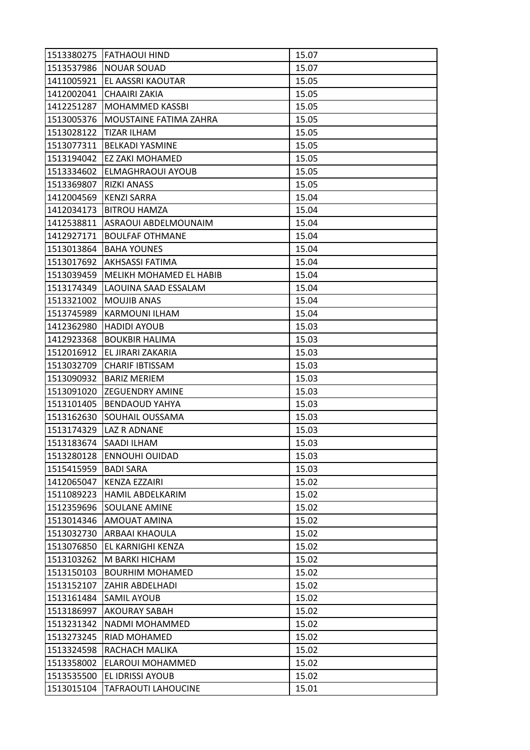| 1513380275 | FATHAOUI HIND | 15.07 |
|---|---|---|
| 1513537986 | NOUAR SOUAD | 15.07 |
| 1411005921 | EL AASSRI KAOUTAR | 15.05 |
| 1412002041 | CHAAIRI ZAKIA | 15.05 |
| 1412251287 | MOHAMMED KASSBI | 15.05 |
| 1513005376 | MOUSTAINE FATIMA ZAHRA | 15.05 |
| 1513028122 | TIZAR ILHAM | 15.05 |
| 1513077311 | BELKADI YASMINE | 15.05 |
| 1513194042 | EZ ZAKI MOHAMED | 15.05 |
| 1513334602 | ELMAGHRAOUI AYOUB | 15.05 |
| 1513369807 | RIZKI ANASS | 15.05 |
| 1412004569 | KENZI SARRA | 15.04 |
| 1412034173 | BITROU HAMZA | 15.04 |
| 1412538811 | ASRAOUI ABDELMOUNAIM | 15.04 |
| 1412927171 | BOULFAF OTHMANE | 15.04 |
| 1513013864 | BAHA YOUNES | 15.04 |
| 1513017692 | AKHSASSI FATIMA | 15.04 |
| 1513039459 | MELIKH MOHAMED EL HABIB | 15.04 |
| 1513174349 | LAOUINA SAAD ESSALAM | 15.04 |
| 1513321002 | MOUJIB ANAS | 15.04 |
| 1513745989 | KARMOUNI ILHAM | 15.04 |
| 1412362980 | HADIDI AYOUB | 15.03 |
| 1412923368 | BOUKBIR HALIMA | 15.03 |
| 1512016912 | EL JIRARI ZAKARIA | 15.03 |
| 1513032709 | CHARIF IBTISSAM | 15.03 |
| 1513090932 | BARIZ MERIEM | 15.03 |
| 1513091020 | ZEGUENDRY AMINE | 15.03 |
| 1513101405 | BENDAOUD YAHYA | 15.03 |
| 1513162630 | SOUHAIL OUSSAMA | 15.03 |
| 1513174329 | LAZ R ADNANE | 15.03 |
| 1513183674 | SAADI ILHAM | 15.03 |
| 1513280128 | ENNOUHI OUIDAD | 15.03 |
| 1515415959 | BADI SARA | 15.03 |
| 1412065047 | KENZA EZZAIRI | 15.02 |
| 1511089223 | HAMIL ABDELKARIM | 15.02 |
| 1512359696 | SOULANE AMINE | 15.02 |
| 1513014346 | AMOUAT AMINA | 15.02 |
| 1513032730 | ARBAAI KHAOULA | 15.02 |
| 1513076850 | EL KARNIGHI KENZA | 15.02 |
| 1513103262 | M BARKI HICHAM | 15.02 |
| 1513150103 | BOURHIM MOHAMED | 15.02 |
| 1513152107 | ZAHIR ABDELHADI | 15.02 |
| 1513161484 | SAMIL AYOUB | 15.02 |
| 1513186997 | AKOURAY SABAH | 15.02 |
| 1513231342 | NADMI MOHAMMED | 15.02 |
| 1513273245 | RIAD MOHAMED | 15.02 |
| 1513324598 | RACHACH MALIKA | 15.02 |
| 1513358002 | ELAROUI MOHAMMED | 15.02 |
| 1513535500 | EL IDRISSI AYOUB | 15.02 |
| 1513015104 | TAFRAOUTI LAHOUCINE | 15.01 |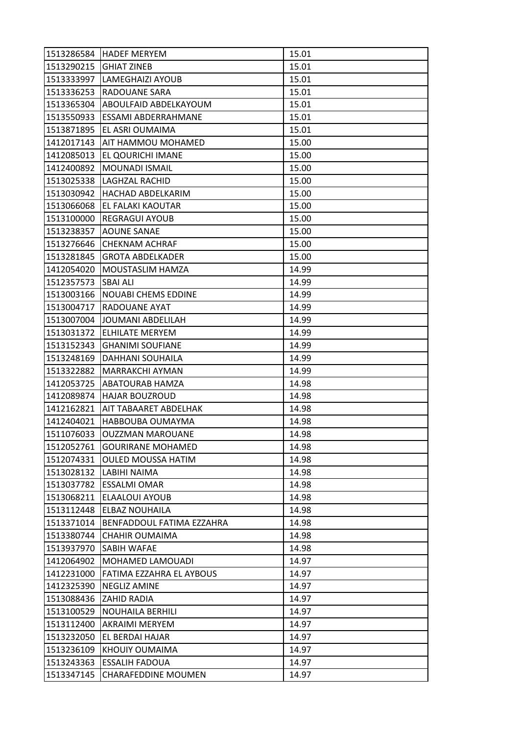| 1513286584 | HADEF MERYEM | 15.01 |
|---|---|---|
| 1513290215 | GHIAT ZINEB | 15.01 |
| 1513333997 | LAMEGHAIZI AYOUB | 15.01 |
| 1513336253 | RADOUANE SARA | 15.01 |
| 1513365304 | ABOULFAID ABDELKAYOUM | 15.01 |
| 1513550933 | ESSAMI ABDERRAHMANE | 15.01 |
| 1513871895 | EL ASRI OUMAIMA | 15.01 |
| 1412017143 | AIT HAMMOU MOHAMED | 15.00 |
| 1412085013 | EL QOURICHI IMANE | 15.00 |
| 1412400892 | MOUNADI ISMAIL | 15.00 |
| 1513025338 | LAGHZAL RACHID | 15.00 |
| 1513030942 | HACHAD ABDELKARIM | 15.00 |
| 1513066068 | EL FALAKI KAOUTAR | 15.00 |
| 1513100000 | REGRAGUI AYOUB | 15.00 |
| 1513238357 | AOUNE SANAE | 15.00 |
| 1513276646 | CHEKNAM ACHRAF | 15.00 |
| 1513281845 | GROTA ABDELKADER | 15.00 |
| 1412054020 | MOUSTASLIM HAMZA | 14.99 |
| 1512357573 | SBAI ALI | 14.99 |
| 1513003166 | NOUABI CHEMS EDDINE | 14.99 |
| 1513004717 | RADOUANE AYAT | 14.99 |
| 1513007004 | JOUMANI ABDELILAH | 14.99 |
| 1513031372 | ELHILATE MERYEM | 14.99 |
| 1513152343 | GHANIMI SOUFIANE | 14.99 |
| 1513248169 | DAHHANI SOUHAILA | 14.99 |
| 1513322882 | MARRAKCHI AYMAN | 14.99 |
| 1412053725 | ABATOURAB HAMZA | 14.98 |
| 1412089874 | HAJAR BOUZROUD | 14.98 |
| 1412162821 | AIT TABAARET ABDELHAK | 14.98 |
| 1412404021 | HABBOUBA OUMAYMA | 14.98 |
| 1511076033 | OUZZMAN MAROUANE | 14.98 |
| 1512052761 | GOURIRANE MOHAMED | 14.98 |
| 1512074331 | OULED MOUSSA HATIM | 14.98 |
| 1513028132 | LABIHI NAIMA | 14.98 |
| 1513037782 | ESSALMI OMAR | 14.98 |
| 1513068211 | ELAALOUI AYOUB | 14.98 |
| 1513112448 | ELBAZ NOUHAILA | 14.98 |
| 1513371014 | BENFADDOUL FATIMA EZZAHRA | 14.98 |
| 1513380744 | CHAHIR OUMAIMA | 14.98 |
| 1513937970 | SABIH WAFAE | 14.98 |
| 1412064902 | MOHAMED LAMOUADI | 14.97 |
| 1412231000 | FATIMA EZZAHRA EL AYBOUS | 14.97 |
| 1412325390 | NEGLIZ AMINE | 14.97 |
| 1513088436 | ZAHID RADIA | 14.97 |
| 1513100529 | NOUHAILA BERHILI | 14.97 |
| 1513112400 | AKRAIMI MERYEM | 14.97 |
| 1513232050 | EL BERDAI HAJAR | 14.97 |
| 1513236109 | KHOUIY OUMAIMA | 14.97 |
| 1513243363 | ESSALIH FADOUA | 14.97 |
| 1513347145 | CHARAFEDDINE MOUMEN | 14.97 |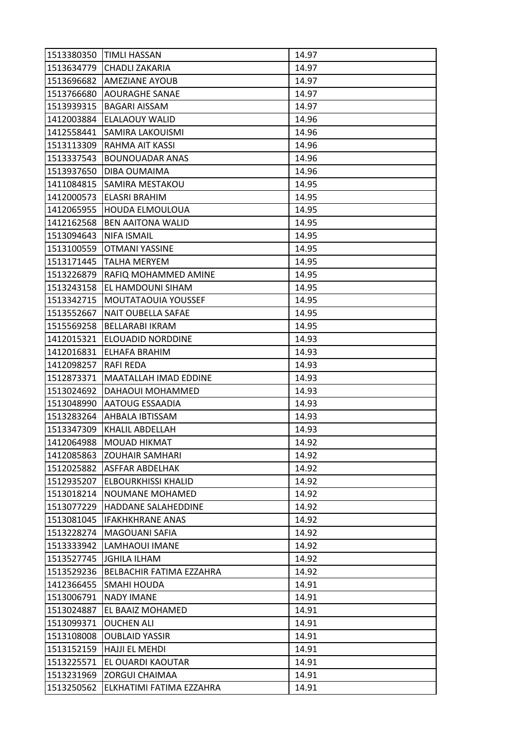| 1513380350 | TIMLI HASSAN | 14.97 |
|---|---|---|
| 1513634779 | CHADLI ZAKARIA | 14.97 |
| 1513696682 | AMEZIANE AYOUB | 14.97 |
| 1513766680 | AOURAGHE SANAE | 14.97 |
| 1513939315 | BAGARI AISSAM | 14.97 |
| 1412003884 | ELALAOUY WALID | 14.96 |
| 1412558441 | SAMIRA LAKOUISMI | 14.96 |
| 1513113309 | RAHMA AIT KASSI | 14.96 |
| 1513337543 | BOUNOUADAR ANAS | 14.96 |
| 1513937650 | DIBA OUMAIMA | 14.96 |
| 1411084815 | SAMIRA MESTAKOU | 14.95 |
| 1412000573 | ELASRI BRAHIM | 14.95 |
| 1412065955 | HOUDA ELMOULOUA | 14.95 |
| 1412162568 | BEN AAITONA WALID | 14.95 |
| 1513094643 | NIFA ISMAIL | 14.95 |
| 1513100559 | OTMANI YASSINE | 14.95 |
| 1513171445 | TALHA MERYEM | 14.95 |
| 1513226879 | RAFIQ MOHAMMED AMINE | 14.95 |
| 1513243158 | EL HAMDOUNI SIHAM | 14.95 |
| 1513342715 | MOUTATAOUIA YOUSSEF | 14.95 |
| 1513552667 | NAIT OUBELLA SAFAE | 14.95 |
| 1515569258 | BELLARABI IKRAM | 14.95 |
| 1412015321 | ELOUADID NORDDINE | 14.93 |
| 1412016831 | ELHAFA BRAHIM | 14.93 |
| 1412098257 | RAFI REDA | 14.93 |
| 1512873371 | MAATALLAH IMAD EDDINE | 14.93 |
| 1513024692 | DAHAOUI MOHAMMED | 14.93 |
| 1513048990 | AATOUG ESSAADIA | 14.93 |
| 1513283264 | AHBALA IBTISSAM | 14.93 |
| 1513347309 | KHALIL ABDELLAH | 14.93 |
| 1412064988 | MOUAD HIKMAT | 14.92 |
| 1412085863 | ZOUHAIR SAMHARI | 14.92 |
| 1512025882 | ASFFAR ABDELHAK | 14.92 |
| 1512935207 | ELBOURKHISSI KHALID | 14.92 |
| 1513018214 | NOUMANE MOHAMED | 14.92 |
| 1513077229 | HADDANE SALAHEDDINE | 14.92 |
| 1513081045 | IFAKHKHRANE ANAS | 14.92 |
| 1513228274 | MAGOUANI SAFIA | 14.92 |
| 1513333942 | LAMHAOUI IMANE | 14.92 |
| 1513527745 | JGHILA ILHAM | 14.92 |
| 1513529236 | BELBACHIR FATIMA EZZAHRA | 14.92 |
| 1412366455 | SMAHI HOUDA | 14.91 |
| 1513006791 | NADY IMANE | 14.91 |
| 1513024887 | EL BAAIZ MOHAMED | 14.91 |
| 1513099371 | OUCHEN ALI | 14.91 |
| 1513108008 | OUBLAID YASSIR | 14.91 |
| 1513152159 | HAJJI EL MEHDI | 14.91 |
| 1513225571 | EL OUARDI KAOUTAR | 14.91 |
| 1513231969 | ZORGUI CHAIMAA | 14.91 |
| 1513250562 | ELKHATIMI FATIMA EZZAHRA | 14.91 |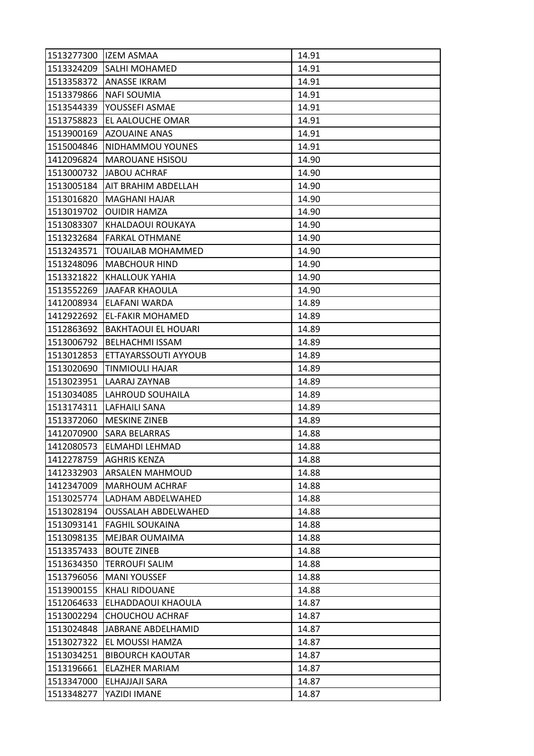| 1513277300 | IZEM ASMAA | 14.91 |
|---|---|---|
| 1513324209 | SALHI MOHAMED | 14.91 |
| 1513358372 | ANASSE IKRAM | 14.91 |
| 1513379866 | NAFI SOUMIA | 14.91 |
| 1513544339 | YOUSSEFI ASMAE | 14.91 |
| 1513758823 | EL AALOUCHE OMAR | 14.91 |
| 1513900169 | AZOUAINE ANAS | 14.91 |
| 1515004846 | NIDHAMMOU YOUNES | 14.91 |
| 1412096824 | MAROUANE HSISOU | 14.90 |
| 1513000732 | JABOU ACHRAF | 14.90 |
| 1513005184 | AIT BRAHIM ABDELLAH | 14.90 |
| 1513016820 | MAGHANI HAJAR | 14.90 |
| 1513019702 | OUIDIR HAMZA | 14.90 |
| 1513083307 | KHALDAOUI ROUKAYA | 14.90 |
| 1513232684 | FARKAL OTHMANE | 14.90 |
| 1513243571 | TOUAILAB MOHAMMED | 14.90 |
| 1513248096 | MABCHOUR HIND | 14.90 |
| 1513321822 | KHALLOUK YAHIA | 14.90 |
| 1513552269 | JAAFAR KHAOULA | 14.90 |
| 1412008934 | ELAFANI WARDA | 14.89 |
| 1412922692 | EL-FAKIR MOHAMED | 14.89 |
| 1512863692 | BAKHTAOUI EL HOUARI | 14.89 |
| 1513006792 | BELHACHMI ISSAM | 14.89 |
| 1513012853 | ETTAYARSSOUTI AYYOUB | 14.89 |
| 1513020690 | TINMIOULI HAJAR | 14.89 |
| 1513023951 | LAARAJ ZAYNAB | 14.89 |
| 1513034085 | LAHROUD SOUHAILA | 14.89 |
| 1513174311 | LAFHAILI SANA | 14.89 |
| 1513372060 | MESKINE ZINEB | 14.89 |
| 1412070900 | SARA BELARRAS | 14.88 |
| 1412080573 | ELMAHDI LEHMAD | 14.88 |
| 1412278759 | AGHRIS KENZA | 14.88 |
| 1412332903 | ARSALEN MAHMOUD | 14.88 |
| 1412347009 | MARHOUM ACHRAF | 14.88 |
| 1513025774 | LADHAM ABDELWAHED | 14.88 |
| 1513028194 | OUSSALAH ABDELWAHED | 14.88 |
| 1513093141 | FAGHIL SOUKAINA | 14.88 |
| 1513098135 | MEJBAR OUMAIMA | 14.88 |
| 1513357433 | BOUTE ZINEB | 14.88 |
| 1513634350 | TERROUFI SALIM | 14.88 |
| 1513796056 | MANI YOUSSEF | 14.88 |
| 1513900155 | KHALI RIDOUANE | 14.88 |
| 1512064633 | ELHADDAOUI KHAOULA | 14.87 |
| 1513002294 | CHOUCHOU ACHRAF | 14.87 |
| 1513024848 | JABRANE ABDELHAMID | 14.87 |
| 1513027322 | EL MOUSSI HAMZA | 14.87 |
| 1513034251 | BIBOURCH KAOUTAR | 14.87 |
| 1513196661 | ELAZHER MARIAM | 14.87 |
| 1513347000 | ELHAJJAJI SARA | 14.87 |
| 1513348277 | YAZIDI IMANE | 14.87 |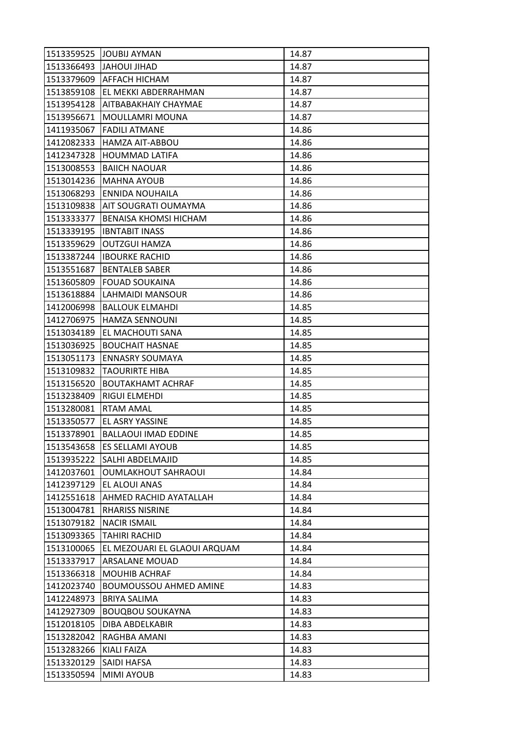| | | |
|---|---|---|
| 1513359525 | JOUBIJ AYMAN | 14.87 |
| 1513366493 | JAHOUI JIHAD | 14.87 |
| 1513379609 | AFFACH HICHAM | 14.87 |
| 1513859108 | EL MEKKI ABDERRAHMAN | 14.87 |
| 1513954128 | AITBABAKHAIY CHAYMAE | 14.87 |
| 1513956671 | MOULLAMRI MOUNA | 14.87 |
| 1411935067 | FADILI ATMANE | 14.86 |
| 1412082333 | HAMZA AIT-ABBOU | 14.86 |
| 1412347328 | HOUMMAD LATIFA | 14.86 |
| 1513008553 | BAIICH NAOUAR | 14.86 |
| 1513014236 | MAHNA AYOUB | 14.86 |
| 1513068293 | ENNIDA NOUHAILA | 14.86 |
| 1513109838 | AIT SOUGRATI OUMAYMA | 14.86 |
| 1513333377 | BENAISA KHOMSI HICHAM | 14.86 |
| 1513339195 | IBNTABIT INASS | 14.86 |
| 1513359629 | OUTZGUI HAMZA | 14.86 |
| 1513387244 | IBOURKE RACHID | 14.86 |
| 1513551687 | BENTALEB SABER | 14.86 |
| 1513605809 | FOUAD SOUKAINA | 14.86 |
| 1513618884 | LAHMAIDI MANSOUR | 14.86 |
| 1412006998 | BALLOUK ELMAHDI | 14.85 |
| 1412706975 | HAMZA SENNOUNI | 14.85 |
| 1513034189 | EL MACHOUTI SANA | 14.85 |
| 1513036925 | BOUCHAIT HASNAE | 14.85 |
| 1513051173 | ENNASRY SOUMAYA | 14.85 |
| 1513109832 | TAOURIRTE HIBA | 14.85 |
| 1513156520 | BOUTAKHAMT ACHRAF | 14.85 |
| 1513238409 | RIGUI ELMEHDI | 14.85 |
| 1513280081 | RTAM AMAL | 14.85 |
| 1513350577 | EL ASRY YASSINE | 14.85 |
| 1513378901 | BALLAOUI IMAD EDDINE | 14.85 |
| 1513543658 | ES SELLAMI AYOUB | 14.85 |
| 1513935222 | SALHI ABDELMAJID | 14.85 |
| 1412037601 | OUMLAKHOUT SAHRAOUI | 14.84 |
| 1412397129 | EL ALOUI ANAS | 14.84 |
| 1412551618 | AHMED RACHID AYATALLAH | 14.84 |
| 1513004781 | RHARISS NISRINE | 14.84 |
| 1513079182 | NACIR ISMAIL | 14.84 |
| 1513093365 | TAHIRI RACHID | 14.84 |
| 1513100065 | EL MEZOUARI EL GLAOUI ARQUAM | 14.84 |
| 1513337917 | ARSALANE MOUAD | 14.84 |
| 1513366318 | MOUHIB ACHRAF | 14.84 |
| 1412023740 | BOUMOUSSOU AHMED AMINE | 14.83 |
| 1412248973 | BRIYA SALIMA | 14.83 |
| 1412927309 | BOUQBOU SOUKAYNA | 14.83 |
| 1512018105 | DIBA ABDELKABIR | 14.83 |
| 1513282042 | RAGHBA AMANI | 14.83 |
| 1513283266 | KIALI FAIZA | 14.83 |
| 1513320129 | SAIDI HAFSA | 14.83 |
| 1513350594 | MIMI AYOUB | 14.83 |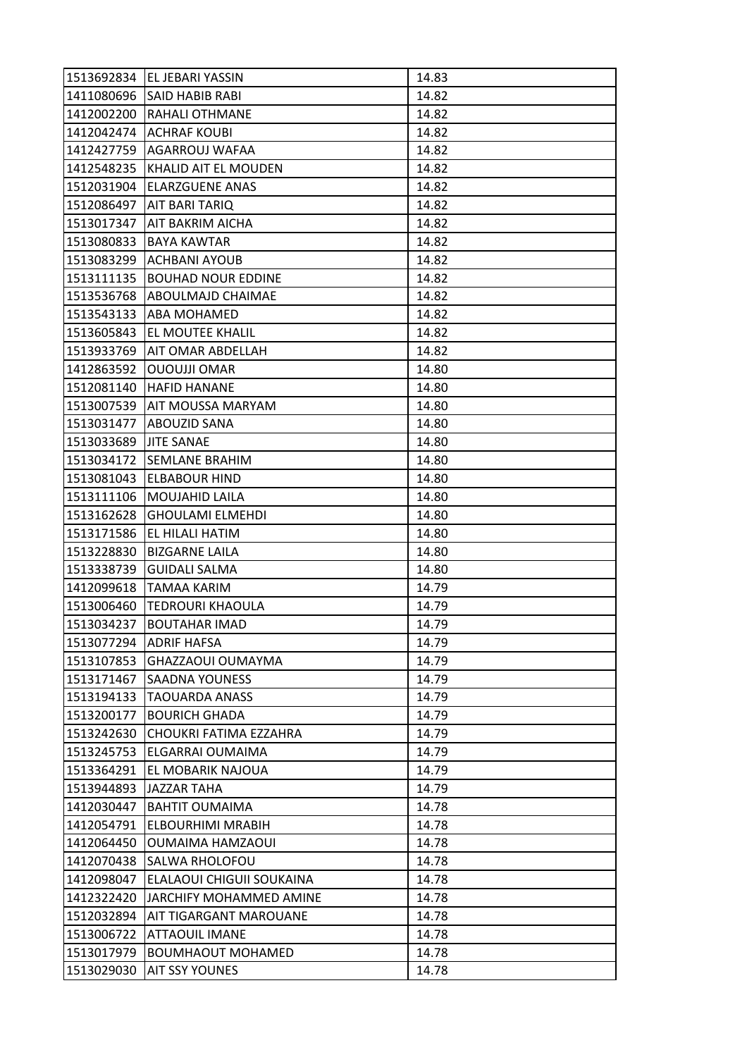| | | |
|---|---|---|
| 1513692834 | EL JEBARI YASSIN | 14.83 |
| 1411080696 | SAID HABIB RABI | 14.82 |
| 1412002200 | RAHALI OTHMANE | 14.82 |
| 1412042474 | ACHRAF KOUBI | 14.82 |
| 1412427759 | AGARROUJ WAFAA | 14.82 |
| 1412548235 | KHALID AIT EL MOUDEN | 14.82 |
| 1512031904 | ELARZGUENE ANAS | 14.82 |
| 1512086497 | AIT BARI TARIQ | 14.82 |
| 1513017347 | AIT BAKRIM AICHA | 14.82 |
| 1513080833 | BAYA KAWTAR | 14.82 |
| 1513083299 | ACHBANI AYOUB | 14.82 |
| 1513111135 | BOUHAD NOUR EDDINE | 14.82 |
| 1513536768 | ABOULMAJD CHAIMAE | 14.82 |
| 1513543133 | ABA MOHAMED | 14.82 |
| 1513605843 | EL MOUTEE KHALIL | 14.82 |
| 1513933769 | AIT OMAR ABDELLAH | 14.82 |
| 1412863592 | OUOUJJI OMAR | 14.80 |
| 1512081140 | HAFID HANANE | 14.80 |
| 1513007539 | AIT MOUSSA MARYAM | 14.80 |
| 1513031477 | ABOUZID SANA | 14.80 |
| 1513033689 | JITE SANAE | 14.80 |
| 1513034172 | SEMLANE BRAHIM | 14.80 |
| 1513081043 | ELBABOUR HIND | 14.80 |
| 1513111106 | MOUJAHID LAILA | 14.80 |
| 1513162628 | GHOULAMI ELMEHDI | 14.80 |
| 1513171586 | EL HILALI HATIM | 14.80 |
| 1513228830 | BIZGARNE LAILA | 14.80 |
| 1513338739 | GUIDALI SALMA | 14.80 |
| 1412099618 | TAMAA KARIM | 14.79 |
| 1513006460 | TEDROURI KHAOULA | 14.79 |
| 1513034237 | BOUTAHAR IMAD | 14.79 |
| 1513077294 | ADRIF HAFSA | 14.79 |
| 1513107853 | GHAZZAOUI OUMAYMA | 14.79 |
| 1513171467 | SAADNA YOUNESS | 14.79 |
| 1513194133 | TAOUARDA ANASS | 14.79 |
| 1513200177 | BOURICH GHADA | 14.79 |
| 1513242630 | CHOUKRI FATIMA EZZAHRA | 14.79 |
| 1513245753 | ELGARRAI OUMAIMA | 14.79 |
| 1513364291 | EL MOBARIK NAJOUA | 14.79 |
| 1513944893 | JAZZAR TAHA | 14.79 |
| 1412030447 | BAHTIT OUMAIMA | 14.78 |
| 1412054791 | ELBOURHIMI MRABIH | 14.78 |
| 1412064450 | OUMAIMA HAMZAOUI | 14.78 |
| 1412070438 | SALWA RHOLOFOU | 14.78 |
| 1412098047 | ELALAOUI CHIGUII SOUKAINA | 14.78 |
| 1412322420 | JARCHIFY MOHAMMED AMINE | 14.78 |
| 1512032894 | AIT TIGARGANT MAROUANE | 14.78 |
| 1513006722 | ATTAOUIL IMANE | 14.78 |
| 1513017979 | BOUMHAOUT MOHAMED | 14.78 |
| 1513029030 | AIT SSY YOUNES | 14.78 |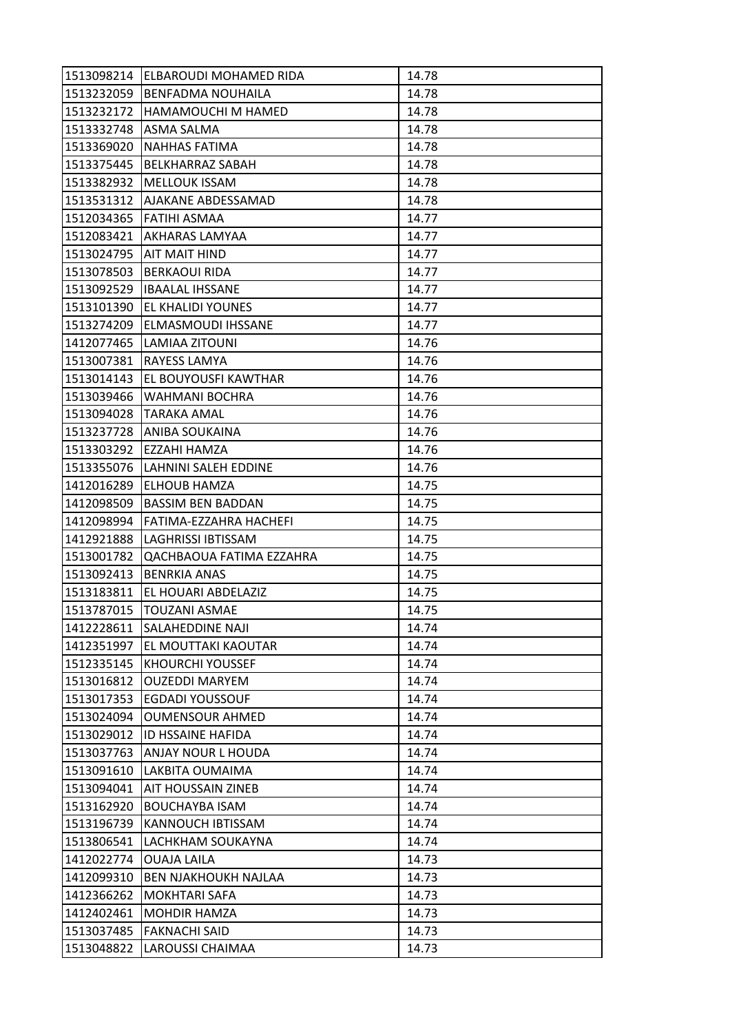| | | |
|---|---|---|
| 1513098214 | ELBAROUDI MOHAMED RIDA | 14.78 |
| 1513232059 | BENFADMA NOUHAILA | 14.78 |
| 1513232172 | HAMAMOUCHI M HAMED | 14.78 |
| 1513332748 | ASMA SALMA | 14.78 |
| 1513369020 | NAHHAS FATIMA | 14.78 |
| 1513375445 | BELKHARRAZ SABAH | 14.78 |
| 1513382932 | MELLOUK ISSAM | 14.78 |
| 1513531312 | AJAKANE ABDESSAMAD | 14.78 |
| 1512034365 | FATIHI ASMAA | 14.77 |
| 1512083421 | AKHARAS LAMYAA | 14.77 |
| 1513024795 | AIT MAIT HIND | 14.77 |
| 1513078503 | BERKAOUI RIDA | 14.77 |
| 1513092529 | IBAALAL IHSSANE | 14.77 |
| 1513101390 | EL KHALIDI YOUNES | 14.77 |
| 1513274209 | ELMASMOUDI IHSSANE | 14.77 |
| 1412077465 | LAMIAA ZITOUNI | 14.76 |
| 1513007381 | RAYESS LAMYA | 14.76 |
| 1513014143 | EL BOUYOUSFI KAWTHAR | 14.76 |
| 1513039466 | WAHMANI BOCHRA | 14.76 |
| 1513094028 | TARAKA AMAL | 14.76 |
| 1513237728 | ANIBA SOUKAINA | 14.76 |
| 1513303292 | EZZAHI HAMZA | 14.76 |
| 1513355076 | LAHNINI SALEH EDDINE | 14.76 |
| 1412016289 | ELHOUB HAMZA | 14.75 |
| 1412098509 | BASSIM BEN BADDAN | 14.75 |
| 1412098994 | FATIMA-EZZAHRA HACHEFI | 14.75 |
| 1412921888 | LAGHRISSI IBTISSAM | 14.75 |
| 1513001782 | QACHBAOUA FATIMA EZZAHRA | 14.75 |
| 1513092413 | BENRKIA ANAS | 14.75 |
| 1513183811 | EL HOUARI ABDELAZIZ | 14.75 |
| 1513787015 | TOUZANI ASMAE | 14.75 |
| 1412228611 | SALAHEDDINE NAJI | 14.74 |
| 1412351997 | EL MOUTTAKI KAOUTAR | 14.74 |
| 1512335145 | KHOURCHI YOUSSEF | 14.74 |
| 1513016812 | OUZEDDI MARYEM | 14.74 |
| 1513017353 | EGDADI YOUSSOUF | 14.74 |
| 1513024094 | OUMENSOUR AHMED | 14.74 |
| 1513029012 | ID HSSAINE HAFIDA | 14.74 |
| 1513037763 | ANJAY NOUR L HOUDA | 14.74 |
| 1513091610 | LAKBITA OUMAIMA | 14.74 |
| 1513094041 | AIT HOUSSAIN ZINEB | 14.74 |
| 1513162920 | BOUCHAYBA ISAM | 14.74 |
| 1513196739 | KANNOUCH IBTISSAM | 14.74 |
| 1513806541 | LACHKHAM SOUKAYNA | 14.74 |
| 1412022774 | OUAJA LAILA | 14.73 |
| 1412099310 | BEN NJAKHOUKH NAJLAA | 14.73 |
| 1412366262 | MOKHTARI SAFA | 14.73 |
| 1412402461 | MOHDIR HAMZA | 14.73 |
| 1513037485 | FAKNACHI SAID | 14.73 |
| 1513048822 | LAROUSSI CHAIMAA | 14.73 |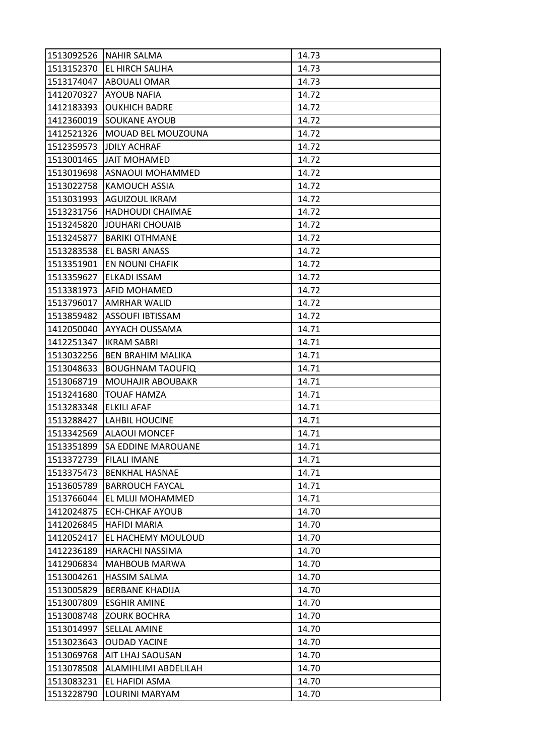| | | |
|---|---|---|
| 1513092526 | NAHIR SALMA | 14.73 |
| 1513152370 | EL HIRCH SALIHA | 14.73 |
| 1513174047 | ABOUALI OMAR | 14.73 |
| 1412070327 | AYOUB NAFIA | 14.72 |
| 1412183393 | OUKHICH BADRE | 14.72 |
| 1412360019 | SOUKANE AYOUB | 14.72 |
| 1412521326 | MOUAD BEL MOUZOUNA | 14.72 |
| 1512359573 | JDILY ACHRAF | 14.72 |
| 1513001465 | JAIT MOHAMED | 14.72 |
| 1513019698 | ASNAOUI MOHAMMED | 14.72 |
| 1513022758 | KAMOUCH ASSIA | 14.72 |
| 1513031993 | AGUIZOUL IKRAM | 14.72 |
| 1513231756 | HADHOUDI CHAIMAE | 14.72 |
| 1513245820 | JOUHARI CHOUAIB | 14.72 |
| 1513245877 | BARIKI OTHMANE | 14.72 |
| 1513283538 | EL BASRI ANASS | 14.72 |
| 1513351901 | EN NOUNI CHAFIK | 14.72 |
| 1513359627 | ELKADI ISSAM | 14.72 |
| 1513381973 | AFID MOHAMED | 14.72 |
| 1513796017 | AMRHAR WALID | 14.72 |
| 1513859482 | ASSOUFI IBTISSAM | 14.72 |
| 1412050040 | AYYACH OUSSAMA | 14.71 |
| 1412251347 | IKRAM SABRI | 14.71 |
| 1513032256 | BEN BRAHIM MALIKA | 14.71 |
| 1513048633 | BOUGHNAM TAOUFIQ | 14.71 |
| 1513068719 | MOUHAJIR ABOUBAKR | 14.71 |
| 1513241680 | TOUAF HAMZA | 14.71 |
| 1513283348 | ELKILI AFAF | 14.71 |
| 1513288427 | LAHBIL HOUCINE | 14.71 |
| 1513342569 | ALAOUI MONCEF | 14.71 |
| 1513351899 | SA EDDINE MAROUANE | 14.71 |
| 1513372739 | FILALI IMANE | 14.71 |
| 1513375473 | BENKHAL HASNAE | 14.71 |
| 1513605789 | BARROUCH FAYCAL | 14.71 |
| 1513766044 | EL MLIJI MOHAMMED | 14.71 |
| 1412024875 | ECH-CHKAF AYOUB | 14.70 |
| 1412026845 | HAFIDI MARIA | 14.70 |
| 1412052417 | EL HACHEMY MOULOUD | 14.70 |
| 1412236189 | HARACHI NASSIMA | 14.70 |
| 1412906834 | MAHBOUB MARWA | 14.70 |
| 1513004261 | HASSIM SALMA | 14.70 |
| 1513005829 | BERBANE KHADIJA | 14.70 |
| 1513007809 | ESGHIR AMINE | 14.70 |
| 1513008748 | ZOURK BOCHRA | 14.70 |
| 1513014997 | SELLAL AMINE | 14.70 |
| 1513023643 | OUDAD YACINE | 14.70 |
| 1513069768 | AIT LHAJ SAOUSAN | 14.70 |
| 1513078508 | ALAMIHLIMI ABDELILAH | 14.70 |
| 1513083231 | EL HAFIDI ASMA | 14.70 |
| 1513228790 | LOURINI MARYAM | 14.70 |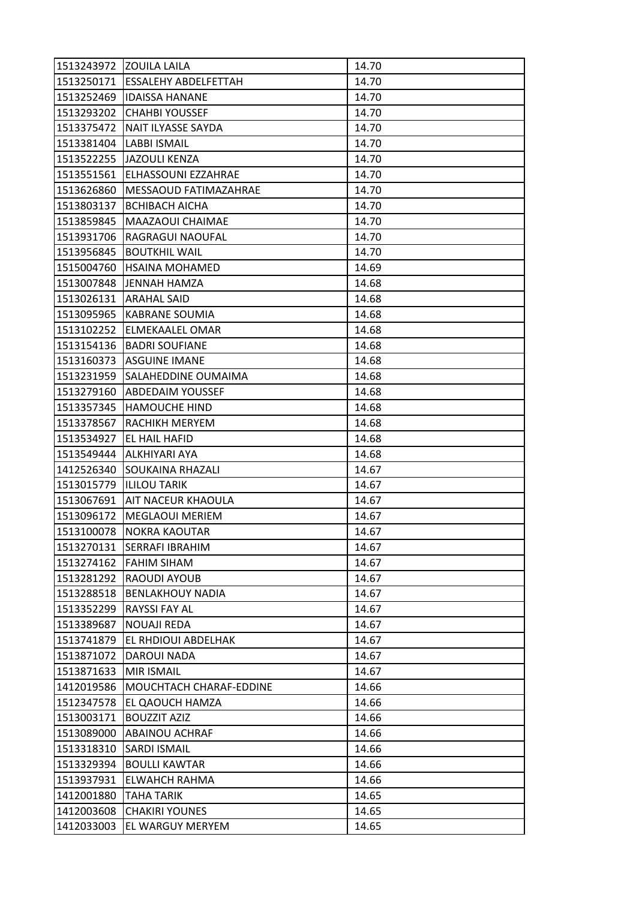| | | |
|---|---|---|
| 1513243972 | ZOUILA LAILA | 14.70 |
| 1513250171 | ESSALEHY ABDELFETTAH | 14.70 |
| 1513252469 | IDAISSA HANANE | 14.70 |
| 1513293202 | CHAHBI YOUSSEF | 14.70 |
| 1513375472 | NAIT ILYASSE SAYDA | 14.70 |
| 1513381404 | LABBI ISMAIL | 14.70 |
| 1513522255 | JAZOULI KENZA | 14.70 |
| 1513551561 | ELHASSOUNI EZZAHRAE | 14.70 |
| 1513626860 | MESSAOUD FATIMAZAHRAE | 14.70 |
| 1513803137 | BCHIBACH AICHA | 14.70 |
| 1513859845 | MAAZAOUI CHAIMAE | 14.70 |
| 1513931706 | RAGRAGUI NAOUFAL | 14.70 |
| 1513956845 | BOUTKHIL WAIL | 14.70 |
| 1515004760 | HSAINA MOHAMED | 14.69 |
| 1513007848 | JENNAH HAMZA | 14.68 |
| 1513026131 | ARAHAL SAID | 14.68 |
| 1513095965 | KABRANE SOUMIA | 14.68 |
| 1513102252 | ELMEKAALEL OMAR | 14.68 |
| 1513154136 | BADRI SOUFIANE | 14.68 |
| 1513160373 | ASGUINE IMANE | 14.68 |
| 1513231959 | SALAHEDDINE OUMAIMA | 14.68 |
| 1513279160 | ABDEDAIM YOUSSEF | 14.68 |
| 1513357345 | HAMOUCHE HIND | 14.68 |
| 1513378567 | RACHIKH MERYEM | 14.68 |
| 1513534927 | EL HAIL HAFID | 14.68 |
| 1513549444 | ALKHIYARI AYA | 14.68 |
| 1412526340 | SOUKAINA RHAZALI | 14.67 |
| 1513015779 | ILILOU TARIK | 14.67 |
| 1513067691 | AIT NACEUR KHAOULA | 14.67 |
| 1513096172 | MEGLAOUI MERIEM | 14.67 |
| 1513100078 | NOKRA KAOUTAR | 14.67 |
| 1513270131 | SERRAFI IBRAHIM | 14.67 |
| 1513274162 | FAHIM SIHAM | 14.67 |
| 1513281292 | RAOUDI AYOUB | 14.67 |
| 1513288518 | BENLAKHOUY NADIA | 14.67 |
| 1513352299 | RAYSSI FAY AL | 14.67 |
| 1513389687 | NOUAJI REDA | 14.67 |
| 1513741879 | EL RHDIOUI ABDELHAK | 14.67 |
| 1513871072 | DAROUI NADA | 14.67 |
| 1513871633 | MIR ISMAIL | 14.67 |
| 1412019586 | MOUCHTACH CHARAF-EDDINE | 14.66 |
| 1512347578 | EL QAOUCH HAMZA | 14.66 |
| 1513003171 | BOUZZIT AZIZ | 14.66 |
| 1513089000 | ABAINOU ACHRAF | 14.66 |
| 1513318310 | SARDI ISMAIL | 14.66 |
| 1513329394 | BOULLI KAWTAR | 14.66 |
| 1513937931 | ELWAHCH RAHMA | 14.66 |
| 1412001880 | TAHA TARIK | 14.65 |
| 1412003608 | CHAKIRI YOUNES | 14.65 |
| 1412033003 | EL WARGUY MERYEM | 14.65 |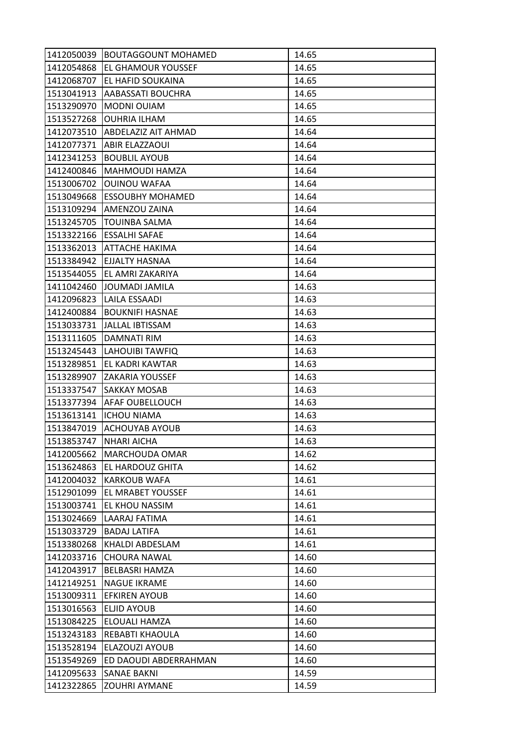| 1412050039 | BOUTAGGOUNT MOHAMED | 14.65 |
|---|---|---|
| 1412054868 | EL GHAMOUR YOUSSEF | 14.65 |
| 1412068707 | EL HAFID SOUKAINA | 14.65 |
| 1513041913 | AABASSATI BOUCHRA | 14.65 |
| 1513290970 | MODNI OUIAM | 14.65 |
| 1513527268 | OUHRIA ILHAM | 14.65 |
| 1412073510 | ABDELAZIZ AIT AHMAD | 14.64 |
| 1412077371 | ABIR ELAZZAOUI | 14.64 |
| 1412341253 | BOUBLIL AYOUB | 14.64 |
| 1412400846 | MAHMOUDI HAMZA | 14.64 |
| 1513006702 | OUINOU WAFAA | 14.64 |
| 1513049668 | ESSOUBHY MOHAMED | 14.64 |
| 1513109294 | AMENZOU ZAINA | 14.64 |
| 1513245705 | TOUINBA SALMA | 14.64 |
| 1513322166 | ESSALHI SAFAE | 14.64 |
| 1513362013 | ATTACHE HAKIMA | 14.64 |
| 1513384942 | EJJALTY HASNAA | 14.64 |
| 1513544055 | EL AMRI ZAKARIYA | 14.64 |
| 1411042460 | JOUMADI JAMILA | 14.63 |
| 1412096823 | LAILA ESSAADI | 14.63 |
| 1412400884 | BOUKNIFI HASNAE | 14.63 |
| 1513033731 | JALLAL IBTISSAM | 14.63 |
| 1513111605 | DAMNATI RIM | 14.63 |
| 1513245443 | LAHOUIBI TAWFIQ | 14.63 |
| 1513289851 | EL KADRI KAWTAR | 14.63 |
| 1513289907 | ZAKARIA YOUSSEF | 14.63 |
| 1513337547 | SAKKAY MOSAB | 14.63 |
| 1513377394 | AFAF OUBELLOUCH | 14.63 |
| 1513613141 | ICHOU NIAMA | 14.63 |
| 1513847019 | ACHOUYAB AYOUB | 14.63 |
| 1513853747 | NHARI AICHA | 14.63 |
| 1412005662 | MARCHOUDA OMAR | 14.62 |
| 1513624863 | EL HARDOUZ GHITA | 14.62 |
| 1412004032 | KARKOUB WAFA | 14.61 |
| 1512901099 | EL MRABET YOUSSEF | 14.61 |
| 1513003741 | EL KHOU NASSIM | 14.61 |
| 1513024669 | LAARAJ FATIMA | 14.61 |
| 1513033729 | BADAJ LATIFA | 14.61 |
| 1513380268 | KHALDI ABDESLAM | 14.61 |
| 1412033716 | CHOURA NAWAL | 14.60 |
| 1412043917 | BELBASRI HAMZA | 14.60 |
| 1412149251 | NAGUE IKRAME | 14.60 |
| 1513009311 | EFKIREN AYOUB | 14.60 |
| 1513016563 | ELJID AYOUB | 14.60 |
| 1513084225 | ELOUALI HAMZA | 14.60 |
| 1513243183 | REBABTI KHAOULA | 14.60 |
| 1513528194 | ELAZOUZI AYOUB | 14.60 |
| 1513549269 | ED DAOUDI ABDERRAHMAN | 14.60 |
| 1412095633 | SANAE BAKNI | 14.59 |
| 1412322865 | ZOUHRI AYMANE | 14.59 |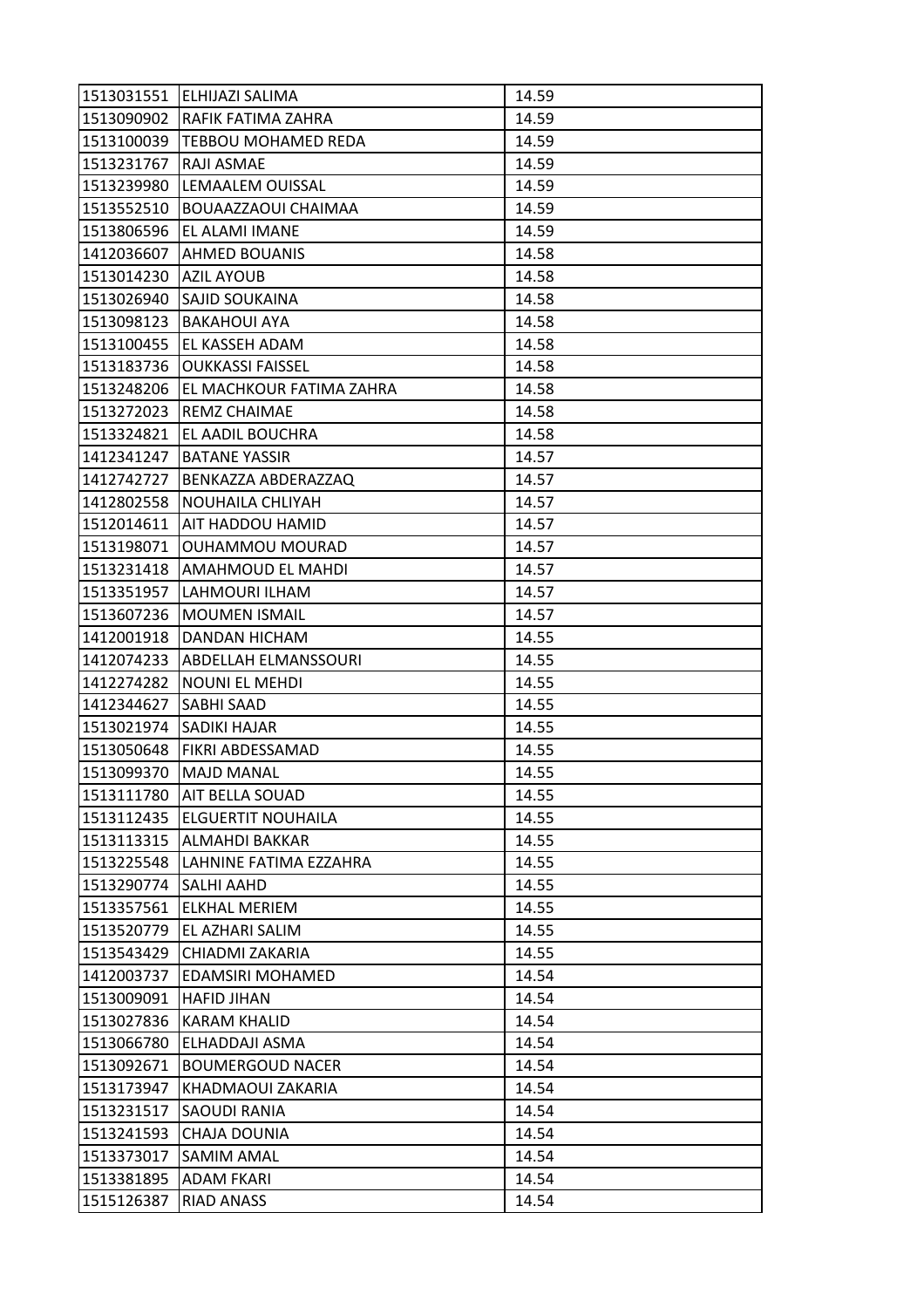| 1513031551 | ELHIJAZI SALIMA | 14.59 |
|---|---|---|
| 1513090902 | RAFIK FATIMA ZAHRA | 14.59 |
| 1513100039 | TEBBOU MOHAMED REDA | 14.59 |
| 1513231767 | RAJI ASMAE | 14.59 |
| 1513239980 | LEMAALEM OUISSAL | 14.59 |
| 1513552510 | BOUAAZZAOUI CHAIMAA | 14.59 |
| 1513806596 | EL ALAMI IMANE | 14.59 |
| 1412036607 | AHMED BOUANIS | 14.58 |
| 1513014230 | AZIL AYOUB | 14.58 |
| 1513026940 | SAJID SOUKAINA | 14.58 |
| 1513098123 | BAKAHOUI AYA | 14.58 |
| 1513100455 | EL KASSEH ADAM | 14.58 |
| 1513183736 | OUKKASSI FAISSEL | 14.58 |
| 1513248206 | EL MACHKOUR FATIMA ZAHRA | 14.58 |
| 1513272023 | REMZ CHAIMAE | 14.58 |
| 1513324821 | EL AADIL BOUCHRA | 14.58 |
| 1412341247 | BATANE YASSIR | 14.57 |
| 1412742727 | BENKAZZA ABDERAZZAQ | 14.57 |
| 1412802558 | NOUHAILA CHLIYAH | 14.57 |
| 1512014611 | AIT HADDOU HAMID | 14.57 |
| 1513198071 | OUHAMMOU MOURAD | 14.57 |
| 1513231418 | AMAHMOUD EL MAHDI | 14.57 |
| 1513351957 | LAHMOURI ILHAM | 14.57 |
| 1513607236 | MOUMEN ISMAIL | 14.57 |
| 1412001918 | DANDAN HICHAM | 14.55 |
| 1412074233 | ABDELLAH ELMANSSOURI | 14.55 |
| 1412274282 | NOUNI EL MEHDI | 14.55 |
| 1412344627 | SABHI SAAD | 14.55 |
| 1513021974 | SADIKI HAJAR | 14.55 |
| 1513050648 | FIKRI ABDESSAMAD | 14.55 |
| 1513099370 | MAJD MANAL | 14.55 |
| 1513111780 | AIT BELLA SOUAD | 14.55 |
| 1513112435 | ELGUERTIT NOUHAILA | 14.55 |
| 1513113315 | ALMAHDI BAKKAR | 14.55 |
| 1513225548 | LAHNINE FATIMA EZZAHRA | 14.55 |
| 1513290774 | SALHI AAHD | 14.55 |
| 1513357561 | ELKHAL MERIEM | 14.55 |
| 1513520779 | EL AZHARI SALIM | 14.55 |
| 1513543429 | CHIADMI ZAKARIA | 14.55 |
| 1412003737 | EDAMSIRI MOHAMED | 14.54 |
| 1513009091 | HAFID JIHAN | 14.54 |
| 1513027836 | KARAM KHALID | 14.54 |
| 1513066780 | ELHADDAJI ASMA | 14.54 |
| 1513092671 | BOUMERGOUD NACER | 14.54 |
| 1513173947 | KHADMAOUI ZAKARIA | 14.54 |
| 1513231517 | SAOUDI RANIA | 14.54 |
| 1513241593 | CHAJA DOUNIA | 14.54 |
| 1513373017 | SAMIM AMAL | 14.54 |
| 1513381895 | ADAM FKARI | 14.54 |
| 1515126387 | RIAD ANASS | 14.54 |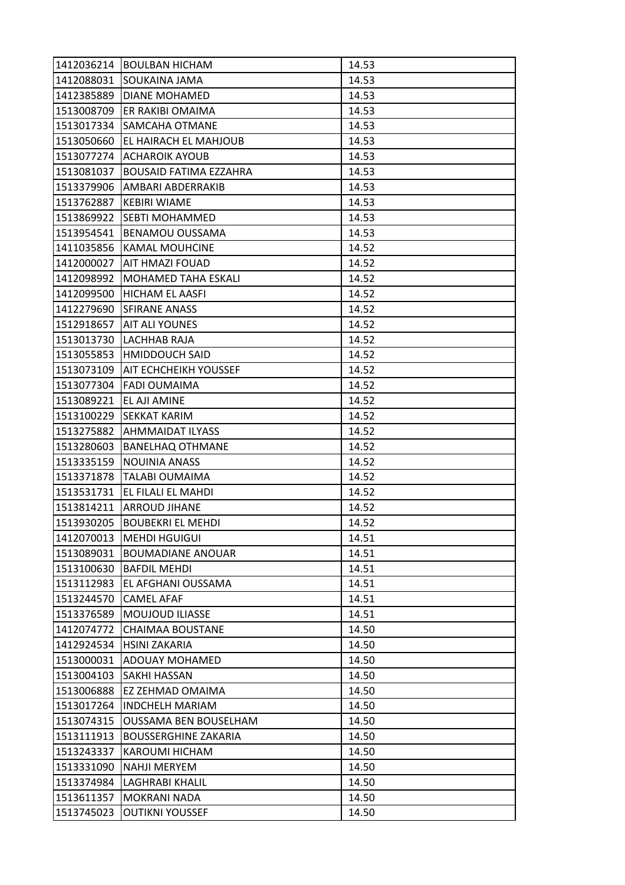| | | |
|---|---|---|
| 1412036214 | BOULBAN HICHAM | 14.53 |
| 1412088031 | SOUKAINA JAMA | 14.53 |
| 1412385889 | DIANE MOHAMED | 14.53 |
| 1513008709 | ER RAKIBI OMAIMA | 14.53 |
| 1513017334 | SAMCAHA OTMANE | 14.53 |
| 1513050660 | EL HAIRACH EL MAHJOUB | 14.53 |
| 1513077274 | ACHAROIK AYOUB | 14.53 |
| 1513081037 | BOUSAID FATIMA EZZAHRA | 14.53 |
| 1513379906 | AMBARI ABDERRAKIB | 14.53 |
| 1513762887 | KEBIRI WIAME | 14.53 |
| 1513869922 | SEBTI MOHAMMED | 14.53 |
| 1513954541 | BENAMOU OUSSAMA | 14.53 |
| 1411035856 | KAMAL MOUHCINE | 14.52 |
| 1412000027 | AIT HMAZI FOUAD | 14.52 |
| 1412098992 | MOHAMED TAHA ESKALI | 14.52 |
| 1412099500 | HICHAM EL AASFI | 14.52 |
| 1412279690 | SFIRANE ANASS | 14.52 |
| 1512918657 | AIT ALI YOUNES | 14.52 |
| 1513013730 | LACHHAB RAJA | 14.52 |
| 1513055853 | HMIDDOUCH SAID | 14.52 |
| 1513073109 | AIT ECHCHEIKH YOUSSEF | 14.52 |
| 1513077304 | FADI OUMAIMA | 14.52 |
| 1513089221 | EL AJI AMINE | 14.52 |
| 1513100229 | SEKKAT KARIM | 14.52 |
| 1513275882 | AHMMAIDAT ILYASS | 14.52 |
| 1513280603 | BANELHAQ OTHMANE | 14.52 |
| 1513335159 | NOUINIA ANASS | 14.52 |
| 1513371878 | TALABI OUMAIMA | 14.52 |
| 1513531731 | EL FILALI EL MAHDI | 14.52 |
| 1513814211 | ARROUD JIHANE | 14.52 |
| 1513930205 | BOUBEKRI EL MEHDI | 14.52 |
| 1412070013 | MEHDI HGUIGUI | 14.51 |
| 1513089031 | BOUMADIANE ANOUAR | 14.51 |
| 1513100630 | BAFDIL MEHDI | 14.51 |
| 1513112983 | EL AFGHANI OUSSAMA | 14.51 |
| 1513244570 | CAMEL AFAF | 14.51 |
| 1513376589 | MOUJOUD ILIASSE | 14.51 |
| 1412074772 | CHAIMAA BOUSTANE | 14.50 |
| 1412924534 | HSINI ZAKARIA | 14.50 |
| 1513000031 | ADOUAY MOHAMED | 14.50 |
| 1513004103 | SAKHI HASSAN | 14.50 |
| 1513006888 | EZ ZEHMAD OMAIMA | 14.50 |
| 1513017264 | INDCHELH MARIAM | 14.50 |
| 1513074315 | OUSSAMA BEN BOUSELHAM | 14.50 |
| 1513111913 | BOUSSERGHINE ZAKARIA | 14.50 |
| 1513243337 | KAROUMI HICHAM | 14.50 |
| 1513331090 | NAHJI MERYEM | 14.50 |
| 1513374984 | LAGHRABI KHALIL | 14.50 |
| 1513611357 | MOKRANI NADA | 14.50 |
| 1513745023 | OUTIKNI YOUSSEF | 14.50 |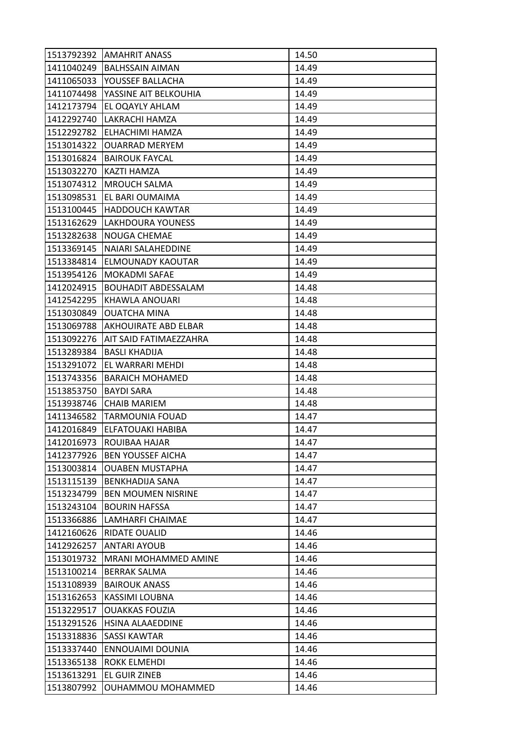| | | |
|---|---|---|
| 1513792392 | AMAHRIT ANASS | 14.50 |
| 1411040249 | BALHSSAIN AIMAN | 14.49 |
| 1411065033 | YOUSSEF BALLACHA | 14.49 |
| 1411074498 | YASSINE AIT BELKOUHIA | 14.49 |
| 1412173794 | EL OQAYLY AHLAM | 14.49 |
| 1412292740 | LAKRACHI HAMZA | 14.49 |
| 1512292782 | ELHACHIMI HAMZA | 14.49 |
| 1513014322 | OUARRAD MERYEM | 14.49 |
| 1513016824 | BAIROUK FAYCAL | 14.49 |
| 1513032270 | KAZTI HAMZA | 14.49 |
| 1513074312 | MROUCH SALMA | 14.49 |
| 1513098531 | EL BARI OUMAIMA | 14.49 |
| 1513100445 | HADDOUCH KAWTAR | 14.49 |
| 1513162629 | LAKHDOURA YOUNESS | 14.49 |
| 1513282638 | NOUGA CHEMAE | 14.49 |
| 1513369145 | NAIARI SALAHEDDINE | 14.49 |
| 1513384814 | ELMOUNADY KAOUTAR | 14.49 |
| 1513954126 | MOKADMI SAFAE | 14.49 |
| 1412024915 | BOUHADIT ABDESSALAM | 14.48 |
| 1412542295 | KHAWLA ANOUARI | 14.48 |
| 1513030849 | OUATCHA MINA | 14.48 |
| 1513069788 | AKHOUIRATE ABD ELBAR | 14.48 |
| 1513092276 | AIT SAID FATIMAEZZAHRA | 14.48 |
| 1513289384 | BASLI KHADIJA | 14.48 |
| 1513291072 | EL WARRARI MEHDI | 14.48 |
| 1513743356 | BARAICH MOHAMED | 14.48 |
| 1513853750 | BAYDI SARA | 14.48 |
| 1513938746 | CHAIB MARIEM | 14.48 |
| 1411346582 | TARMOUNIA FOUAD | 14.47 |
| 1412016849 | ELFATOUAKI HABIBA | 14.47 |
| 1412016973 | ROUIBAA HAJAR | 14.47 |
| 1412377926 | BEN YOUSSEF AICHA | 14.47 |
| 1513003814 | OUABEN MUSTAPHA | 14.47 |
| 1513115139 | BENKHADIJA SANA | 14.47 |
| 1513234799 | BEN MOUMEN NISRINE | 14.47 |
| 1513243104 | BOURIN HAFSSA | 14.47 |
| 1513366886 | LAMHARFI CHAIMAE | 14.47 |
| 1412160626 | RIDATE OUALID | 14.46 |
| 1412926257 | ANTARI AYOUB | 14.46 |
| 1513019732 | MRANI MOHAMMED AMINE | 14.46 |
| 1513100214 | BERRAK SALMA | 14.46 |
| 1513108939 | BAIROUK ANASS | 14.46 |
| 1513162653 | KASSIMI LOUBNA | 14.46 |
| 1513229517 | OUAKKAS FOUZIA | 14.46 |
| 1513291526 | HSINA ALAAEDDINE | 14.46 |
| 1513318836 | SASSI KAWTAR | 14.46 |
| 1513337440 | ENNOUAIMI DOUNIA | 14.46 |
| 1513365138 | ROKK ELMEHDI | 14.46 |
| 1513613291 | EL GUIR ZINEB | 14.46 |
| 1513807992 | OUHAMMOU MOHAMMED | 14.46 |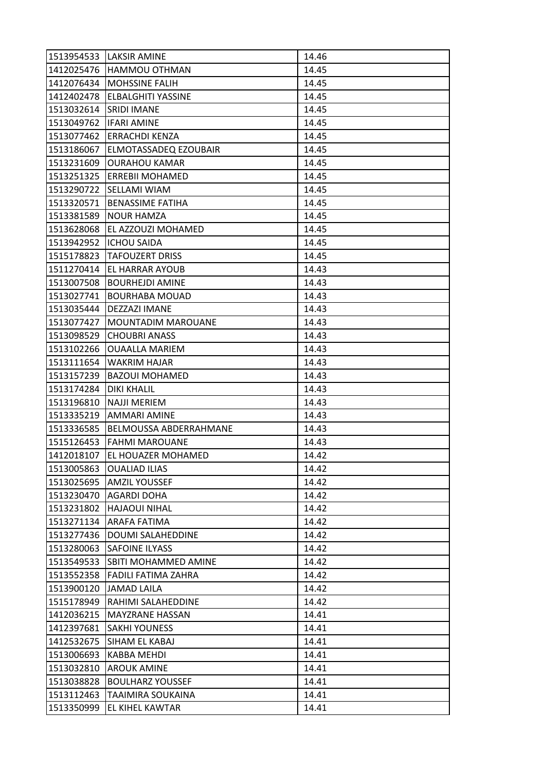| | | |
|---|---|---|
| 1513954533 | LAKSIR AMINE | 14.46 |
| 1412025476 | HAMMOU OTHMAN | 14.45 |
| 1412076434 | MOHSSINE FALIH | 14.45 |
| 1412402478 | ELBALGHITI YASSINE | 14.45 |
| 1513032614 | SRIDI IMANE | 14.45 |
| 1513049762 | IFARI AMINE | 14.45 |
| 1513077462 | ERRACHDI KENZA | 14.45 |
| 1513186067 | ELMOTASSADEQ EZOUBAIR | 14.45 |
| 1513231609 | OURAHOU KAMAR | 14.45 |
| 1513251325 | ERREBII MOHAMED | 14.45 |
| 1513290722 | SELLAMI WIAM | 14.45 |
| 1513320571 | BENASSIME FATIHA | 14.45 |
| 1513381589 | NOUR HAMZA | 14.45 |
| 1513628068 | EL AZZOUZI MOHAMED | 14.45 |
| 1513942952 | ICHOU SAIDA | 14.45 |
| 1515178823 | TAFOUZERT DRISS | 14.45 |
| 1511270414 | EL HARRAR AYOUB | 14.43 |
| 1513007508 | BOURHEJDI AMINE | 14.43 |
| 1513027741 | BOURHABA MOUAD | 14.43 |
| 1513035444 | DEZZAZI IMANE | 14.43 |
| 1513077427 | MOUNTADIM MAROUANE | 14.43 |
| 1513098529 | CHOUBRI ANASS | 14.43 |
| 1513102266 | OUAALLA MARIEM | 14.43 |
| 1513111654 | WAKRIM HAJAR | 14.43 |
| 1513157239 | BAZOUI MOHAMED | 14.43 |
| 1513174284 | DIKI KHALIL | 14.43 |
| 1513196810 | NAJJI MERIEM | 14.43 |
| 1513335219 | AMMARI AMINE | 14.43 |
| 1513336585 | BELMOUSSA ABDERRAHMANE | 14.43 |
| 1515126453 | FAHMI MAROUANE | 14.43 |
| 1412018107 | EL HOUAZER MOHAMED | 14.42 |
| 1513005863 | OUALIAD ILIAS | 14.42 |
| 1513025695 | AMZIL YOUSSEF | 14.42 |
| 1513230470 | AGARDI DOHA | 14.42 |
| 1513231802 | HAJAOUI NIHAL | 14.42 |
| 1513271134 | ARAFA FATIMA | 14.42 |
| 1513277436 | DOUMI SALAHEDDINE | 14.42 |
| 1513280063 | SAFOINE ILYASS | 14.42 |
| 1513549533 | SBITI MOHAMMED AMINE | 14.42 |
| 1513552358 | FADILI FATIMA ZAHRA | 14.42 |
| 1513900120 | JAMAD LAILA | 14.42 |
| 1515178949 | RAHIMI SALAHEDDINE | 14.42 |
| 1412036215 | MAYZRANE HASSAN | 14.41 |
| 1412397681 | SAKHI YOUNESS | 14.41 |
| 1412532675 | SIHAM EL KABAJ | 14.41 |
| 1513006693 | KABBA MEHDI | 14.41 |
| 1513032810 | AROUK AMINE | 14.41 |
| 1513038828 | BOULHARZ YOUSSEF | 14.41 |
| 1513112463 | TAAIMIRA SOUKAINA | 14.41 |
| 1513350999 | EL KIHEL KAWTAR | 14.41 |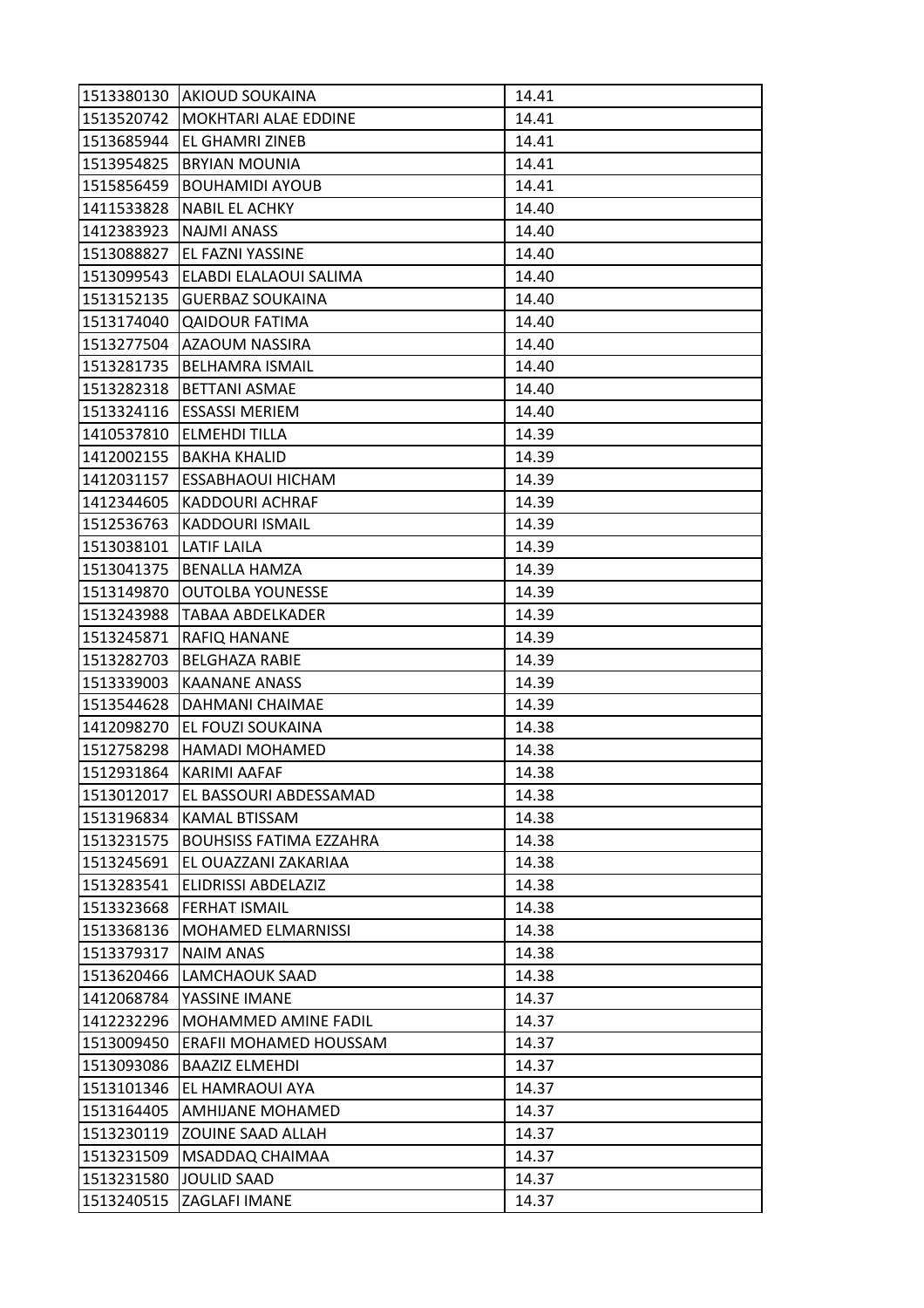| | | |
|---|---|---|
| 1513380130 | AKIOUD SOUKAINA | 14.41 |
| 1513520742 | MOKHTARI ALAE EDDINE | 14.41 |
| 1513685944 | EL GHAMRI ZINEB | 14.41 |
| 1513954825 | BRYIAN MOUNIA | 14.41 |
| 1515856459 | BOUHAMIDI AYOUB | 14.41 |
| 1411533828 | NABIL EL ACHKY | 14.40 |
| 1412383923 | NAJMI ANASS | 14.40 |
| 1513088827 | EL FAZNI YASSINE | 14.40 |
| 1513099543 | ELABDI ELALAOUI SALIMA | 14.40 |
| 1513152135 | GUERBAZ SOUKAINA | 14.40 |
| 1513174040 | QAIDOUR FATIMA | 14.40 |
| 1513277504 | AZAOUM NASSIRA | 14.40 |
| 1513281735 | BELHAMRA ISMAIL | 14.40 |
| 1513282318 | BETTANI ASMAE | 14.40 |
| 1513324116 | ESSASSI MERIEM | 14.40 |
| 1410537810 | ELMEHDI TILLA | 14.39 |
| 1412002155 | BAKHA KHALID | 14.39 |
| 1412031157 | ESSABHAOUI HICHAM | 14.39 |
| 1412344605 | KADDOURI ACHRAF | 14.39 |
| 1512536763 | KADDOURI ISMAIL | 14.39 |
| 1513038101 | LATIF LAILA | 14.39 |
| 1513041375 | BENALLA HAMZA | 14.39 |
| 1513149870 | OUTOLBA YOUNESSE | 14.39 |
| 1513243988 | TABAA ABDELKADER | 14.39 |
| 1513245871 | RAFIQ HANANE | 14.39 |
| 1513282703 | BELGHAZA RABIE | 14.39 |
| 1513339003 | KAANANE ANASS | 14.39 |
| 1513544628 | DAHMANI CHAIMAE | 14.39 |
| 1412098270 | EL FOUZI SOUKAINA | 14.38 |
| 1512758298 | HAMADI MOHAMED | 14.38 |
| 1512931864 | KARIMI AAFAF | 14.38 |
| 1513012017 | EL BASSOURI ABDESSAMAD | 14.38 |
| 1513196834 | KAMAL BTISSAM | 14.38 |
| 1513231575 | BOUHSISS FATIMA EZZAHRA | 14.38 |
| 1513245691 | EL OUAZZANI ZAKARIAA | 14.38 |
| 1513283541 | ELIDRISSI ABDELAZIZ | 14.38 |
| 1513323668 | FERHAT ISMAIL | 14.38 |
| 1513368136 | MOHAMED ELMARNISSI | 14.38 |
| 1513379317 | NAIM ANAS | 14.38 |
| 1513620466 | LAMCHAOUK SAAD | 14.38 |
| 1412068784 | YASSINE IMANE | 14.37 |
| 1412232296 | MOHAMMED AMINE FADIL | 14.37 |
| 1513009450 | ERAFII MOHAMED HOUSSAM | 14.37 |
| 1513093086 | BAAZIZ ELMEHDI | 14.37 |
| 1513101346 | EL HAMRAOUI AYA | 14.37 |
| 1513164405 | AMHIJANE MOHAMED | 14.37 |
| 1513230119 | ZOUINE SAAD ALLAH | 14.37 |
| 1513231509 | MSADDAQ CHAIMAA | 14.37 |
| 1513231580 | JOULID SAAD | 14.37 |
| 1513240515 | ZAGLAFI IMANE | 14.37 |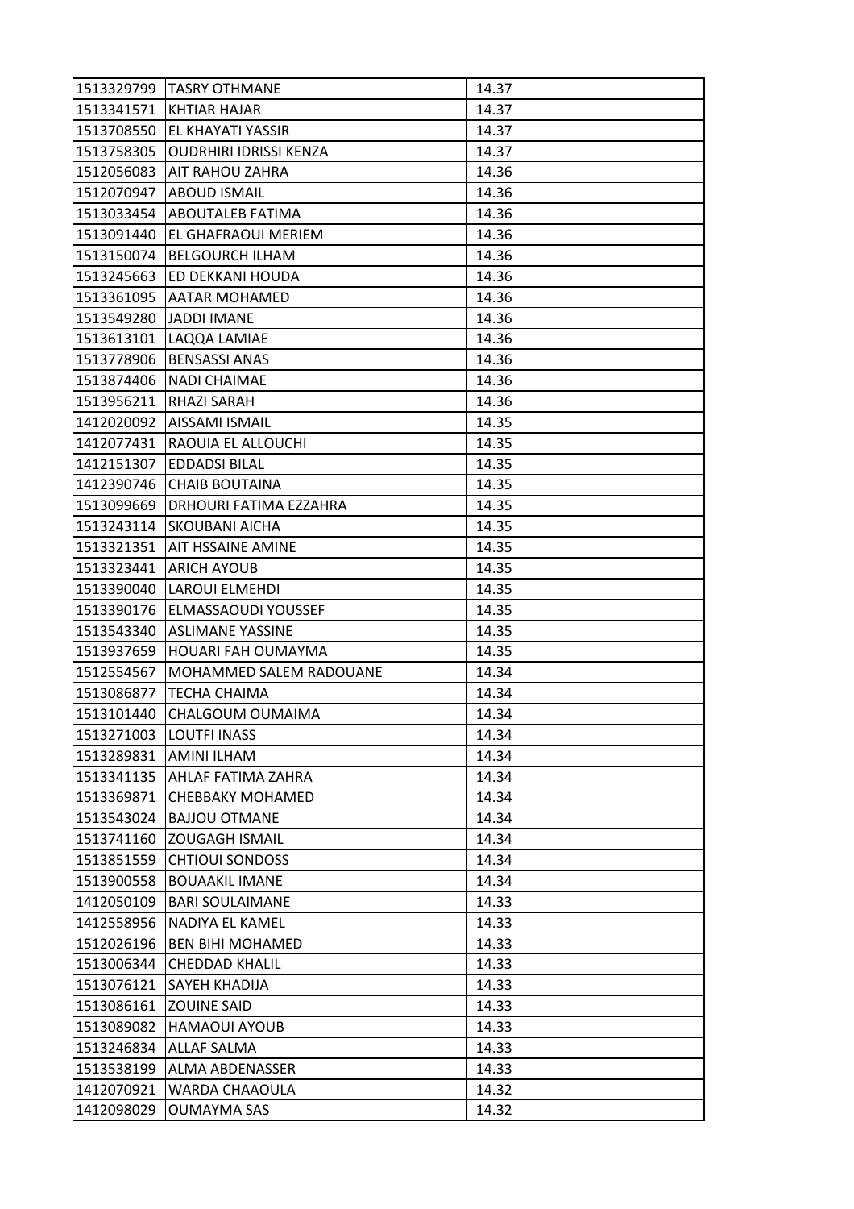| | | |
|---|---|---|
| 1513329799 | TASRY OTHMANE | 14.37 |
| 1513341571 | KHTIAR HAJAR | 14.37 |
| 1513708550 | EL KHAYATI YASSIR | 14.37 |
| 1513758305 | OUDRHIRI IDRISSI KENZA | 14.37 |
| 1512056083 | AIT RAHOU ZAHRA | 14.36 |
| 1512070947 | ABOUD ISMAIL | 14.36 |
| 1513033454 | ABOUTALEB FATIMA | 14.36 |
| 1513091440 | EL GHAFRAOUI MERIEM | 14.36 |
| 1513150074 | BELGOURCH ILHAM | 14.36 |
| 1513245663 | ED DEKKANI HOUDA | 14.36 |
| 1513361095 | AATAR MOHAMED | 14.36 |
| 1513549280 | JADDI IMANE | 14.36 |
| 1513613101 | LAQQA LAMIAE | 14.36 |
| 1513778906 | BENSASSI ANAS | 14.36 |
| 1513874406 | NADI CHAIMAE | 14.36 |
| 1513956211 | RHAZI SARAH | 14.36 |
| 1412020092 | AISSAMI ISMAIL | 14.35 |
| 1412077431 | RAOUIA EL ALLOUCHI | 14.35 |
| 1412151307 | EDDADSI BILAL | 14.35 |
| 1412390746 | CHAIB BOUTAINA | 14.35 |
| 1513099669 | DRHOURI FATIMA EZZAHRA | 14.35 |
| 1513243114 | SKOUBANI AICHA | 14.35 |
| 1513321351 | AIT HSSAINE AMINE | 14.35 |
| 1513323441 | ARICH AYOUB | 14.35 |
| 1513390040 | LAROUI ELMEHDI | 14.35 |
| 1513390176 | ELMASSAOUDI YOUSSEF | 14.35 |
| 1513543340 | ASLIMANE YASSINE | 14.35 |
| 1513937659 | HOUARI FAH OUMAYMA | 14.35 |
| 1512554567 | MOHAMMED SALEM RADOUANE | 14.34 |
| 1513086877 | TECHA CHAIMA | 14.34 |
| 1513101440 | CHALGOUM OUMAIMA | 14.34 |
| 1513271003 | LOUTFI INASS | 14.34 |
| 1513289831 | AMINI ILHAM | 14.34 |
| 1513341135 | AHLAF FATIMA ZAHRA | 14.34 |
| 1513369871 | CHEBBAKY MOHAMED | 14.34 |
| 1513543024 | BAJJOU OTMANE | 14.34 |
| 1513741160 | ZOUGAGH ISMAIL | 14.34 |
| 1513851559 | CHTIOUI SONDOSS | 14.34 |
| 1513900558 | BOUAAKIL IMANE | 14.34 |
| 1412050109 | BARI SOULAIMANE | 14.33 |
| 1412558956 | NADIYA EL KAMEL | 14.33 |
| 1512026196 | BEN BIHI MOHAMED | 14.33 |
| 1513006344 | CHEDDAD KHALIL | 14.33 |
| 1513076121 | SAYEH KHADIJA | 14.33 |
| 1513086161 | ZOUINE SAID | 14.33 |
| 1513089082 | HAMAOUI AYOUB | 14.33 |
| 1513246834 | ALLAF SALMA | 14.33 |
| 1513538199 | ALMA ABDENASSER | 14.33 |
| 1412070921 | WARDA CHAAOULA | 14.32 |
| 1412098029 | OUMAYMA SAS | 14.32 |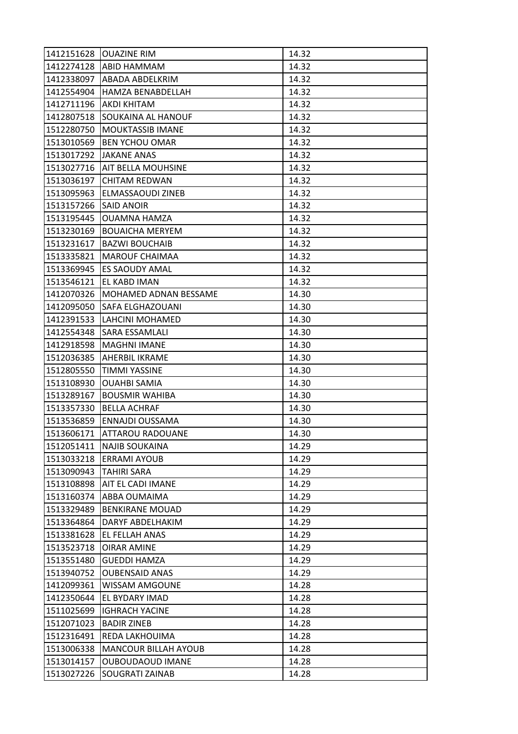| 1412151628 | OUAZINE RIM | 14.32 |
|---|---|---|
| 1412274128 | ABID HAMMAM | 14.32 |
| 1412338097 | ABADA ABDELKRIM | 14.32 |
| 1412554904 | HAMZA BENABDELLAH | 14.32 |
| 1412711196 | AKDI KHITAM | 14.32 |
| 1412807518 | SOUKAINA AL HANOUF | 14.32 |
| 1512280750 | MOUKTASSIB IMANE | 14.32 |
| 1513010569 | BEN YCHOU OMAR | 14.32 |
| 1513017292 | JAKANE ANAS | 14.32 |
| 1513027716 | AIT BELLA MOUHSINE | 14.32 |
| 1513036197 | CHITAM REDWAN | 14.32 |
| 1513095963 | ELMASSAOUDI ZINEB | 14.32 |
| 1513157266 | SAID ANOIR | 14.32 |
| 1513195445 | OUAMNA HAMZA | 14.32 |
| 1513230169 | BOUAICHA MERYEM | 14.32 |
| 1513231617 | BAZWI BOUCHAIB | 14.32 |
| 1513335821 | MAROUF CHAIMAA | 14.32 |
| 1513369945 | ES SAOUDY AMAL | 14.32 |
| 1513546121 | EL KABD IMAN | 14.32 |
| 1412070326 | MOHAMED ADNAN BESSAME | 14.30 |
| 1412095050 | SAFA ELGHAZOUANI | 14.30 |
| 1412391533 | LAHCINI MOHAMED | 14.30 |
| 1412554348 | SARA ESSAMLALI | 14.30 |
| 1412918598 | MAGHNI IMANE | 14.30 |
| 1512036385 | AHERBIL IKRAME | 14.30 |
| 1512805550 | TIMMI YASSINE | 14.30 |
| 1513108930 | OUAHBI SAMIA | 14.30 |
| 1513289167 | BOUSMIR WAHIBA | 14.30 |
| 1513357330 | BELLA ACHRAF | 14.30 |
| 1513536859 | ENNAJDI OUSSAMA | 14.30 |
| 1513606171 | ATTAROU RADOUANE | 14.30 |
| 1512051411 | NAJIB SOUKAINA | 14.29 |
| 1513033218 | ERRAMI AYOUB | 14.29 |
| 1513090943 | TAHIRI SARA | 14.29 |
| 1513108898 | AIT EL CADI IMANE | 14.29 |
| 1513160374 | ABBA OUMAIMA | 14.29 |
| 1513329489 | BENKIRANE MOUAD | 14.29 |
| 1513364864 | DARYF ABDELHAKIM | 14.29 |
| 1513381628 | EL FELLAH ANAS | 14.29 |
| 1513523718 | OIRAR AMINE | 14.29 |
| 1513551480 | GUEDDI HAMZA | 14.29 |
| 1513940752 | OUBENSAID ANAS | 14.29 |
| 1412099361 | WISSAM AMGOUNE | 14.28 |
| 1412350644 | EL BYDARY IMAD | 14.28 |
| 1511025699 | IGHRACH YACINE | 14.28 |
| 1512071023 | BADIR ZINEB | 14.28 |
| 1512316491 | REDA LAKHOUIMA | 14.28 |
| 1513006338 | MANCOUR BILLAH AYOUB | 14.28 |
| 1513014157 | OUBOUDAOUD IMANE | 14.28 |
| 1513027226 | SOUGRATI ZAINAB | 14.28 |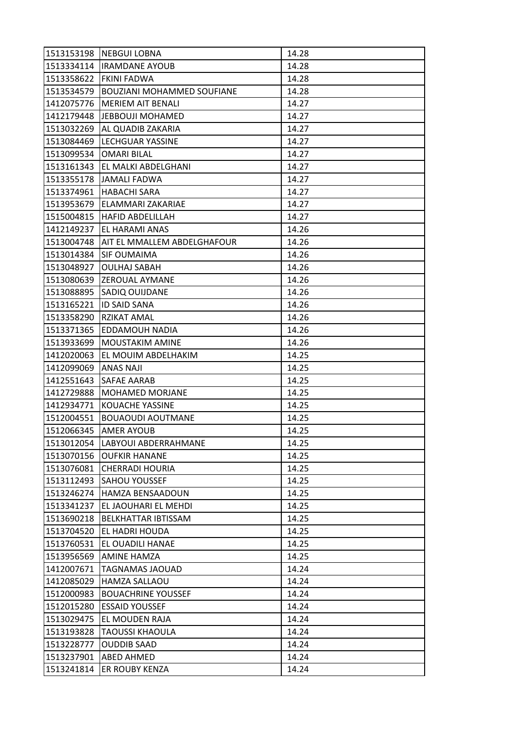| 1513153198 | NEBGUI LOBNA | 14.28 |
|---|---|---|
| 1513334114 | IRAMDANE AYOUB | 14.28 |
| 1513358622 | FKINI FADWA | 14.28 |
| 1513534579 | BOUZIANI MOHAMMED SOUFIANE | 14.28 |
| 1412075776 | MERIEM AIT BENALI | 14.27 |
| 1412179448 | JEBBOUJI MOHAMED | 14.27 |
| 1513032269 | AL QUADIB ZAKARIA | 14.27 |
| 1513084469 | LECHGUAR YASSINE | 14.27 |
| 1513099534 | OMARI BILAL | 14.27 |
| 1513161343 | EL MALKI ABDELGHANI | 14.27 |
| 1513355178 | JAMALI FADWA | 14.27 |
| 1513374961 | HABACHI SARA | 14.27 |
| 1513953679 | ELAMMARI ZAKARIAE | 14.27 |
| 1515004815 | HAFID ABDELILLAH | 14.27 |
| 1412149237 | EL HARAMI ANAS | 14.26 |
| 1513004748 | AIT EL MMALLEM ABDELGHAFOUR | 14.26 |
| 1513014384 | SIF OUMAIMA | 14.26 |
| 1513048927 | OULHAJ SABAH | 14.26 |
| 1513080639 | ZEROUAL AYMANE | 14.26 |
| 1513088895 | SADIQ OUIJDANE | 14.26 |
| 1513165221 | ID SAID SANA | 14.26 |
| 1513358290 | RZIKAT AMAL | 14.26 |
| 1513371365 | EDDAMOUH NADIA | 14.26 |
| 1513933699 | MOUSTAKIM AMINE | 14.26 |
| 1412020063 | EL MOUIM ABDELHAKIM | 14.25 |
| 1412099069 | ANAS NAJI | 14.25 |
| 1412551643 | SAFAE AARAB | 14.25 |
| 1412729888 | MOHAMED MORJANE | 14.25 |
| 1412934771 | KOUACHE YASSINE | 14.25 |
| 1512004551 | BOUAOUDI AOUTMANE | 14.25 |
| 1512066345 | AMER AYOUB | 14.25 |
| 1513012054 | LABYOUI ABDERRAHMANE | 14.25 |
| 1513070156 | OUFKIR HANANE | 14.25 |
| 1513076081 | CHERRADI HOURIA | 14.25 |
| 1513112493 | SAHOU YOUSSEF | 14.25 |
| 1513246274 | HAMZA BENSAADOUN | 14.25 |
| 1513341237 | EL JAOUHARI EL MEHDI | 14.25 |
| 1513690218 | BELKHATTAR IBTISSAM | 14.25 |
| 1513704520 | EL HADRI HOUDA | 14.25 |
| 1513760531 | EL OUADILI HANAE | 14.25 |
| 1513956569 | AMINE HAMZA | 14.25 |
| 1412007671 | TAGNAMAS JAOUAD | 14.24 |
| 1412085029 | HAMZA SALLAOU | 14.24 |
| 1512000983 | BOUACHRINE YOUSSEF | 14.24 |
| 1512015280 | ESSAID YOUSSEF | 14.24 |
| 1513029475 | EL MOUDEN RAJA | 14.24 |
| 1513193828 | TAOUSSI KHAOULA | 14.24 |
| 1513228777 | OUDDIB SAAD | 14.24 |
| 1513237901 | ABED AHMED | 14.24 |
| 1513241814 | ER ROUBY KENZA | 14.24 |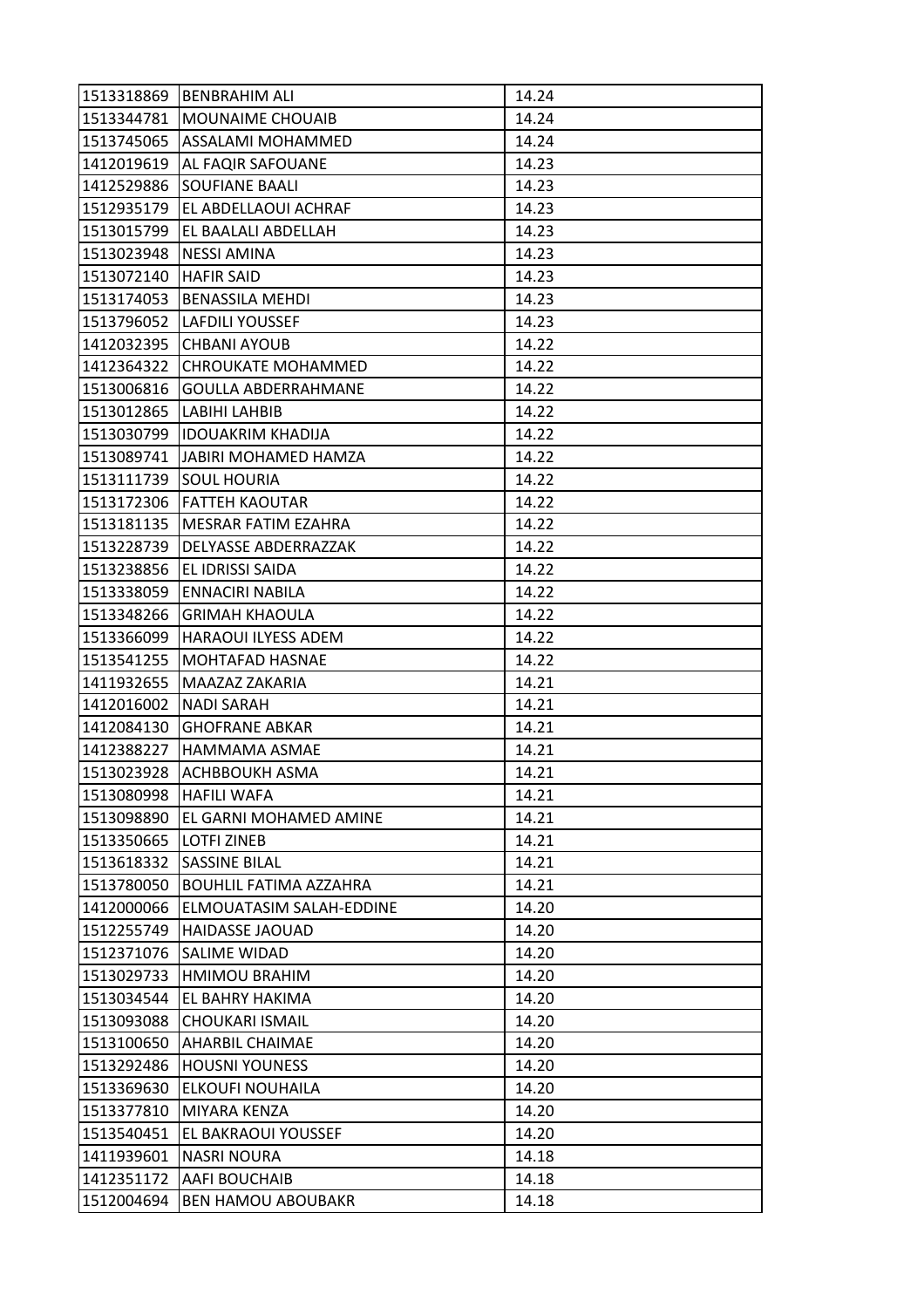| | | |
|---|---|---|
| 1513318869 | BENBRAHIM ALI | 14.24 |
| 1513344781 | MOUNAIME CHOUAIB | 14.24 |
| 1513745065 | ASSALAMI MOHAMMED | 14.24 |
| 1412019619 | AL FAQIR SAFOUANE | 14.23 |
| 1412529886 | SOUFIANE BAALI | 14.23 |
| 1512935179 | EL ABDELLAOUI ACHRAF | 14.23 |
| 1513015799 | EL BAALALI ABDELLAH | 14.23 |
| 1513023948 | NESSI AMINA | 14.23 |
| 1513072140 | HAFIR SAID | 14.23 |
| 1513174053 | BENASSILA MEHDI | 14.23 |
| 1513796052 | LAFDILI YOUSSEF | 14.23 |
| 1412032395 | CHBANI AYOUB | 14.22 |
| 1412364322 | CHROUKATE MOHAMMED | 14.22 |
| 1513006816 | GOULLA ABDERRAHMANE | 14.22 |
| 1513012865 | LABIHI LAHBIB | 14.22 |
| 1513030799 | IDOUAKRIM KHADIJA | 14.22 |
| 1513089741 | JABIRI MOHAMED HAMZA | 14.22 |
| 1513111739 | SOUL HOURIA | 14.22 |
| 1513172306 | FATTEH KAOUTAR | 14.22 |
| 1513181135 | MESRAR FATIM EZAHRA | 14.22 |
| 1513228739 | DELYASSE ABDERRAZZAK | 14.22 |
| 1513238856 | EL IDRISSI SAIDA | 14.22 |
| 1513338059 | ENNACIRI NABILA | 14.22 |
| 1513348266 | GRIMAH KHAOULA | 14.22 |
| 1513366099 | HARAOUI ILYESS ADEM | 14.22 |
| 1513541255 | MOHTAFAD HASNAE | 14.22 |
| 1411932655 | MAAZAZ ZAKARIA | 14.21 |
| 1412016002 | NADI SARAH | 14.21 |
| 1412084130 | GHOFRANE ABKAR | 14.21 |
| 1412388227 | HAMMAMA ASMAE | 14.21 |
| 1513023928 | ACHBBOUKH ASMA | 14.21 |
| 1513080998 | HAFILI WAFA | 14.21 |
| 1513098890 | EL GARNI MOHAMED AMINE | 14.21 |
| 1513350665 | LOTFI ZINEB | 14.21 |
| 1513618332 | SASSINE BILAL | 14.21 |
| 1513780050 | BOUHLIL FATIMA AZZAHRA | 14.21 |
| 1412000066 | ELMOUATASIM SALAH-EDDINE | 14.20 |
| 1512255749 | HAIDASSE JAOUAD | 14.20 |
| 1512371076 | SALIME WIDAD | 14.20 |
| 1513029733 | HMIMOU BRAHIM | 14.20 |
| 1513034544 | EL BAHRY HAKIMA | 14.20 |
| 1513093088 | CHOUKARI ISMAIL | 14.20 |
| 1513100650 | AHARBIL CHAIMAE | 14.20 |
| 1513292486 | HOUSNI YOUNESS | 14.20 |
| 1513369630 | ELKOUFI NOUHAILA | 14.20 |
| 1513377810 | MIYARA KENZA | 14.20 |
| 1513540451 | EL BAKRAOUI YOUSSEF | 14.20 |
| 1411939601 | NASRI NOURA | 14.18 |
| 1412351172 | AAFI BOUCHAIB | 14.18 |
| 1512004694 | BEN HAMOU ABOUBAKR | 14.18 |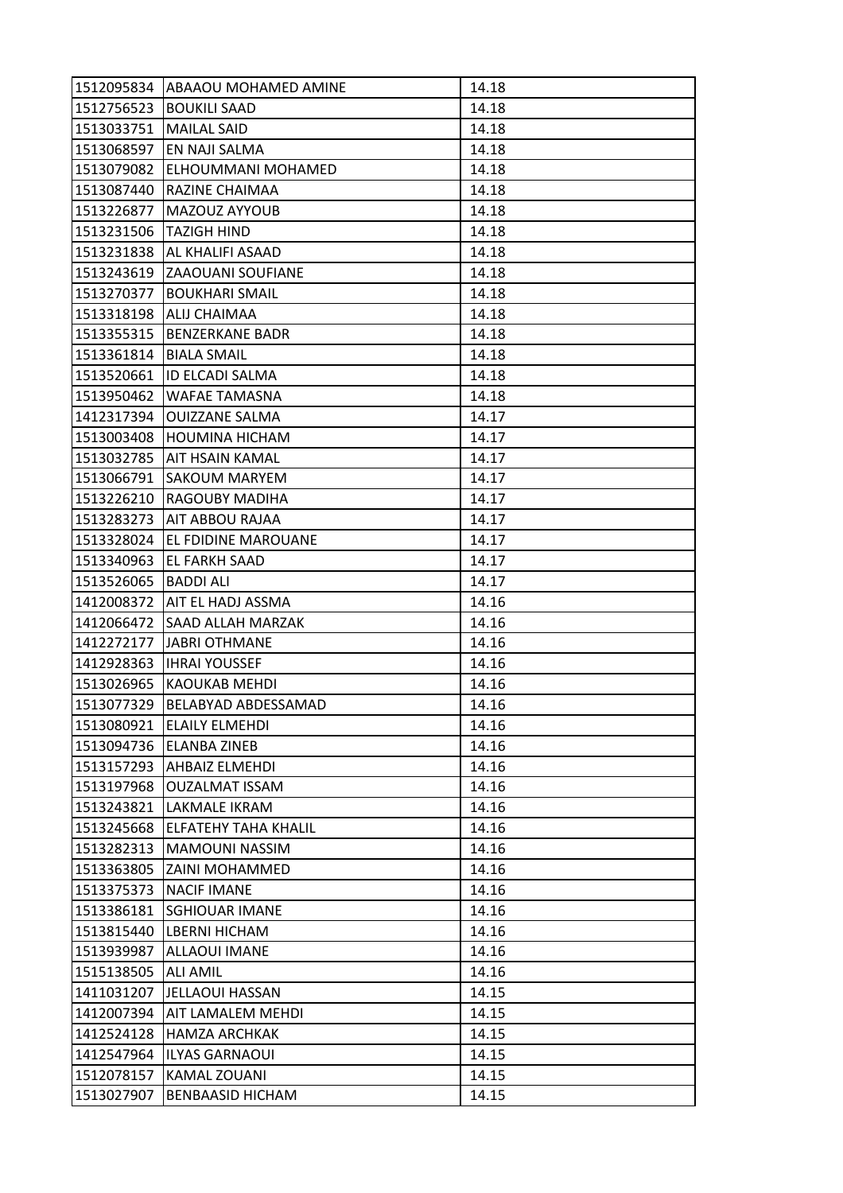| 1512095834 | ABAAOU MOHAMED AMINE | 14.18 |
|---|---|---|
| 1512756523 | BOUKILI SAAD | 14.18 |
| 1513033751 | MAILAL SAID | 14.18 |
| 1513068597 | EN NAJI SALMA | 14.18 |
| 1513079082 | ELHOUMMANI MOHAMED | 14.18 |
| 1513087440 | RAZINE CHAIMAA | 14.18 |
| 1513226877 | MAZOUZ AYYOUB | 14.18 |
| 1513231506 | TAZIGH HIND | 14.18 |
| 1513231838 | AL KHALIFI ASAAD | 14.18 |
| 1513243619 | ZAAOUANI SOUFIANE | 14.18 |
| 1513270377 | BOUKHARI SMAIL | 14.18 |
| 1513318198 | ALIJ CHAIMAA | 14.18 |
| 1513355315 | BENZERKANE BADR | 14.18 |
| 1513361814 | BIALA SMAIL | 14.18 |
| 1513520661 | ID ELCADI SALMA | 14.18 |
| 1513950462 | WAFAE TAMASNA | 14.18 |
| 1412317394 | OUIZZANE SALMA | 14.17 |
| 1513003408 | HOUMINA HICHAM | 14.17 |
| 1513032785 | AIT HSAIN KAMAL | 14.17 |
| 1513066791 | SAKOUM MARYEM | 14.17 |
| 1513226210 | RAGOUBY MADIHA | 14.17 |
| 1513283273 | AIT ABBOU RAJAA | 14.17 |
| 1513328024 | EL FDIDINE MAROUANE | 14.17 |
| 1513340963 | EL FARKH SAAD | 14.17 |
| 1513526065 | BADDI ALI | 14.17 |
| 1412008372 | AIT EL HADJ ASSMA | 14.16 |
| 1412066472 | SAAD ALLAH MARZAK | 14.16 |
| 1412272177 | JABRI OTHMANE | 14.16 |
| 1412928363 | IHRAI YOUSSEF | 14.16 |
| 1513026965 | KAOUKAB MEHDI | 14.16 |
| 1513077329 | BELABYAD ABDESSAMAD | 14.16 |
| 1513080921 | ELAILY ELMEHDI | 14.16 |
| 1513094736 | ELANBA ZINEB | 14.16 |
| 1513157293 | AHBAIZ ELMEHDI | 14.16 |
| 1513197968 | OUZALMAT ISSAM | 14.16 |
| 1513243821 | LAKMALE IKRAM | 14.16 |
| 1513245668 | ELFATEHY TAHA KHALIL | 14.16 |
| 1513282313 | MAMOUNI NASSIM | 14.16 |
| 1513363805 | ZAINI MOHAMMED | 14.16 |
| 1513375373 | NACIF IMANE | 14.16 |
| 1513386181 | SGHIOUAR IMANE | 14.16 |
| 1513815440 | LBERNI HICHAM | 14.16 |
| 1513939987 | ALLAOUI IMANE | 14.16 |
| 1515138505 | ALI AMIL | 14.16 |
| 1411031207 | JELLAOUI HASSAN | 14.15 |
| 1412007394 | AIT LAMALEM MEHDI | 14.15 |
| 1412524128 | HAMZA ARCHKAK | 14.15 |
| 1412547964 | ILYAS GARNAOUI | 14.15 |
| 1512078157 | KAMAL ZOUANI | 14.15 |
| 1513027907 | BENBAASID HICHAM | 14.15 |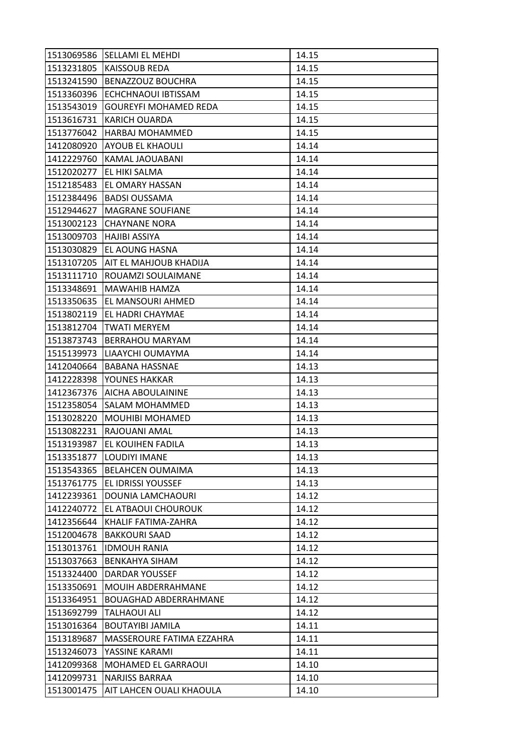| | | |
|---|---|---|
| 1513069586 | SELLAMI EL MEHDI | 14.15 |
| 1513231805 | KAISSOUB REDA | 14.15 |
| 1513241590 | BENAZZOUZ BOUCHRA | 14.15 |
| 1513360396 | ECHCHNAOUI IBTISSAM | 14.15 |
| 1513543019 | GOUREYFI MOHAMED REDA | 14.15 |
| 1513616731 | KARICH OUARDA | 14.15 |
| 1513776042 | HARBAJ MOHAMMED | 14.15 |
| 1412080920 | AYOUB EL KHAOULI | 14.14 |
| 1412229760 | KAMAL JAOUABANI | 14.14 |
| 1512020277 | EL HIKI SALMA | 14.14 |
| 1512185483 | EL OMARY HASSAN | 14.14 |
| 1512384496 | BADSI OUSSAMA | 14.14 |
| 1512944627 | MAGRANE SOUFIANE | 14.14 |
| 1513002123 | CHAYNANE NORA | 14.14 |
| 1513009703 | HAJIBI ASSIYA | 14.14 |
| 1513030829 | EL AOUNG HASNA | 14.14 |
| 1513107205 | AIT EL MAHJOUB KHADIJA | 14.14 |
| 1513111710 | ROUAMZI SOULAIMANE | 14.14 |
| 1513348691 | MAWAHIB HAMZA | 14.14 |
| 1513350635 | EL MANSOURI AHMED | 14.14 |
| 1513802119 | EL HADRI CHAYMAE | 14.14 |
| 1513812704 | TWATI MERYEM | 14.14 |
| 1513873743 | BERRAHOU MARYAM | 14.14 |
| 1515139973 | LIAAYCHI OUMAYMA | 14.14 |
| 1412040664 | BABANA HASSNAE | 14.13 |
| 1412228398 | YOUNES HAKKAR | 14.13 |
| 1412367376 | AICHA ABOULAININE | 14.13 |
| 1512358054 | SALAM MOHAMMED | 14.13 |
| 1513028220 | MOUHIBI MOHAMED | 14.13 |
| 1513082231 | RAJOUANI AMAL | 14.13 |
| 1513193987 | EL KOUIHEN FADILA | 14.13 |
| 1513351877 | LOUDIYI IMANE | 14.13 |
| 1513543365 | BELAHCEN OUMAIMA | 14.13 |
| 1513761775 | EL IDRISSI YOUSSEF | 14.13 |
| 1412239361 | DOUNIA LAMCHAOURI | 14.12 |
| 1412240772 | EL ATBAOUI CHOUROUK | 14.12 |
| 1412356644 | KHALIF FATIMA-ZAHRA | 14.12 |
| 1512004678 | BAKKOURI SAAD | 14.12 |
| 1513013761 | IDMOUH RANIA | 14.12 |
| 1513037663 | BENKAHYA SIHAM | 14.12 |
| 1513324400 | DARDAR YOUSSEF | 14.12 |
| 1513350691 | MOUIH ABDERRAHMANE | 14.12 |
| 1513364951 | BOUAGHAD ABDERRAHMANE | 14.12 |
| 1513692799 | TALHAOUI ALI | 14.12 |
| 1513016364 | BOUTAYIBI JAMILA | 14.11 |
| 1513189687 | MASSEROURE FATIMA EZZAHRA | 14.11 |
| 1513246073 | YASSINE KARAMI | 14.11 |
| 1412099368 | MOHAMED EL GARRAOUI | 14.10 |
| 1412099731 | NARJISS BARRAA | 14.10 |
| 1513001475 | AIT LAHCEN OUALI KHAOULA | 14.10 |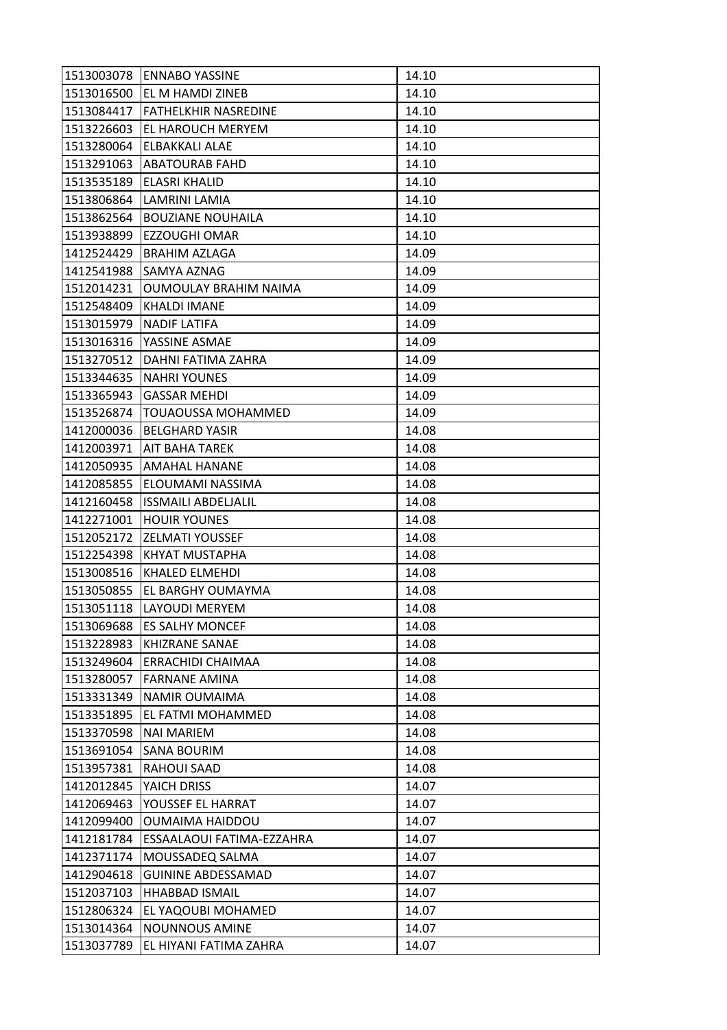| | | |
|---|---|---|
| 1513003078 | ENNABO YASSINE | 14.10 |
| 1513016500 | EL M HAMDI ZINEB | 14.10 |
| 1513084417 | FATHELKHIR NASREDINE | 14.10 |
| 1513226603 | EL HAROUCH MERYEM | 14.10 |
| 1513280064 | ELBAKKALI ALAE | 14.10 |
| 1513291063 | ABATOURAB FAHD | 14.10 |
| 1513535189 | ELASRI KHALID | 14.10 |
| 1513806864 | LAMRINI LAMIA | 14.10 |
| 1513862564 | BOUZIANE NOUHAILA | 14.10 |
| 1513938899 | EZZOUGHI OMAR | 14.10 |
| 1412524429 | BRAHIM AZLAGA | 14.09 |
| 1412541988 | SAMYA AZNAG | 14.09 |
| 1512014231 | OUMOULAY BRAHIM NAIMA | 14.09 |
| 1512548409 | KHALDI IMANE | 14.09 |
| 1513015979 | NADIF LATIFA | 14.09 |
| 1513016316 | YASSINE ASMAE | 14.09 |
| 1513270512 | DAHNI FATIMA ZAHRA | 14.09 |
| 1513344635 | NAHRI YOUNES | 14.09 |
| 1513365943 | GASSAR MEHDI | 14.09 |
| 1513526874 | TOUAOUSSA MOHAMMED | 14.09 |
| 1412000036 | BELGHARD YASIR | 14.08 |
| 1412003971 | AIT BAHA TAREK | 14.08 |
| 1412050935 | AMAHAL HANANE | 14.08 |
| 1412085855 | ELOUMAMI NASSIMA | 14.08 |
| 1412160458 | ISSMAILI ABDELJALIL | 14.08 |
| 1412271001 | HOUIR YOUNES | 14.08 |
| 1512052172 | ZELMATI YOUSSEF | 14.08 |
| 1512254398 | KHYAT MUSTAPHA | 14.08 |
| 1513008516 | KHALED ELMEHDI | 14.08 |
| 1513050855 | EL BARGHY OUMAYMA | 14.08 |
| 1513051118 | LAYOUDI MERYEM | 14.08 |
| 1513069688 | ES SALHY MONCEF | 14.08 |
| 1513228983 | KHIZRANE SANAE | 14.08 |
| 1513249604 | ERRACHIDI CHAIMAA | 14.08 |
| 1513280057 | FARNANE AMINA | 14.08 |
| 1513331349 | NAMIR OUMAIMA | 14.08 |
| 1513351895 | EL FATMI MOHAMMED | 14.08 |
| 1513370598 | NAI MARIEM | 14.08 |
| 1513691054 | SANA BOURIM | 14.08 |
| 1513957381 | RAHOUI SAAD | 14.08 |
| 1412012845 | YAICH DRISS | 14.07 |
| 1412069463 | YOUSSEF EL HARRAT | 14.07 |
| 1412099400 | OUMAIMA HAIDDOU | 14.07 |
| 1412181784 | ESSAALAOUI FATIMA-EZZAHRA | 14.07 |
| 1412371174 | MOUSSADEQ SALMA | 14.07 |
| 1412904618 | GUININE ABDESSAMAD | 14.07 |
| 1512037103 | HHABBAD ISMAIL | 14.07 |
| 1512806324 | EL YAQOUBI MOHAMED | 14.07 |
| 1513014364 | NOUNNOUS AMINE | 14.07 |
| 1513037789 | EL HIYANI FATIMA ZAHRA | 14.07 |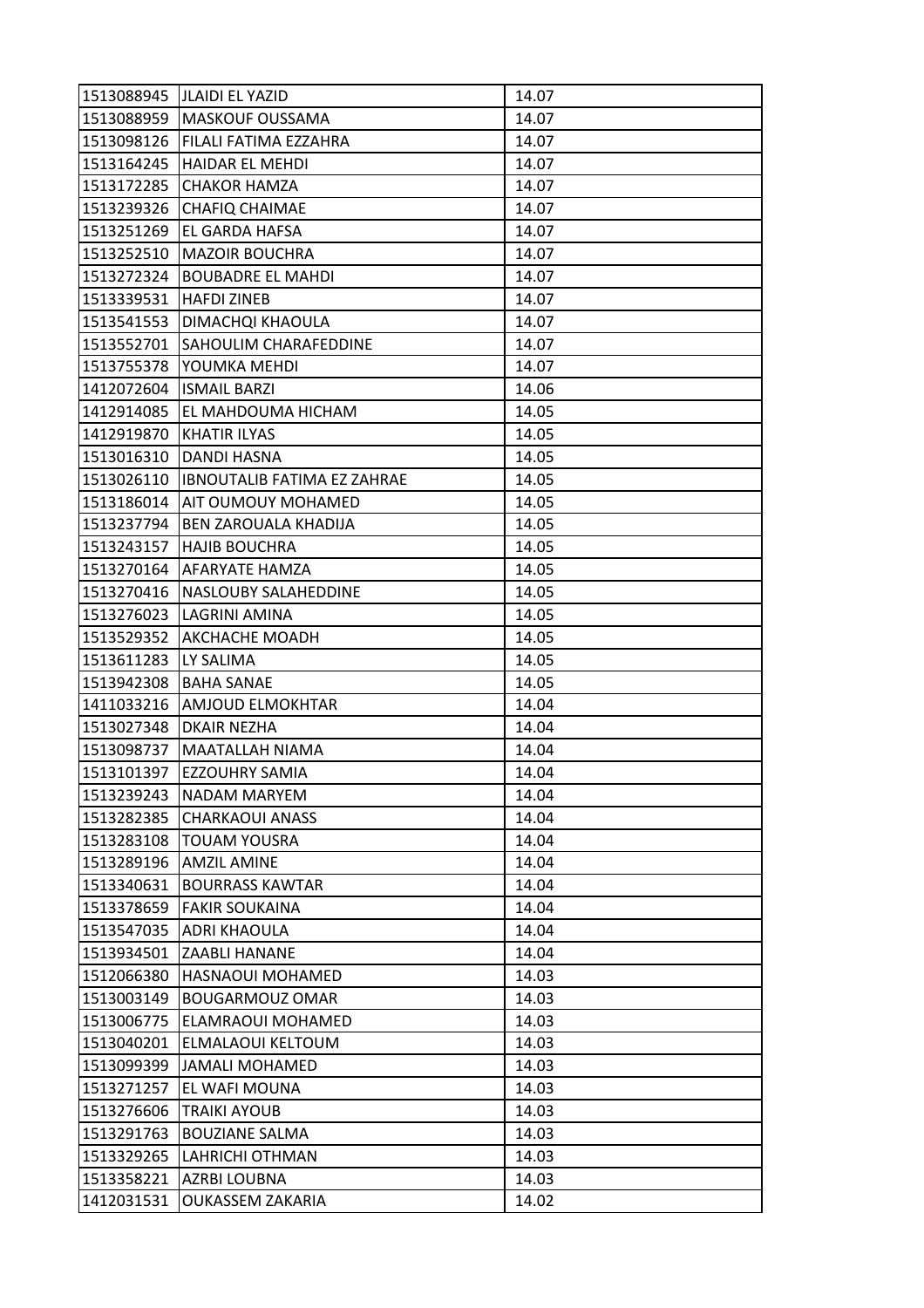| 1513088945 | JLAIDI EL YAZID | 14.07 |
|---|---|---|
| 1513088959 | MASKOUF OUSSAMA | 14.07 |
| 1513098126 | FILALI FATIMA EZZAHRA | 14.07 |
| 1513164245 | HAIDAR EL MEHDI | 14.07 |
| 1513172285 | CHAKOR HAMZA | 14.07 |
| 1513239326 | CHAFIQ CHAIMAE | 14.07 |
| 1513251269 | EL GARDA HAFSA | 14.07 |
| 1513252510 | MAZOIR BOUCHRA | 14.07 |
| 1513272324 | BOUBADRE EL MAHDI | 14.07 |
| 1513339531 | HAFDI ZINEB | 14.07 |
| 1513541553 | DIMACHQI KHAOULA | 14.07 |
| 1513552701 | SAHOULIM CHARAFEDDINE | 14.07 |
| 1513755378 | YOUMKA MEHDI | 14.07 |
| 1412072604 | ISMAIL BARZI | 14.06 |
| 1412914085 | EL MAHDOUMA HICHAM | 14.05 |
| 1412919870 | KHATIR ILYAS | 14.05 |
| 1513016310 | DANDI HASNA | 14.05 |
| 1513026110 | IBNOUTALIB FATIMA EZ ZAHRAE | 14.05 |
| 1513186014 | AIT OUMOUY MOHAMED | 14.05 |
| 1513237794 | BEN ZAROUALA KHADIJA | 14.05 |
| 1513243157 | HAJIB BOUCHRA | 14.05 |
| 1513270164 | AFARYATE HAMZA | 14.05 |
| 1513270416 | NASLOUBY SALAHEDDINE | 14.05 |
| 1513276023 | LAGRINI AMINA | 14.05 |
| 1513529352 | AKCHACHE MOADH | 14.05 |
| 1513611283 | LY SALIMA | 14.05 |
| 1513942308 | BAHA SANAE | 14.05 |
| 1411033216 | AMJOUD ELMOKHTAR | 14.04 |
| 1513027348 | DKAIR NEZHA | 14.04 |
| 1513098737 | MAATALLAH NIAMA | 14.04 |
| 1513101397 | EZZOUHRY SAMIA | 14.04 |
| 1513239243 | NADAM MARYEM | 14.04 |
| 1513282385 | CHARKAOUI ANASS | 14.04 |
| 1513283108 | TOUAM YOUSRA | 14.04 |
| 1513289196 | AMZIL AMINE | 14.04 |
| 1513340631 | BOURRASS KAWTAR | 14.04 |
| 1513378659 | FAKIR SOUKAINA | 14.04 |
| 1513547035 | ADRI KHAOULA | 14.04 |
| 1513934501 | ZAABLI HANANE | 14.04 |
| 1512066380 | HASNAOUI MOHAMED | 14.03 |
| 1513003149 | BOUGARMOUZ OMAR | 14.03 |
| 1513006775 | ELAMRAOUI MOHAMED | 14.03 |
| 1513040201 | ELMALAOUI KELTOUM | 14.03 |
| 1513099399 | JAMALI MOHAMED | 14.03 |
| 1513271257 | EL WAFI MOUNA | 14.03 |
| 1513276606 | TRAIKI AYOUB | 14.03 |
| 1513291763 | BOUZIANE SALMA | 14.03 |
| 1513329265 | LAHRICHI OTHMAN | 14.03 |
| 1513358221 | AZRBI LOUBNA | 14.03 |
| 1412031531 | OUKASSEM ZAKARIA | 14.02 |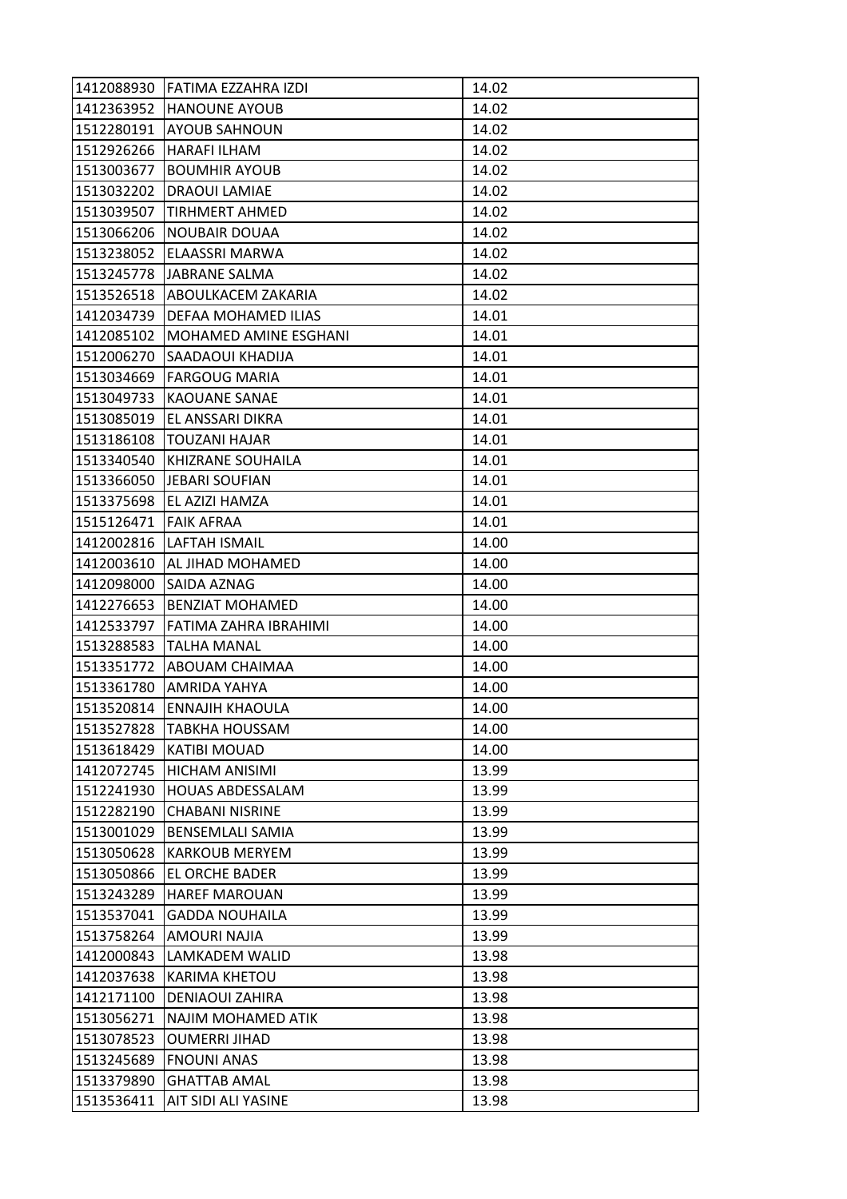| | | |
|---|---|---|
| 1412088930 | FATIMA EZZAHRA IZDI | 14.02 |
| 1412363952 | HANOUNE AYOUB | 14.02 |
| 1512280191 | AYOUB SAHNOUN | 14.02 |
| 1512926266 | HARAFI ILHAM | 14.02 |
| 1513003677 | BOUMHIR AYOUB | 14.02 |
| 1513032202 | DRAOUI LAMIAE | 14.02 |
| 1513039507 | TIRHMERT AHMED | 14.02 |
| 1513066206 | NOUBAIR DOUAA | 14.02 |
| 1513238052 | ELAASSRI MARWA | 14.02 |
| 1513245778 | JABRANE SALMA | 14.02 |
| 1513526518 | ABOULKACEM ZAKARIA | 14.02 |
| 1412034739 | DEFAA MOHAMED ILIAS | 14.01 |
| 1412085102 | MOHAMED AMINE ESGHANI | 14.01 |
| 1512006270 | SAADAOUI KHADIJA | 14.01 |
| 1513034669 | FARGOUG MARIA | 14.01 |
| 1513049733 | KAOUANE SANAE | 14.01 |
| 1513085019 | EL ANSSARI DIKRA | 14.01 |
| 1513186108 | TOUZANI HAJAR | 14.01 |
| 1513340540 | KHIZRANE SOUHAILA | 14.01 |
| 1513366050 | JEBARI SOUFIAN | 14.01 |
| 1513375698 | EL AZIZI HAMZA | 14.01 |
| 1515126471 | FAIK AFRAA | 14.01 |
| 1412002816 | LAFTAH ISMAIL | 14.00 |
| 1412003610 | AL JIHAD MOHAMED | 14.00 |
| 1412098000 | SAIDA AZNAG | 14.00 |
| 1412276653 | BENZIAT MOHAMED | 14.00 |
| 1412533797 | FATIMA ZAHRA IBRAHIMI | 14.00 |
| 1513288583 | TALHA MANAL | 14.00 |
| 1513351772 | ABOUAM CHAIMAA | 14.00 |
| 1513361780 | AMRIDA YAHYA | 14.00 |
| 1513520814 | ENNAJIH KHAOULA | 14.00 |
| 1513527828 | TABKHA HOUSSAM | 14.00 |
| 1513618429 | KATIBI MOUAD | 14.00 |
| 1412072745 | HICHAM ANISIMI | 13.99 |
| 1512241930 | HOUAS ABDESSALAM | 13.99 |
| 1512282190 | CHABANI NISRINE | 13.99 |
| 1513001029 | BENSEMLALI SAMIA | 13.99 |
| 1513050628 | KARKOUB MERYEM | 13.99 |
| 1513050866 | EL ORCHE BADER | 13.99 |
| 1513243289 | HAREF MAROUAN | 13.99 |
| 1513537041 | GADDA NOUHAILA | 13.99 |
| 1513758264 | AMOURI NAJIA | 13.99 |
| 1412000843 | LAMKADEM WALID | 13.98 |
| 1412037638 | KARIMA KHETOU | 13.98 |
| 1412171100 | DENIAOUI ZAHIRA | 13.98 |
| 1513056271 | NAJIM MOHAMED ATIK | 13.98 |
| 1513078523 | OUMERRI JIHAD | 13.98 |
| 1513245689 | FNOUNI ANAS | 13.98 |
| 1513379890 | GHATTAB AMAL | 13.98 |
| 1513536411 | AIT SIDI ALI YASINE | 13.98 |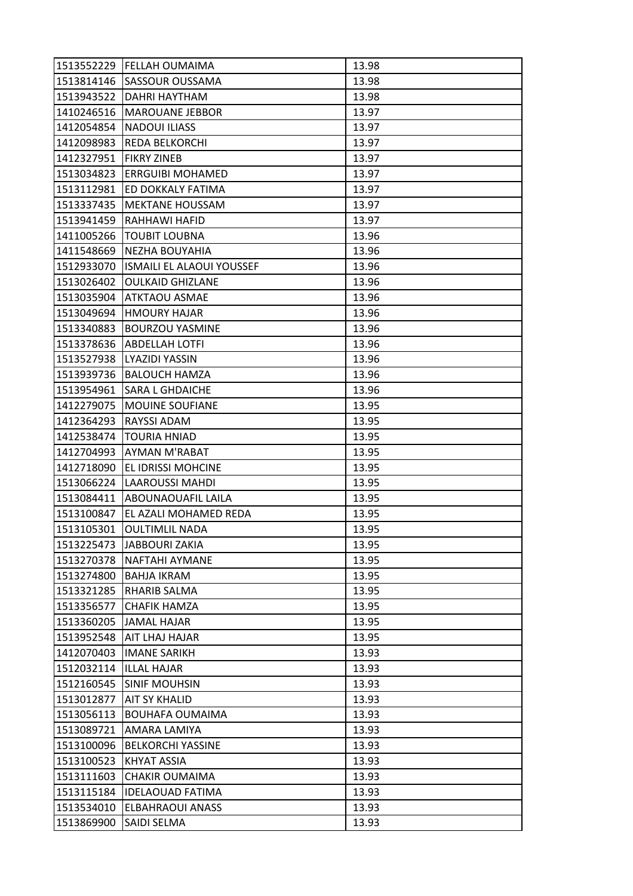| | | |
|---|---|---|
| 1513552229 | FELLAH OUMAIMA | 13.98 |
| 1513814146 | SASSOUR OUSSAMA | 13.98 |
| 1513943522 | DAHRI HAYTHAM | 13.98 |
| 1410246516 | MAROUANE JEBBOR | 13.97 |
| 1412054854 | NADOUI ILIASS | 13.97 |
| 1412098983 | REDA BELKORCHI | 13.97 |
| 1412327951 | FIKRY ZINEB | 13.97 |
| 1513034823 | ERRGUIBI MOHAMED | 13.97 |
| 1513112981 | ED DOKKALY FATIMA | 13.97 |
| 1513337435 | MEKTANE HOUSSAM | 13.97 |
| 1513941459 | RAHHAWI HAFID | 13.97 |
| 1411005266 | TOUBIT LOUBNA | 13.96 |
| 1411548669 | NEZHA BOUYAHIA | 13.96 |
| 1512933070 | ISMAILI EL ALAOUI YOUSSEF | 13.96 |
| 1513026402 | OULKAID GHIZLANE | 13.96 |
| 1513035904 | ATKTAOU ASMAE | 13.96 |
| 1513049694 | HMOURY HAJAR | 13.96 |
| 1513340883 | BOURZOU YASMINE | 13.96 |
| 1513378636 | ABDELLAH LOTFI | 13.96 |
| 1513527938 | LYAZIDI YASSIN | 13.96 |
| 1513939736 | BALOUCH HAMZA | 13.96 |
| 1513954961 | SARA L GHDAICHE | 13.96 |
| 1412279075 | MOUINE SOUFIANE | 13.95 |
| 1412364293 | RAYSSI ADAM | 13.95 |
| 1412538474 | TOURIA HNIAD | 13.95 |
| 1412704993 | AYMAN M'RABAT | 13.95 |
| 1412718090 | EL IDRISSI MOHCINE | 13.95 |
| 1513066224 | LAAROUSSI MAHDI | 13.95 |
| 1513084411 | ABOUNAOUAFIL LAILA | 13.95 |
| 1513100847 | EL AZALI MOHAMED REDA | 13.95 |
| 1513105301 | OULTIMLIL NADA | 13.95 |
| 1513225473 | JABBOURI ZAKIA | 13.95 |
| 1513270378 | NAFTAHI AYMANE | 13.95 |
| 1513274800 | BAHJA IKRAM | 13.95 |
| 1513321285 | RHARIB SALMA | 13.95 |
| 1513356577 | CHAFIK HAMZA | 13.95 |
| 1513360205 | JAMAL HAJAR | 13.95 |
| 1513952548 | AIT LHAJ HAJAR | 13.95 |
| 1412070403 | IMANE SARIKH | 13.93 |
| 1512032114 | ILLAL HAJAR | 13.93 |
| 1512160545 | SINIF MOUHSIN | 13.93 |
| 1513012877 | AIT SY KHALID | 13.93 |
| 1513056113 | BOUHAFA OUMAIMA | 13.93 |
| 1513089721 | AMARA LAMIYA | 13.93 |
| 1513100096 | BELKORCHI YASSINE | 13.93 |
| 1513100523 | KHYAT ASSIA | 13.93 |
| 1513111603 | CHAKIR OUMAIMA | 13.93 |
| 1513115184 | IDELAOUAD FATIMA | 13.93 |
| 1513534010 | ELBAHRAOUI ANASS | 13.93 |
| 1513869900 | SAIDI SELMA | 13.93 |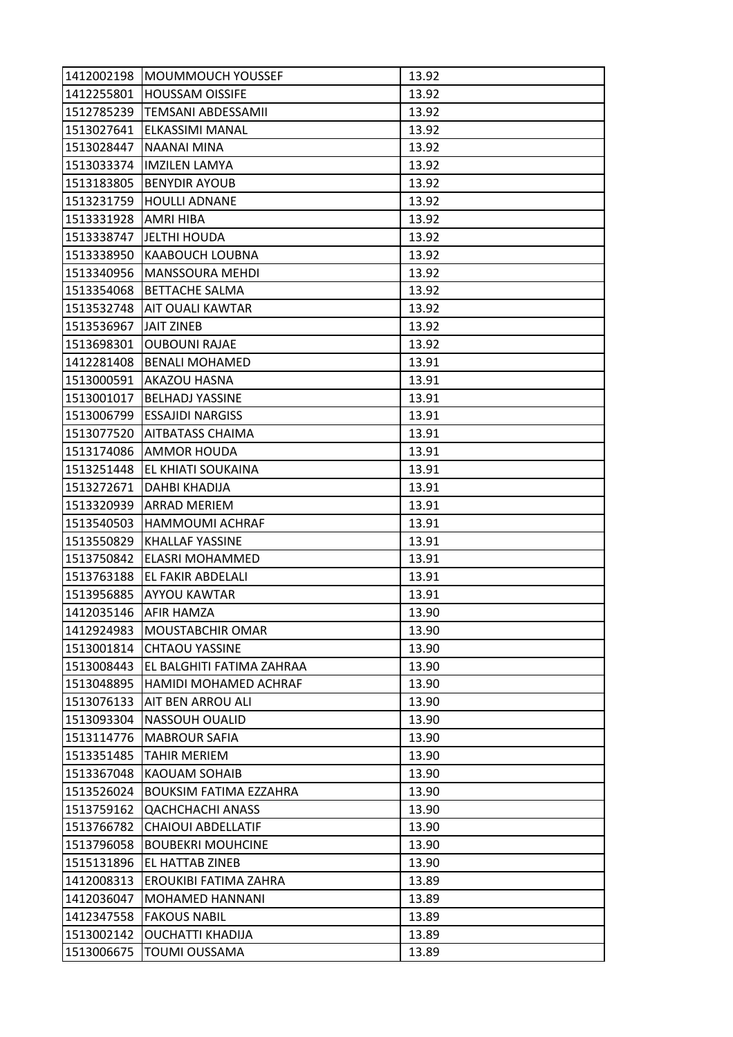| | | |
|---|---|---|
| 1412002198 | MOUMMOUCH YOUSSEF | 13.92 |
| 1412255801 | HOUSSAM OISSIFE | 13.92 |
| 1512785239 | TEMSANI ABDESSAMII | 13.92 |
| 1513027641 | ELKASSIMI MANAL | 13.92 |
| 1513028447 | NAANAI MINA | 13.92 |
| 1513033374 | IMZILEN LAMYA | 13.92 |
| 1513183805 | BENYDIR AYOUB | 13.92 |
| 1513231759 | HOULLI ADNANE | 13.92 |
| 1513331928 | AMRI HIBA | 13.92 |
| 1513338747 | JELTHI HOUDA | 13.92 |
| 1513338950 | KAABOUCH LOUBNA | 13.92 |
| 1513340956 | MANSSOURA MEHDI | 13.92 |
| 1513354068 | BETTACHE SALMA | 13.92 |
| 1513532748 | AIT OUALI KAWTAR | 13.92 |
| 1513536967 | JAIT ZINEB | 13.92 |
| 1513698301 | OUBOUNI RAJAE | 13.92 |
| 1412281408 | BENALI MOHAMED | 13.91 |
| 1513000591 | AKAZOU HASNA | 13.91 |
| 1513001017 | BELHADJ YASSINE | 13.91 |
| 1513006799 | ESSAJIDI NARGISS | 13.91 |
| 1513077520 | AITBATASS CHAIMA | 13.91 |
| 1513174086 | AMMOR HOUDA | 13.91 |
| 1513251448 | EL KHIATI SOUKAINA | 13.91 |
| 1513272671 | DAHBI KHADIJA | 13.91 |
| 1513320939 | ARRAD MERIEM | 13.91 |
| 1513540503 | HAMMOUMI ACHRAF | 13.91 |
| 1513550829 | KHALLAF YASSINE | 13.91 |
| 1513750842 | ELASRI MOHAMMED | 13.91 |
| 1513763188 | EL FAKIR ABDELALI | 13.91 |
| 1513956885 | AYYOU KAWTAR | 13.91 |
| 1412035146 | AFIR HAMZA | 13.90 |
| 1412924983 | MOUSTABCHIR OMAR | 13.90 |
| 1513001814 | CHTAOU YASSINE | 13.90 |
| 1513008443 | EL BALGHITI FATIMA ZAHRAA | 13.90 |
| 1513048895 | HAMIDI MOHAMED ACHRAF | 13.90 |
| 1513076133 | AIT BEN ARROU ALI | 13.90 |
| 1513093304 | NASSOUH OUALID | 13.90 |
| 1513114776 | MABROUR SAFIA | 13.90 |
| 1513351485 | TAHIR MERIEM | 13.90 |
| 1513367048 | KAOUAM SOHAIB | 13.90 |
| 1513526024 | BOUKSIM FATIMA EZZAHRA | 13.90 |
| 1513759162 | QACHCHACHI ANASS | 13.90 |
| 1513766782 | CHAIOUI ABDELLATIF | 13.90 |
| 1513796058 | BOUBEKRI MOUHCINE | 13.90 |
| 1515131896 | EL HATTAB ZINEB | 13.90 |
| 1412008313 | EROUKIBI FATIMA ZAHRA | 13.89 |
| 1412036047 | MOHAMED HANNANI | 13.89 |
| 1412347558 | FAKOUS NABIL | 13.89 |
| 1513002142 | OUCHATTI KHADIJA | 13.89 |
| 1513006675 | TOUMI OUSSAMA | 13.89 |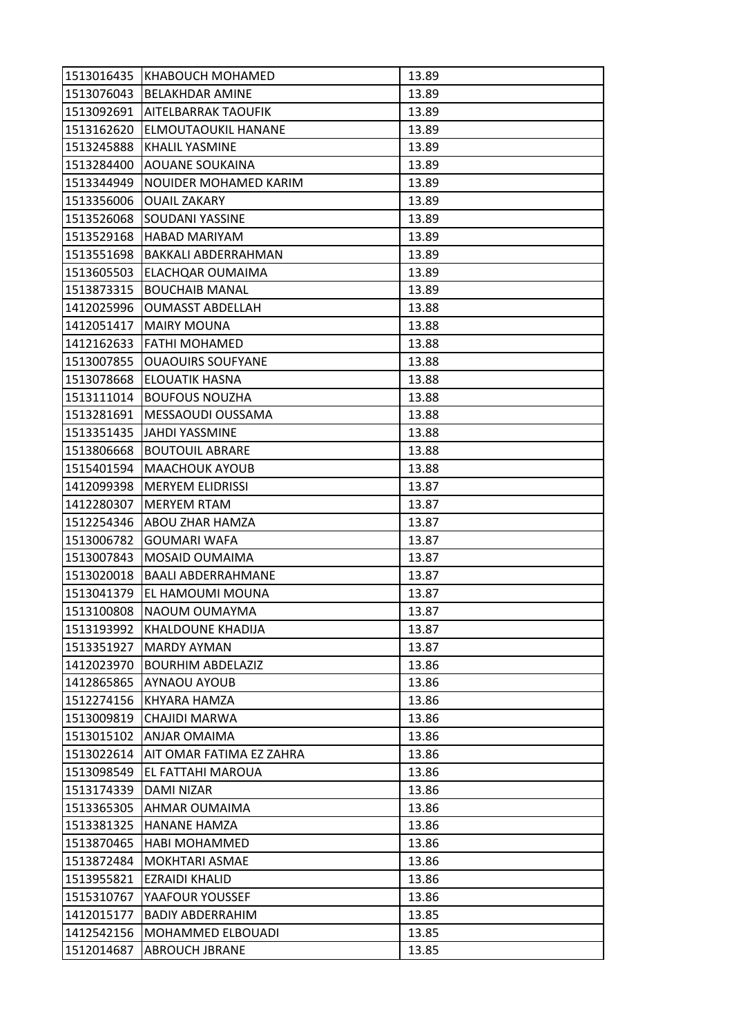| 1513016435 | KHABOUCH MOHAMED | 13.89 |
|---|---|---|
| 1513076043 | BELAKHDAR AMINE | 13.89 |
| 1513092691 | AITELBARRAK TAOUFIK | 13.89 |
| 1513162620 | ELMOUTAOUKIL HANANE | 13.89 |
| 1513245888 | KHALIL YASMINE | 13.89 |
| 1513284400 | AOUANE SOUKAINA | 13.89 |
| 1513344949 | NOUIDER MOHAMED KARIM | 13.89 |
| 1513356006 | OUAIL ZAKARY | 13.89 |
| 1513526068 | SOUDANI YASSINE | 13.89 |
| 1513529168 | HABAD MARIYAM | 13.89 |
| 1513551698 | BAKKALI ABDERRAHMAN | 13.89 |
| 1513605503 | ELACHQAR OUMAIMA | 13.89 |
| 1513873315 | BOUCHAIB MANAL | 13.89 |
| 1412025996 | OUMASST ABDELLAH | 13.88 |
| 1412051417 | MAIRY MOUNA | 13.88 |
| 1412162633 | FATHI MOHAMED | 13.88 |
| 1513007855 | OUAOUIRS SOUFYANE | 13.88 |
| 1513078668 | ELOUATIK HASNA | 13.88 |
| 1513111014 | BOUFOUS NOUZHA | 13.88 |
| 1513281691 | MESSAOUDI OUSSAMA | 13.88 |
| 1513351435 | JAHDI YASSMINE | 13.88 |
| 1513806668 | BOUTOUIL ABRARE | 13.88 |
| 1515401594 | MAACHOUK AYOUB | 13.88 |
| 1412099398 | MERYEM ELIDRISSI | 13.87 |
| 1412280307 | MERYEM RTAM | 13.87 |
| 1512254346 | ABOU ZHAR HAMZA | 13.87 |
| 1513006782 | GOUMARI WAFA | 13.87 |
| 1513007843 | MOSAID OUMAIMA | 13.87 |
| 1513020018 | BAALI ABDERRAHMANE | 13.87 |
| 1513041379 | EL HAMOUMI MOUNA | 13.87 |
| 1513100808 | NAOUM OUMAYMA | 13.87 |
| 1513193992 | KHALDOUNE KHADIJA | 13.87 |
| 1513351927 | MARDY AYMAN | 13.87 |
| 1412023970 | BOURHIM ABDELAZIZ | 13.86 |
| 1412865865 | AYNAOU AYOUB | 13.86 |
| 1512274156 | KHYARA HAMZA | 13.86 |
| 1513009819 | CHAJIDI MARWA | 13.86 |
| 1513015102 | ANJAR OMAIMA | 13.86 |
| 1513022614 | AIT OMAR FATIMA EZ ZAHRA | 13.86 |
| 1513098549 | EL FATTAHI MAROUA | 13.86 |
| 1513174339 | DAMI NIZAR | 13.86 |
| 1513365305 | AHMAR OUMAIMA | 13.86 |
| 1513381325 | HANANE HAMZA | 13.86 |
| 1513870465 | HABI MOHAMMED | 13.86 |
| 1513872484 | MOKHTARI ASMAE | 13.86 |
| 1513955821 | EZRAIDI KHALID | 13.86 |
| 1515310767 | YAAFOUR YOUSSEF | 13.86 |
| 1412015177 | BADIY ABDERRAHIM | 13.85 |
| 1412542156 | MOHAMMED ELBOUADI | 13.85 |
| 1512014687 | ABROUCH JBRANE | 13.85 |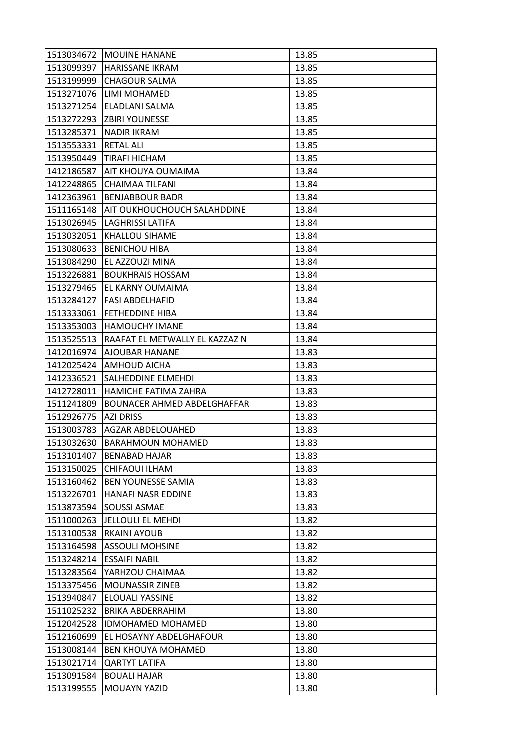| | | |
|---|---|---|
| 1513034672 | MOUINE HANANE | 13.85 |
| 1513099397 | HARISSANE IKRAM | 13.85 |
| 1513199999 | CHAGOUR SALMA | 13.85 |
| 1513271076 | LIMI MOHAMED | 13.85 |
| 1513271254 | ELADLANI SALMA | 13.85 |
| 1513272293 | ZBIRI YOUNESSE | 13.85 |
| 1513285371 | NADIR IKRAM | 13.85 |
| 1513553331 | RETAL ALI | 13.85 |
| 1513950449 | TIRAFI HICHAM | 13.85 |
| 1412186587 | AIT KHOUYA OUMAIMA | 13.84 |
| 1412248865 | CHAIMAA TILFANI | 13.84 |
| 1412363961 | BENJABBOUR BADR | 13.84 |
| 1511165148 | AIT OUKHOUCHOUCH SALAHDDINE | 13.84 |
| 1513026945 | LAGHRISSI LATIFA | 13.84 |
| 1513032051 | KHALLOU SIHAME | 13.84 |
| 1513080633 | BENICHOU HIBA | 13.84 |
| 1513084290 | EL AZZOUZI MINA | 13.84 |
| 1513226881 | BOUKHRAIS HOSSAM | 13.84 |
| 1513279465 | EL KARNY OUMAIMA | 13.84 |
| 1513284127 | FASI ABDELHAFID | 13.84 |
| 1513333061 | FETHEDDINE HIBA | 13.84 |
| 1513353003 | HAMOUCHY IMANE | 13.84 |
| 1513525513 | RAAFAT EL METWALLY EL KAZZAZ N | 13.84 |
| 1412016974 | AJOUBAR HANANE | 13.83 |
| 1412025424 | AMHOUD AICHA | 13.83 |
| 1412336521 | SALHEDDINE ELMEHDI | 13.83 |
| 1412728011 | HAMICHE FATIMA ZAHRA | 13.83 |
| 1511241809 | BOUNACER AHMED ABDELGHAFFAR | 13.83 |
| 1512926775 | AZI DRISS | 13.83 |
| 1513003783 | AGZAR ABDELOUAHED | 13.83 |
| 1513032630 | BARAHMOUN MOHAMED | 13.83 |
| 1513101407 | BENABAD HAJAR | 13.83 |
| 1513150025 | CHIFAOUI ILHAM | 13.83 |
| 1513160462 | BEN YOUNESSE SAMIA | 13.83 |
| 1513226701 | HANAFI NASR EDDINE | 13.83 |
| 1513873594 | SOUSSI ASMAE | 13.83 |
| 1511000263 | JELLOULI EL MEHDI | 13.82 |
| 1513100538 | RKAINI AYOUB | 13.82 |
| 1513164598 | ASSOULI MOHSINE | 13.82 |
| 1513248214 | ESSAIFI NABIL | 13.82 |
| 1513283564 | YARHZOU CHAIMAA | 13.82 |
| 1513375456 | MOUNASSIR ZINEB | 13.82 |
| 1513940847 | ELOUALI YASSINE | 13.82 |
| 1511025232 | BRIKA ABDERRAHIM | 13.80 |
| 1512042528 | IDMOHAMED MOHAMED | 13.80 |
| 1512160699 | EL HOSAYNY ABDELGHAFOUR | 13.80 |
| 1513008144 | BEN KHOUYA MOHAMED | 13.80 |
| 1513021714 | QARTYT LATIFA | 13.80 |
| 1513091584 | BOUALI HAJAR | 13.80 |
| 1513199555 | MOUAYN YAZID | 13.80 |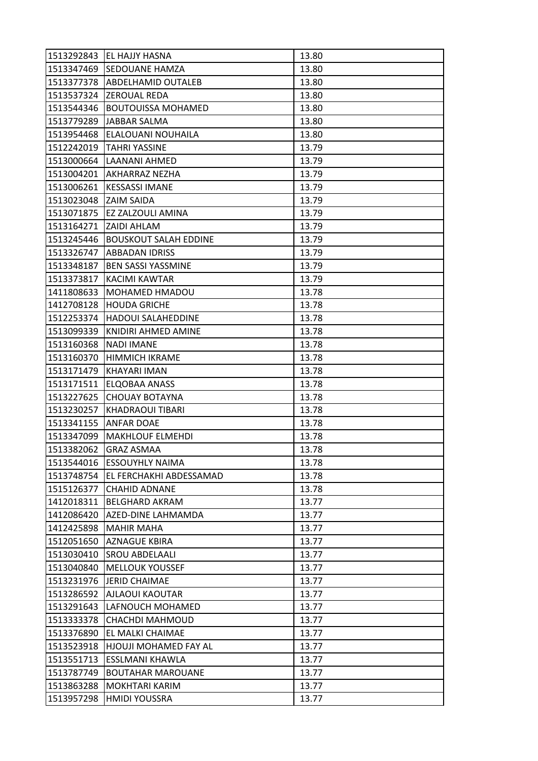| 1513292843 | EL HAJJY HASNA | 13.80 |
|---|---|---|
| 1513347469 | SEDOUANE HAMZA | 13.80 |
| 1513377378 | ABDELHAMID OUTALEB | 13.80 |
| 1513537324 | ZEROUAL REDA | 13.80 |
| 1513544346 | BOUTOUISSA MOHAMED | 13.80 |
| 1513779289 | JABBAR SALMA | 13.80 |
| 1513954468 | ELALOUANI NOUHAILA | 13.80 |
| 1512242019 | TAHRI YASSINE | 13.79 |
| 1513000664 | LAANANI AHMED | 13.79 |
| 1513004201 | AKHARRAZ NEZHA | 13.79 |
| 1513006261 | KESSASSI IMANE | 13.79 |
| 1513023048 | ZAIM SAIDA | 13.79 |
| 1513071875 | EZ ZALZOULI AMINA | 13.79 |
| 1513164271 | ZAIDI AHLAM | 13.79 |
| 1513245446 | BOUSKOUT SALAH EDDINE | 13.79 |
| 1513326747 | ABBADAN IDRISS | 13.79 |
| 1513348187 | BEN SASSI YASSMINE | 13.79 |
| 1513373817 | KACIMI KAWTAR | 13.79 |
| 1411808633 | MOHAMED HMADOU | 13.78 |
| 1412708128 | HOUDA GRICHE | 13.78 |
| 1512253374 | HADOUI SALAHEDDINE | 13.78 |
| 1513099339 | KNIDIRI AHMED AMINE | 13.78 |
| 1513160368 | NADI IMANE | 13.78 |
| 1513160370 | HIMMICH IKRAME | 13.78 |
| 1513171479 | KHAYARI IMAN | 13.78 |
| 1513171511 | ELQOBAA ANASS | 13.78 |
| 1513227625 | CHOUAY BOTAYNA | 13.78 |
| 1513230257 | KHADRAOUI TIBARI | 13.78 |
| 1513341155 | ANFAR DOAE | 13.78 |
| 1513347099 | MAKHLOUF ELMEHDI | 13.78 |
| 1513382062 | GRAZ ASMAA | 13.78 |
| 1513544016 | ESSOUYHLY NAIMA | 13.78 |
| 1513748754 | EL FERCHAKHI ABDESSAMAD | 13.78 |
| 1515126377 | CHAHID ADNANE | 13.78 |
| 1412018311 | BELGHARD AKRAM | 13.77 |
| 1412086420 | AZED-DINE LAHMAMDA | 13.77 |
| 1412425898 | MAHIR MAHA | 13.77 |
| 1512051650 | AZNAGUE KBIRA | 13.77 |
| 1513030410 | SROU ABDELAALI | 13.77 |
| 1513040840 | MELLOUK YOUSSEF | 13.77 |
| 1513231976 | JERID CHAIMAE | 13.77 |
| 1513286592 | AJLAOUI KAOUTAR | 13.77 |
| 1513291643 | LAFNOUCH MOHAMED | 13.77 |
| 1513333378 | CHACHDI MAHMOUD | 13.77 |
| 1513376890 | EL MALKI CHAIMAE | 13.77 |
| 1513523918 | HJOUJI MOHAMED FAY AL | 13.77 |
| 1513551713 | ESSLMANI KHAWLA | 13.77 |
| 1513787749 | BOUTAHAR MAROUANE | 13.77 |
| 1513863288 | MOKHTARI KARIM | 13.77 |
| 1513957298 | HMIDI YOUSSRA | 13.77 |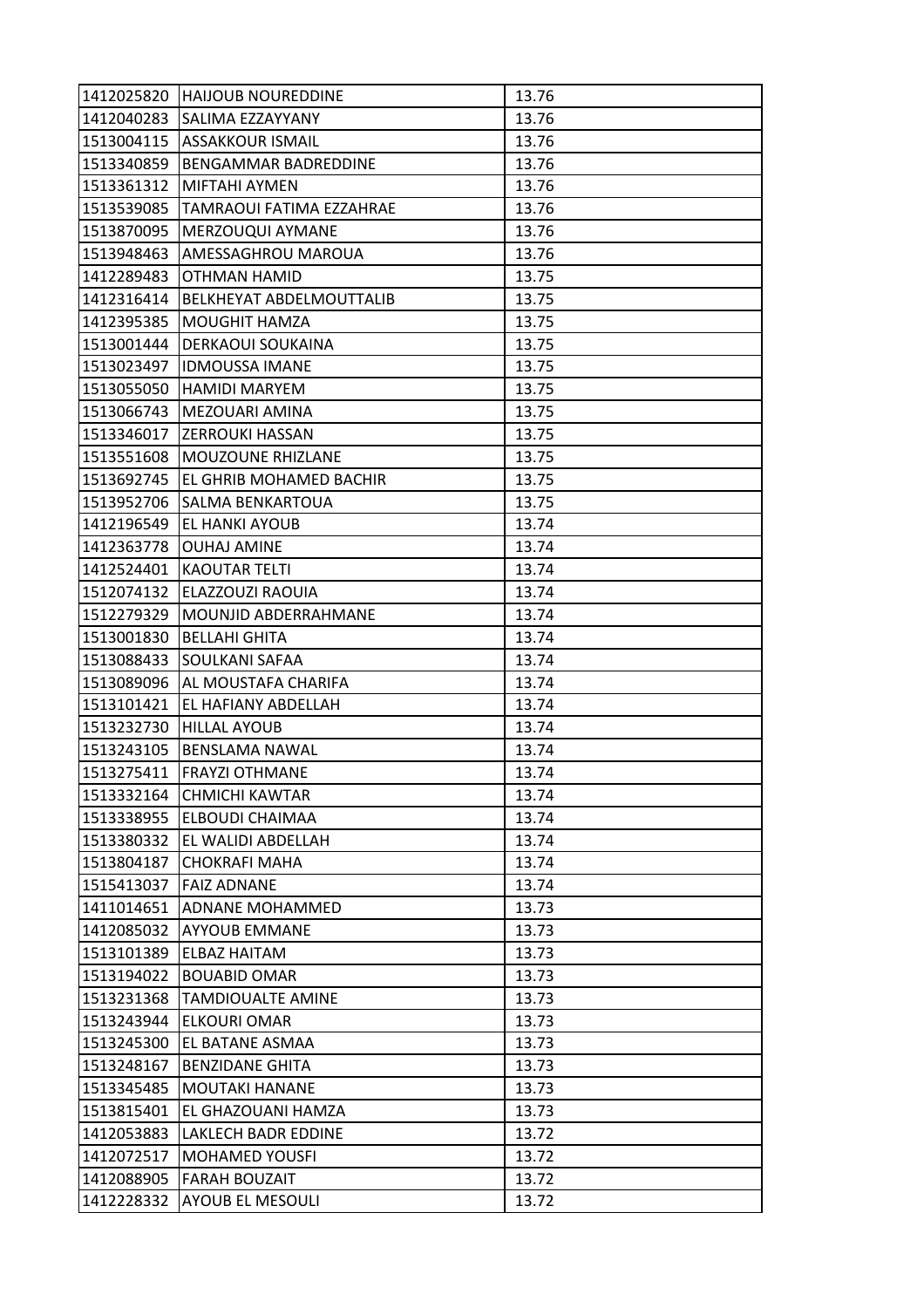| | | |
|---|---|---|
| 1412025820 | HAIJOUB NOUREDDINE | 13.76 |
| 1412040283 | SALIMA EZZAYYANY | 13.76 |
| 1513004115 | ASSAKKOUR ISMAIL | 13.76 |
| 1513340859 | BENGAMMAR BADREDDINE | 13.76 |
| 1513361312 | MIFTAHI AYMEN | 13.76 |
| 1513539085 | TAMRAOUI FATIMA EZZAHRAE | 13.76 |
| 1513870095 | MERZOUQUI AYMANE | 13.76 |
| 1513948463 | AMESSAGHROU MAROUA | 13.76 |
| 1412289483 | OTHMAN HAMID | 13.75 |
| 1412316414 | BELKHEYAT ABDELMOUTTALIB | 13.75 |
| 1412395385 | MOUGHIT HAMZA | 13.75 |
| 1513001444 | DERKAOUI SOUKAINA | 13.75 |
| 1513023497 | IDMOUSSA IMANE | 13.75 |
| 1513055050 | HAMIDI MARYEM | 13.75 |
| 1513066743 | MEZOUARI AMINA | 13.75 |
| 1513346017 | ZERROUKI HASSAN | 13.75 |
| 1513551608 | MOUZOUNE RHIZLANE | 13.75 |
| 1513692745 | EL GHRIB MOHAMED BACHIR | 13.75 |
| 1513952706 | SALMA BENKARTOUA | 13.75 |
| 1412196549 | EL HANKI AYOUB | 13.74 |
| 1412363778 | OUHAJ AMINE | 13.74 |
| 1412524401 | KAOUTAR TELTI | 13.74 |
| 1512074132 | ELAZZOUZI RAOUIA | 13.74 |
| 1512279329 | MOUNJID ABDERRAHMANE | 13.74 |
| 1513001830 | BELLAHI GHITA | 13.74 |
| 1513088433 | SOULKANI SAFAA | 13.74 |
| 1513089096 | AL MOUSTAFA CHARIFA | 13.74 |
| 1513101421 | EL HAFIANY ABDELLAH | 13.74 |
| 1513232730 | HILLAL AYOUB | 13.74 |
| 1513243105 | BENSLAMA NAWAL | 13.74 |
| 1513275411 | FRAYZI OTHMANE | 13.74 |
| 1513332164 | CHMICHI KAWTAR | 13.74 |
| 1513338955 | ELBOUDI CHAIMAA | 13.74 |
| 1513380332 | EL WALIDI ABDELLAH | 13.74 |
| 1513804187 | CHOKRAFI MAHA | 13.74 |
| 1515413037 | FAIZ ADNANE | 13.74 |
| 1411014651 | ADNANE MOHAMMED | 13.73 |
| 1412085032 | AYYOUB EMMANE | 13.73 |
| 1513101389 | ELBAZ HAITAM | 13.73 |
| 1513194022 | BOUABID OMAR | 13.73 |
| 1513231368 | TAMDIOUALTE AMINE | 13.73 |
| 1513243944 | ELKOURI OMAR | 13.73 |
| 1513245300 | EL BATANE ASMAA | 13.73 |
| 1513248167 | BENZIDANE GHITA | 13.73 |
| 1513345485 | MOUTAKI HANANE | 13.73 |
| 1513815401 | EL GHAZOUANI HAMZA | 13.73 |
| 1412053883 | LAKLECH BADR EDDINE | 13.72 |
| 1412072517 | MOHAMED YOUSFI | 13.72 |
| 1412088905 | FARAH BOUZAIT | 13.72 |
| 1412228332 | AYOUB EL MESOULI | 13.72 |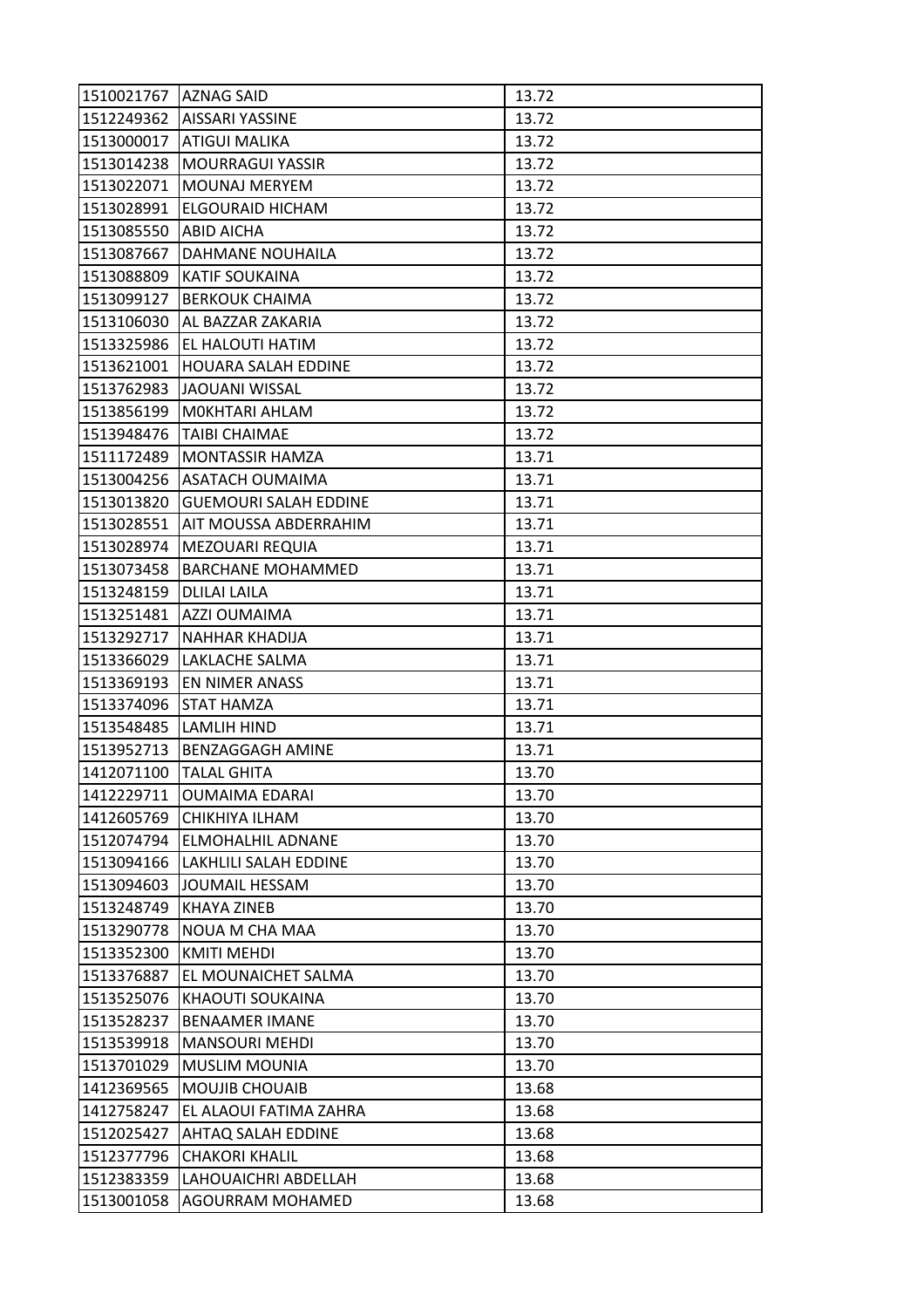| 1510021767 | AZNAG SAID | 13.72 |
|---|---|---|
| 1512249362 | AISSARI YASSINE | 13.72 |
| 1513000017 | ATIGUI MALIKA | 13.72 |
| 1513014238 | MOURRAGUI YASSIR | 13.72 |
| 1513022071 | MOUNAJ MERYEM | 13.72 |
| 1513028991 | ELGOURAID HICHAM | 13.72 |
| 1513085550 | ABID AICHA | 13.72 |
| 1513087667 | DAHMANE NOUHAILA | 13.72 |
| 1513088809 | KATIF SOUKAINA | 13.72 |
| 1513099127 | BERKOUK CHAIMA | 13.72 |
| 1513106030 | AL BAZZAR ZAKARIA | 13.72 |
| 1513325986 | EL HALOUTI HATIM | 13.72 |
| 1513621001 | HOUARA SALAH EDDINE | 13.72 |
| 1513762983 | JAOUANI WISSAL | 13.72 |
| 1513856199 | M0KHTARI AHLAM | 13.72 |
| 1513948476 | TAIBI CHAIMAE | 13.72 |
| 1511172489 | MONTASSIR HAMZA | 13.71 |
| 1513004256 | ASATACH OUMAIMA | 13.71 |
| 1513013820 | GUEMOURI SALAH EDDINE | 13.71 |
| 1513028551 | AIT MOUSSA ABDERRAHIM | 13.71 |
| 1513028974 | MEZOUARI REQUIA | 13.71 |
| 1513073458 | BARCHANE MOHAMMED | 13.71 |
| 1513248159 | DLILAI LAILA | 13.71 |
| 1513251481 | AZZI OUMAIMA | 13.71 |
| 1513292717 | NAHHAR KHADIJA | 13.71 |
| 1513366029 | LAKLACHE SALMA | 13.71 |
| 1513369193 | EN NIMER ANASS | 13.71 |
| 1513374096 | STAT HAMZA | 13.71 |
| 1513548485 | LAMLIH HIND | 13.71 |
| 1513952713 | BENZAGGAGH AMINE | 13.71 |
| 1412071100 | TALAL GHITA | 13.70 |
| 1412229711 | OUMAIMA EDARAI | 13.70 |
| 1412605769 | CHIKHIYA ILHAM | 13.70 |
| 1512074794 | ELMOHALHIL ADNANE | 13.70 |
| 1513094166 | LAKHLILI SALAH EDDINE | 13.70 |
| 1513094603 | JOUMAIL HESSAM | 13.70 |
| 1513248749 | KHAYA ZINEB | 13.70 |
| 1513290778 | NOUA M CHA MAA | 13.70 |
| 1513352300 | KMITI MEHDI | 13.70 |
| 1513376887 | EL MOUNAICHET SALMA | 13.70 |
| 1513525076 | KHAOUTI SOUKAINA | 13.70 |
| 1513528237 | BENAAMER IMANE | 13.70 |
| 1513539918 | MANSOURI MEHDI | 13.70 |
| 1513701029 | MUSLIM MOUNIA | 13.70 |
| 1412369565 | MOUJIB CHOUAIB | 13.68 |
| 1412758247 | EL ALAOUI FATIMA ZAHRA | 13.68 |
| 1512025427 | AHTAQ SALAH EDDINE | 13.68 |
| 1512377796 | CHAKORI KHALIL | 13.68 |
| 1512383359 | LAHOUAICHRI ABDELLAH | 13.68 |
| 1513001058 | AGOURRAM MOHAMED | 13.68 |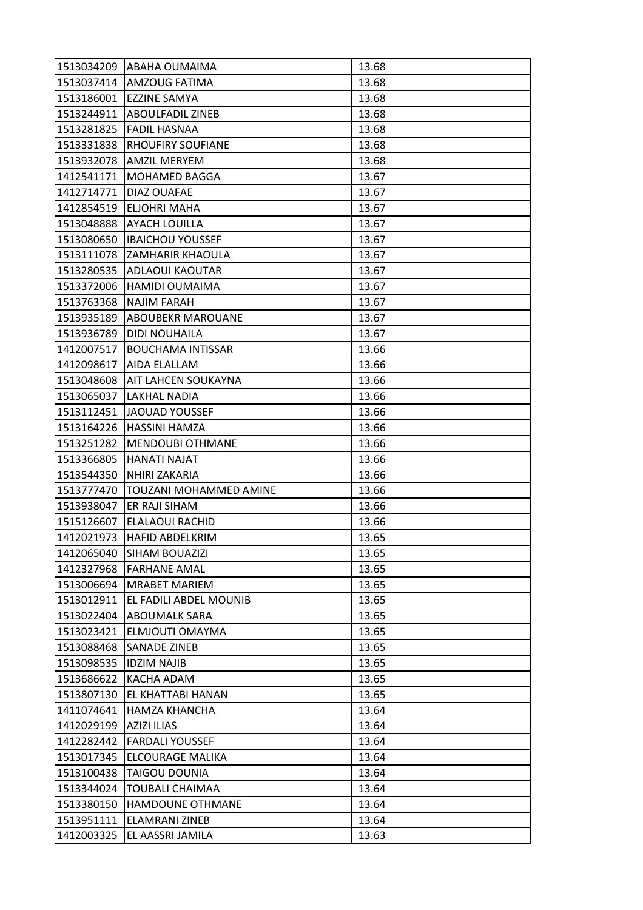| | | |
|---|---|---|
| 1513034209 | ABAHA OUMAIMA | 13.68 |
| 1513037414 | AMZOUG FATIMA | 13.68 |
| 1513186001 | EZZINE SAMYA | 13.68 |
| 1513244911 | ABOULFADIL ZINEB | 13.68 |
| 1513281825 | FADIL HASNAA | 13.68 |
| 1513331838 | RHOUFIRY SOUFIANE | 13.68 |
| 1513932078 | AMZIL MERYEM | 13.68 |
| 1412541171 | MOHAMED BAGGA | 13.67 |
| 1412714771 | DIAZ OUAFAE | 13.67 |
| 1412854519 | ELJOHRI MAHA | 13.67 |
| 1513048888 | AYACH LOUILLA | 13.67 |
| 1513080650 | IBAICHOU YOUSSEF | 13.67 |
| 1513111078 | ZAMHARIR KHAOULA | 13.67 |
| 1513280535 | ADLAOUI KAOUTAR | 13.67 |
| 1513372006 | HAMIDI OUMAIMA | 13.67 |
| 1513763368 | NAJIM FARAH | 13.67 |
| 1513935189 | ABOUBEKR MAROUANE | 13.67 |
| 1513936789 | DIDI NOUHAILA | 13.67 |
| 1412007517 | BOUCHAMA INTISSAR | 13.66 |
| 1412098617 | AIDA ELALLAM | 13.66 |
| 1513048608 | AIT LAHCEN SOUKAYNA | 13.66 |
| 1513065037 | LAKHAL NADIA | 13.66 |
| 1513112451 | JAOUAD YOUSSEF | 13.66 |
| 1513164226 | HASSINI HAMZA | 13.66 |
| 1513251282 | MENDOUBI OTHMANE | 13.66 |
| 1513366805 | HANATI NAJAT | 13.66 |
| 1513544350 | NHIRI ZAKARIA | 13.66 |
| 1513777470 | TOUZANI MOHAMMED AMINE | 13.66 |
| 1513938047 | ER RAJI SIHAM | 13.66 |
| 1515126607 | ELALAOUI RACHID | 13.66 |
| 1412021973 | HAFID ABDELKRIM | 13.65 |
| 1412065040 | SIHAM BOUAZIZI | 13.65 |
| 1412327968 | FARHANE AMAL | 13.65 |
| 1513006694 | MRABET MARIEM | 13.65 |
| 1513012911 | EL FADILI ABDEL MOUNIB | 13.65 |
| 1513022404 | ABOUMALK SARA | 13.65 |
| 1513023421 | ELMJOUTI OMAYMA | 13.65 |
| 1513088468 | SANADE ZINEB | 13.65 |
| 1513098535 | IDZIM NAJIB | 13.65 |
| 1513686622 | KACHA ADAM | 13.65 |
| 1513807130 | EL KHATTABI HANAN | 13.65 |
| 1411074641 | HAMZA KHANCHA | 13.64 |
| 1412029199 | AZIZI ILIAS | 13.64 |
| 1412282442 | FARDALI YOUSSEF | 13.64 |
| 1513017345 | ELCOURAGE MALIKA | 13.64 |
| 1513100438 | TAIGOU DOUNIA | 13.64 |
| 1513344024 | TOUBALI CHAIMAA | 13.64 |
| 1513380150 | HAMDOUNE OTHMANE | 13.64 |
| 1513951111 | ELAMRANI ZINEB | 13.64 |
| 1412003325 | EL AASSRI JAMILA | 13.63 |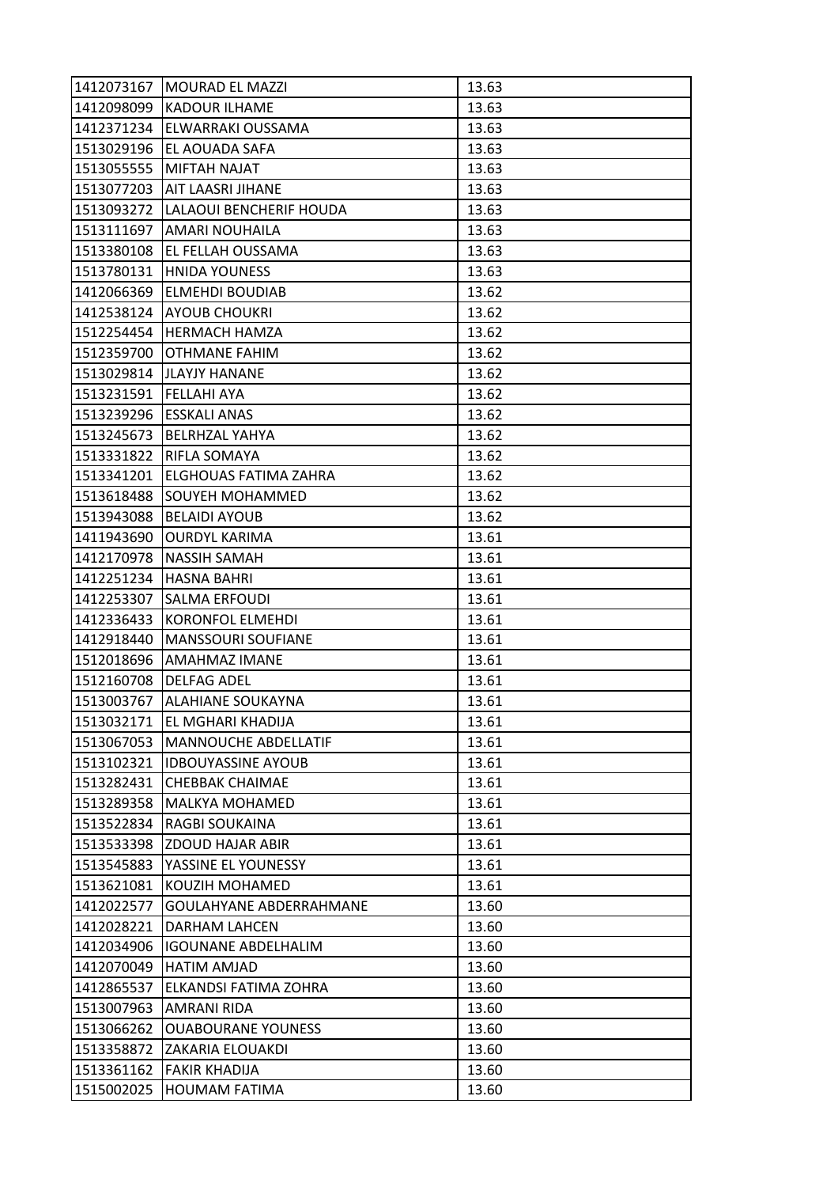| | | |
|---|---|---|
| 1412073167 | MOURAD EL MAZZI | 13.63 |
| 1412098099 | KADOUR ILHAME | 13.63 |
| 1412371234 | ELWARRAKI OUSSAMA | 13.63 |
| 1513029196 | EL AOUADA SAFA | 13.63 |
| 1513055555 | MIFTAH NAJAT | 13.63 |
| 1513077203 | AIT LAASRI JIHANE | 13.63 |
| 1513093272 | LALAOUI BENCHERIF HOUDA | 13.63 |
| 1513111697 | AMARI NOUHAILA | 13.63 |
| 1513380108 | EL FELLAH OUSSAMA | 13.63 |
| 1513780131 | HNIDA YOUNESS | 13.63 |
| 1412066369 | ELMEHDI BOUDIAB | 13.62 |
| 1412538124 | AYOUB CHOUKRI | 13.62 |
| 1512254454 | HERMACH HAMZA | 13.62 |
| 1512359700 | OTHMANE FAHIM | 13.62 |
| 1513029814 | JLAYJY HANANE | 13.62 |
| 1513231591 | FELLAHI AYA | 13.62 |
| 1513239296 | ESSKALI ANAS | 13.62 |
| 1513245673 | BELRHZAL YAHYA | 13.62 |
| 1513331822 | RIFLA SOMAYA | 13.62 |
| 1513341201 | ELGHOUAS FATIMA ZAHRA | 13.62 |
| 1513618488 | SOUYEH MOHAMMED | 13.62 |
| 1513943088 | BELAIDI AYOUB | 13.62 |
| 1411943690 | OURDYL KARIMA | 13.61 |
| 1412170978 | NASSIH SAMAH | 13.61 |
| 1412251234 | HASNA BAHRI | 13.61 |
| 1412253307 | SALMA ERFOUDI | 13.61 |
| 1412336433 | KORONFOL ELMEHDI | 13.61 |
| 1412918440 | MANSSOURI SOUFIANE | 13.61 |
| 1512018696 | AMAHMAZ IMANE | 13.61 |
| 1512160708 | DELFAG ADEL | 13.61 |
| 1513003767 | ALAHIANE SOUKAYNA | 13.61 |
| 1513032171 | EL MGHARI KHADIJA | 13.61 |
| 1513067053 | MANNOUCHE ABDELLATIF | 13.61 |
| 1513102321 | IDBOUYASSINE AYOUB | 13.61 |
| 1513282431 | CHEBBAK CHAIMAE | 13.61 |
| 1513289358 | MALKYA MOHAMED | 13.61 |
| 1513522834 | RAGBI SOUKAINA | 13.61 |
| 1513533398 | ZDOUD HAJAR ABIR | 13.61 |
| 1513545883 | YASSINE EL YOUNESSY | 13.61 |
| 1513621081 | KOUZIH MOHAMED | 13.61 |
| 1412022577 | GOULAHYANE ABDERRAHMANE | 13.60 |
| 1412028221 | DARHAM LAHCEN | 13.60 |
| 1412034906 | IGOUNANE ABDELHALIM | 13.60 |
| 1412070049 | HATIM AMJAD | 13.60 |
| 1412865537 | ELKANDSI FATIMA ZOHRA | 13.60 |
| 1513007963 | AMRANI RIDA | 13.60 |
| 1513066262 | OUABOURANE YOUNESS | 13.60 |
| 1513358872 | ZAKARIA ELOUAKDI | 13.60 |
| 1513361162 | FAKIR KHADIJA | 13.60 |
| 1515002025 | HOUMAM FATIMA | 13.60 |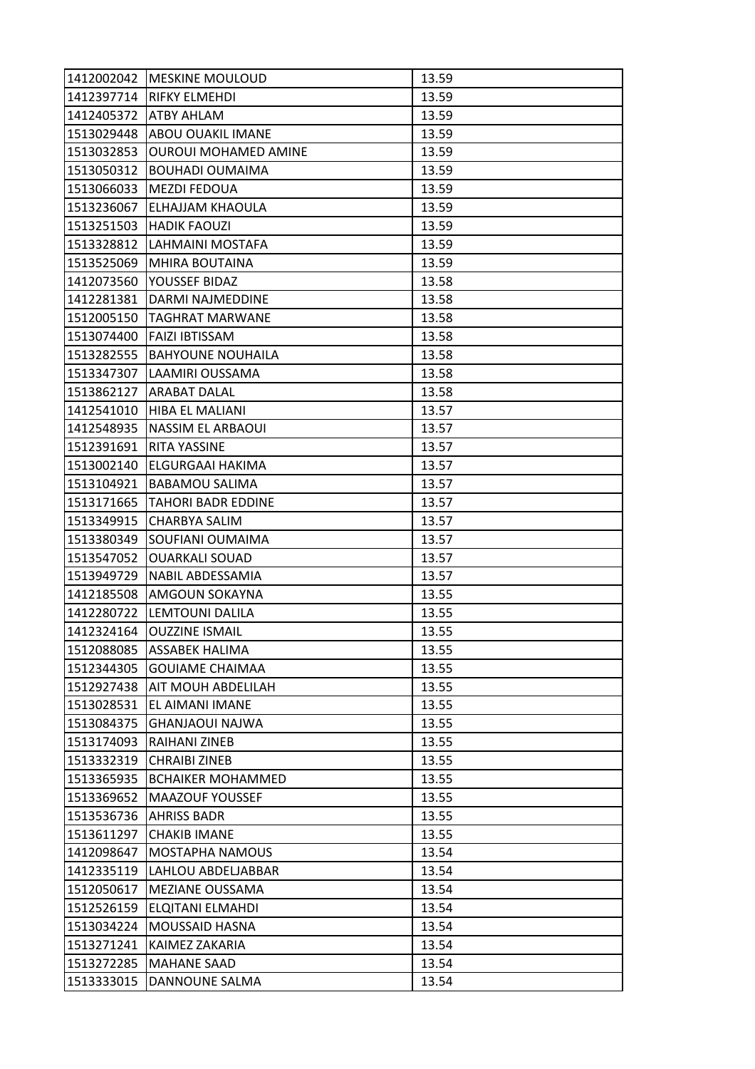| 1412002042 | MESKINE MOULOUD | 13.59 |
|---|---|---|
| 1412397714 | RIFKY ELMEHDI | 13.59 |
| 1412405372 | ATBY AHLAM | 13.59 |
| 1513029448 | ABOU OUAKIL IMANE | 13.59 |
| 1513032853 | OUROUI MOHAMED AMINE | 13.59 |
| 1513050312 | BOUHADI OUMAIMA | 13.59 |
| 1513066033 | MEZDI FEDOUA | 13.59 |
| 1513236067 | ELHAJJAM KHAOULA | 13.59 |
| 1513251503 | HADIK FAOUZI | 13.59 |
| 1513328812 | LAHMAINI MOSTAFA | 13.59 |
| 1513525069 | MHIRA BOUTAINA | 13.59 |
| 1412073560 | YOUSSEF BIDAZ | 13.58 |
| 1412281381 | DARMI NAJMEDDINE | 13.58 |
| 1512005150 | TAGHRAT MARWANE | 13.58 |
| 1513074400 | FAIZI IBTISSAM | 13.58 |
| 1513282555 | BAHYOUNE NOUHAILA | 13.58 |
| 1513347307 | LAAMIRI OUSSAMA | 13.58 |
| 1513862127 | ARABAT DALAL | 13.58 |
| 1412541010 | HIBA EL MALIANI | 13.57 |
| 1412548935 | NASSIM EL ARBAOUI | 13.57 |
| 1512391691 | RITA YASSINE | 13.57 |
| 1513002140 | ELGURGAAI HAKIMA | 13.57 |
| 1513104921 | BABAMOU SALIMA | 13.57 |
| 1513171665 | TAHORI BADR EDDINE | 13.57 |
| 1513349915 | CHARBYA SALIM | 13.57 |
| 1513380349 | SOUFIANI OUMAIMA | 13.57 |
| 1513547052 | OUARKALI SOUAD | 13.57 |
| 1513949729 | NABIL ABDESSAMIA | 13.57 |
| 1412185508 | AMGOUN SOKAYNA | 13.55 |
| 1412280722 | LEMTOUNI DALILA | 13.55 |
| 1412324164 | OUZZINE ISMAIL | 13.55 |
| 1512088085 | ASSABEK HALIMA | 13.55 |
| 1512344305 | GOUIAME CHAIMAA | 13.55 |
| 1512927438 | AIT MOUH ABDELILAH | 13.55 |
| 1513028531 | EL AIMANI IMANE | 13.55 |
| 1513084375 | GHANJAOUI NAJWA | 13.55 |
| 1513174093 | RAIHANI ZINEB | 13.55 |
| 1513332319 | CHRAIBI ZINEB | 13.55 |
| 1513365935 | BCHAIKER MOHAMMED | 13.55 |
| 1513369652 | MAAZOUF YOUSSEF | 13.55 |
| 1513536736 | AHRISS BADR | 13.55 |
| 1513611297 | CHAKIB IMANE | 13.55 |
| 1412098647 | MOSTAPHA NAMOUS | 13.54 |
| 1412335119 | LAHLOU ABDELJABBAR | 13.54 |
| 1512050617 | MEZIANE OUSSAMA | 13.54 |
| 1512526159 | ELQITANI ELMAHDI | 13.54 |
| 1513034224 | MOUSSAID HASNA | 13.54 |
| 1513271241 | KAIMEZ ZAKARIA | 13.54 |
| 1513272285 | MAHANE SAAD | 13.54 |
| 1513333015 | DANNOUNE SALMA | 13.54 |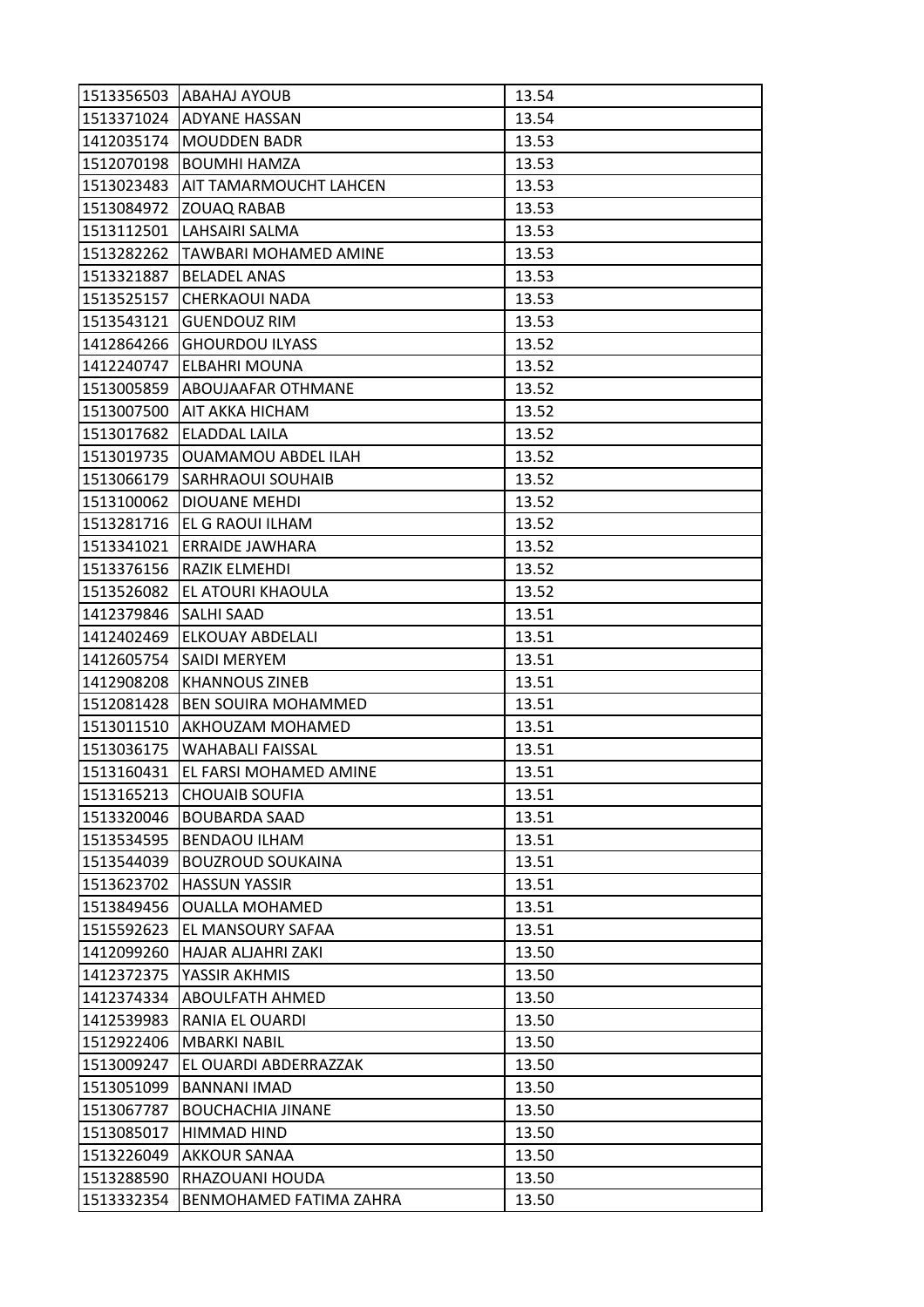| 1513356503 | ABAHAJ AYOUB | 13.54 |
|---|---|---|
| 1513371024 | ADYANE HASSAN | 13.54 |
| 1412035174 | MOUDDEN BADR | 13.53 |
| 1512070198 | BOUMHI HAMZA | 13.53 |
| 1513023483 | AIT TAMARMOUCHT LAHCEN | 13.53 |
| 1513084972 | ZOUAQ RABAB | 13.53 |
| 1513112501 | LAHSAIRI SALMA | 13.53 |
| 1513282262 | TAWBARI MOHAMED AMINE | 13.53 |
| 1513321887 | BELADEL ANAS | 13.53 |
| 1513525157 | CHERKAOUI NADA | 13.53 |
| 1513543121 | GUENDOUZ RIM | 13.53 |
| 1412864266 | GHOURDOU ILYASS | 13.52 |
| 1412240747 | ELBAHRI MOUNA | 13.52 |
| 1513005859 | ABOUJAAFAR OTHMANE | 13.52 |
| 1513007500 | AIT AKKA HICHAM | 13.52 |
| 1513017682 | ELADDAL LAILA | 13.52 |
| 1513019735 | OUAMAMOU ABDEL ILAH | 13.52 |
| 1513066179 | SARHRAOUI SOUHAIB | 13.52 |
| 1513100062 | DIOUANE MEHDI | 13.52 |
| 1513281716 | EL G RAOUI ILHAM | 13.52 |
| 1513341021 | ERRAIDE JAWHARA | 13.52 |
| 1513376156 | RAZIK ELMEHDI | 13.52 |
| 1513526082 | EL ATOURI KHAOULA | 13.52 |
| 1412379846 | SALHI SAAD | 13.51 |
| 1412402469 | ELKOUAY ABDELALI | 13.51 |
| 1412605754 | SAIDI MERYEM | 13.51 |
| 1412908208 | KHANNOUS ZINEB | 13.51 |
| 1512081428 | BEN SOUIRA MOHAMMED | 13.51 |
| 1513011510 | AKHOUZAM MOHAMED | 13.51 |
| 1513036175 | WAHABALI FAISSAL | 13.51 |
| 1513160431 | EL FARSI MOHAMED AMINE | 13.51 |
| 1513165213 | CHOUAIB SOUFIA | 13.51 |
| 1513320046 | BOUBARDA SAAD | 13.51 |
| 1513534595 | BENDAOU ILHAM | 13.51 |
| 1513544039 | BOUZROUD SOUKAINA | 13.51 |
| 1513623702 | HASSUN YASSIR | 13.51 |
| 1513849456 | OUALLA MOHAMED | 13.51 |
| 1515592623 | EL MANSOURY SAFAA | 13.51 |
| 1412099260 | HAJAR ALJAHRI ZAKI | 13.50 |
| 1412372375 | YASSIR AKHMIS | 13.50 |
| 1412374334 | ABOULFATH AHMED | 13.50 |
| 1412539983 | RANIA EL OUARDI | 13.50 |
| 1512922406 | MBARKI NABIL | 13.50 |
| 1513009247 | EL OUARDI ABDERRAZZAK | 13.50 |
| 1513051099 | BANNANI IMAD | 13.50 |
| 1513067787 | BOUCHACHIA JINANE | 13.50 |
| 1513085017 | HIMMAD HIND | 13.50 |
| 1513226049 | AKKOUR SANAA | 13.50 |
| 1513288590 | RHAZOUANI HOUDA | 13.50 |
| 1513332354 | BENMOHAMED FATIMA ZAHRA | 13.50 |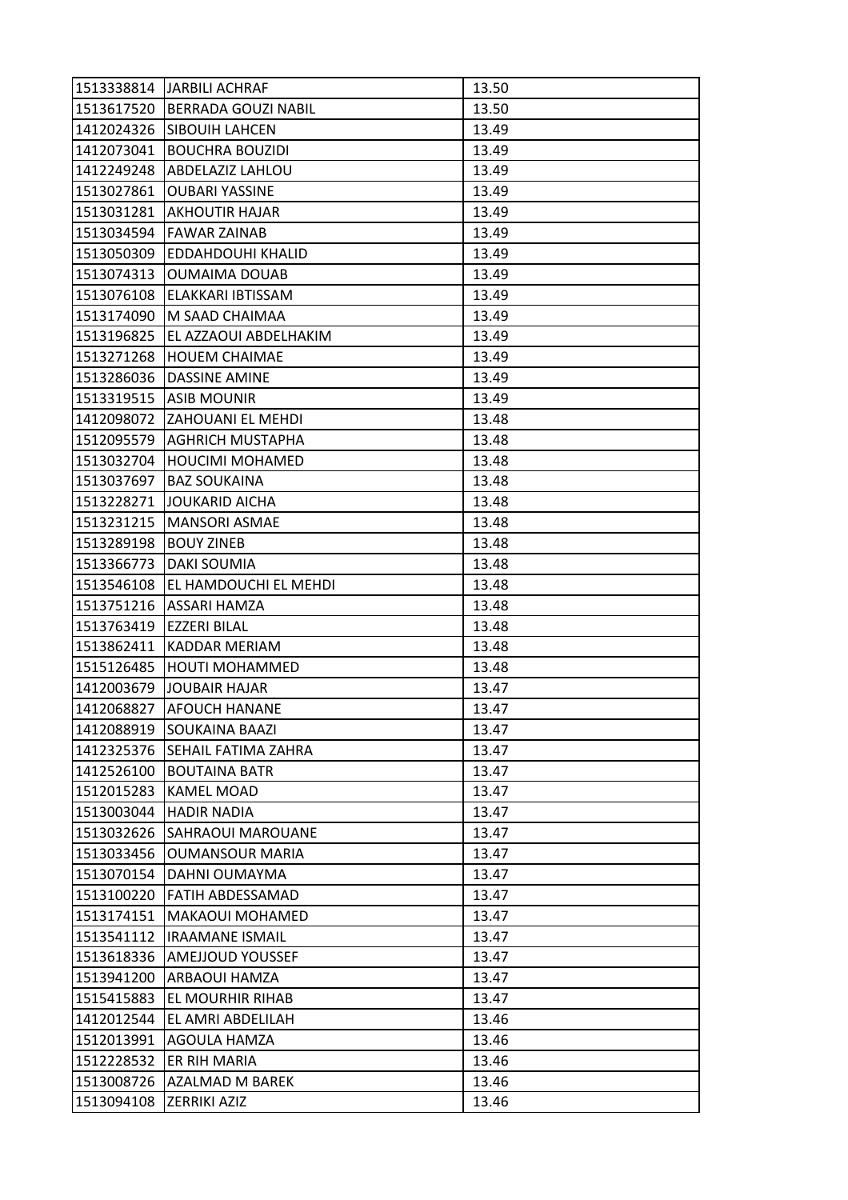| | | |
|---|---|---|
| 1513338814 | JARBILI ACHRAF | 13.50 |
| 1513617520 | BERRADA GOUZI NABIL | 13.50 |
| 1412024326 | SIBOUIH LAHCEN | 13.49 |
| 1412073041 | BOUCHRA BOUZIDI | 13.49 |
| 1412249248 | ABDELAZIZ LAHLOU | 13.49 |
| 1513027861 | OUBARI YASSINE | 13.49 |
| 1513031281 | AKHOUTIR HAJAR | 13.49 |
| 1513034594 | FAWAR ZAINAB | 13.49 |
| 1513050309 | EDDAHDOUHI KHALID | 13.49 |
| 1513074313 | OUMAIMA DOUAB | 13.49 |
| 1513076108 | ELAKKARI IBTISSAM | 13.49 |
| 1513174090 | M SAAD CHAIMAA | 13.49 |
| 1513196825 | EL AZZAOUI ABDELHAKIM | 13.49 |
| 1513271268 | HOUEM CHAIMAE | 13.49 |
| 1513286036 | DASSINE AMINE | 13.49 |
| 1513319515 | ASIB MOUNIR | 13.49 |
| 1412098072 | ZAHOUANI EL MEHDI | 13.48 |
| 1512095579 | AGHRICH MUSTAPHA | 13.48 |
| 1513032704 | HOUCIMI MOHAMED | 13.48 |
| 1513037697 | BAZ SOUKAINA | 13.48 |
| 1513228271 | JOUKARID AICHA | 13.48 |
| 1513231215 | MANSORI ASMAE | 13.48 |
| 1513289198 | BOUY ZINEB | 13.48 |
| 1513366773 | DAKI SOUMIA | 13.48 |
| 1513546108 | EL HAMDOUCHI EL MEHDI | 13.48 |
| 1513751216 | ASSARI HAMZA | 13.48 |
| 1513763419 | EZZERI BILAL | 13.48 |
| 1513862411 | KADDAR MERIAM | 13.48 |
| 1515126485 | HOUTI MOHAMMED | 13.48 |
| 1412003679 | JOUBAIR HAJAR | 13.47 |
| 1412068827 | AFOUCH HANANE | 13.47 |
| 1412088919 | SOUKAINA BAAZI | 13.47 |
| 1412325376 | SEHAIL FATIMA ZAHRA | 13.47 |
| 1412526100 | BOUTAINA BATR | 13.47 |
| 1512015283 | KAMEL MOAD | 13.47 |
| 1513003044 | HADIR NADIA | 13.47 |
| 1513032626 | SAHRAOUI MAROUANE | 13.47 |
| 1513033456 | OUMANSOUR MARIA | 13.47 |
| 1513070154 | DAHNI OUMAYMA | 13.47 |
| 1513100220 | FATIH ABDESSAMAD | 13.47 |
| 1513174151 | MAKAOUI MOHAMED | 13.47 |
| 1513541112 | IRAAMANE ISMAIL | 13.47 |
| 1513618336 | AMEJJOUD YOUSSEF | 13.47 |
| 1513941200 | ARBAOUI HAMZA | 13.47 |
| 1515415883 | EL MOURHIR RIHAB | 13.47 |
| 1412012544 | EL AMRI ABDELILAH | 13.46 |
| 1512013991 | AGOULA HAMZA | 13.46 |
| 1512228532 | ER RIH MARIA | 13.46 |
| 1513008726 | AZALMAD M BAREK | 13.46 |
| 1513094108 | ZERRIKI AZIZ | 13.46 |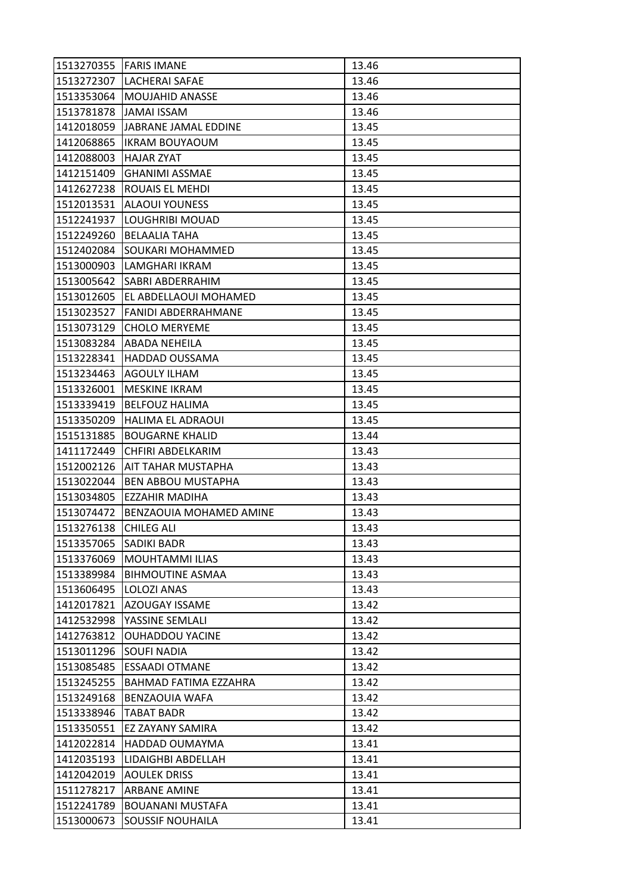| | | |
|---|---|---|
| 1513270355 | FARIS IMANE | 13.46 |
| 1513272307 | LACHERAI SAFAE | 13.46 |
| 1513353064 | MOUJAHID ANASSE | 13.46 |
| 1513781878 | JAMAI ISSAM | 13.46 |
| 1412018059 | JABRANE JAMAL EDDINE | 13.45 |
| 1412068865 | IKRAM BOUYAOUM | 13.45 |
| 1412088003 | HAJAR ZYAT | 13.45 |
| 1412151409 | GHANIMI ASSMAE | 13.45 |
| 1412627238 | ROUAIS EL MEHDI | 13.45 |
| 1512013531 | ALAOUI YOUNESS | 13.45 |
| 1512241937 | LOUGHRIBI MOUAD | 13.45 |
| 1512249260 | BELAALIA TAHA | 13.45 |
| 1512402084 | SOUKARI MOHAMMED | 13.45 |
| 1513000903 | LAMGHARI IKRAM | 13.45 |
| 1513005642 | SABRI ABDERRAHIM | 13.45 |
| 1513012605 | EL ABDELLAOUI MOHAMED | 13.45 |
| 1513023527 | FANIDI ABDERRAHMANE | 13.45 |
| 1513073129 | CHOLO MERYEME | 13.45 |
| 1513083284 | ABADA NEHEILA | 13.45 |
| 1513228341 | HADDAD OUSSAMA | 13.45 |
| 1513234463 | AGOULY ILHAM | 13.45 |
| 1513326001 | MESKINE IKRAM | 13.45 |
| 1513339419 | BELFOUZ HALIMA | 13.45 |
| 1513350209 | HALIMA EL ADRAOUI | 13.45 |
| 1515131885 | BOUGARNE KHALID | 13.44 |
| 1411172449 | CHFIRI ABDELKARIM | 13.43 |
| 1512002126 | AIT TAHAR MUSTAPHA | 13.43 |
| 1513022044 | BEN ABBOU MUSTAPHA | 13.43 |
| 1513034805 | EZZAHIR MADIHA | 13.43 |
| 1513074472 | BENZAOUIA MOHAMED AMINE | 13.43 |
| 1513276138 | CHILEG ALI | 13.43 |
| 1513357065 | SADIKI BADR | 13.43 |
| 1513376069 | MOUHTAMMI ILIAS | 13.43 |
| 1513389984 | BIHMOUTINE ASMAA | 13.43 |
| 1513606495 | LOLOZI ANAS | 13.43 |
| 1412017821 | AZOUGAY ISSAME | 13.42 |
| 1412532998 | YASSINE SEMLALI | 13.42 |
| 1412763812 | OUHADDOU YACINE | 13.42 |
| 1513011296 | SOUFI NADIA | 13.42 |
| 1513085485 | ESSAADI OTMANE | 13.42 |
| 1513245255 | BAHMAD FATIMA EZZAHRA | 13.42 |
| 1513249168 | BENZAOUIA WAFA | 13.42 |
| 1513338946 | TABAT BADR | 13.42 |
| 1513350551 | EZ ZAYANY SAMIRA | 13.42 |
| 1412022814 | HADDAD OUMAYMA | 13.41 |
| 1412035193 | LIDAIGHBI ABDELLAH | 13.41 |
| 1412042019 | AOULEK DRISS | 13.41 |
| 1511278217 | ARBANE AMINE | 13.41 |
| 1512241789 | BOUANANI MUSTAFA | 13.41 |
| 1513000673 | SOUSSIF NOUHAILA | 13.41 |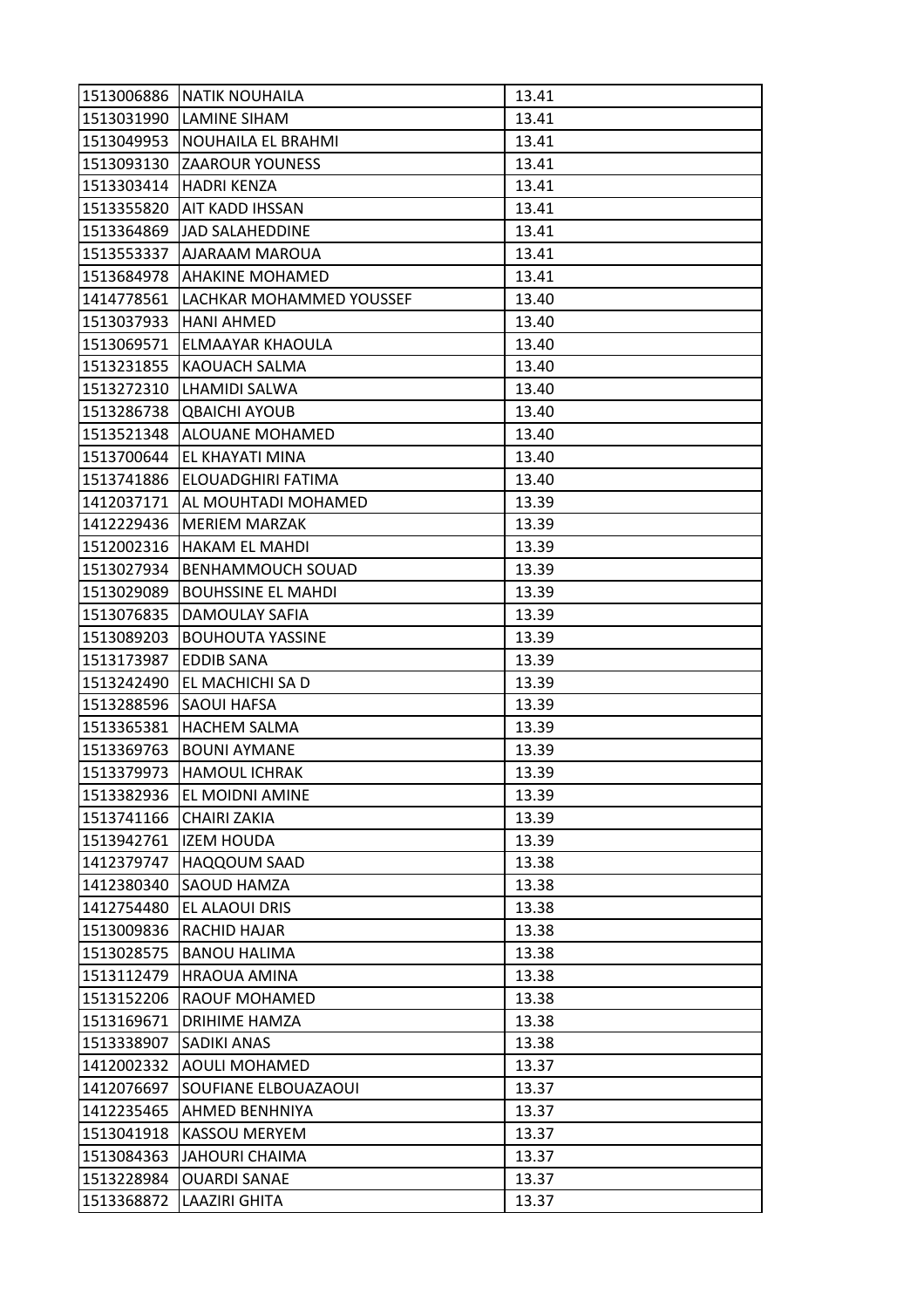| 1513006886 | NATIK NOUHAILA | 13.41 |
|---|---|---|
| 1513031990 | LAMINE SIHAM | 13.41 |
| 1513049953 | NOUHAILA EL BRAHMI | 13.41 |
| 1513093130 | ZAAROUR YOUNESS | 13.41 |
| 1513303414 | HADRI KENZA | 13.41 |
| 1513355820 | AIT KADD IHSSAN | 13.41 |
| 1513364869 | JAD SALAHEDDINE | 13.41 |
| 1513553337 | AJARAAM MAROUA | 13.41 |
| 1513684978 | AHAKINE MOHAMED | 13.41 |
| 1414778561 | LACHKAR MOHAMMED YOUSSEF | 13.40 |
| 1513037933 | HANI AHMED | 13.40 |
| 1513069571 | ELMAAYAR KHAOULA | 13.40 |
| 1513231855 | KAOUACH SALMA | 13.40 |
| 1513272310 | LHAMIDI SALWA | 13.40 |
| 1513286738 | QBAICHI AYOUB | 13.40 |
| 1513521348 | ALOUANE MOHAMED | 13.40 |
| 1513700644 | EL KHAYATI MINA | 13.40 |
| 1513741886 | ELOUADGHIRI FATIMA | 13.40 |
| 1412037171 | AL MOUHTADI MOHAMED | 13.39 |
| 1412229436 | MERIEM MARZAK | 13.39 |
| 1512002316 | HAKAM EL MAHDI | 13.39 |
| 1513027934 | BENHAMMOUCH SOUAD | 13.39 |
| 1513029089 | BOUHSSINE EL MAHDI | 13.39 |
| 1513076835 | DAMOULAY SAFIA | 13.39 |
| 1513089203 | BOUHOUTA YASSINE | 13.39 |
| 1513173987 | EDDIB SANA | 13.39 |
| 1513242490 | EL MACHICHI SA D | 13.39 |
| 1513288596 | SAOUI HAFSA | 13.39 |
| 1513365381 | HACHEM SALMA | 13.39 |
| 1513369763 | BOUNI AYMANE | 13.39 |
| 1513379973 | HAMOUL ICHRAK | 13.39 |
| 1513382936 | EL MOIDNI AMINE | 13.39 |
| 1513741166 | CHAIRI ZAKIA | 13.39 |
| 1513942761 | IZEM HOUDA | 13.39 |
| 1412379747 | HAQQOUM SAAD | 13.38 |
| 1412380340 | SAOUD HAMZA | 13.38 |
| 1412754480 | EL ALAOUI DRIS | 13.38 |
| 1513009836 | RACHID HAJAR | 13.38 |
| 1513028575 | BANOU HALIMA | 13.38 |
| 1513112479 | HRAOUA AMINA | 13.38 |
| 1513152206 | RAOUF MOHAMED | 13.38 |
| 1513169671 | DRIHIME HAMZA | 13.38 |
| 1513338907 | SADIKI ANAS | 13.38 |
| 1412002332 | AOULI MOHAMED | 13.37 |
| 1412076697 | SOUFIANE ELBOUAZAOUI | 13.37 |
| 1412235465 | AHMED BENHNIYA | 13.37 |
| 1513041918 | KASSOU MERYEM | 13.37 |
| 1513084363 | JAHOURI CHAIMA | 13.37 |
| 1513228984 | OUARDI SANAE | 13.37 |
| 1513368872 | LAAZIRI GHITA | 13.37 |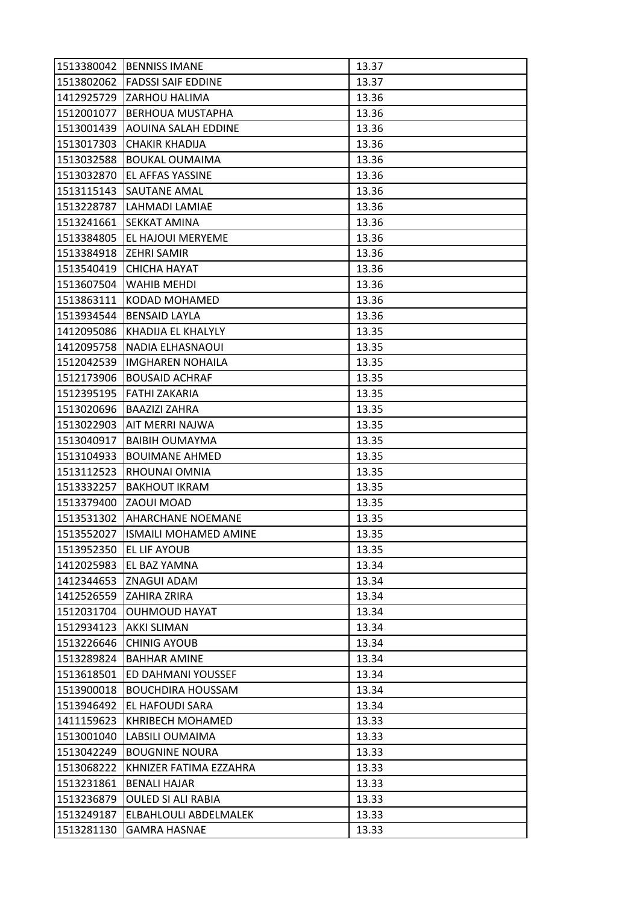| | | |
|---|---|---|
| 1513380042 | BENNISS IMANE | 13.37 |
| 1513802062 | FADSSI SAIF EDDINE | 13.37 |
| 1412925729 | ZARHOU HALIMA | 13.36 |
| 1512001077 | BERHOUA MUSTAPHA | 13.36 |
| 1513001439 | AOUINA SALAH EDDINE | 13.36 |
| 1513017303 | CHAKIR KHADIJA | 13.36 |
| 1513032588 | BOUKAL OUMAIMA | 13.36 |
| 1513032870 | EL AFFAS YASSINE | 13.36 |
| 1513115143 | SAUTANE AMAL | 13.36 |
| 1513228787 | LAHMADI LAMIAE | 13.36 |
| 1513241661 | SEKKAT AMINA | 13.36 |
| 1513384805 | EL HAJOUI MERYEME | 13.36 |
| 1513384918 | ZEHRI SAMIR | 13.36 |
| 1513540419 | CHICHA HAYAT | 13.36 |
| 1513607504 | WAHIB MEHDI | 13.36 |
| 1513863111 | KODAD MOHAMED | 13.36 |
| 1513934544 | BENSAID LAYLA | 13.36 |
| 1412095086 | KHADIJA EL KHALYLY | 13.35 |
| 1412095758 | NADIA ELHASNAOUI | 13.35 |
| 1512042539 | IMGHAREN NOHAILA | 13.35 |
| 1512173906 | BOUSAID ACHRAF | 13.35 |
| 1512395195 | FATHI ZAKARIA | 13.35 |
| 1513020696 | BAAZIZI ZAHRA | 13.35 |
| 1513022903 | AIT MERRI NAJWA | 13.35 |
| 1513040917 | BAIBIH OUMAYMA | 13.35 |
| 1513104933 | BOUIMANE AHMED | 13.35 |
| 1513112523 | RHOUNAI OMNIA | 13.35 |
| 1513332257 | BAKHOUT IKRAM | 13.35 |
| 1513379400 | ZAOUI MOAD | 13.35 |
| 1513531302 | AHARCHANE NOEMANE | 13.35 |
| 1513552027 | ISMAILI MOHAMED AMINE | 13.35 |
| 1513952350 | EL LIF AYOUB | 13.35 |
| 1412025983 | EL BAZ YAMNA | 13.34 |
| 1412344653 | ZNAGUI ADAM | 13.34 |
| 1412526559 | ZAHIRA ZRIRA | 13.34 |
| 1512031704 | OUHMOUD HAYAT | 13.34 |
| 1512934123 | AKKI SLIMAN | 13.34 |
| 1513226646 | CHINIG AYOUB | 13.34 |
| 1513289824 | BAHHAR AMINE | 13.34 |
| 1513618501 | ED DAHMANI YOUSSEF | 13.34 |
| 1513900018 | BOUCHDIRA HOUSSAM | 13.34 |
| 1513946492 | EL HAFOUDI SARA | 13.34 |
| 1411159623 | KHRIBECH MOHAMED | 13.33 |
| 1513001040 | LABSILI OUMAIMA | 13.33 |
| 1513042249 | BOUGNINE NOURA | 13.33 |
| 1513068222 | KHNIZER FATIMA EZZAHRA | 13.33 |
| 1513231861 | BENALI HAJAR | 13.33 |
| 1513236879 | OULED SI ALI RABIA | 13.33 |
| 1513249187 | ELBAHLOULI ABDELMALEK | 13.33 |
| 1513281130 | GAMRA HASNAE | 13.33 |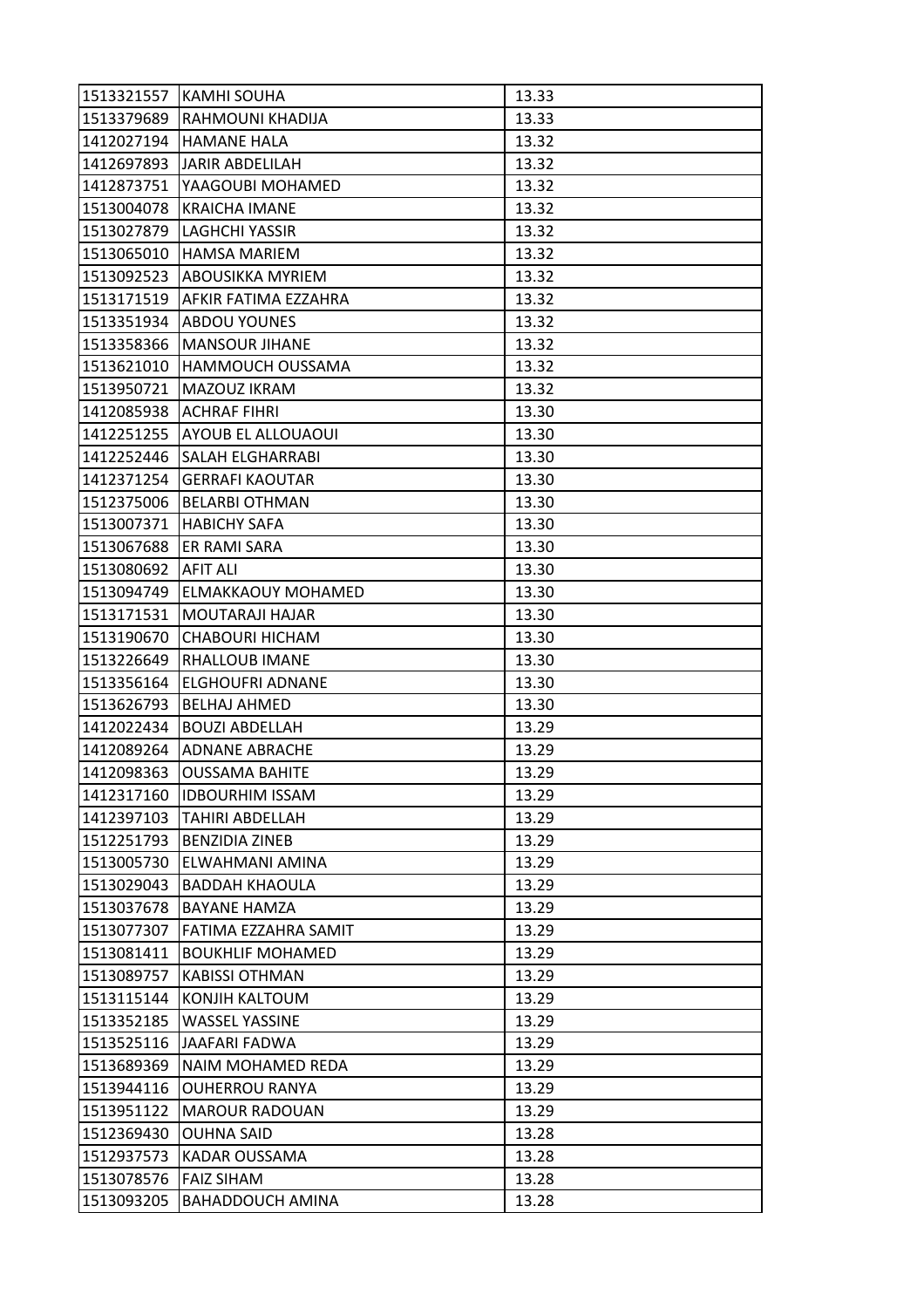| 1513321557 | KAMHI SOUHA | 13.33 |
|---|---|---|
| 1513379689 | RAHMOUNI KHADIJA | 13.33 |
| 1412027194 | HAMANE HALA | 13.32 |
| 1412697893 | JARIR ABDELILAH | 13.32 |
| 1412873751 | YAAGOUBI MOHAMED | 13.32 |
| 1513004078 | KRAICHA IMANE | 13.32 |
| 1513027879 | LAGHCHI YASSIR | 13.32 |
| 1513065010 | HAMSA MARIEM | 13.32 |
| 1513092523 | ABOUSIKKA MYRIEM | 13.32 |
| 1513171519 | AFKIR FATIMA EZZAHRA | 13.32 |
| 1513351934 | ABDOU YOUNES | 13.32 |
| 1513358366 | MANSOUR JIHANE | 13.32 |
| 1513621010 | HAMMOUCH OUSSAMA | 13.32 |
| 1513950721 | MAZOUZ IKRAM | 13.32 |
| 1412085938 | ACHRAF FIHRI | 13.30 |
| 1412251255 | AYOUB EL ALLOUAOUI | 13.30 |
| 1412252446 | SALAH ELGHARRABI | 13.30 |
| 1412371254 | GERRAFI KAOUTAR | 13.30 |
| 1512375006 | BELARBI OTHMAN | 13.30 |
| 1513007371 | HABICHY SAFA | 13.30 |
| 1513067688 | ER RAMI SARA | 13.30 |
| 1513080692 | AFIT ALI | 13.30 |
| 1513094749 | ELMAKKAOUY MOHAMED | 13.30 |
| 1513171531 | MOUTARAJI HAJAR | 13.30 |
| 1513190670 | CHABOURI HICHAM | 13.30 |
| 1513226649 | RHALLOUB IMANE | 13.30 |
| 1513356164 | ELGHOUFRI ADNANE | 13.30 |
| 1513626793 | BELHAJ AHMED | 13.30 |
| 1412022434 | BOUZI ABDELLAH | 13.29 |
| 1412089264 | ADNANE ABRACHE | 13.29 |
| 1412098363 | OUSSAMA BAHITE | 13.29 |
| 1412317160 | IDBOURHIM ISSAM | 13.29 |
| 1412397103 | TAHIRI ABDELLAH | 13.29 |
| 1512251793 | BENZIDIA ZINEB | 13.29 |
| 1513005730 | ELWAHMANI AMINA | 13.29 |
| 1513029043 | BADDAH KHAOULA | 13.29 |
| 1513037678 | BAYANE HAMZA | 13.29 |
| 1513077307 | FATIMA EZZAHRA SAMIT | 13.29 |
| 1513081411 | BOUKHLIF MOHAMED | 13.29 |
| 1513089757 | KABISSI OTHMAN | 13.29 |
| 1513115144 | KONJIH KALTOUM | 13.29 |
| 1513352185 | WASSEL YASSINE | 13.29 |
| 1513525116 | JAAFARI FADWA | 13.29 |
| 1513689369 | NAIM MOHAMED REDA | 13.29 |
| 1513944116 | OUHERROU RANYA | 13.29 |
| 1513951122 | MAROUR RADOUAN | 13.29 |
| 1512369430 | OUHNA SAID | 13.28 |
| 1512937573 | KADAR OUSSAMA | 13.28 |
| 1513078576 | FAIZ SIHAM | 13.28 |
| 1513093205 | BAHADDOUCH AMINA | 13.28 |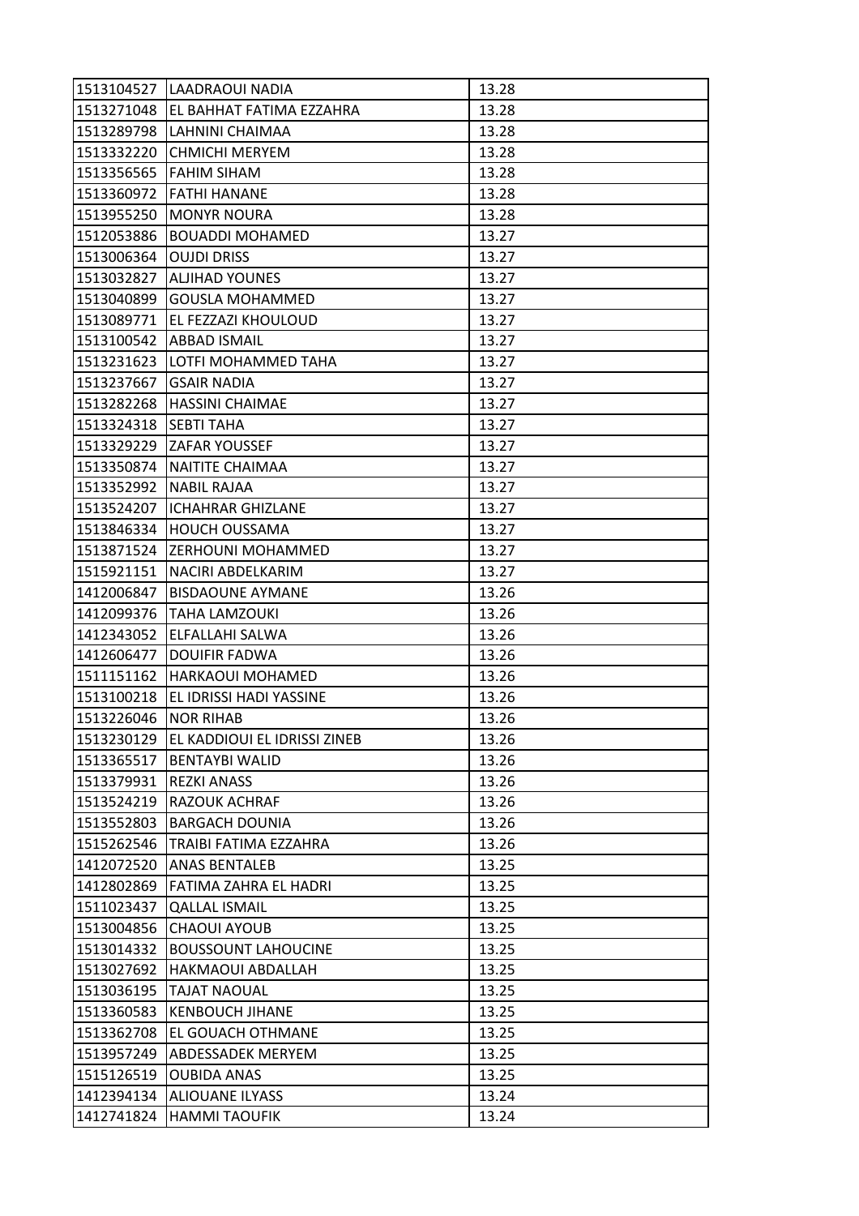| | | |
|---|---|---|
| 1513104527 | LAADRAOUI NADIA | 13.28 |
| 1513271048 | EL BAHHAT FATIMA EZZAHRA | 13.28 |
| 1513289798 | LAHNINI CHAIMAA | 13.28 |
| 1513332220 | CHMICHI MERYEM | 13.28 |
| 1513356565 | FAHIM SIHAM | 13.28 |
| 1513360972 | FATHI HANANE | 13.28 |
| 1513955250 | MONYR NOURA | 13.28 |
| 1512053886 | BOUADDI MOHAMED | 13.27 |
| 1513006364 | OUJDI DRISS | 13.27 |
| 1513032827 | ALJIHAD YOUNES | 13.27 |
| 1513040899 | GOUSLA MOHAMMED | 13.27 |
| 1513089771 | EL FEZZAZI KHOULOUD | 13.27 |
| 1513100542 | ABBAD ISMAIL | 13.27 |
| 1513231623 | LOTFI MOHAMMED TAHA | 13.27 |
| 1513237667 | GSAIR NADIA | 13.27 |
| 1513282268 | HASSINI CHAIMAE | 13.27 |
| 1513324318 | SEBTI TAHA | 13.27 |
| 1513329229 | ZAFAR YOUSSEF | 13.27 |
| 1513350874 | NAITITE CHAIMAA | 13.27 |
| 1513352992 | NABIL RAJAA | 13.27 |
| 1513524207 | ICHAHRAR GHIZLANE | 13.27 |
| 1513846334 | HOUCH OUSSAMA | 13.27 |
| 1513871524 | ZERHOUNI MOHAMMED | 13.27 |
| 1515921151 | NACIRI ABDELKARIM | 13.27 |
| 1412006847 | BISDAOUNE AYMANE | 13.26 |
| 1412099376 | TAHA LAMZOUKI | 13.26 |
| 1412343052 | ELFALLAHI SALWA | 13.26 |
| 1412606477 | DOUIFIR FADWA | 13.26 |
| 1511151162 | HARKAOUI MOHAMED | 13.26 |
| 1513100218 | EL IDRISSI HADI YASSINE | 13.26 |
| 1513226046 | NOR RIHAB | 13.26 |
| 1513230129 | EL KADDIOUI EL IDRISSI ZINEB | 13.26 |
| 1513365517 | BENTAYBI WALID | 13.26 |
| 1513379931 | REZKI ANASS | 13.26 |
| 1513524219 | RAZOUK ACHRAF | 13.26 |
| 1513552803 | BARGACH DOUNIA | 13.26 |
| 1515262546 | TRAIBI FATIMA EZZAHRA | 13.26 |
| 1412072520 | ANAS BENTALEB | 13.25 |
| 1412802869 | FATIMA ZAHRA EL HADRI | 13.25 |
| 1511023437 | QALLAL ISMAIL | 13.25 |
| 1513004856 | CHAOUI AYOUB | 13.25 |
| 1513014332 | BOUSSOUNT LAHOUCINE | 13.25 |
| 1513027692 | HAKMAOUI ABDALLAH | 13.25 |
| 1513036195 | TAJAT NAOUAL | 13.25 |
| 1513360583 | KENBOUCH JIHANE | 13.25 |
| 1513362708 | EL GOUACH OTHMANE | 13.25 |
| 1513957249 | ABDESSADEK MERYEM | 13.25 |
| 1515126519 | OUBIDA ANAS | 13.25 |
| 1412394134 | ALIOUANE ILYASS | 13.24 |
| 1412741824 | HAMMI TAOUFIK | 13.24 |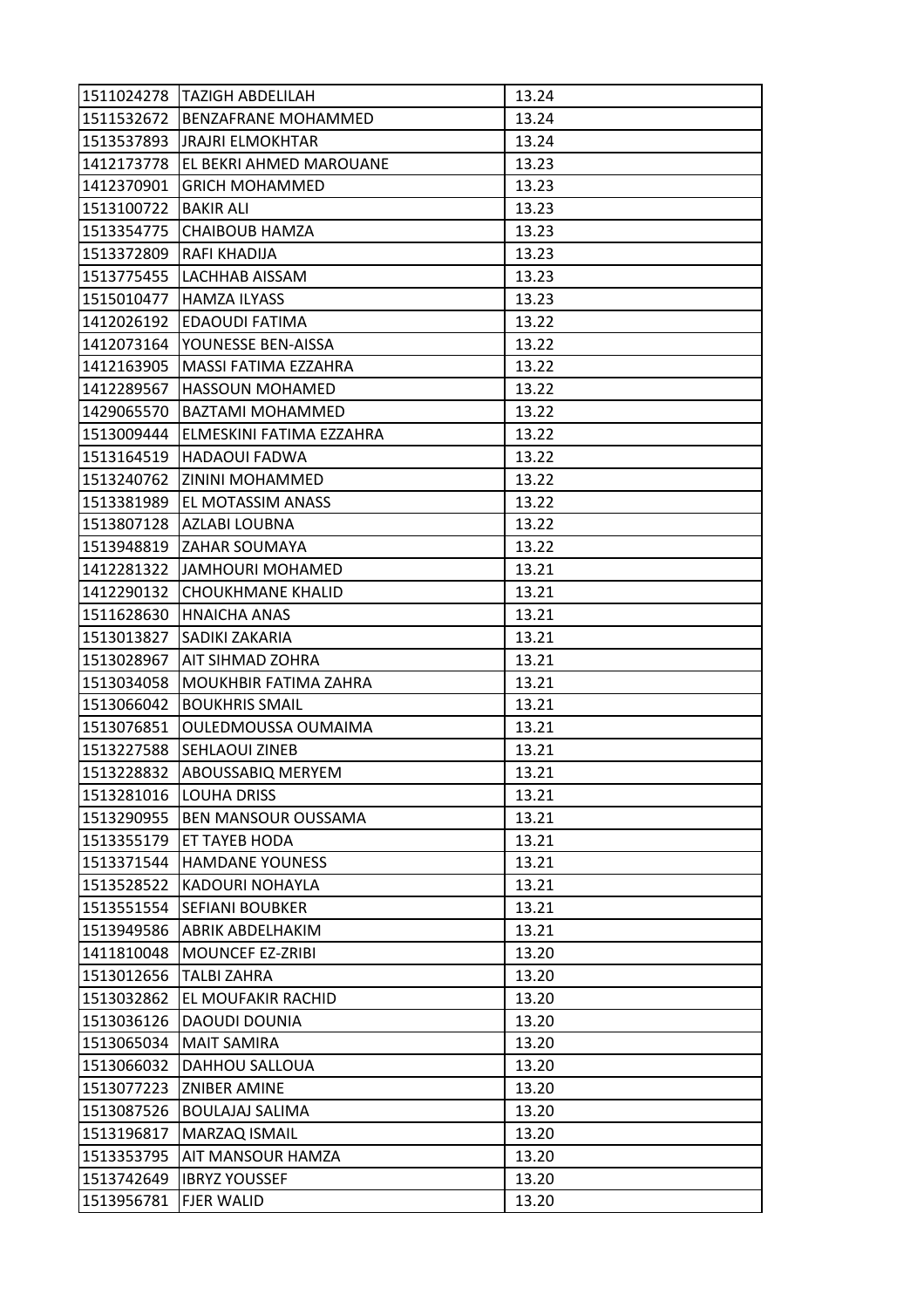| 1511024278 | TAZIGH ABDELILAH | 13.24 |
|---|---|---|
| 1511532672 | BENZAFRANE MOHAMMED | 13.24 |
| 1513537893 | JRAJRI ELMOKHTAR | 13.24 |
| 1412173778 | EL BEKRI AHMED MAROUANE | 13.23 |
| 1412370901 | GRICH MOHAMMED | 13.23 |
| 1513100722 | BAKIR ALI | 13.23 |
| 1513354775 | CHAIBOUB HAMZA | 13.23 |
| 1513372809 | RAFI KHADIJA | 13.23 |
| 1513775455 | LACHHAB AISSAM | 13.23 |
| 1515010477 | HAMZA ILYASS | 13.23 |
| 1412026192 | EDAOUDI FATIMA | 13.22 |
| 1412073164 | YOUNESSE BEN-AISSA | 13.22 |
| 1412163905 | MASSI FATIMA EZZAHRA | 13.22 |
| 1412289567 | HASSOUN MOHAMED | 13.22 |
| 1429065570 | BAZTAMI MOHAMMED | 13.22 |
| 1513009444 | ELMESKINI FATIMA EZZAHRA | 13.22 |
| 1513164519 | HADAOUI FADWA | 13.22 |
| 1513240762 | ZININI MOHAMMED | 13.22 |
| 1513381989 | EL MOTASSIM ANASS | 13.22 |
| 1513807128 | AZLABI LOUBNA | 13.22 |
| 1513948819 | ZAHAR SOUMAYA | 13.22 |
| 1412281322 | JAMHOURI MOHAMED | 13.21 |
| 1412290132 | CHOUKHMANE KHALID | 13.21 |
| 1511628630 | HNAICHA ANAS | 13.21 |
| 1513013827 | SADIKI ZAKARIA | 13.21 |
| 1513028967 | AIT SIHMAD ZOHRA | 13.21 |
| 1513034058 | MOUKHBIR FATIMA ZAHRA | 13.21 |
| 1513066042 | BOUKHRIS SMAIL | 13.21 |
| 1513076851 | OULEDMOUSSA OUMAIMA | 13.21 |
| 1513227588 | SEHLAOUI ZINEB | 13.21 |
| 1513228832 | ABOUSSABIQ MERYEM | 13.21 |
| 1513281016 | LOUHA DRISS | 13.21 |
| 1513290955 | BEN MANSOUR OUSSAMA | 13.21 |
| 1513355179 | ET TAYEB HODA | 13.21 |
| 1513371544 | HAMDANE YOUNESS | 13.21 |
| 1513528522 | KADOURI NOHAYLA | 13.21 |
| 1513551554 | SEFIANI BOUBKER | 13.21 |
| 1513949586 | ABRIK ABDELHAKIM | 13.21 |
| 1411810048 | MOUNCEF EZ-ZRIBI | 13.20 |
| 1513012656 | TALBI ZAHRA | 13.20 |
| 1513032862 | EL MOUFAKIR RACHID | 13.20 |
| 1513036126 | DAOUDI DOUNIA | 13.20 |
| 1513065034 | MAIT SAMIRA | 13.20 |
| 1513066032 | DAHHOU SALLOUA | 13.20 |
| 1513077223 | ZNIBER AMINE | 13.20 |
| 1513087526 | BOULAJAJ SALIMA | 13.20 |
| 1513196817 | MARZAQ ISMAIL | 13.20 |
| 1513353795 | AIT MANSOUR HAMZA | 13.20 |
| 1513742649 | IBRYZ YOUSSEF | 13.20 |
| 1513956781 | FJER WALID | 13.20 |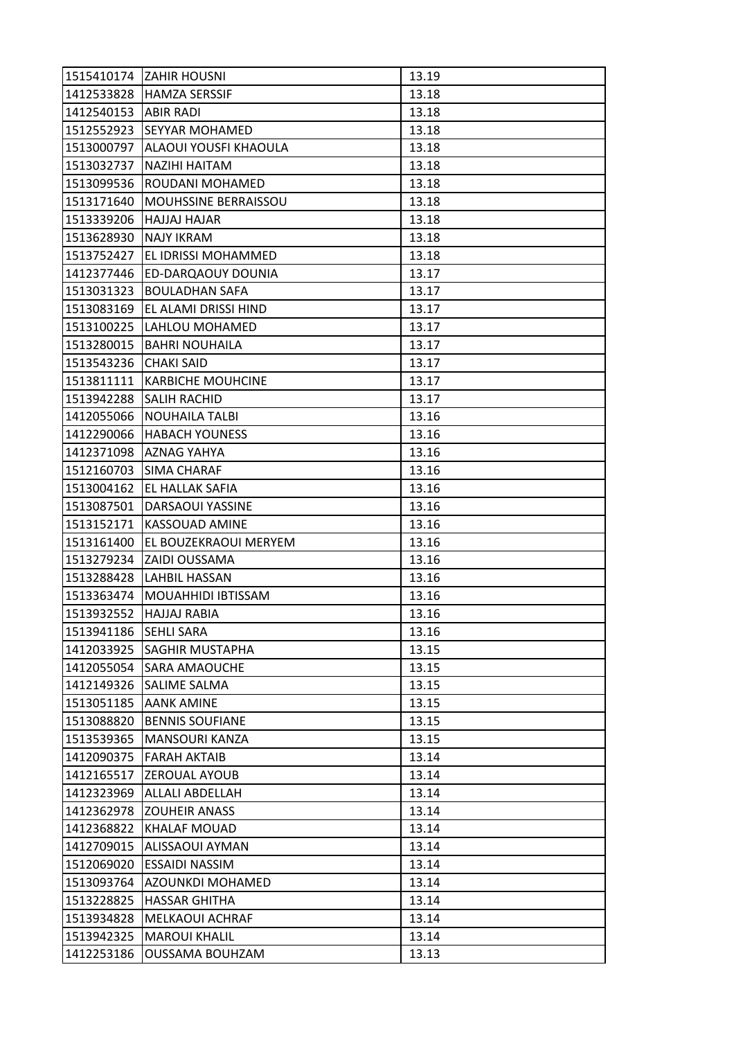| | | |
|---|---|---|
| 1515410174 | ZAHIR HOUSNI | 13.19 |
| 1412533828 | HAMZA SERSSIF | 13.18 |
| 1412540153 | ABIR RADI | 13.18 |
| 1512552923 | SEYYAR MOHAMED | 13.18 |
| 1513000797 | ALAOUI YOUSFI KHAOULA | 13.18 |
| 1513032737 | NAZIHI HAITAM | 13.18 |
| 1513099536 | ROUDANI MOHAMED | 13.18 |
| 1513171640 | MOUHSSINE BERRAISSOU | 13.18 |
| 1513339206 | HAJJAJ HAJAR | 13.18 |
| 1513628930 | NAJY IKRAM | 13.18 |
| 1513752427 | EL IDRISSI MOHAMMED | 13.18 |
| 1412377446 | ED-DARQAOUY DOUNIA | 13.17 |
| 1513031323 | BOULADHAN SAFA | 13.17 |
| 1513083169 | EL ALAMI DRISSI HIND | 13.17 |
| 1513100225 | LAHLOU MOHAMED | 13.17 |
| 1513280015 | BAHRI NOUHAILA | 13.17 |
| 1513543236 | CHAKI SAID | 13.17 |
| 1513811111 | KARBICHE MOUHCINE | 13.17 |
| 1513942288 | SALIH RACHID | 13.17 |
| 1412055066 | NOUHAILA TALBI | 13.16 |
| 1412290066 | HABACH YOUNESS | 13.16 |
| 1412371098 | AZNAG YAHYA | 13.16 |
| 1512160703 | SIMA CHARAF | 13.16 |
| 1513004162 | EL HALLAK SAFIA | 13.16 |
| 1513087501 | DARSAOUI YASSINE | 13.16 |
| 1513152171 | KASSOUAD AMINE | 13.16 |
| 1513161400 | EL BOUZEKRAOUI MERYEM | 13.16 |
| 1513279234 | ZAIDI OUSSAMA | 13.16 |
| 1513288428 | LAHBIL HASSAN | 13.16 |
| 1513363474 | MOUAHHIDI IBTISSAM | 13.16 |
| 1513932552 | HAJJAJ RABIA | 13.16 |
| 1513941186 | SEHLI SARA | 13.16 |
| 1412033925 | SAGHIR MUSTAPHA | 13.15 |
| 1412055054 | SARA AMAOUCHE | 13.15 |
| 1412149326 | SALIME SALMA | 13.15 |
| 1513051185 | AANK AMINE | 13.15 |
| 1513088820 | BENNIS SOUFIANE | 13.15 |
| 1513539365 | MANSOURI KANZA | 13.15 |
| 1412090375 | FARAH AKTAIB | 13.14 |
| 1412165517 | ZEROUAL AYOUB | 13.14 |
| 1412323969 | ALLALI ABDELLAH | 13.14 |
| 1412362978 | ZOUHEIR ANASS | 13.14 |
| 1412368822 | KHALAF MOUAD | 13.14 |
| 1412709015 | ALISSAOUI AYMAN | 13.14 |
| 1512069020 | ESSAIDI NASSIM | 13.14 |
| 1513093764 | AZOUNKDI MOHAMED | 13.14 |
| 1513228825 | HASSAR GHITHA | 13.14 |
| 1513934828 | MELKAOUI ACHRAF | 13.14 |
| 1513942325 | MAROUI KHALIL | 13.14 |
| 1412253186 | OUSSAMA BOUHZAM | 13.13 |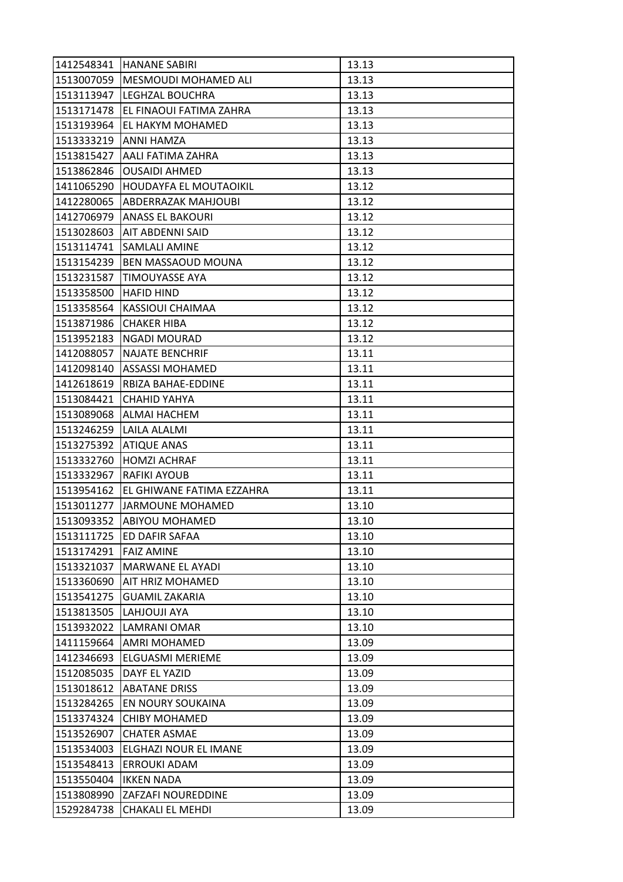| | | |
|---|---|---|
| 1412548341 | HANANE SABIRI | 13.13 |
| 1513007059 | MESMOUDI MOHAMED ALI | 13.13 |
| 1513113947 | LEGHZAL BOUCHRA | 13.13 |
| 1513171478 | EL FINAOUI FATIMA ZAHRA | 13.13 |
| 1513193964 | EL HAKYM MOHAMED | 13.13 |
| 1513333219 | ANNI HAMZA | 13.13 |
| 1513815427 | AALI FATIMA ZAHRA | 13.13 |
| 1513862846 | OUSAIDI AHMED | 13.13 |
| 1411065290 | HOUDAYFA EL MOUTAOIKIL | 13.12 |
| 1412280065 | ABDERRAZAK MAHJOUBI | 13.12 |
| 1412706979 | ANASS EL BAKOURI | 13.12 |
| 1513028603 | AIT ABDENNI SAID | 13.12 |
| 1513114741 | SAMLALI AMINE | 13.12 |
| 1513154239 | BEN MASSAOUD MOUNA | 13.12 |
| 1513231587 | TIMOUYASSE AYA | 13.12 |
| 1513358500 | HAFID HIND | 13.12 |
| 1513358564 | KASSIOUI CHAIMAA | 13.12 |
| 1513871986 | CHAKER HIBA | 13.12 |
| 1513952183 | NGADI MOURAD | 13.12 |
| 1412088057 | NAJATE BENCHRIF | 13.11 |
| 1412098140 | ASSASSI MOHAMED | 13.11 |
| 1412618619 | RBIZA BAHAE-EDDINE | 13.11 |
| 1513084421 | CHAHID YAHYA | 13.11 |
| 1513089068 | ALMAI HACHEM | 13.11 |
| 1513246259 | LAILA ALALMI | 13.11 |
| 1513275392 | ATIQUE ANAS | 13.11 |
| 1513332760 | HOMZI ACHRAF | 13.11 |
| 1513332967 | RAFIKI AYOUB | 13.11 |
| 1513954162 | EL GHIWANE FATIMA EZZAHRA | 13.11 |
| 1513011277 | JARMOUNE MOHAMED | 13.10 |
| 1513093352 | ABIYOU MOHAMED | 13.10 |
| 1513111725 | ED DAFIR SAFAA | 13.10 |
| 1513174291 | FAIZ AMINE | 13.10 |
| 1513321037 | MARWANE EL AYADI | 13.10 |
| 1513360690 | AIT HRIZ MOHAMED | 13.10 |
| 1513541275 | GUAMIL ZAKARIA | 13.10 |
| 1513813505 | LAHJOUJI AYA | 13.10 |
| 1513932022 | LAMRANI OMAR | 13.10 |
| 1411159664 | AMRI MOHAMED | 13.09 |
| 1412346693 | ELGUASMI MERIEME | 13.09 |
| 1512085035 | DAYF EL YAZID | 13.09 |
| 1513018612 | ABATANE DRISS | 13.09 |
| 1513284265 | EN NOURY SOUKAINA | 13.09 |
| 1513374324 | CHIBY MOHAMED | 13.09 |
| 1513526907 | CHATER ASMAE | 13.09 |
| 1513534003 | ELGHAZI NOUR EL IMANE | 13.09 |
| 1513548413 | ERROUKI ADAM | 13.09 |
| 1513550404 | IKKEN NADA | 13.09 |
| 1513808990 | ZAFZAFI NOUREDDINE | 13.09 |
| 1529284738 | CHAKALI EL MEHDI | 13.09 |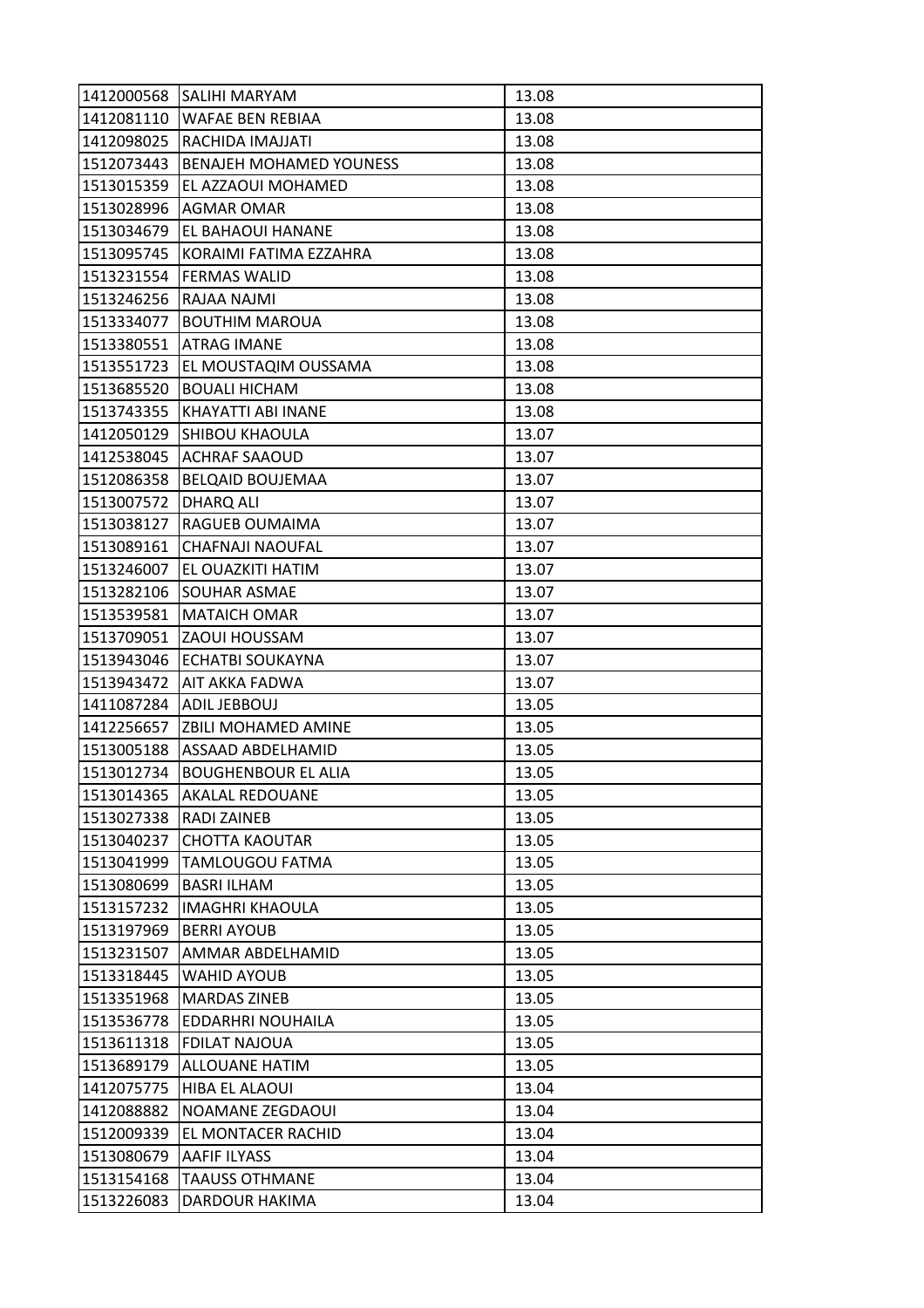| 1412000568 | SALIHI MARYAM | 13.08 |
|---|---|---|
| 1412081110 | WAFAE BEN REBIAA | 13.08 |
| 1412098025 | RACHIDA IMAJJATI | 13.08 |
| 1512073443 | BENAJEH MOHAMED YOUNESS | 13.08 |
| 1513015359 | EL AZZAOUI MOHAMED | 13.08 |
| 1513028996 | AGMAR OMAR | 13.08 |
| 1513034679 | EL BAHAOUI HANANE | 13.08 |
| 1513095745 | KORAIMI FATIMA EZZAHRA | 13.08 |
| 1513231554 | FERMAS WALID | 13.08 |
| 1513246256 | RAJAA NAJMI | 13.08 |
| 1513334077 | BOUTHIM MAROUA | 13.08 |
| 1513380551 | ATRAG IMANE | 13.08 |
| 1513551723 | EL MOUSTAQIM OUSSAMA | 13.08 |
| 1513685520 | BOUALI HICHAM | 13.08 |
| 1513743355 | KHAYATTI ABI INANE | 13.08 |
| 1412050129 | SHIBOU KHAOULA | 13.07 |
| 1412538045 | ACHRAF SAAOUD | 13.07 |
| 1512086358 | BELQAID BOUJEMAA | 13.07 |
| 1513007572 | DHARQ ALI | 13.07 |
| 1513038127 | RAGUEB OUMAIMA | 13.07 |
| 1513089161 | CHAFNAJI NAOUFAL | 13.07 |
| 1513246007 | EL OUAZKITI HATIM | 13.07 |
| 1513282106 | SOUHAR ASMAE | 13.07 |
| 1513539581 | MATAICH OMAR | 13.07 |
| 1513709051 | ZAOUI HOUSSAM | 13.07 |
| 1513943046 | ECHATBI SOUKAYNA | 13.07 |
| 1513943472 | AIT AKKA FADWA | 13.07 |
| 1411087284 | ADIL JEBBOUJ | 13.05 |
| 1412256657 | ZBILI MOHAMED AMINE | 13.05 |
| 1513005188 | ASSAAD ABDELHAMID | 13.05 |
| 1513012734 | BOUGHENBOUR EL ALIA | 13.05 |
| 1513014365 | AKALAL REDOUANE | 13.05 |
| 1513027338 | RADI ZAINEB | 13.05 |
| 1513040237 | CHOTTA KAOUTAR | 13.05 |
| 1513041999 | TAMLOUGOU FATMA | 13.05 |
| 1513080699 | BASRI ILHAM | 13.05 |
| 1513157232 | IMAGHRI KHAOULA | 13.05 |
| 1513197969 | BERRI AYOUB | 13.05 |
| 1513231507 | AMMAR ABDELHAMID | 13.05 |
| 1513318445 | WAHID AYOUB | 13.05 |
| 1513351968 | MARDAS ZINEB | 13.05 |
| 1513536778 | EDDARHRI NOUHAILA | 13.05 |
| 1513611318 | FDILAT NAJOUA | 13.05 |
| 1513689179 | ALLOUANE HATIM | 13.05 |
| 1412075775 | HIBA EL ALAOUI | 13.04 |
| 1412088882 | NOAMANE ZEGDAOUI | 13.04 |
| 1512009339 | EL MONTACER RACHID | 13.04 |
| 1513080679 | AAFIF ILYASS | 13.04 |
| 1513154168 | TAAUSS OTHMANE | 13.04 |
| 1513226083 | DARDOUR HAKIMA | 13.04 |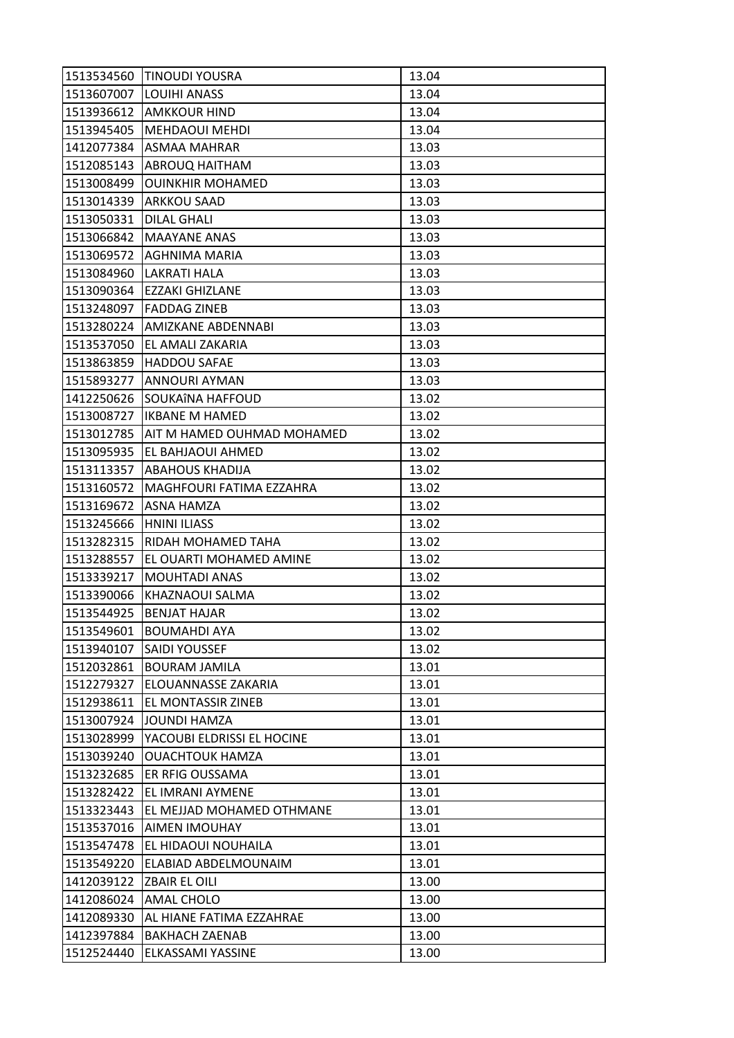| 1513534560 | TINOUDI YOUSRA | 13.04 |
|---|---|---|
| 1513607007 | LOUIHI ANASS | 13.04 |
| 1513936612 | AMKKOUR HIND | 13.04 |
| 1513945405 | MEHDAOUI MEHDI | 13.04 |
| 1412077384 | ASMAA MAHRAR | 13.03 |
| 1512085143 | ABROUQ HAITHAM | 13.03 |
| 1513008499 | OUINKHIR MOHAMED | 13.03 |
| 1513014339 | ARKKOU SAAD | 13.03 |
| 1513050331 | DILAL GHALI | 13.03 |
| 1513066842 | MAAYANE ANAS | 13.03 |
| 1513069572 | AGHNIMA MARIA | 13.03 |
| 1513084960 | LAKRATI HALA | 13.03 |
| 1513090364 | EZZAKI GHIZLANE | 13.03 |
| 1513248097 | FADDAG ZINEB | 13.03 |
| 1513280224 | AMIZKANE ABDENNABI | 13.03 |
| 1513537050 | EL AMALI ZAKARIA | 13.03 |
| 1513863859 | HADDOU SAFAE | 13.03 |
| 1515893277 | ANNOURI AYMAN | 13.03 |
| 1412250626 | SOUKAÎNA HAFFOUD | 13.02 |
| 1513008727 | IKBANE M HAMED | 13.02 |
| 1513012785 | AIT M HAMED OUHMAD MOHAMED | 13.02 |
| 1513095935 | EL BAHJAOUI AHMED | 13.02 |
| 1513113357 | ABAHOUS KHADIJA | 13.02 |
| 1513160572 | MAGHFOURI FATIMA EZZAHRA | 13.02 |
| 1513169672 | ASNA HAMZA | 13.02 |
| 1513245666 | HNINI ILIASS | 13.02 |
| 1513282315 | RIDAH MOHAMED TAHA | 13.02 |
| 1513288557 | EL OUARTI MOHAMED AMINE | 13.02 |
| 1513339217 | MOUHTADI ANAS | 13.02 |
| 1513390066 | KHAZNAOUI SALMA | 13.02 |
| 1513544925 | BENJAT HAJAR | 13.02 |
| 1513549601 | BOUMAHDI AYA | 13.02 |
| 1513940107 | SAIDI YOUSSEF | 13.02 |
| 1512032861 | BOURAM JAMILA | 13.01 |
| 1512279327 | ELOUANNASSE ZAKARIA | 13.01 |
| 1512938611 | EL MONTASSIR ZINEB | 13.01 |
| 1513007924 | JOUNDI HAMZA | 13.01 |
| 1513028999 | YACOUBI ELDRISSI EL HOCINE | 13.01 |
| 1513039240 | OUACHTOUK HAMZA | 13.01 |
| 1513232685 | ER RFIG OUSSAMA | 13.01 |
| 1513282422 | EL IMRANI AYMENE | 13.01 |
| 1513323443 | EL MEJJAD MOHAMED OTHMANE | 13.01 |
| 1513537016 | AIMEN IMOUHAY | 13.01 |
| 1513547478 | EL HIDAOUI NOUHAILA | 13.01 |
| 1513549220 | ELABIAD ABDELMOUNAIM | 13.01 |
| 1412039122 | ZBAIR EL OILI | 13.00 |
| 1412086024 | AMAL CHOLO | 13.00 |
| 1412089330 | AL HIANE FATIMA EZZAHRAE | 13.00 |
| 1412397884 | BAKHACH ZAENAB | 13.00 |
| 1512524440 | ELKASSAMI YASSINE | 13.00 |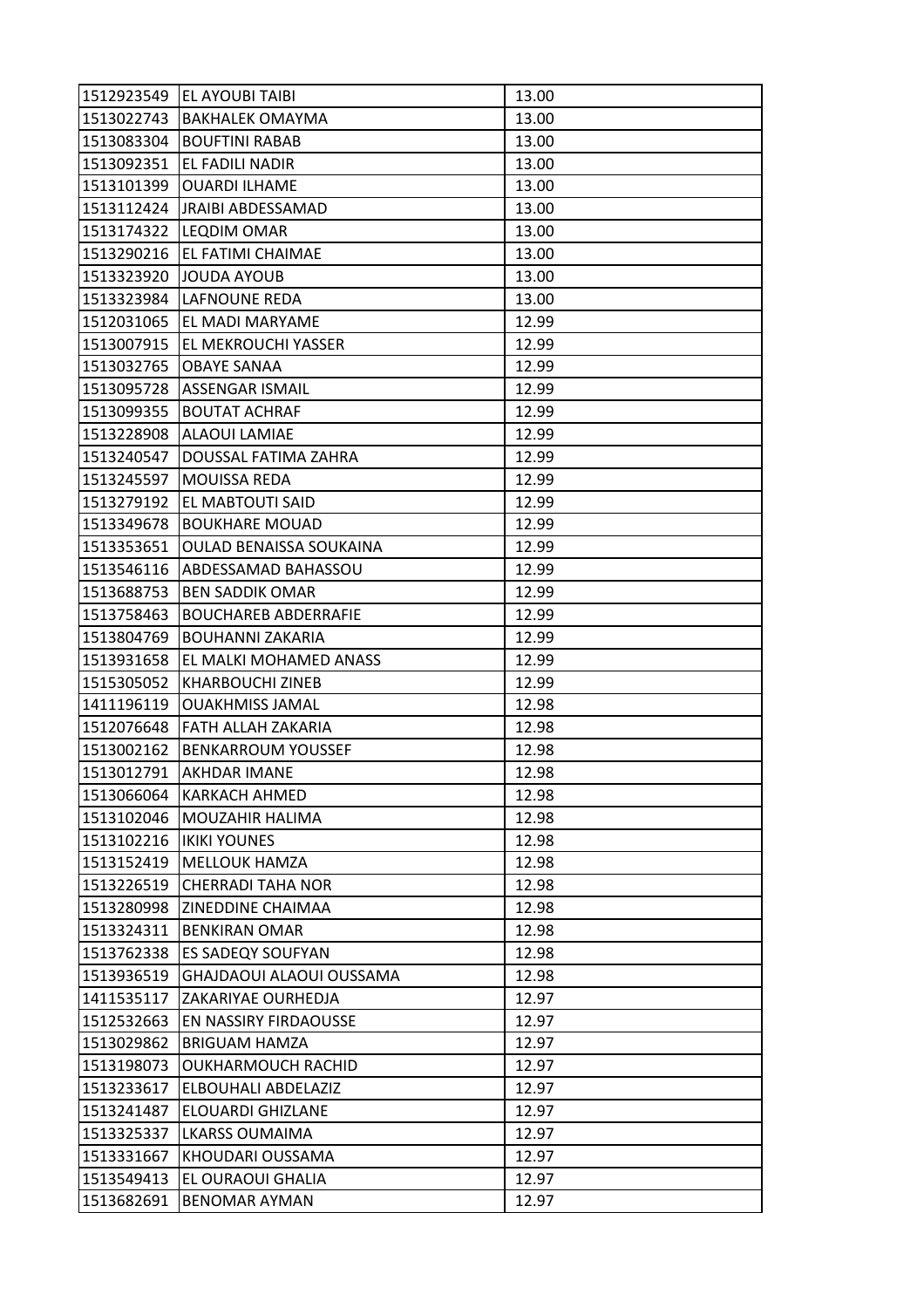| 1512923549 | EL AYOUBI TAIBI | 13.00 |
|---|---|---|
| 1513022743 | BAKHALEK OMAYMA | 13.00 |
| 1513083304 | BOUFTINI RABAB | 13.00 |
| 1513092351 | EL FADILI NADIR | 13.00 |
| 1513101399 | OUARDI ILHAME | 13.00 |
| 1513112424 | JRAIBI ABDESSAMAD | 13.00 |
| 1513174322 | LEQDIM OMAR | 13.00 |
| 1513290216 | EL FATIMI CHAIMAE | 13.00 |
| 1513323920 | JOUDA AYOUB | 13.00 |
| 1513323984 | LAFNOUNE REDA | 13.00 |
| 1512031065 | EL MADI MARYAME | 12.99 |
| 1513007915 | EL MEKROUCHI YASSER | 12.99 |
| 1513032765 | OBAYE SANAA | 12.99 |
| 1513095728 | ASSENGAR ISMAIL | 12.99 |
| 1513099355 | BOUTAT ACHRAF | 12.99 |
| 1513228908 | ALAOUI LAMIAE | 12.99 |
| 1513240547 | DOUSSAL FATIMA ZAHRA | 12.99 |
| 1513245597 | MOUISSA REDA | 12.99 |
| 1513279192 | EL MABTOUTI SAID | 12.99 |
| 1513349678 | BOUKHARE MOUAD | 12.99 |
| 1513353651 | OULAD BENAISSA SOUKAINA | 12.99 |
| 1513546116 | ABDESSAMAD BAHASSOU | 12.99 |
| 1513688753 | BEN SADDIK OMAR | 12.99 |
| 1513758463 | BOUCHAREB ABDERRAFIE | 12.99 |
| 1513804769 | BOUHANNI ZAKARIA | 12.99 |
| 1513931658 | EL MALKI MOHAMED ANASS | 12.99 |
| 1515305052 | KHARBOUCHI ZINEB | 12.99 |
| 1411196119 | OUAKHMISS JAMAL | 12.98 |
| 1512076648 | FATH ALLAH ZAKARIA | 12.98 |
| 1513002162 | BENKARROUM YOUSSEF | 12.98 |
| 1513012791 | AKHDAR IMANE | 12.98 |
| 1513066064 | KARKACH AHMED | 12.98 |
| 1513102046 | MOUZAHIR HALIMA | 12.98 |
| 1513102216 | IKIKI YOUNES | 12.98 |
| 1513152419 | MELLOUK HAMZA | 12.98 |
| 1513226519 | CHERRADI TAHA NOR | 12.98 |
| 1513280998 | ZINEDDINE CHAIMAA | 12.98 |
| 1513324311 | BENKIRAN OMAR | 12.98 |
| 1513762338 | ES SADEQY SOUFYAN | 12.98 |
| 1513936519 | GHAJDAOUI ALAOUI OUSSAMA | 12.98 |
| 1411535117 | ZAKARIYAE OURHEDJA | 12.97 |
| 1512532663 | EN NASSIRY FIRDAOUSSE | 12.97 |
| 1513029862 | BRIGUAM HAMZA | 12.97 |
| 1513198073 | OUKHARMOUCH RACHID | 12.97 |
| 1513233617 | ELBOUHALI ABDELAZIZ | 12.97 |
| 1513241487 | ELOUARDI GHIZLANE | 12.97 |
| 1513325337 | LKARSS OUMAIMA | 12.97 |
| 1513331667 | KHOUDARI OUSSAMA | 12.97 |
| 1513549413 | EL OURAOUI GHALIA | 12.97 |
| 1513682691 | BENOMAR AYMAN | 12.97 |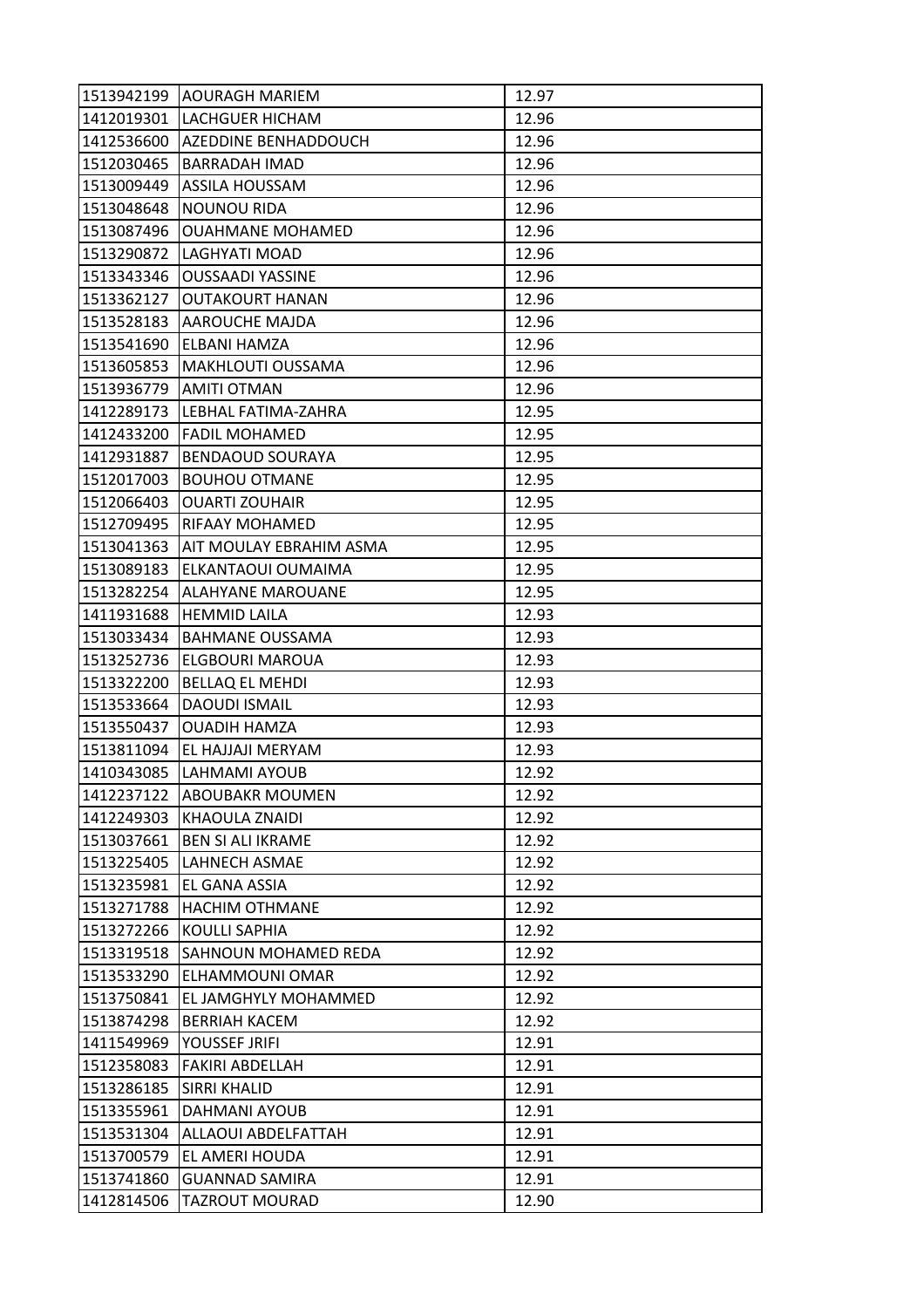| 1513942199 | AOURAGH MARIEM | 12.97 |
|---|---|---|
| 1412019301 | LACHGUER HICHAM | 12.96 |
| 1412536600 | AZEDDINE BENHADDOUCH | 12.96 |
| 1512030465 | BARRADAH IMAD | 12.96 |
| 1513009449 | ASSILA HOUSSAM | 12.96 |
| 1513048648 | NOUNOU RIDA | 12.96 |
| 1513087496 | OUAHMANE MOHAMED | 12.96 |
| 1513290872 | LAGHYATI MOAD | 12.96 |
| 1513343346 | OUSSAADI YASSINE | 12.96 |
| 1513362127 | OUTAKOURT HANAN | 12.96 |
| 1513528183 | AAROUCHE MAJDA | 12.96 |
| 1513541690 | ELBANI HAMZA | 12.96 |
| 1513605853 | MAKHLOUTI OUSSAMA | 12.96 |
| 1513936779 | AMITI OTMAN | 12.96 |
| 1412289173 | LEBHAL FATIMA-ZAHRA | 12.95 |
| 1412433200 | FADIL MOHAMED | 12.95 |
| 1412931887 | BENDAOUD SOURAYA | 12.95 |
| 1512017003 | BOUHOU OTMANE | 12.95 |
| 1512066403 | OUARTI ZOUHAIR | 12.95 |
| 1512709495 | RIFAAY MOHAMED | 12.95 |
| 1513041363 | AIT MOULAY EBRAHIM ASMA | 12.95 |
| 1513089183 | ELKANTAOUI OUMAIMA | 12.95 |
| 1513282254 | ALAHYANE MAROUANE | 12.95 |
| 1411931688 | HEMMID LAILA | 12.93 |
| 1513033434 | BAHMANE OUSSAMA | 12.93 |
| 1513252736 | ELGBOURI MAROUA | 12.93 |
| 1513322200 | BELLAQ EL MEHDI | 12.93 |
| 1513533664 | DAOUDI ISMAIL | 12.93 |
| 1513550437 | OUADIH HAMZA | 12.93 |
| 1513811094 | EL HAJJAJI MERYAM | 12.93 |
| 1410343085 | LAHMAMI AYOUB | 12.92 |
| 1412237122 | ABOUBAKR MOUMEN | 12.92 |
| 1412249303 | KHAOULA ZNAIDI | 12.92 |
| 1513037661 | BEN SI ALI IKRAME | 12.92 |
| 1513225405 | LAHNECH ASMAE | 12.92 |
| 1513235981 | EL GANA ASSIA | 12.92 |
| 1513271788 | HACHIM OTHMANE | 12.92 |
| 1513272266 | KOULLI SAPHIA | 12.92 |
| 1513319518 | SAHNOUN MOHAMED REDA | 12.92 |
| 1513533290 | ELHAMMOUNI OMAR | 12.92 |
| 1513750841 | EL JAMGHYLY MOHAMMED | 12.92 |
| 1513874298 | BERRIAH KACEM | 12.92 |
| 1411549969 | YOUSSEF JRIFI | 12.91 |
| 1512358083 | FAKIRI ABDELLAH | 12.91 |
| 1513286185 | SIRRI KHALID | 12.91 |
| 1513355961 | DAHMANI AYOUB | 12.91 |
| 1513531304 | ALLAOUI ABDELFATTAH | 12.91 |
| 1513700579 | EL AMERI HOUDA | 12.91 |
| 1513741860 | GUANNAD SAMIRA | 12.91 |
| 1412814506 | TAZROUT MOURAD | 12.90 |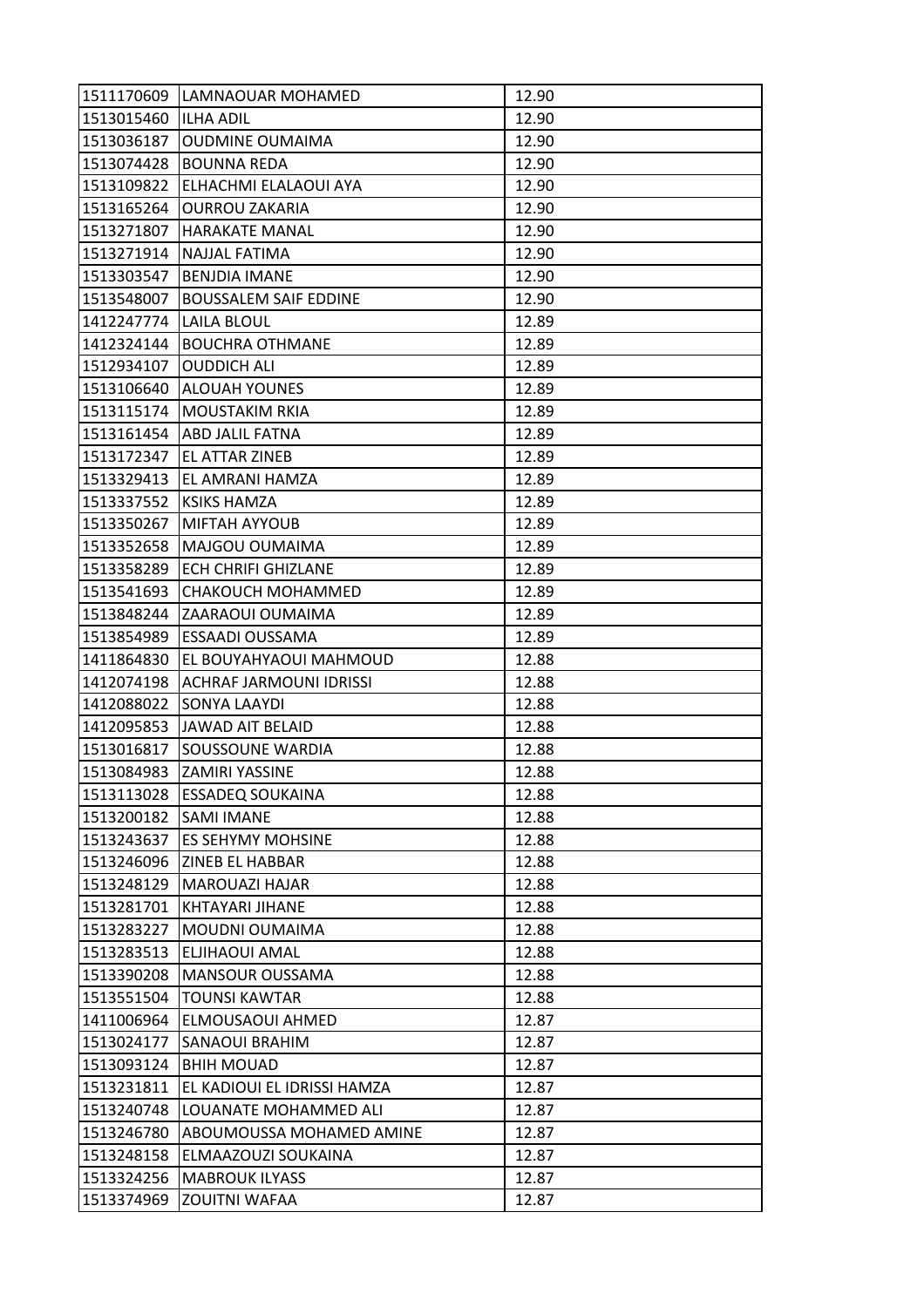| 1511170609 | LAMNAOUAR MOHAMED | 12.90 |
|---|---|---|
| 1513015460 | ILHA ADIL | 12.90 |
| 1513036187 | OUDMINE OUMAIMA | 12.90 |
| 1513074428 | BOUNNA REDA | 12.90 |
| 1513109822 | ELHACHMI ELALAOUI AYA | 12.90 |
| 1513165264 | OURROU ZAKARIA | 12.90 |
| 1513271807 | HARAKATE MANAL | 12.90 |
| 1513271914 | NAJJAL FATIMA | 12.90 |
| 1513303547 | BENJDIA IMANE | 12.90 |
| 1513548007 | BOUSSALEM SAIF EDDINE | 12.90 |
| 1412247774 | LAILA BLOUL | 12.89 |
| 1412324144 | BOUCHRA OTHMANE | 12.89 |
| 1512934107 | OUDDICH ALI | 12.89 |
| 1513106640 | ALOUAH YOUNES | 12.89 |
| 1513115174 | MOUSTAKIM RKIA | 12.89 |
| 1513161454 | ABD JALIL FATNA | 12.89 |
| 1513172347 | EL ATTAR ZINEB | 12.89 |
| 1513329413 | EL AMRANI HAMZA | 12.89 |
| 1513337552 | KSIKS HAMZA | 12.89 |
| 1513350267 | MIFTAH AYYOUB | 12.89 |
| 1513352658 | MAJGOU OUMAIMA | 12.89 |
| 1513358289 | ECH CHRIFI GHIZLANE | 12.89 |
| 1513541693 | CHAKOUCH MOHAMMED | 12.89 |
| 1513848244 | ZAARAOUI OUMAIMA | 12.89 |
| 1513854989 | ESSAADI OUSSAMA | 12.89 |
| 1411864830 | EL BOUYAHYAOUI MAHMOUD | 12.88 |
| 1412074198 | ACHRAF JARMOUNI IDRISSI | 12.88 |
| 1412088022 | SONYA LAAYDI | 12.88 |
| 1412095853 | JAWAD AIT BELAID | 12.88 |
| 1513016817 | SOUSSOUNE WARDIA | 12.88 |
| 1513084983 | ZAMIRI YASSINE | 12.88 |
| 1513113028 | ESSADEQ SOUKAINA | 12.88 |
| 1513200182 | SAMI IMANE | 12.88 |
| 1513243637 | ES SEHYMY MOHSINE | 12.88 |
| 1513246096 | ZINEB EL HABBAR | 12.88 |
| 1513248129 | MAROUAZI HAJAR | 12.88 |
| 1513281701 | KHTAYARI JIHANE | 12.88 |
| 1513283227 | MOUDNI OUMAIMA | 12.88 |
| 1513283513 | ELJIHAOUI AMAL | 12.88 |
| 1513390208 | MANSOUR OUSSAMA | 12.88 |
| 1513551504 | TOUNSI KAWTAR | 12.88 |
| 1411006964 | ELMOUSAOUI AHMED | 12.87 |
| 1513024177 | SANAOUI BRAHIM | 12.87 |
| 1513093124 | BHIH MOUAD | 12.87 |
| 1513231811 | EL KADIOUI EL IDRISSI HAMZA | 12.87 |
| 1513240748 | LOUANATE MOHAMMED ALI | 12.87 |
| 1513246780 | ABOUMOUSSA MOHAMED AMINE | 12.87 |
| 1513248158 | ELMAAZOUZI SOUKAINA | 12.87 |
| 1513324256 | MABROUK ILYASS | 12.87 |
| 1513374969 | ZOUITNI WAFAA | 12.87 |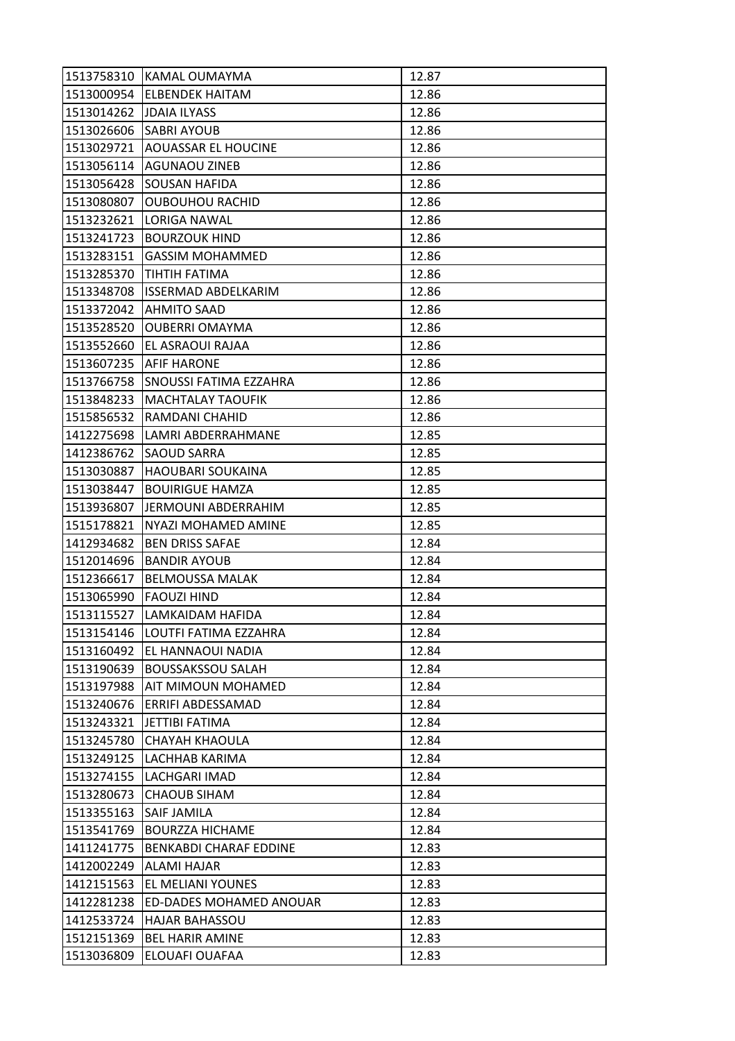| | | |
|---|---|---|
| 1513758310 | KAMAL OUMAYMA | 12.87 |
| 1513000954 | ELBENDEK HAITAM | 12.86 |
| 1513014262 | JDAIA ILYASS | 12.86 |
| 1513026606 | SABRI AYOUB | 12.86 |
| 1513029721 | AOUASSAR EL HOUCINE | 12.86 |
| 1513056114 | AGUNAOU ZINEB | 12.86 |
| 1513056428 | SOUSAN HAFIDA | 12.86 |
| 1513080807 | OUBOUHOU RACHID | 12.86 |
| 1513232621 | LORIGA NAWAL | 12.86 |
| 1513241723 | BOURZOUK HIND | 12.86 |
| 1513283151 | GASSIM MOHAMMED | 12.86 |
| 1513285370 | TIHTIH FATIMA | 12.86 |
| 1513348708 | ISSERMAD ABDELKARIM | 12.86 |
| 1513372042 | AHMITO SAAD | 12.86 |
| 1513528520 | OUBERRI OMAYMA | 12.86 |
| 1513552660 | EL ASRAOUI RAJAA | 12.86 |
| 1513607235 | AFIF HARONE | 12.86 |
| 1513766758 | SNOUSSI FATIMA EZZAHRA | 12.86 |
| 1513848233 | MACHTALAY TAOUFIK | 12.86 |
| 1515856532 | RAMDANI CHAHID | 12.86 |
| 1412275698 | LAMRI ABDERRAHMANE | 12.85 |
| 1412386762 | SAOUD SARRA | 12.85 |
| 1513030887 | HAOUBARI SOUKAINA | 12.85 |
| 1513038447 | BOUIRIGUE HAMZA | 12.85 |
| 1513936807 | JERMOUNI ABDERRAHIM | 12.85 |
| 1515178821 | NYAZI MOHAMED AMINE | 12.85 |
| 1412934682 | BEN DRISS SAFAE | 12.84 |
| 1512014696 | BANDIR AYOUB | 12.84 |
| 1512366617 | BELMOUSSA MALAK | 12.84 |
| 1513065990 | FAOUZI HIND | 12.84 |
| 1513115527 | LAMKAIDAM HAFIDA | 12.84 |
| 1513154146 | LOUTFI FATIMA EZZAHRA | 12.84 |
| 1513160492 | EL HANNAOUI NADIA | 12.84 |
| 1513190639 | BOUSSAKSSOU SALAH | 12.84 |
| 1513197988 | AIT MIMOUN MOHAMED | 12.84 |
| 1513240676 | ERRIFI ABDESSAMAD | 12.84 |
| 1513243321 | JETTIBI FATIMA | 12.84 |
| 1513245780 | CHAYAH KHAOULA | 12.84 |
| 1513249125 | LACHHAB KARIMA | 12.84 |
| 1513274155 | LACHGARI IMAD | 12.84 |
| 1513280673 | CHAOUB SIHAM | 12.84 |
| 1513355163 | SAIF JAMILA | 12.84 |
| 1513541769 | BOURZZA HICHAME | 12.84 |
| 1411241775 | BENKABDI CHARAF EDDINE | 12.83 |
| 1412002249 | ALAMI HAJAR | 12.83 |
| 1412151563 | EL MELIANI YOUNES | 12.83 |
| 1412281238 | ED-DADES MOHAMED ANOUAR | 12.83 |
| 1412533724 | HAJAR BAHASSOU | 12.83 |
| 1512151369 | BEL HARIR AMINE | 12.83 |
| 1513036809 | ELOUAFI OUAFAA | 12.83 |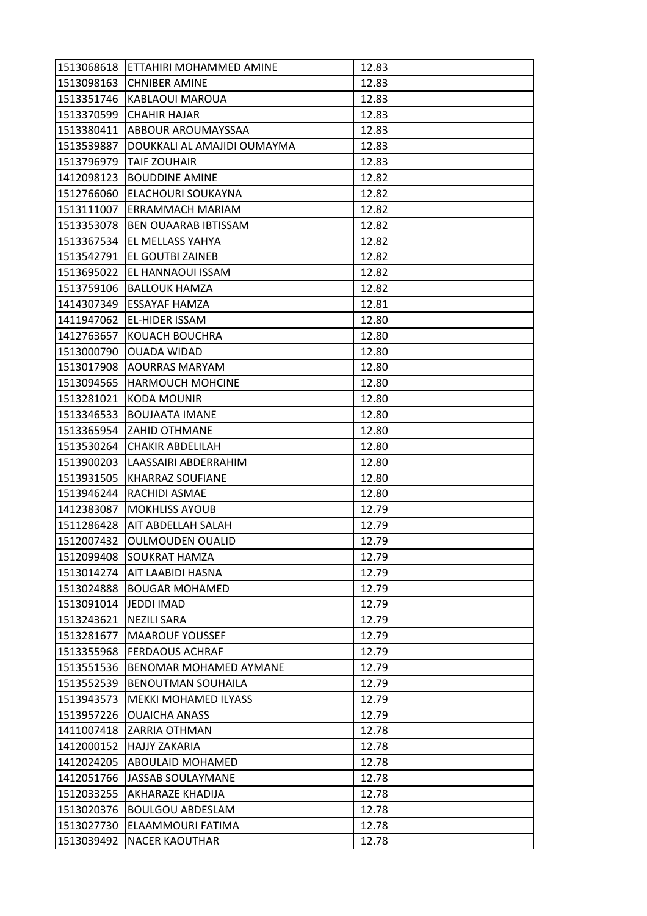| 1513068618 | ETTAHIRI MOHAMMED AMINE | 12.83 |
|---|---|---|
| 1513098163 | CHNIBER AMINE | 12.83 |
| 1513351746 | KABLAOUI MAROUA | 12.83 |
| 1513370599 | CHAHIR HAJAR | 12.83 |
| 1513380411 | ABBOUR AROUMAYSSAA | 12.83 |
| 1513539887 | DOUKKALI AL AMAJIDI OUMAYMA | 12.83 |
| 1513796979 | TAIF ZOUHAIR | 12.83 |
| 1412098123 | BOUDDINE AMINE | 12.82 |
| 1512766060 | ELACHOURI SOUKAYNA | 12.82 |
| 1513111007 | ERRAMMACH MARIAM | 12.82 |
| 1513353078 | BEN OUAARAB IBTISSAM | 12.82 |
| 1513367534 | EL MELLASS YAHYA | 12.82 |
| 1513542791 | EL GOUTBI ZAINEB | 12.82 |
| 1513695022 | EL HANNAOUI ISSAM | 12.82 |
| 1513759106 | BALLOUK HAMZA | 12.82 |
| 1414307349 | ESSAYAF HAMZA | 12.81 |
| 1411947062 | EL-HIDER ISSAM | 12.80 |
| 1412763657 | KOUACH BOUCHRA | 12.80 |
| 1513000790 | OUADA WIDAD | 12.80 |
| 1513017908 | AOURRAS MARYAM | 12.80 |
| 1513094565 | HARMOUCH MOHCINE | 12.80 |
| 1513281021 | KODA MOUNIR | 12.80 |
| 1513346533 | BOUJAATA IMANE | 12.80 |
| 1513365954 | ZAHID OTHMANE | 12.80 |
| 1513530264 | CHAKIR ABDELILAH | 12.80 |
| 1513900203 | LAASSAIRI ABDERRAHIM | 12.80 |
| 1513931505 | KHARRAZ SOUFIANE | 12.80 |
| 1513946244 | RACHIDI ASMAE | 12.80 |
| 1412383087 | MOKHLISS AYOUB | 12.79 |
| 1511286428 | AIT ABDELLAH SALAH | 12.79 |
| 1512007432 | OULMOUDEN OUALID | 12.79 |
| 1512099408 | SOUKRAT HAMZA | 12.79 |
| 1513014274 | AIT LAABIDI HASNA | 12.79 |
| 1513024888 | BOUGAR MOHAMED | 12.79 |
| 1513091014 | JEDDI IMAD | 12.79 |
| 1513243621 | NEZILI SARA | 12.79 |
| 1513281677 | MAAROUF YOUSSEF | 12.79 |
| 1513355968 | FERDAOUS ACHRAF | 12.79 |
| 1513551536 | BENOMAR MOHAMED AYMANE | 12.79 |
| 1513552539 | BENOUTMAN SOUHAILA | 12.79 |
| 1513943573 | MEKKI MOHAMED ILYASS | 12.79 |
| 1513957226 | OUAICHA ANASS | 12.79 |
| 1411007418 | ZARRIA OTHMAN | 12.78 |
| 1412000152 | HAJJY ZAKARIA | 12.78 |
| 1412024205 | ABOULAID MOHAMED | 12.78 |
| 1412051766 | JASSAB SOULAYMANE | 12.78 |
| 1512033255 | AKHARAZE KHADIJA | 12.78 |
| 1513020376 | BOULGOU ABDESLAM | 12.78 |
| 1513027730 | ELAAMMOURI FATIMA | 12.78 |
| 1513039492 | NACER KAOUTHAR | 12.78 |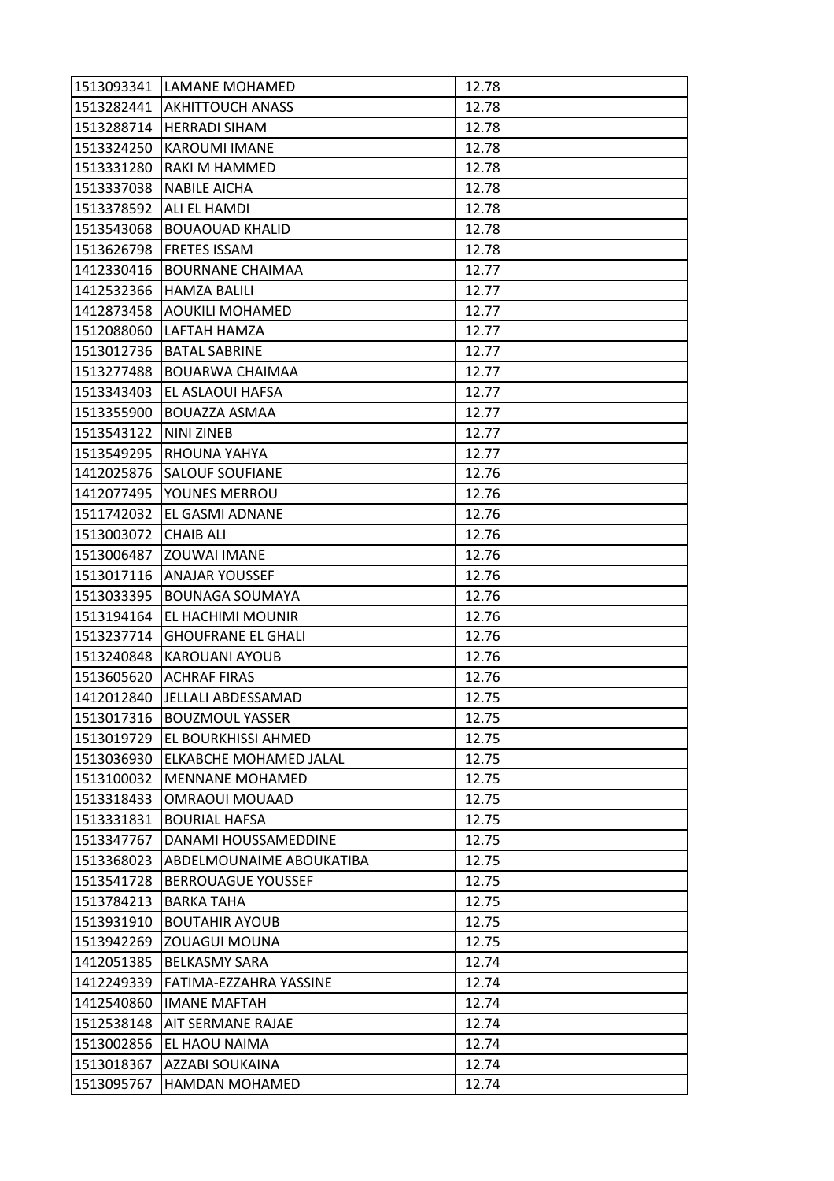| | | |
|---|---|---|
| 1513093341 | LAMANE MOHAMED | 12.78 |
| 1513282441 | AKHITTOUCH ANASS | 12.78 |
| 1513288714 | HERRADI SIHAM | 12.78 |
| 1513324250 | KAROUMI IMANE | 12.78 |
| 1513331280 | RAKI M HAMMED | 12.78 |
| 1513337038 | NABILE AICHA | 12.78 |
| 1513378592 | ALI EL HAMDI | 12.78 |
| 1513543068 | BOUAOUAD KHALID | 12.78 |
| 1513626798 | FRETES ISSAM | 12.78 |
| 1412330416 | BOURNANE CHAIMAA | 12.77 |
| 1412532366 | HAMZA BALILI | 12.77 |
| 1412873458 | AOUKILI MOHAMED | 12.77 |
| 1512088060 | LAFTAH HAMZA | 12.77 |
| 1513012736 | BATAL SABRINE | 12.77 |
| 1513277488 | BOUARWA CHAIMAA | 12.77 |
| 1513343403 | EL ASLAOUI HAFSA | 12.77 |
| 1513355900 | BOUAZZA ASMAA | 12.77 |
| 1513543122 | NINI ZINEB | 12.77 |
| 1513549295 | RHOUNA YAHYA | 12.77 |
| 1412025876 | SALOUF SOUFIANE | 12.76 |
| 1412077495 | YOUNES MERROU | 12.76 |
| 1511742032 | EL GASMI ADNANE | 12.76 |
| 1513003072 | CHAIB ALI | 12.76 |
| 1513006487 | ZOUWAI IMANE | 12.76 |
| 1513017116 | ANAJAR YOUSSEF | 12.76 |
| 1513033395 | BOUNAGA SOUMAYA | 12.76 |
| 1513194164 | EL HACHIMI MOUNIR | 12.76 |
| 1513237714 | GHOUFRANE EL GHALI | 12.76 |
| 1513240848 | KAROUANI AYOUB | 12.76 |
| 1513605620 | ACHRAF FIRAS | 12.76 |
| 1412012840 | JELLALI ABDESSAMAD | 12.75 |
| 1513017316 | BOUZMOUL YASSER | 12.75 |
| 1513019729 | EL BOURKHISSI AHMED | 12.75 |
| 1513036930 | ELKABCHE MOHAMED JALAL | 12.75 |
| 1513100032 | MENNANE MOHAMED | 12.75 |
| 1513318433 | OMRAOUI MOUAAD | 12.75 |
| 1513331831 | BOURIAL HAFSA | 12.75 |
| 1513347767 | DANAMI HOUSSAMEDDINE | 12.75 |
| 1513368023 | ABDELMOUNAIME ABOUKATIBA | 12.75 |
| 1513541728 | BERROUAGUE YOUSSEF | 12.75 |
| 1513784213 | BARKA TAHA | 12.75 |
| 1513931910 | BOUTAHIR AYOUB | 12.75 |
| 1513942269 | ZOUAGUI MOUNA | 12.75 |
| 1412051385 | BELKASMY SARA | 12.74 |
| 1412249339 | FATIMA-EZZAHRA YASSINE | 12.74 |
| 1412540860 | IMANE MAFTAH | 12.74 |
| 1512538148 | AIT SERMANE RAJAE | 12.74 |
| 1513002856 | EL HAOU NAIMA | 12.74 |
| 1513018367 | AZZABI SOUKAINA | 12.74 |
| 1513095767 | HAMDAN MOHAMED | 12.74 |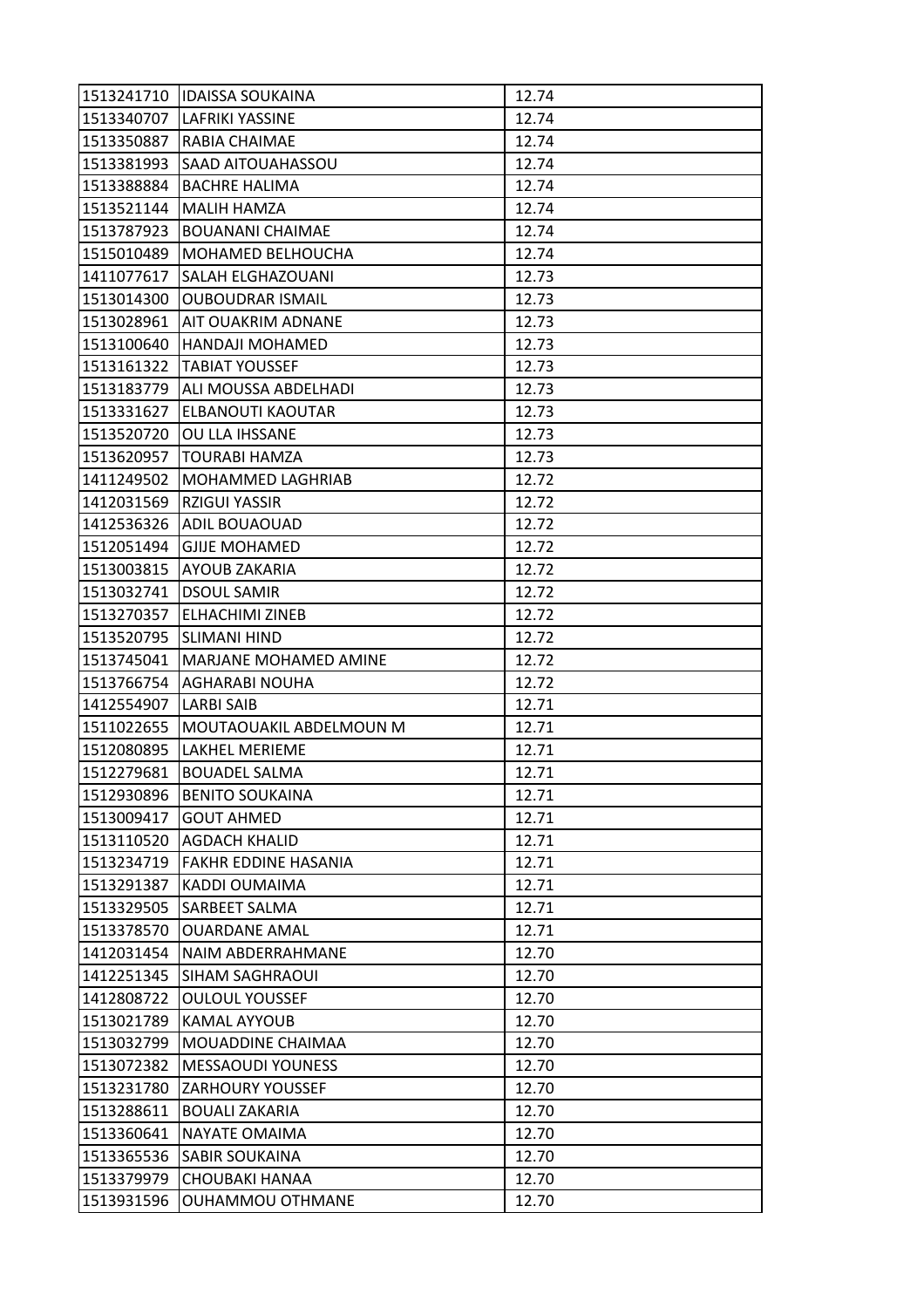| | | |
|---|---|---|
| 1513241710 | IDAISSA SOUKAINA | 12.74 |
| 1513340707 | LAFRIKI YASSINE | 12.74 |
| 1513350887 | RABIA CHAIMAE | 12.74 |
| 1513381993 | SAAD AITOUAHASSOU | 12.74 |
| 1513388884 | BACHRE HALIMA | 12.74 |
| 1513521144 | MALIH HAMZA | 12.74 |
| 1513787923 | BOUANANI CHAIMAE | 12.74 |
| 1515010489 | MOHAMED BELHOUCHA | 12.74 |
| 1411077617 | SALAH ELGHAZOUANI | 12.73 |
| 1513014300 | OUBOUDRAR ISMAIL | 12.73 |
| 1513028961 | AIT OUAKRIM ADNANE | 12.73 |
| 1513100640 | HANDAJI MOHAMED | 12.73 |
| 1513161322 | TABIAT YOUSSEF | 12.73 |
| 1513183779 | ALI MOUSSA ABDELHADI | 12.73 |
| 1513331627 | ELBANOUTI KAOUTAR | 12.73 |
| 1513520720 | OU LLA IHSSANE | 12.73 |
| 1513620957 | TOURABI HAMZA | 12.73 |
| 1411249502 | MOHAMMED LAGHRIAB | 12.72 |
| 1412031569 | RZIGUI YASSIR | 12.72 |
| 1412536326 | ADIL BOUAOUAD | 12.72 |
| 1512051494 | GJIJE MOHAMED | 12.72 |
| 1513003815 | AYOUB ZAKARIA | 12.72 |
| 1513032741 | DSOUL SAMIR | 12.72 |
| 1513270357 | ELHACHIMI ZINEB | 12.72 |
| 1513520795 | SLIMANI HIND | 12.72 |
| 1513745041 | MARJANE MOHAMED AMINE | 12.72 |
| 1513766754 | AGHARABI NOUHA | 12.72 |
| 1412554907 | LARBI SAIB | 12.71 |
| 1511022655 | MOUTAOUAKIL ABDELMOUN M | 12.71 |
| 1512080895 | LAKHEL MERIEME | 12.71 |
| 1512279681 | BOUADEL SALMA | 12.71 |
| 1512930896 | BENITO SOUKAINA | 12.71 |
| 1513009417 | GOUT AHMED | 12.71 |
| 1513110520 | AGDACH KHALID | 12.71 |
| 1513234719 | FAKHR EDDINE HASANIA | 12.71 |
| 1513291387 | KADDI OUMAIMA | 12.71 |
| 1513329505 | SARBEET SALMA | 12.71 |
| 1513378570 | OUARDANE AMAL | 12.71 |
| 1412031454 | NAIM ABDERRAHMANE | 12.70 |
| 1412251345 | SIHAM SAGHRAOUI | 12.70 |
| 1412808722 | OULOUL YOUSSEF | 12.70 |
| 1513021789 | KAMAL AYYOUB | 12.70 |
| 1513032799 | MOUADDINE CHAIMAA | 12.70 |
| 1513072382 | MESSAOUDI YOUNESS | 12.70 |
| 1513231780 | ZARHOURY YOUSSEF | 12.70 |
| 1513288611 | BOUALI ZAKARIA | 12.70 |
| 1513360641 | NAYATE OMAIMA | 12.70 |
| 1513365536 | SABIR SOUKAINA | 12.70 |
| 1513379979 | CHOUBAKI HANAA | 12.70 |
| 1513931596 | OUHAMMOU OTHMANE | 12.70 |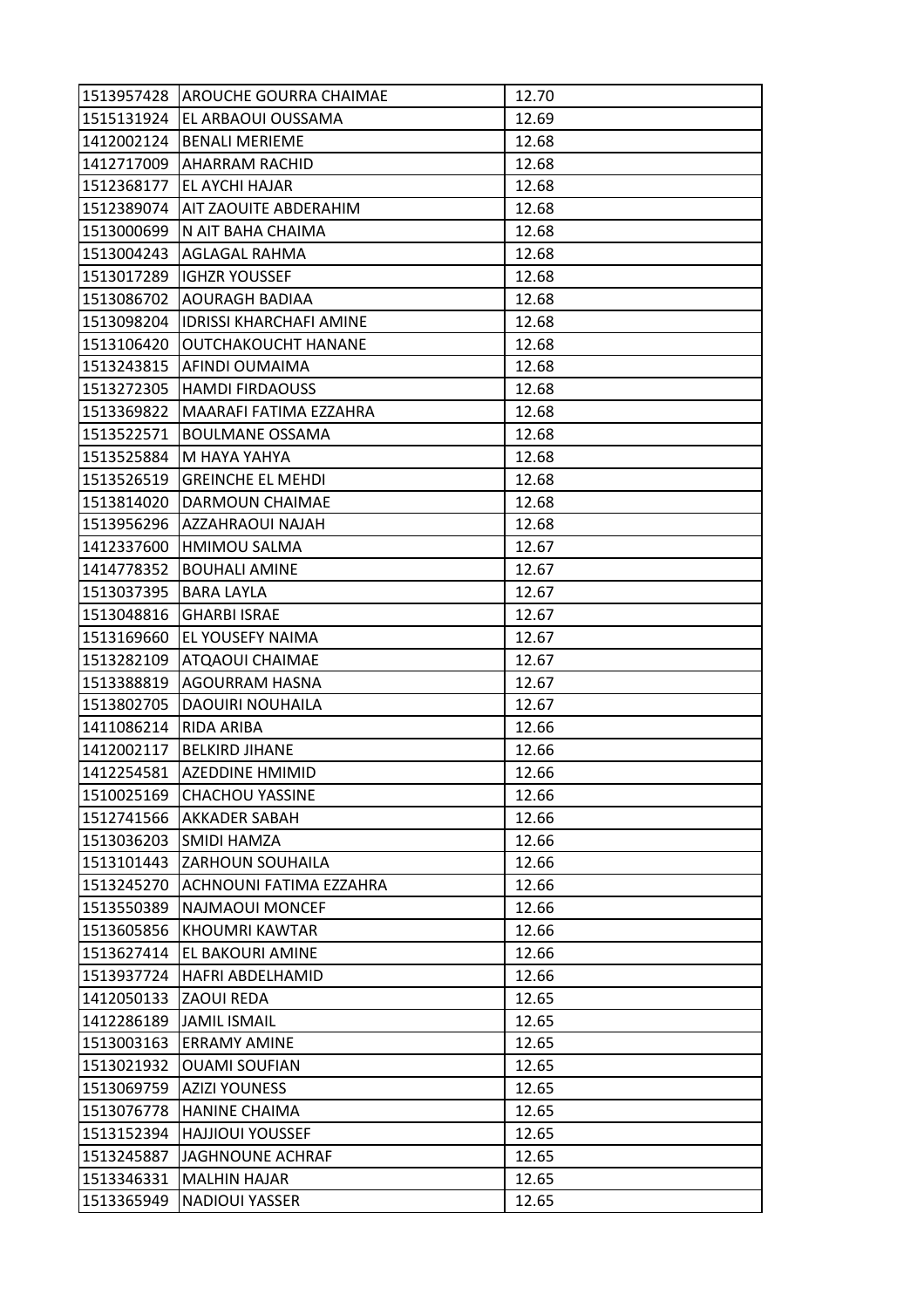| | | |
|---|---|---|
| 1513957428 | AROUCHE GOURRA CHAIMAE | 12.70 |
| 1515131924 | EL ARBAOUI OUSSAMA | 12.69 |
| 1412002124 | BENALI MERIEME | 12.68 |
| 1412717009 | AHARRAM RACHID | 12.68 |
| 1512368177 | EL AYCHI HAJAR | 12.68 |
| 1512389074 | AIT ZAOUITE ABDERAHIM | 12.68 |
| 1513000699 | N AIT BAHA CHAIMA | 12.68 |
| 1513004243 | AGLAGAL RAHMA | 12.68 |
| 1513017289 | IGHZR YOUSSEF | 12.68 |
| 1513086702 | AOURAGH BADIAA | 12.68 |
| 1513098204 | IDRISSI KHARCHAFI AMINE | 12.68 |
| 1513106420 | OUTCHAKOUCHT HANANE | 12.68 |
| 1513243815 | AFINDI OUMAIMA | 12.68 |
| 1513272305 | HAMDI FIRDAOUSS | 12.68 |
| 1513369822 | MAARAFI FATIMA EZZAHRA | 12.68 |
| 1513522571 | BOULMANE OSSAMA | 12.68 |
| 1513525884 | M HAYA YAHYA | 12.68 |
| 1513526519 | GREINCHE EL MEHDI | 12.68 |
| 1513814020 | DARMOUN CHAIMAE | 12.68 |
| 1513956296 | AZZAHRAOUI NAJAH | 12.68 |
| 1412337600 | HMIMOU SALMA | 12.67 |
| 1414778352 | BOUHALI AMINE | 12.67 |
| 1513037395 | BARA LAYLA | 12.67 |
| 1513048816 | GHARBI ISRAE | 12.67 |
| 1513169660 | EL YOUSEFY NAIMA | 12.67 |
| 1513282109 | ATQAOUI CHAIMAE | 12.67 |
| 1513388819 | AGOURRAM HASNA | 12.67 |
| 1513802705 | DAOUIRI NOUHAILA | 12.67 |
| 1411086214 | RIDA ARIBA | 12.66 |
| 1412002117 | BELKIRD JIHANE | 12.66 |
| 1412254581 | AZEDDINE HMIMID | 12.66 |
| 1510025169 | CHACHOU YASSINE | 12.66 |
| 1512741566 | AKKADER SABAH | 12.66 |
| 1513036203 | SMIDI HAMZA | 12.66 |
| 1513101443 | ZARHOUN SOUHAILA | 12.66 |
| 1513245270 | ACHNOUNI FATIMA EZZAHRA | 12.66 |
| 1513550389 | NAJMAOUI MONCEF | 12.66 |
| 1513605856 | KHOUMRI KAWTAR | 12.66 |
| 1513627414 | EL BAKOURI AMINE | 12.66 |
| 1513937724 | HAFRI ABDELHAMID | 12.66 |
| 1412050133 | ZAOUI REDA | 12.65 |
| 1412286189 | JAMIL ISMAIL | 12.65 |
| 1513003163 | ERRAMY AMINE | 12.65 |
| 1513021932 | OUAMI SOUFIAN | 12.65 |
| 1513069759 | AZIZI YOUNESS | 12.65 |
| 1513076778 | HANINE CHAIMA | 12.65 |
| 1513152394 | HAJJIOUI YOUSSEF | 12.65 |
| 1513245887 | JAGHNOUNE ACHRAF | 12.65 |
| 1513346331 | MALHIN HAJAR | 12.65 |
| 1513365949 | NADIOUI YASSER | 12.65 |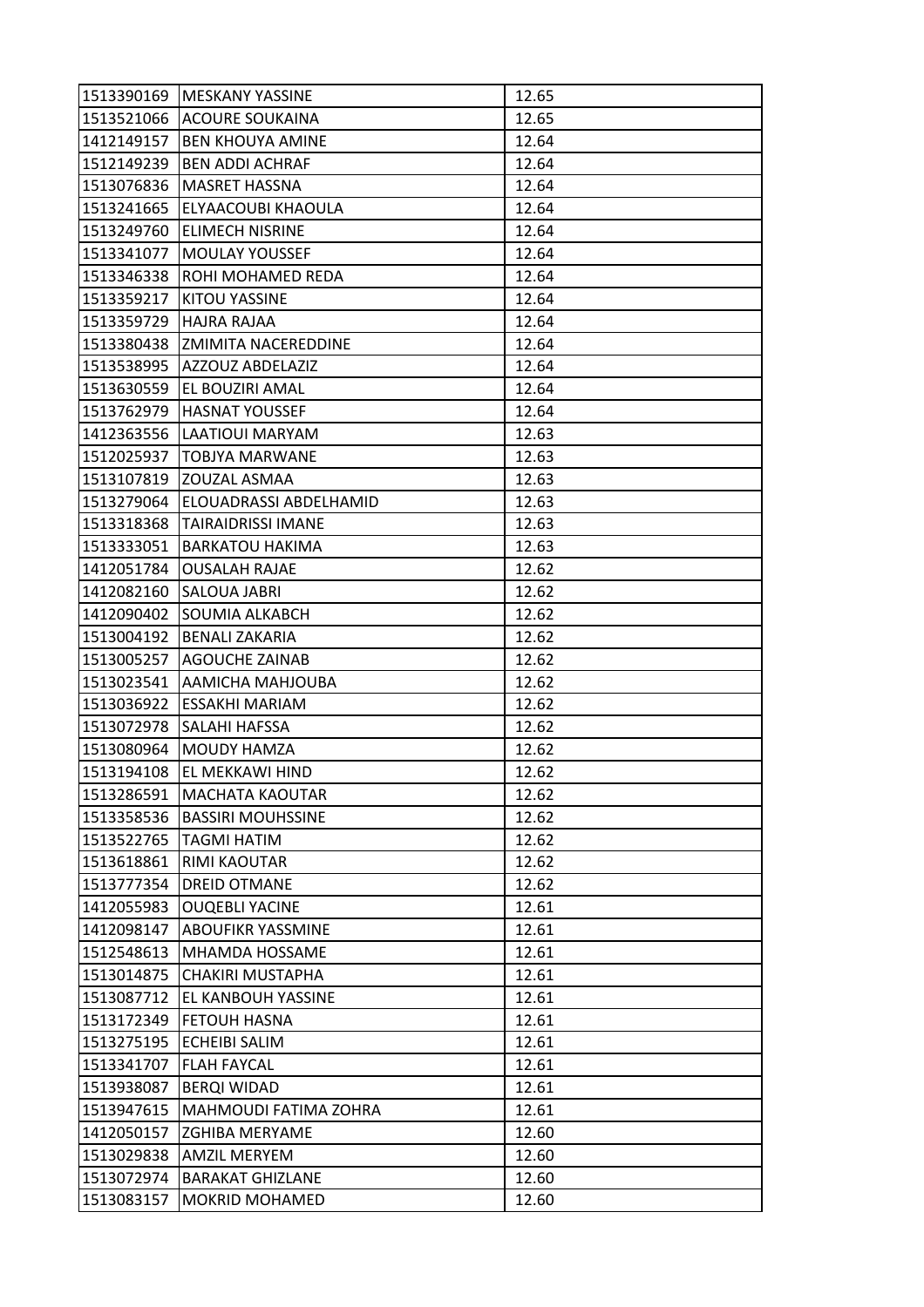| 1513390169 | MESKANY YASSINE | 12.65 |
|---|---|---|
| 1513521066 | ACOURE SOUKAINA | 12.65 |
| 1412149157 | BEN KHOUYA AMINE | 12.64 |
| 1512149239 | BEN ADDI ACHRAF | 12.64 |
| 1513076836 | MASRET HASSNA | 12.64 |
| 1513241665 | ELYAACOUBI KHAOULA | 12.64 |
| 1513249760 | ELIMECH NISRINE | 12.64 |
| 1513341077 | MOULAY YOUSSEF | 12.64 |
| 1513346338 | ROHI MOHAMED REDA | 12.64 |
| 1513359217 | KITOU YASSINE | 12.64 |
| 1513359729 | HAJRA RAJAA | 12.64 |
| 1513380438 | ZMIMITA NACEREDDINE | 12.64 |
| 1513538995 | AZZOUZ ABDELAZIZ | 12.64 |
| 1513630559 | EL BOUZIRI AMAL | 12.64 |
| 1513762979 | HASNAT YOUSSEF | 12.64 |
| 1412363556 | LAATIOUI MARYAM | 12.63 |
| 1512025937 | TOBJYA MARWANE | 12.63 |
| 1513107819 | ZOUZAL ASMAA | 12.63 |
| 1513279064 | ELOUADRASSI ABDELHAMID | 12.63 |
| 1513318368 | TAIRAIDRISSI IMANE | 12.63 |
| 1513333051 | BARKATOU HAKIMA | 12.63 |
| 1412051784 | OUSALAH RAJAE | 12.62 |
| 1412082160 | SALOUA JABRI | 12.62 |
| 1412090402 | SOUMIA ALKABCH | 12.62 |
| 1513004192 | BENALI ZAKARIA | 12.62 |
| 1513005257 | AGOUCHE ZAINAB | 12.62 |
| 1513023541 | AAMICHA MAHJOUBA | 12.62 |
| 1513036922 | ESSAKHI MARIAM | 12.62 |
| 1513072978 | SALAHI HAFSSA | 12.62 |
| 1513080964 | MOUDY HAMZA | 12.62 |
| 1513194108 | EL MEKKAWI HIND | 12.62 |
| 1513286591 | MACHATA KAOUTAR | 12.62 |
| 1513358536 | BASSIRI MOUHSSINE | 12.62 |
| 1513522765 | TAGMI HATIM | 12.62 |
| 1513618861 | RIMI KAOUTAR | 12.62 |
| 1513777354 | DREID OTMANE | 12.62 |
| 1412055983 | OUQEBLI YACINE | 12.61 |
| 1412098147 | ABOUFIKR YASSMINE | 12.61 |
| 1512548613 | MHAMDA HOSSAME | 12.61 |
| 1513014875 | CHAKIRI MUSTAPHA | 12.61 |
| 1513087712 | EL KANBOUH YASSINE | 12.61 |
| 1513172349 | FETOUH HASNA | 12.61 |
| 1513275195 | ECHEIBI SALIM | 12.61 |
| 1513341707 | FLAH FAYCAL | 12.61 |
| 1513938087 | BERQI WIDAD | 12.61 |
| 1513947615 | MAHMOUDI FATIMA ZOHRA | 12.61 |
| 1412050157 | ZGHIBA MERYAME | 12.60 |
| 1513029838 | AMZIL MERYEM | 12.60 |
| 1513072974 | BARAKAT GHIZLANE | 12.60 |
| 1513083157 | MOKRID MOHAMED | 12.60 |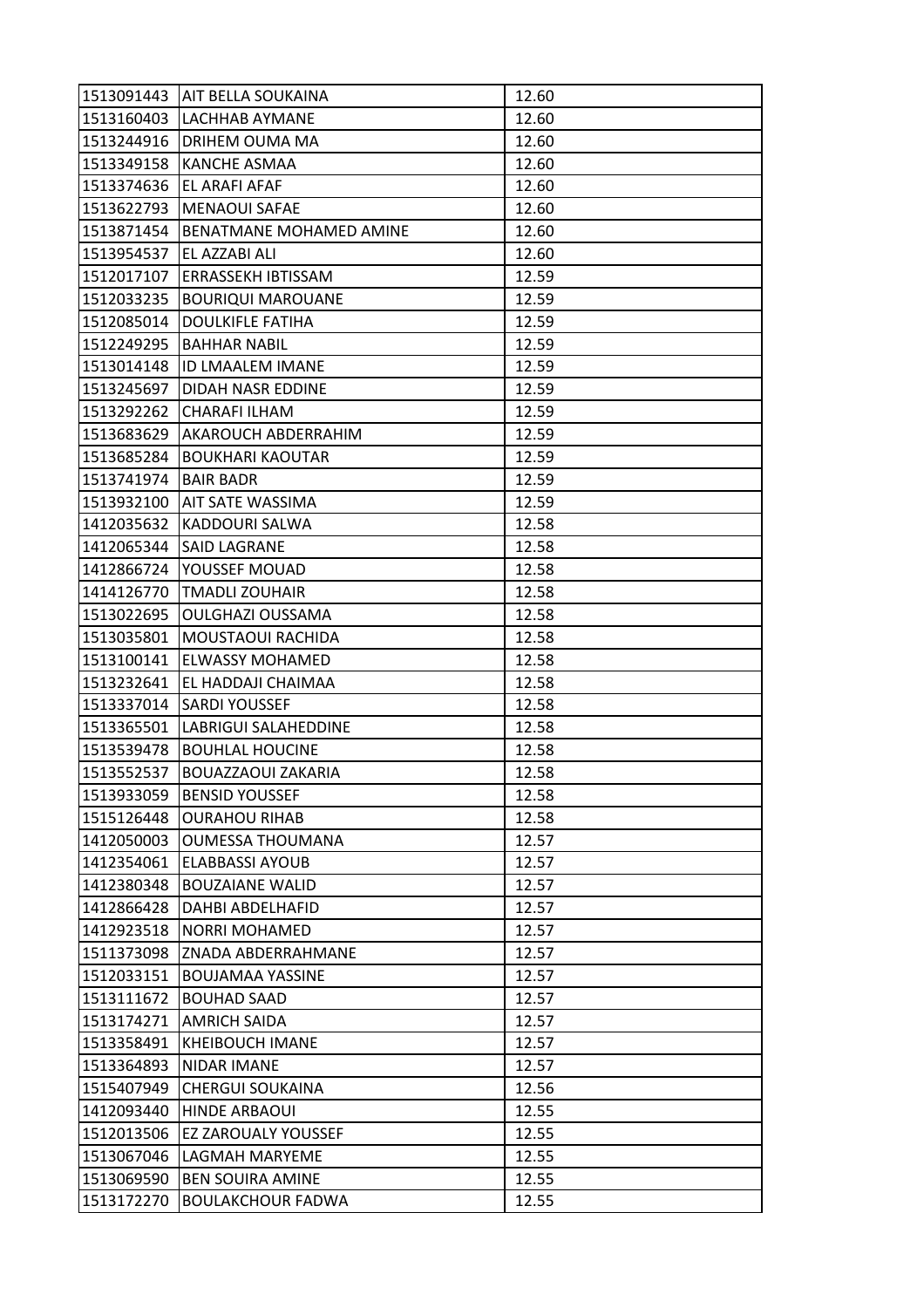| | | |
|---|---|---|
| 1513091443 | AIT BELLA SOUKAINA | 12.60 |
| 1513160403 | LACHHAB AYMANE | 12.60 |
| 1513244916 | DRIHEM OUMA MA | 12.60 |
| 1513349158 | KANCHE ASMAA | 12.60 |
| 1513374636 | EL ARAFI AFAF | 12.60 |
| 1513622793 | MENAOUI SAFAE | 12.60 |
| 1513871454 | BENATMANE MOHAMED AMINE | 12.60 |
| 1513954537 | EL AZZABI ALI | 12.60 |
| 1512017107 | ERRASSEKH IBTISSAM | 12.59 |
| 1512033235 | BOURIQUI MAROUANE | 12.59 |
| 1512085014 | DOULKIFLE FATIHA | 12.59 |
| 1512249295 | BAHHAR NABIL | 12.59 |
| 1513014148 | ID LMAALEM IMANE | 12.59 |
| 1513245697 | DIDAH NASR EDDINE | 12.59 |
| 1513292262 | CHARAFI ILHAM | 12.59 |
| 1513683629 | AKAROUCH ABDERRAHIM | 12.59 |
| 1513685284 | BOUKHARI KAOUTAR | 12.59 |
| 1513741974 | BAIR BADR | 12.59 |
| 1513932100 | AIT SATE WASSIMA | 12.59 |
| 1412035632 | KADDOURI SALWA | 12.58 |
| 1412065344 | SAID LAGRANE | 12.58 |
| 1412866724 | YOUSSEF MOUAD | 12.58 |
| 1414126770 | TMADLI ZOUHAIR | 12.58 |
| 1513022695 | OULGHAZI OUSSAMA | 12.58 |
| 1513035801 | MOUSTAOUI RACHIDA | 12.58 |
| 1513100141 | ELWASSY MOHAMED | 12.58 |
| 1513232641 | EL HADDAJI CHAIMAA | 12.58 |
| 1513337014 | SARDI YOUSSEF | 12.58 |
| 1513365501 | LABRIGUI SALAHEDDINE | 12.58 |
| 1513539478 | BOUHLAL HOUCINE | 12.58 |
| 1513552537 | BOUAZZAOUI ZAKARIA | 12.58 |
| 1513933059 | BENSID YOUSSEF | 12.58 |
| 1515126448 | OURAHOU RIHAB | 12.58 |
| 1412050003 | OUMESSA THOUMANA | 12.57 |
| 1412354061 | ELABBASSI AYOUB | 12.57 |
| 1412380348 | BOUZAIANE WALID | 12.57 |
| 1412866428 | DAHBI ABDELHAFID | 12.57 |
| 1412923518 | NORRI MOHAMED | 12.57 |
| 1511373098 | ZNADA ABDERRAHMANE | 12.57 |
| 1512033151 | BOUJAMAA YASSINE | 12.57 |
| 1513111672 | BOUHAD SAAD | 12.57 |
| 1513174271 | AMRICH SAIDA | 12.57 |
| 1513358491 | KHEIBOUCH IMANE | 12.57 |
| 1513364893 | NIDAR IMANE | 12.57 |
| 1515407949 | CHERGUI SOUKAINA | 12.56 |
| 1412093440 | HINDE ARBAOUI | 12.55 |
| 1512013506 | EZ ZAROUALY YOUSSEF | 12.55 |
| 1513067046 | LAGMAH MARYEME | 12.55 |
| 1513069590 | BEN SOUIRA AMINE | 12.55 |
| 1513172270 | BOULAKCHOUR FADWA | 12.55 |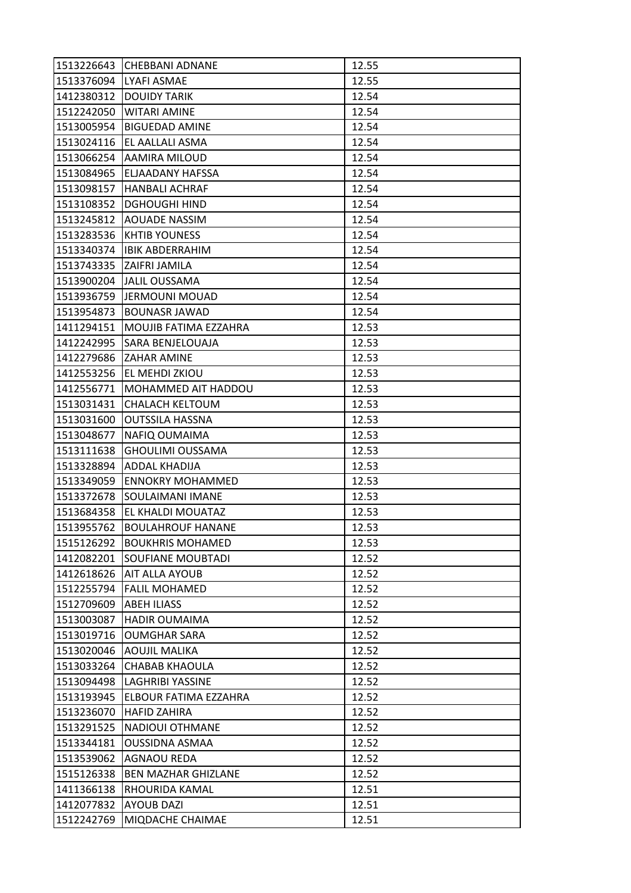| 1513226643 | CHEBBANI ADNANE | 12.55 |
|---|---|---|
| 1513376094 | LYAFI ASMAE | 12.55 |
| 1412380312 | DOUIDY TARIK | 12.54 |
| 1512242050 | WITARI AMINE | 12.54 |
| 1513005954 | BIGUEDAD AMINE | 12.54 |
| 1513024116 | EL AALLALI ASMA | 12.54 |
| 1513066254 | AAMIRA MILOUD | 12.54 |
| 1513084965 | ELJAADANY HAFSSA | 12.54 |
| 1513098157 | HANBALI ACHRAF | 12.54 |
| 1513108352 | DGHOUGHI HIND | 12.54 |
| 1513245812 | AOUADE NASSIM | 12.54 |
| 1513283536 | KHTIB YOUNESS | 12.54 |
| 1513340374 | IBIK ABDERRAHIM | 12.54 |
| 1513743335 | ZAIFRI JAMILA | 12.54 |
| 1513900204 | JALIL OUSSAMA | 12.54 |
| 1513936759 | JERMOUNI MOUAD | 12.54 |
| 1513954873 | BOUNASR JAWAD | 12.54 |
| 1411294151 | MOUJIB FATIMA EZZAHRA | 12.53 |
| 1412242995 | SARA BENJELOUAJA | 12.53 |
| 1412279686 | ZAHAR AMINE | 12.53 |
| 1412553256 | EL MEHDI ZKIOU | 12.53 |
| 1412556771 | MOHAMMED AIT HADDOU | 12.53 |
| 1513031431 | CHALACH KELTOUM | 12.53 |
| 1513031600 | OUTSSILA HASSNA | 12.53 |
| 1513048677 | NAFIQ OUMAIMA | 12.53 |
| 1513111638 | GHOULIMI OUSSAMA | 12.53 |
| 1513328894 | ADDAL KHADIJA | 12.53 |
| 1513349059 | ENNOKRY MOHAMMED | 12.53 |
| 1513372678 | SOULAIMANI IMANE | 12.53 |
| 1513684358 | EL KHALDI MOUATAZ | 12.53 |
| 1513955762 | BOULAHROUF HANANE | 12.53 |
| 1515126292 | BOUKHRIS MOHAMED | 12.53 |
| 1412082201 | SOUFIANE MOUBTADI | 12.52 |
| 1412618626 | AIT ALLA AYOUB | 12.52 |
| 1512255794 | FALIL MOHAMED | 12.52 |
| 1512709609 | ABEH ILIASS | 12.52 |
| 1513003087 | HADIR OUMAIMA | 12.52 |
| 1513019716 | OUMGHAR SARA | 12.52 |
| 1513020046 | AOUJIL MALIKA | 12.52 |
| 1513033264 | CHABAB KHAOULA | 12.52 |
| 1513094498 | LAGHRIBI YASSINE | 12.52 |
| 1513193945 | ELBOUR FATIMA EZZAHRA | 12.52 |
| 1513236070 | HAFID ZAHIRA | 12.52 |
| 1513291525 | NADIOUI OTHMANE | 12.52 |
| 1513344181 | OUSSIDNA ASMAA | 12.52 |
| 1513539062 | AGNAOU REDA | 12.52 |
| 1515126338 | BEN MAZHAR GHIZLANE | 12.52 |
| 1411366138 | RHOURIDA KAMAL | 12.51 |
| 1412077832 | AYOUB DAZI | 12.51 |
| 1512242769 | MIQDACHE CHAIMAE | 12.51 |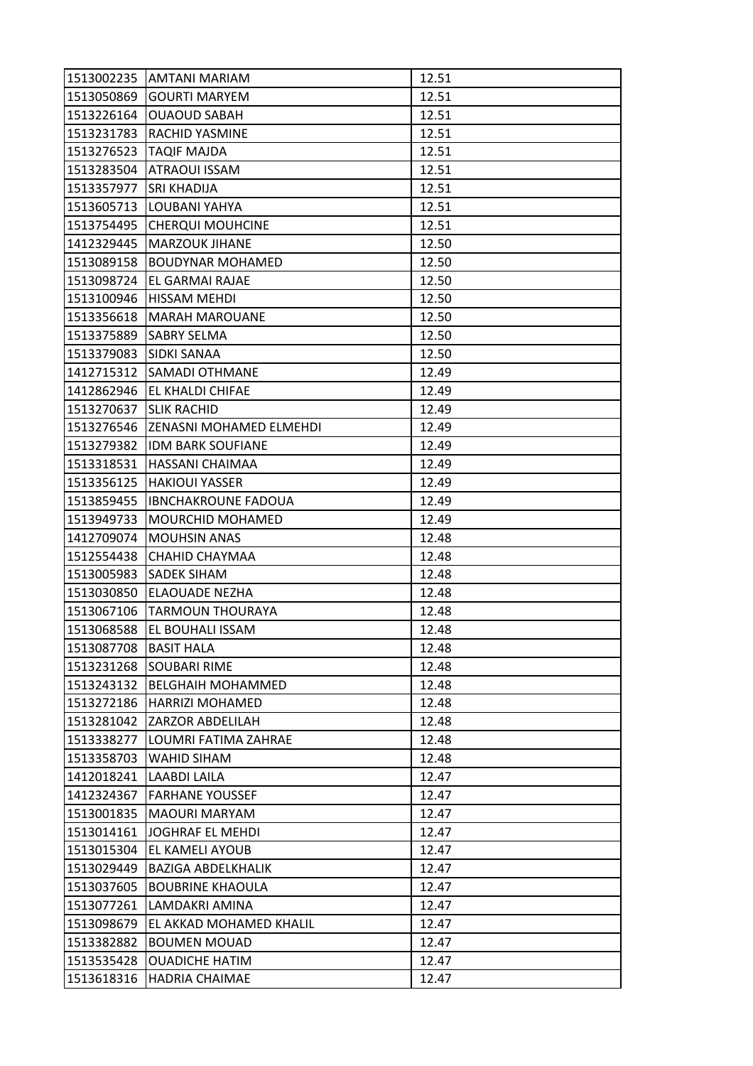| | | |
|---|---|---|
| 1513002235 | AMTANI MARIAM | 12.51 |
| 1513050869 | GOURTI MARYEM | 12.51 |
| 1513226164 | OUAOUD SABAH | 12.51 |
| 1513231783 | RACHID YASMINE | 12.51 |
| 1513276523 | TAQIF MAJDA | 12.51 |
| 1513283504 | ATRAOUI ISSAM | 12.51 |
| 1513357977 | SRI KHADIJA | 12.51 |
| 1513605713 | LOUBANI YAHYA | 12.51 |
| 1513754495 | CHERQUI MOUHCINE | 12.51 |
| 1412329445 | MARZOUK JIHANE | 12.50 |
| 1513089158 | BOUDYNAR MOHAMED | 12.50 |
| 1513098724 | EL GARMAI RAJAE | 12.50 |
| 1513100946 | HISSAM MEHDI | 12.50 |
| 1513356618 | MARAH MAROUANE | 12.50 |
| 1513375889 | SABRY SELMA | 12.50 |
| 1513379083 | SIDKI SANAA | 12.50 |
| 1412715312 | SAMADI OTHMANE | 12.49 |
| 1412862946 | EL KHALDI CHIFAE | 12.49 |
| 1513270637 | SLIK RACHID | 12.49 |
| 1513276546 | ZENASNI MOHAMED ELMEHDI | 12.49 |
| 1513279382 | IDM BARK SOUFIANE | 12.49 |
| 1513318531 | HASSANI CHAIMAA | 12.49 |
| 1513356125 | HAKIOUI YASSER | 12.49 |
| 1513859455 | IBNCHAKROUNE FADOUA | 12.49 |
| 1513949733 | MOURCHID MOHAMED | 12.49 |
| 1412709074 | MOUHSIN ANAS | 12.48 |
| 1512554438 | CHAHID CHAYMAA | 12.48 |
| 1513005983 | SADEK SIHAM | 12.48 |
| 1513030850 | ELAOUADE NEZHA | 12.48 |
| 1513067106 | TARMOUN THOURAYA | 12.48 |
| 1513068588 | EL BOUHALI ISSAM | 12.48 |
| 1513087708 | BASIT HALA | 12.48 |
| 1513231268 | SOUBARI RIME | 12.48 |
| 1513243132 | BELGHAIH MOHAMMED | 12.48 |
| 1513272186 | HARRIZI MOHAMED | 12.48 |
| 1513281042 | ZARZOR ABDELILAH | 12.48 |
| 1513338277 | LOUMRI FATIMA ZAHRAE | 12.48 |
| 1513358703 | WAHID SIHAM | 12.48 |
| 1412018241 | LAABDI LAILA | 12.47 |
| 1412324367 | FARHANE YOUSSEF | 12.47 |
| 1513001835 | MAOURI MARYAM | 12.47 |
| 1513014161 | JOGHRAF EL MEHDI | 12.47 |
| 1513015304 | EL KAMELI AYOUB | 12.47 |
| 1513029449 | BAZIGA ABDELKHALIK | 12.47 |
| 1513037605 | BOUBRINE KHAOULA | 12.47 |
| 1513077261 | LAMDAKRI AMINA | 12.47 |
| 1513098679 | EL AKKAD MOHAMED KHALIL | 12.47 |
| 1513382882 | BOUMEN MOUAD | 12.47 |
| 1513535428 | OUADICHE HATIM | 12.47 |
| 1513618316 | HADRIA CHAIMAE | 12.47 |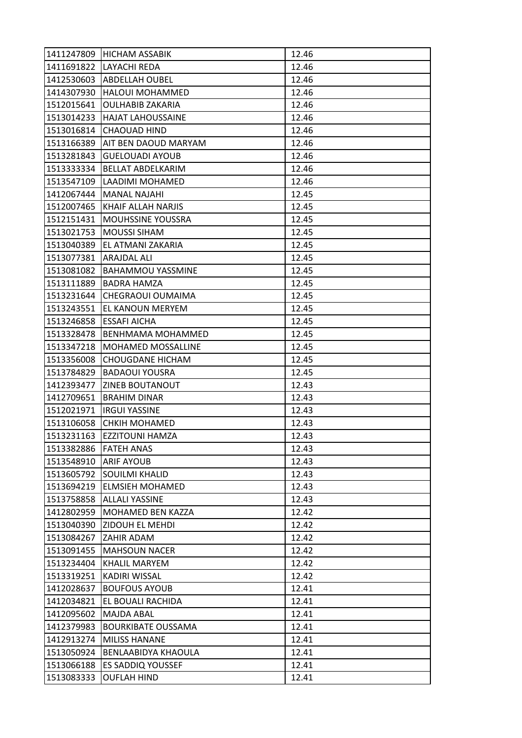| 1411247809 | HICHAM ASSABIK | 12.46 |
|---|---|---|
| 1411691822 | LAYACHI REDA | 12.46 |
| 1412530603 | ABDELLAH OUBEL | 12.46 |
| 1414307930 | HALOUI MOHAMMED | 12.46 |
| 1512015641 | OULHABIB ZAKARIA | 12.46 |
| 1513014233 | HAJAT LAHOUSSAINE | 12.46 |
| 1513016814 | CHAOUAD HIND | 12.46 |
| 1513166389 | AIT BEN DAOUD MARYAM | 12.46 |
| 1513281843 | GUELOUADI AYOUB | 12.46 |
| 1513333334 | BELLAT ABDELKARIM | 12.46 |
| 1513547109 | LAADIMI MOHAMED | 12.46 |
| 1412067444 | MANAL NAJAHI | 12.45 |
| 1512007465 | KHAIF ALLAH NARJIS | 12.45 |
| 1512151431 | MOUHSSINE YOUSSRA | 12.45 |
| 1513021753 | MOUSSI SIHAM | 12.45 |
| 1513040389 | EL ATMANI ZAKARIA | 12.45 |
| 1513077381 | ARAJDAL ALI | 12.45 |
| 1513081082 | BAHAMMOU YASSMINE | 12.45 |
| 1513111889 | BADRA HAMZA | 12.45 |
| 1513231644 | CHEGRAOUI OUMAIMA | 12.45 |
| 1513243551 | EL KANOUN MERYEM | 12.45 |
| 1513246858 | ESSAFI AICHA | 12.45 |
| 1513328478 | BENHMAMA MOHAMMED | 12.45 |
| 1513347218 | MOHAMED MOSSALLINE | 12.45 |
| 1513356008 | CHOUGDANE HICHAM | 12.45 |
| 1513784829 | BADAOUI YOUSRA | 12.45 |
| 1412393477 | ZINEB BOUTANOUT | 12.43 |
| 1412709651 | BRAHIM DINAR | 12.43 |
| 1512021971 | IRGUI YASSINE | 12.43 |
| 1513106058 | CHKIH MOHAMED | 12.43 |
| 1513231163 | EZZITOUNI HAMZA | 12.43 |
| 1513382886 | FATEH ANAS | 12.43 |
| 1513548910 | ARIF AYOUB | 12.43 |
| 1513605792 | SOUILMI KHALID | 12.43 |
| 1513694219 | ELMSIEH MOHAMED | 12.43 |
| 1513758858 | ALLALI YASSINE | 12.43 |
| 1412802959 | MOHAMED BEN KAZZA | 12.42 |
| 1513040390 | ZIDOUH EL MEHDI | 12.42 |
| 1513084267 | ZAHIR ADAM | 12.42 |
| 1513091455 | MAHSOUN NACER | 12.42 |
| 1513234404 | KHALIL MARYEM | 12.42 |
| 1513319251 | KADIRI WISSAL | 12.42 |
| 1412028637 | BOUFOUS AYOUB | 12.41 |
| 1412034821 | EL BOUALI RACHIDA | 12.41 |
| 1412095602 | MAJDA ABAL | 12.41 |
| 1412379983 | BOURKIBATE OUSSAMA | 12.41 |
| 1412913274 | MILISS HANANE | 12.41 |
| 1513050924 | BENLAABIDYA KHAOULA | 12.41 |
| 1513066188 | ES SADDIQ YOUSSEF | 12.41 |
| 1513083333 | OUFLAH HIND | 12.41 |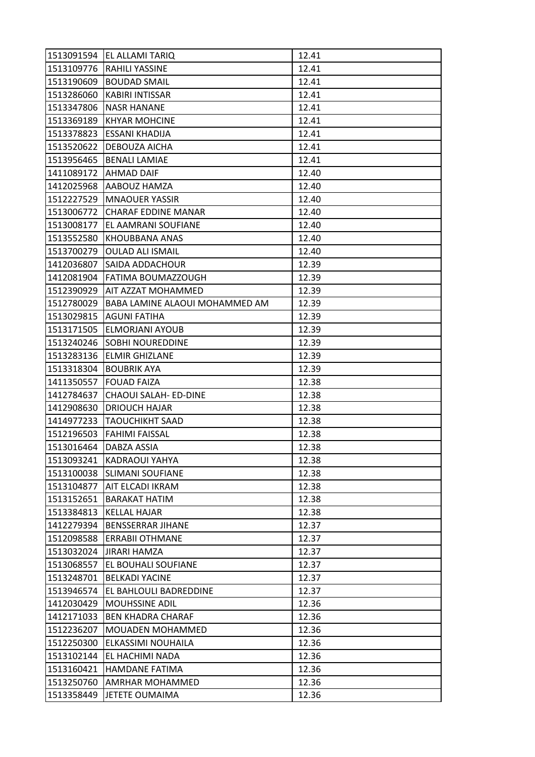| 1513091594 | EL ALLAMI TARIQ | 12.41 |
|---|---|---|
| 1513109776 | RAHILI YASSINE | 12.41 |
| 1513190609 | BOUDAD SMAIL | 12.41 |
| 1513286060 | KABIRI INTISSAR | 12.41 |
| 1513347806 | NASR HANANE | 12.41 |
| 1513369189 | KHYAR MOHCINE | 12.41 |
| 1513378823 | ESSANI KHADIJA | 12.41 |
| 1513520622 | DEBOUZA AICHA | 12.41 |
| 1513956465 | BENALI LAMIAE | 12.41 |
| 1411089172 | AHMAD DAIF | 12.40 |
| 1412025968 | AABOUZ HAMZA | 12.40 |
| 1512227529 | MNAOUER YASSIR | 12.40 |
| 1513006772 | CHARAF EDDINE MANAR | 12.40 |
| 1513008177 | EL AAMRANI SOUFIANE | 12.40 |
| 1513552580 | KHOUBBANA ANAS | 12.40 |
| 1513700279 | OULAD ALI ISMAIL | 12.40 |
| 1412036807 | SAIDA ADDACHOUR | 12.39 |
| 1412081904 | FATIMA BOUMAZZOUGH | 12.39 |
| 1512390929 | AIT AZZAT MOHAMMED | 12.39 |
| 1512780029 | BABA LAMINE ALAOUI MOHAMMED AM | 12.39 |
| 1513029815 | AGUNI FATIHA | 12.39 |
| 1513171505 | ELMORJANI AYOUB | 12.39 |
| 1513240246 | SOBHI NOUREDDINE | 12.39 |
| 1513283136 | ELMIR GHIZLANE | 12.39 |
| 1513318304 | BOUBRIK AYA | 12.39 |
| 1411350557 | FOUAD FAIZA | 12.38 |
| 1412784637 | CHAOUI SALAH- ED-DINE | 12.38 |
| 1412908630 | DRIOUCH HAJAR | 12.38 |
| 1414977233 | TAOUCHIKHT SAAD | 12.38 |
| 1512196503 | FAHIMI FAISSAL | 12.38 |
| 1513016464 | DABZA ASSIA | 12.38 |
| 1513093241 | KADRAOUI YAHYA | 12.38 |
| 1513100038 | SLIMANI SOUFIANE | 12.38 |
| 1513104877 | AIT ELCADI IKRAM | 12.38 |
| 1513152651 | BARAKAT HATIM | 12.38 |
| 1513384813 | KELLAL HAJAR | 12.38 |
| 1412279394 | BENSSERRAR JIHANE | 12.37 |
| 1512098588 | ERRABII OTHMANE | 12.37 |
| 1513032024 | JIRARI HAMZA | 12.37 |
| 1513068557 | EL BOUHALI SOUFIANE | 12.37 |
| 1513248701 | BELKADI YACINE | 12.37 |
| 1513946574 | EL BAHLOULI BADREDDINE | 12.37 |
| 1412030429 | MOUHSSINE ADIL | 12.36 |
| 1412171033 | BEN KHADRA CHARAF | 12.36 |
| 1512236207 | MOUADEN MOHAMMED | 12.36 |
| 1512250300 | ELKASSIMI NOUHAILA | 12.36 |
| 1513102144 | EL HACHIMI NADA | 12.36 |
| 1513160421 | HAMDANE FATIMA | 12.36 |
| 1513250760 | AMRHAR MOHAMMED | 12.36 |
| 1513358449 | JETETE OUMAIMA | 12.36 |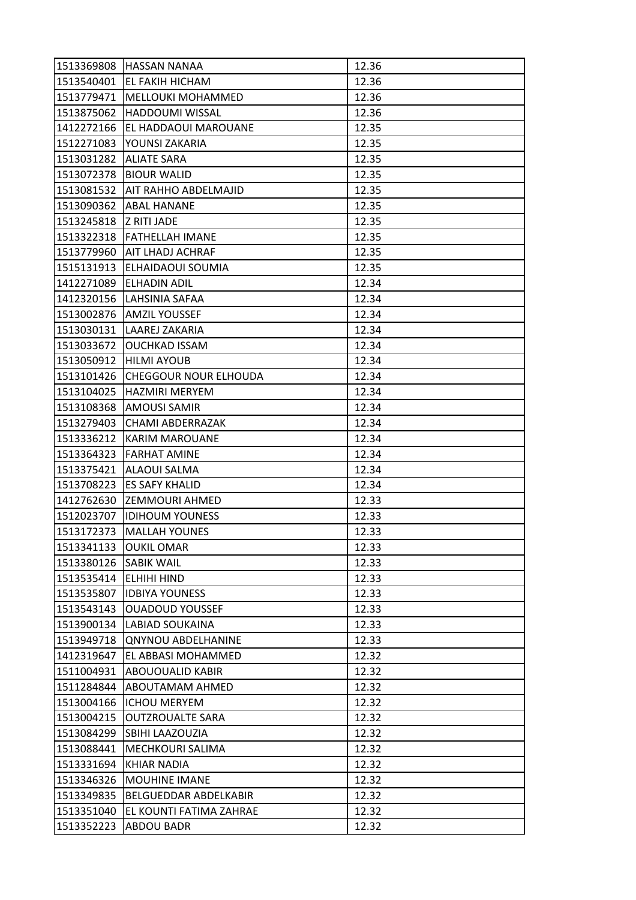| 1513369808 | HASSAN NANAA | 12.36 |
|---|---|---|
| 1513540401 | EL FAKIH HICHAM | 12.36 |
| 1513779471 | MELLOUKI MOHAMMED | 12.36 |
| 1513875062 | HADDOUMI WISSAL | 12.36 |
| 1412272166 | EL HADDAOUI MAROUANE | 12.35 |
| 1512271083 | YOUNSI ZAKARIA | 12.35 |
| 1513031282 | ALIATE SARA | 12.35 |
| 1513072378 | BIOUR WALID | 12.35 |
| 1513081532 | AIT RAHHO ABDELMAJID | 12.35 |
| 1513090362 | ABAL HANANE | 12.35 |
| 1513245818 | Z RITI JADE | 12.35 |
| 1513322318 | FATHELLAH IMANE | 12.35 |
| 1513779960 | AIT LHADJ ACHRAF | 12.35 |
| 1515131913 | ELHAIDAOUI SOUMIA | 12.35 |
| 1412271089 | ELHADIN ADIL | 12.34 |
| 1412320156 | LAHSINIA SAFAA | 12.34 |
| 1513002876 | AMZIL YOUSSEF | 12.34 |
| 1513030131 | LAAREJ ZAKARIA | 12.34 |
| 1513033672 | OUCHKAD ISSAM | 12.34 |
| 1513050912 | HILMI AYOUB | 12.34 |
| 1513101426 | CHEGGOUR NOUR ELHOUDA | 12.34 |
| 1513104025 | HAZMIRI MERYEM | 12.34 |
| 1513108368 | AMOUSI SAMIR | 12.34 |
| 1513279403 | CHAMI ABDERRAZAK | 12.34 |
| 1513336212 | KARIM MAROUANE | 12.34 |
| 1513364323 | FARHAT AMINE | 12.34 |
| 1513375421 | ALAOUI SALMA | 12.34 |
| 1513708223 | ES SAFY KHALID | 12.34 |
| 1412762630 | ZEMMOURI AHMED | 12.33 |
| 1512023707 | IDIHOUM YOUNESS | 12.33 |
| 1513172373 | MALLAH YOUNES | 12.33 |
| 1513341133 | OUKIL OMAR | 12.33 |
| 1513380126 | SABIK WAIL | 12.33 |
| 1513535414 | ELHIHI HIND | 12.33 |
| 1513535807 | IDBIYA YOUNESS | 12.33 |
| 1513543143 | OUADOUD YOUSSEF | 12.33 |
| 1513900134 | LABIAD SOUKAINA | 12.33 |
| 1513949718 | QNYNOU ABDELHANINE | 12.33 |
| 1412319647 | EL ABBASI MOHAMMED | 12.32 |
| 1511004931 | ABOUOUALID KABIR | 12.32 |
| 1511284844 | ABOUTAMAM AHMED | 12.32 |
| 1513004166 | ICHOU MERYEM | 12.32 |
| 1513004215 | OUTZROUALTE SARA | 12.32 |
| 1513084299 | SBIHI LAAZOUZIA | 12.32 |
| 1513088441 | MECHKOURI SALIMA | 12.32 |
| 1513331694 | KHIAR NADIA | 12.32 |
| 1513346326 | MOUHINE IMANE | 12.32 |
| 1513349835 | BELGUEDDAR ABDELKABIR | 12.32 |
| 1513351040 | EL KOUNTI FATIMA ZAHRAE | 12.32 |
| 1513352223 | ABDOU BADR | 12.32 |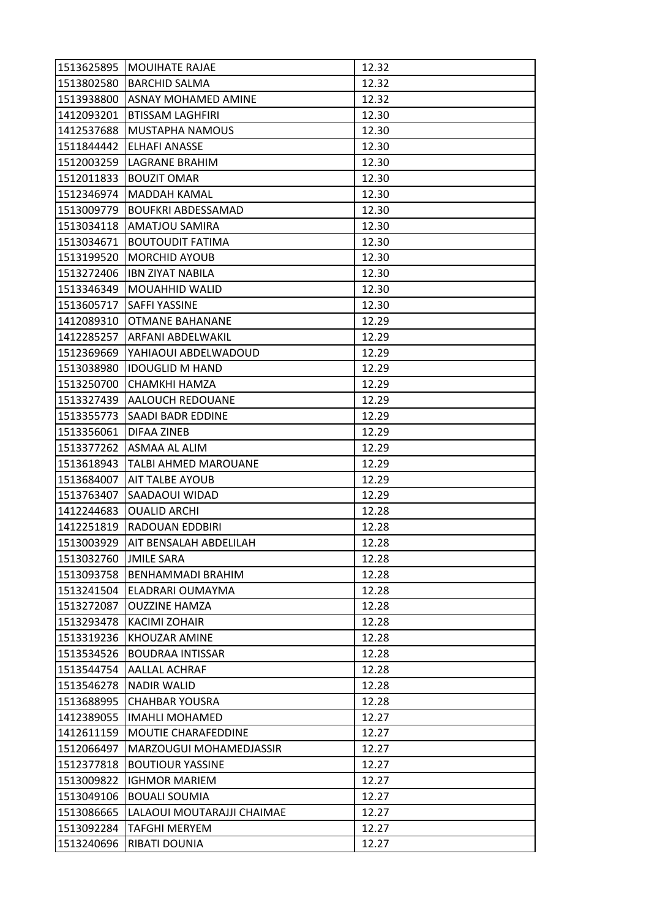| | | |
|---|---|---|
| 1513625895 | MOUIHATE RAJAE | 12.32 |
| 1513802580 | BARCHID SALMA | 12.32 |
| 1513938800 | ASNAY MOHAMED AMINE | 12.32 |
| 1412093201 | BTISSAM LAGHFIRI | 12.30 |
| 1412537688 | MUSTAPHA NAMOUS | 12.30 |
| 1511844442 | ELHAFI ANASSE | 12.30 |
| 1512003259 | LAGRANE BRAHIM | 12.30 |
| 1512011833 | BOUZIT OMAR | 12.30 |
| 1512346974 | MADDAH KAMAL | 12.30 |
| 1513009779 | BOUFKRI ABDESSAMAD | 12.30 |
| 1513034118 | AMATJOU SAMIRA | 12.30 |
| 1513034671 | BOUTOUDIT FATIMA | 12.30 |
| 1513199520 | MORCHID AYOUB | 12.30 |
| 1513272406 | IBN ZIYAT NABILA | 12.30 |
| 1513346349 | MOUAHHID WALID | 12.30 |
| 1513605717 | SAFFI YASSINE | 12.30 |
| 1412089310 | OTMANE BAHANANE | 12.29 |
| 1412285257 | ARFANI ABDELWAKIL | 12.29 |
| 1512369669 | YAHIAOUI ABDELWADOUD | 12.29 |
| 1513038980 | IDOUGLID M HAND | 12.29 |
| 1513250700 | CHAMKHI HAMZA | 12.29 |
| 1513327439 | AALOUCH REDOUANE | 12.29 |
| 1513355773 | SAADI BADR EDDINE | 12.29 |
| 1513356061 | DIFAA ZINEB | 12.29 |
| 1513377262 | ASMAA AL ALIM | 12.29 |
| 1513618943 | TALBI AHMED MAROUANE | 12.29 |
| 1513684007 | AIT TALBE AYOUB | 12.29 |
| 1513763407 | SAADAOUI WIDAD | 12.29 |
| 1412244683 | OUALID ARCHI | 12.28 |
| 1412251819 | RADOUAN EDDBIRI | 12.28 |
| 1513003929 | AIT BENSALAH ABDELILAH | 12.28 |
| 1513032760 | JMILE SARA | 12.28 |
| 1513093758 | BENHAMMADI BRAHIM | 12.28 |
| 1513241504 | ELADRARI OUMAYMA | 12.28 |
| 1513272087 | OUZZINE HAMZA | 12.28 |
| 1513293478 | KACIMI ZOHAIR | 12.28 |
| 1513319236 | KHOUZAR AMINE | 12.28 |
| 1513534526 | BOUDRAA INTISSAR | 12.28 |
| 1513544754 | AALLAL ACHRAF | 12.28 |
| 1513546278 | NADIR WALID | 12.28 |
| 1513688995 | CHAHBAR YOUSRA | 12.28 |
| 1412389055 | IMAHLI MOHAMED | 12.27 |
| 1412611159 | MOUTIE CHARAFEDDINE | 12.27 |
| 1512066497 | MARZOUGUI MOHAMEDJASSIR | 12.27 |
| 1512377818 | BOUTIOUR YASSINE | 12.27 |
| 1513009822 | IGHMOR MARIEM | 12.27 |
| 1513049106 | BOUALI SOUMIA | 12.27 |
| 1513086665 | LALAOUI MOUTARAJJI CHAIMAE | 12.27 |
| 1513092284 | TAFGHI MERYEM | 12.27 |
| 1513240696 | RIBATI DOUNIA | 12.27 |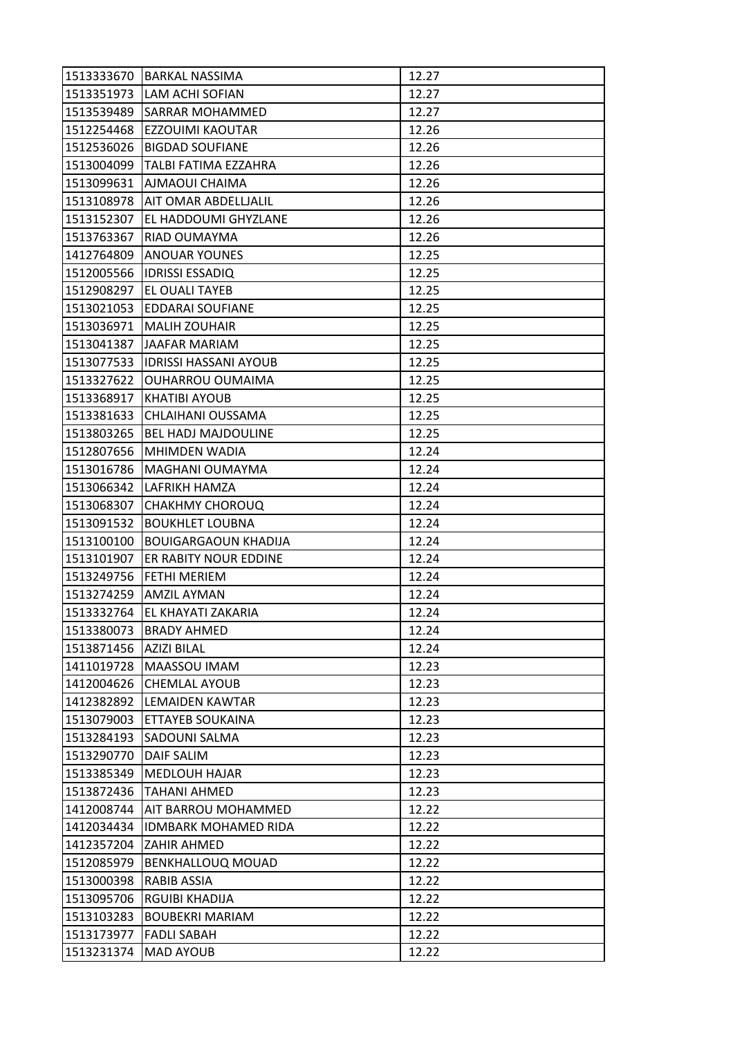| | | |
|---|---|---|
| 1513333670 | BARKAL NASSIMA | 12.27 |
| 1513351973 | LAM ACHI SOFIAN | 12.27 |
| 1513539489 | SARRAR MOHAMMED | 12.27 |
| 1512254468 | EZZOUIMI KAOUTAR | 12.26 |
| 1512536026 | BIGDAD SOUFIANE | 12.26 |
| 1513004099 | TALBI FATIMA EZZAHRA | 12.26 |
| 1513099631 | AJMAOUI CHAIMA | 12.26 |
| 1513108978 | AIT OMAR ABDELLJALIL | 12.26 |
| 1513152307 | EL HADDOUMI GHYZLANE | 12.26 |
| 1513763367 | RIAD OUMAYMA | 12.26 |
| 1412764809 | ANOUAR YOUNES | 12.25 |
| 1512005566 | IDRISSI ESSADIQ | 12.25 |
| 1512908297 | EL OUALI TAYEB | 12.25 |
| 1513021053 | EDDARAI SOUFIANE | 12.25 |
| 1513036971 | MALIH ZOUHAIR | 12.25 |
| 1513041387 | JAAFAR MARIAM | 12.25 |
| 1513077533 | IDRISSI HASSANI AYOUB | 12.25 |
| 1513327622 | OUHARROU OUMAIMA | 12.25 |
| 1513368917 | KHATIBI AYOUB | 12.25 |
| 1513381633 | CHLAIHANI OUSSAMA | 12.25 |
| 1513803265 | BEL HADJ MAJDOULINE | 12.25 |
| 1512807656 | MHIMDEN WADIA | 12.24 |
| 1513016786 | MAGHANI OUMAYMA | 12.24 |
| 1513066342 | LAFRIKH HAMZA | 12.24 |
| 1513068307 | CHAKHMY CHOROUQ | 12.24 |
| 1513091532 | BOUKHLET LOUBNA | 12.24 |
| 1513100100 | BOUIGARGAOUN KHADIJA | 12.24 |
| 1513101907 | ER RABITY NOUR EDDINE | 12.24 |
| 1513249756 | FETHI MERIEM | 12.24 |
| 1513274259 | AMZIL AYMAN | 12.24 |
| 1513332764 | EL KHAYATI ZAKARIA | 12.24 |
| 1513380073 | BRADY AHMED | 12.24 |
| 1513871456 | AZIZI BILAL | 12.24 |
| 1411019728 | MAASSOU IMAM | 12.23 |
| 1412004626 | CHEMLAL AYOUB | 12.23 |
| 1412382892 | LEMAIDEN KAWTAR | 12.23 |
| 1513079003 | ETTAYEB SOUKAINA | 12.23 |
| 1513284193 | SADOUNI SALMA | 12.23 |
| 1513290770 | DAIF SALIM | 12.23 |
| 1513385349 | MEDLOUH HAJAR | 12.23 |
| 1513872436 | TAHANI AHMED | 12.23 |
| 1412008744 | AIT BARROU MOHAMMED | 12.22 |
| 1412034434 | IDMBARK MOHAMED RIDA | 12.22 |
| 1412357204 | ZAHIR AHMED | 12.22 |
| 1512085979 | BENKHALLOUQ MOUAD | 12.22 |
| 1513000398 | RABIB ASSIA | 12.22 |
| 1513095706 | RGUIBI KHADIJA | 12.22 |
| 1513103283 | BOUBEKRI MARIAM | 12.22 |
| 1513173977 | FADLI SABAH | 12.22 |
| 1513231374 | MAD AYOUB | 12.22 |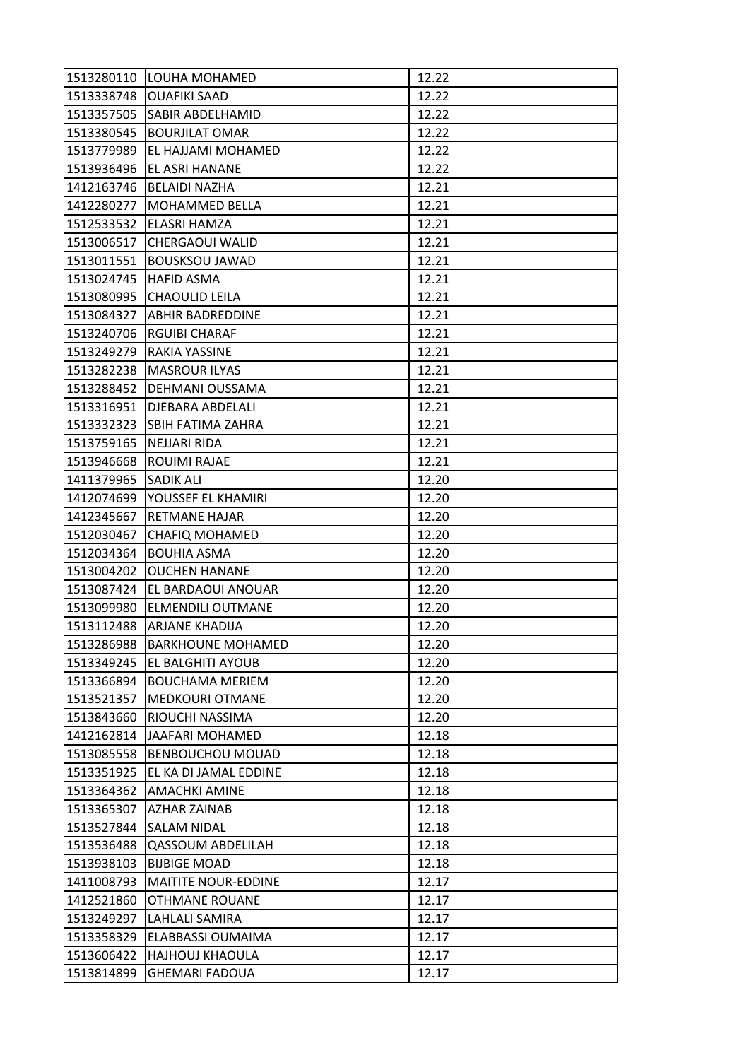| 1513280110 | LOUHA MOHAMED | 12.22 |
|---|---|---|
| 1513338748 | OUAFIKI SAAD | 12.22 |
| 1513357505 | SABIR ABDELHAMID | 12.22 |
| 1513380545 | BOURJILAT OMAR | 12.22 |
| 1513779989 | EL HAJJAMI MOHAMED | 12.22 |
| 1513936496 | EL ASRI HANANE | 12.22 |
| 1412163746 | BELAIDI NAZHA | 12.21 |
| 1412280277 | MOHAMMED BELLA | 12.21 |
| 1512533532 | ELASRI HAMZA | 12.21 |
| 1513006517 | CHERGAOUI WALID | 12.21 |
| 1513011551 | BOUSKSOU JAWAD | 12.21 |
| 1513024745 | HAFID ASMA | 12.21 |
| 1513080995 | CHAOULID LEILA | 12.21 |
| 1513084327 | ABHIR BADREDDINE | 12.21 |
| 1513240706 | RGUIBI CHARAF | 12.21 |
| 1513249279 | RAKIA YASSINE | 12.21 |
| 1513282238 | MASROUR ILYAS | 12.21 |
| 1513288452 | DEHMANI OUSSAMA | 12.21 |
| 1513316951 | DJEBARA ABDELALI | 12.21 |
| 1513332323 | SBIH FATIMA ZAHRA | 12.21 |
| 1513759165 | NEJJARI RIDA | 12.21 |
| 1513946668 | ROUIMI RAJAE | 12.21 |
| 1411379965 | SADIK ALI | 12.20 |
| 1412074699 | YOUSSEF EL KHAMIRI | 12.20 |
| 1412345667 | RETMANE HAJAR | 12.20 |
| 1512030467 | CHAFIQ MOHAMED | 12.20 |
| 1512034364 | BOUHIA ASMA | 12.20 |
| 1513004202 | OUCHEN HANANE | 12.20 |
| 1513087424 | EL BARDAOUI ANOUAR | 12.20 |
| 1513099980 | ELMENDILI OUTMANE | 12.20 |
| 1513112488 | ARJANE KHADIJA | 12.20 |
| 1513286988 | BARKHOUNE MOHAMED | 12.20 |
| 1513349245 | EL BALGHITI AYOUB | 12.20 |
| 1513366894 | BOUCHAMA MERIEM | 12.20 |
| 1513521357 | MEDKOURI OTMANE | 12.20 |
| 1513843660 | RIOUCHI NASSIMA | 12.20 |
| 1412162814 | JAAFARI MOHAMED | 12.18 |
| 1513085558 | BENBOUCHOU MOUAD | 12.18 |
| 1513351925 | EL KA DI JAMAL EDDINE | 12.18 |
| 1513364362 | AMACHKI AMINE | 12.18 |
| 1513365307 | AZHAR ZAINAB | 12.18 |
| 1513527844 | SALAM NIDAL | 12.18 |
| 1513536488 | QASSOUM ABDELILAH | 12.18 |
| 1513938103 | BIJBIGE MOAD | 12.18 |
| 1411008793 | MAITITE NOUR-EDDINE | 12.17 |
| 1412521860 | OTHMANE ROUANE | 12.17 |
| 1513249297 | LAHLALI SAMIRA | 12.17 |
| 1513358329 | ELABBASSI OUMAIMA | 12.17 |
| 1513606422 | HAJHOUJ KHAOULA | 12.17 |
| 1513814899 | GHEMARI FADOUA | 12.17 |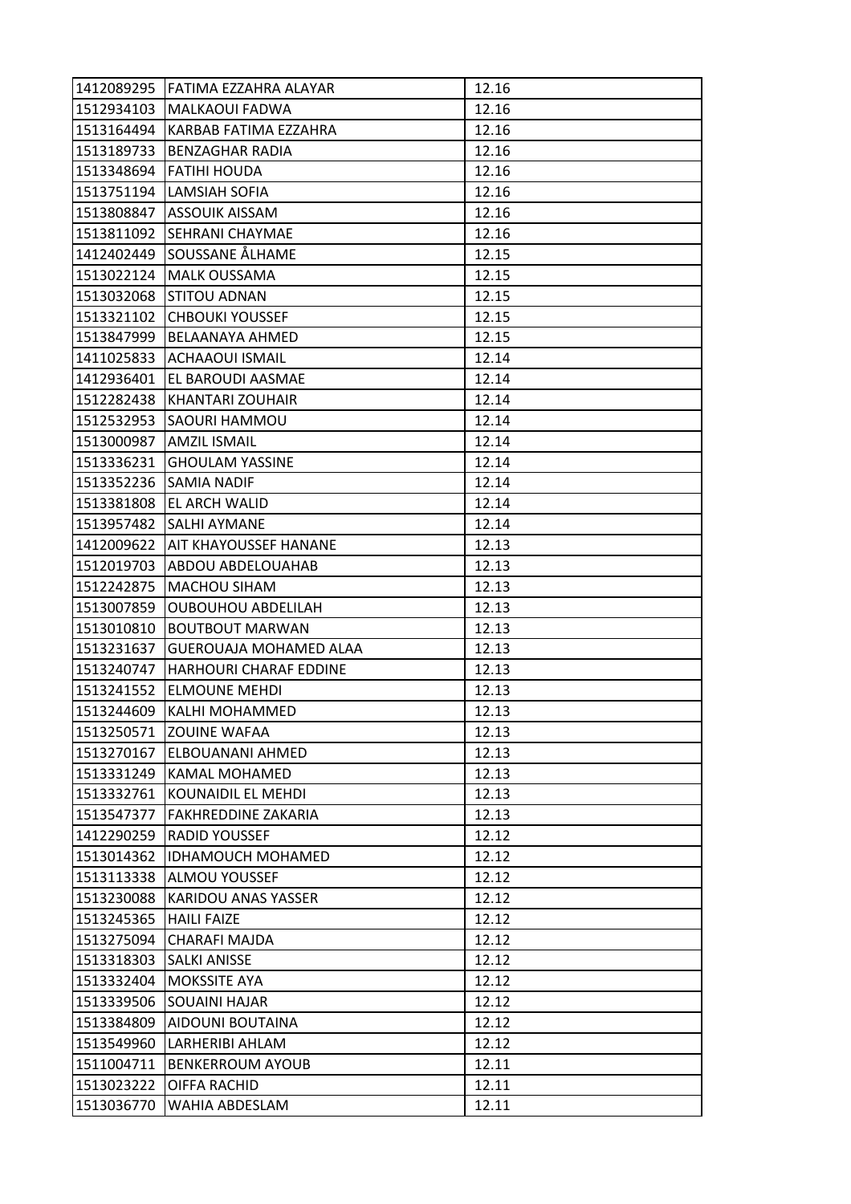| | | |
|---|---|---|
| 1412089295 | FATIMA EZZAHRA ALAYAR | 12.16 |
| 1512934103 | MALKAOUI FADWA | 12.16 |
| 1513164494 | KARBAB FATIMA EZZAHRA | 12.16 |
| 1513189733 | BENZAGHAR RADIA | 12.16 |
| 1513348694 | FATIHI HOUDA | 12.16 |
| 1513751194 | LAMSIAH SOFIA | 12.16 |
| 1513808847 | ASSOUIK AISSAM | 12.16 |
| 1513811092 | SEHRANI CHAYMAE | 12.16 |
| 1412402449 | SOUSSANE ÅLHAME | 12.15 |
| 1513022124 | MALK OUSSAMA | 12.15 |
| 1513032068 | STITOU ADNAN | 12.15 |
| 1513321102 | CHBOUKI YOUSSEF | 12.15 |
| 1513847999 | BELAANAYA AHMED | 12.15 |
| 1411025833 | ACHAAOUI ISMAIL | 12.14 |
| 1412936401 | EL BAROUDI AASMAE | 12.14 |
| 1512282438 | KHANTARI ZOUHAIR | 12.14 |
| 1512532953 | SAOURI HAMMOU | 12.14 |
| 1513000987 | AMZIL ISMAIL | 12.14 |
| 1513336231 | GHOULAM YASSINE | 12.14 |
| 1513352236 | SAMIA NADIF | 12.14 |
| 1513381808 | EL ARCH WALID | 12.14 |
| 1513957482 | SALHI AYMANE | 12.14 |
| 1412009622 | AIT KHAYOUSSEF HANANE | 12.13 |
| 1512019703 | ABDOU ABDELOUAHAB | 12.13 |
| 1512242875 | MACHOU SIHAM | 12.13 |
| 1513007859 | OUBOUHOU ABDELILAH | 12.13 |
| 1513010810 | BOUTBOUT MARWAN | 12.13 |
| 1513231637 | GUEROUAJA MOHAMED ALAA | 12.13 |
| 1513240747 | HARHOURI CHARAF EDDINE | 12.13 |
| 1513241552 | ELMOUNE MEHDI | 12.13 |
| 1513244609 | KALHI MOHAMMED | 12.13 |
| 1513250571 | ZOUINE WAFAA | 12.13 |
| 1513270167 | ELBOUANANI AHMED | 12.13 |
| 1513331249 | KAMAL MOHAMED | 12.13 |
| 1513332761 | KOUNAIDIL EL MEHDI | 12.13 |
| 1513547377 | FAKHREDDINE ZAKARIA | 12.13 |
| 1412290259 | RADID YOUSSEF | 12.12 |
| 1513014362 | IDHAMOUCH MOHAMED | 12.12 |
| 1513113338 | ALMOU YOUSSEF | 12.12 |
| 1513230088 | KARIDOU ANAS YASSER | 12.12 |
| 1513245365 | HAILI FAIZE | 12.12 |
| 1513275094 | CHARAFI MAJDA | 12.12 |
| 1513318303 | SALKI ANISSE | 12.12 |
| 1513332404 | MOKSSITE AYA | 12.12 |
| 1513339506 | SOUAINI HAJAR | 12.12 |
| 1513384809 | AIDOUNI BOUTAINA | 12.12 |
| 1513549960 | LARHERIBI AHLAM | 12.12 |
| 1511004711 | BENKERROUM AYOUB | 12.11 |
| 1513023222 | OIFFA RACHID | 12.11 |
| 1513036770 | WAHIA ABDESLAM | 12.11 |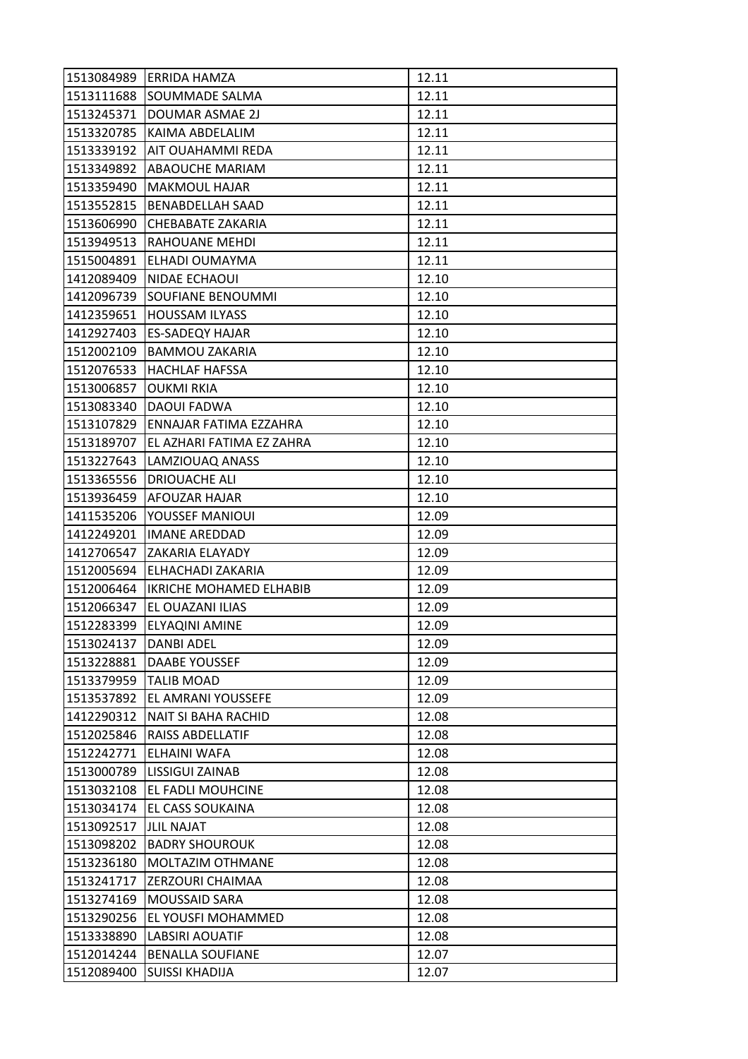| | | |
|---|---|---|
| 1513084989 | ERRIDA HAMZA | 12.11 |
| 1513111688 | SOUMMADE SALMA | 12.11 |
| 1513245371 | DOUMAR ASMAE 2J | 12.11 |
| 1513320785 | KAIMA ABDELALIM | 12.11 |
| 1513339192 | AIT OUAHAMMI REDA | 12.11 |
| 1513349892 | ABAOUCHE MARIAM | 12.11 |
| 1513359490 | MAKMOUL HAJAR | 12.11 |
| 1513552815 | BENABDELLAH SAAD | 12.11 |
| 1513606990 | CHEBABATE ZAKARIA | 12.11 |
| 1513949513 | RAHOUANE MEHDI | 12.11 |
| 1515004891 | ELHADI OUMAYMA | 12.11 |
| 1412089409 | NIDAE ECHAOUI | 12.10 |
| 1412096739 | SOUFIANE BENOUMMI | 12.10 |
| 1412359651 | HOUSSAM ILYASS | 12.10 |
| 1412927403 | ES-SADEQY HAJAR | 12.10 |
| 1512002109 | BAMMOU ZAKARIA | 12.10 |
| 1512076533 | HACHLAF HAFSSA | 12.10 |
| 1513006857 | OUKMI RKIA | 12.10 |
| 1513083340 | DAOUI FADWA | 12.10 |
| 1513107829 | ENNAJAR FATIMA EZZAHRA | 12.10 |
| 1513189707 | EL AZHARI FATIMA EZ ZAHRA | 12.10 |
| 1513227643 | LAMZIOUAQ ANASS | 12.10 |
| 1513365556 | DRIOUACHE ALI | 12.10 |
| 1513936459 | AFOUZAR HAJAR | 12.10 |
| 1411535206 | YOUSSEF MANIOUI | 12.09 |
| 1412249201 | IMANE AREDDAD | 12.09 |
| 1412706547 | ZAKARIA ELAYADY | 12.09 |
| 1512005694 | ELHACHADI ZAKARIA | 12.09 |
| 1512006464 | IKRICHE MOHAMED ELHABIB | 12.09 |
| 1512066347 | EL OUAZANI ILIAS | 12.09 |
| 1512283399 | ELYAQINI AMINE | 12.09 |
| 1513024137 | DANBI ADEL | 12.09 |
| 1513228881 | DAABE YOUSSEF | 12.09 |
| 1513379959 | TALIB MOAD | 12.09 |
| 1513537892 | EL AMRANI YOUSSEFE | 12.09 |
| 1412290312 | NAIT SI BAHA RACHID | 12.08 |
| 1512025846 | RAISS ABDELLATIF | 12.08 |
| 1512242771 | ELHAINI WAFA | 12.08 |
| 1513000789 | LISSIGUI ZAINAB | 12.08 |
| 1513032108 | EL FADLI MOUHCINE | 12.08 |
| 1513034174 | EL CASS SOUKAINA | 12.08 |
| 1513092517 | JLIL NAJAT | 12.08 |
| 1513098202 | BADRY SHOUROUK | 12.08 |
| 1513236180 | MOLTAZIM OTHMANE | 12.08 |
| 1513241717 | ZERZOURI CHAIMAA | 12.08 |
| 1513274169 | MOUSSAID SARA | 12.08 |
| 1513290256 | EL YOUSFI MOHAMMED | 12.08 |
| 1513338890 | LABSIRI AOUATIF | 12.08 |
| 1512014244 | BENALLA SOUFIANE | 12.07 |
| 1512089400 | SUISSI KHADIJA | 12.07 |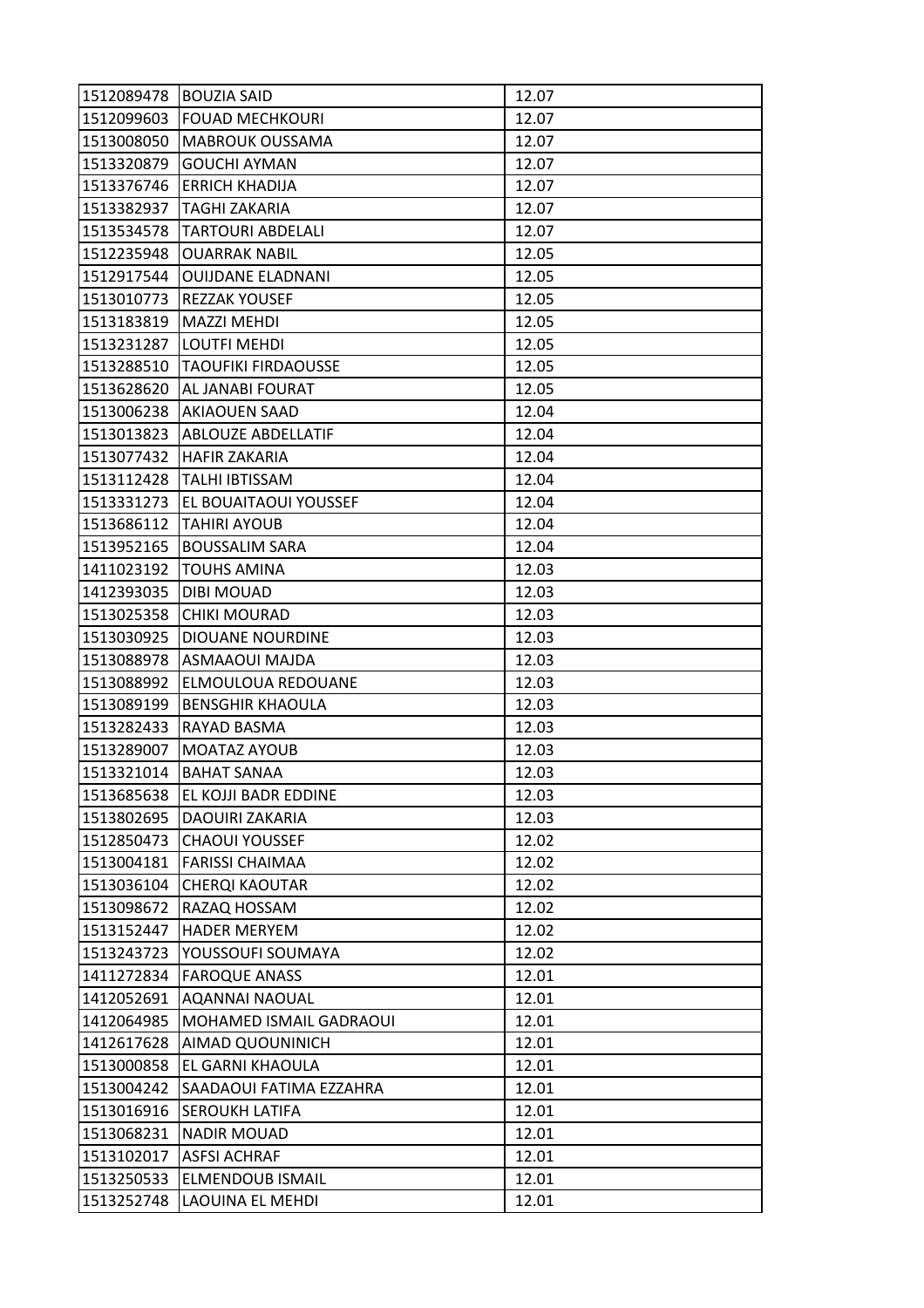| 1512089478 | BOUZIA SAID | 12.07 |
|---|---|---|
| 1512099603 | FOUAD MECHKOURI | 12.07 |
| 1513008050 | MABROUK OUSSAMA | 12.07 |
| 1513320879 | GOUCHI AYMAN | 12.07 |
| 1513376746 | ERRICH KHADIJA | 12.07 |
| 1513382937 | TAGHI ZAKARIA | 12.07 |
| 1513534578 | TARTOURI ABDELALI | 12.07 |
| 1512235948 | OUARRAK NABIL | 12.05 |
| 1512917544 | OUIJDANE ELADNANI | 12.05 |
| 1513010773 | REZZAK YOUSEF | 12.05 |
| 1513183819 | MAZZI MEHDI | 12.05 |
| 1513231287 | LOUTFI MEHDI | 12.05 |
| 1513288510 | TAOUFIKI FIRDAOUSSE | 12.05 |
| 1513628620 | AL JANABI FOURAT | 12.05 |
| 1513006238 | AKIAOUEN SAAD | 12.04 |
| 1513013823 | ABLOUZE ABDELLATIF | 12.04 |
| 1513077432 | HAFIR ZAKARIA | 12.04 |
| 1513112428 | TALHI IBTISSAM | 12.04 |
| 1513331273 | EL BOUAITAOUI YOUSSEF | 12.04 |
| 1513686112 | TAHIRI AYOUB | 12.04 |
| 1513952165 | BOUSSALIM SARA | 12.04 |
| 1411023192 | TOUHS AMINA | 12.03 |
| 1412393035 | DIBI MOUAD | 12.03 |
| 1513025358 | CHIKI MOURAD | 12.03 |
| 1513030925 | DIOUANE NOURDINE | 12.03 |
| 1513088978 | ASMAAOUI MAJDA | 12.03 |
| 1513088992 | ELMOULOUA REDOUANE | 12.03 |
| 1513089199 | BENSGHIR KHAOULA | 12.03 |
| 1513282433 | RAYAD BASMA | 12.03 |
| 1513289007 | MOATAZ AYOUB | 12.03 |
| 1513321014 | BAHAT SANAA | 12.03 |
| 1513685638 | EL KOJJI BADR EDDINE | 12.03 |
| 1513802695 | DAOUIRI ZAKARIA | 12.03 |
| 1512850473 | CHAOUI YOUSSEF | 12.02 |
| 1513004181 | FARISSI CHAIMAA | 12.02 |
| 1513036104 | CHERQI KAOUTAR | 12.02 |
| 1513098672 | RAZAQ HOSSAM | 12.02 |
| 1513152447 | HADER MERYEM | 12.02 |
| 1513243723 | YOUSSOUFI SOUMAYA | 12.02 |
| 1411272834 | FAROQUE ANASS | 12.01 |
| 1412052691 | AQANNAI NAOUAL | 12.01 |
| 1412064985 | MOHAMED ISMAIL GADRAOUI | 12.01 |
| 1412617628 | AIMAD QUOUNINICH | 12.01 |
| 1513000858 | EL GARNI KHAOULA | 12.01 |
| 1513004242 | SAADAOUI FATIMA EZZAHRA | 12.01 |
| 1513016916 | SEROUKH LATIFA | 12.01 |
| 1513068231 | NADIR MOUAD | 12.01 |
| 1513102017 | ASFSI ACHRAF | 12.01 |
| 1513250533 | ELMENDOUB ISMAIL | 12.01 |
| 1513252748 | LAOUINA EL MEHDI | 12.01 |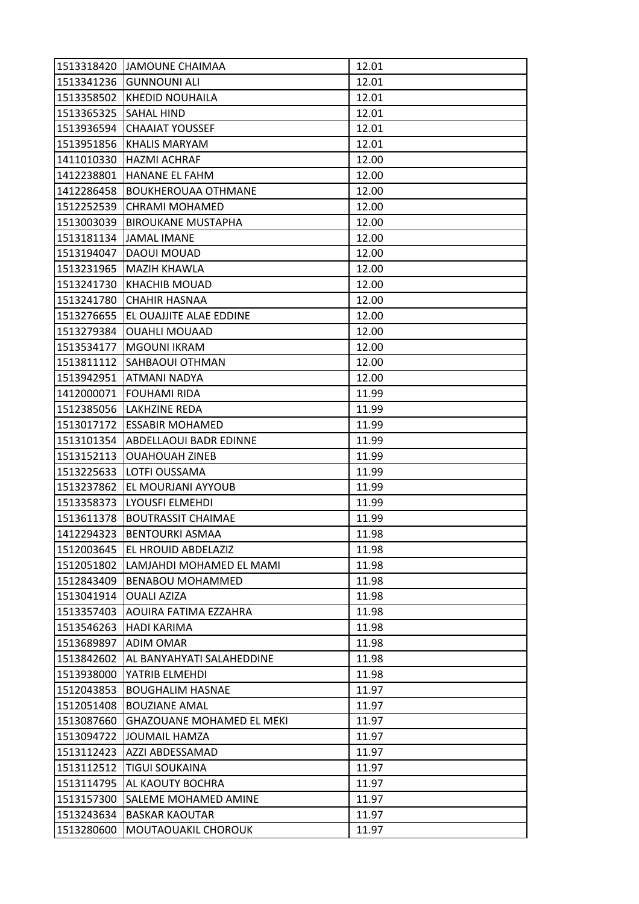| | | |
|---|---|---|
| 1513318420 | JAMOUNE CHAIMAA | 12.01 |
| 1513341236 | GUNNOUNI ALI | 12.01 |
| 1513358502 | KHEDID NOUHAILA | 12.01 |
| 1513365325 | SAHAL HIND | 12.01 |
| 1513936594 | CHAAIAT YOUSSEF | 12.01 |
| 1513951856 | KHALIS MARYAM | 12.01 |
| 1411010330 | HAZMI ACHRAF | 12.00 |
| 1412238801 | HANANE EL FAHM | 12.00 |
| 1412286458 | BOUKHEROUAA OTHMANE | 12.00 |
| 1512252539 | CHRAMI MOHAMED | 12.00 |
| 1513003039 | BIROUKANE MUSTAPHA | 12.00 |
| 1513181134 | JAMAL IMANE | 12.00 |
| 1513194047 | DAOUI MOUAD | 12.00 |
| 1513231965 | MAZIH KHAWLA | 12.00 |
| 1513241730 | KHACHIB MOUAD | 12.00 |
| 1513241780 | CHAHIR HASNAA | 12.00 |
| 1513276655 | EL OUAJJITE ALAE EDDINE | 12.00 |
| 1513279384 | OUAHLI MOUAAD | 12.00 |
| 1513534177 | MGOUNI IKRAM | 12.00 |
| 1513811112 | SAHBAOUI OTHMAN | 12.00 |
| 1513942951 | ATMANI NADYA | 12.00 |
| 1412000071 | FOUHAMI RIDA | 11.99 |
| 1512385056 | LAKHZINE REDA | 11.99 |
| 1513017172 | ESSABIR MOHAMED | 11.99 |
| 1513101354 | ABDELLAOUI BADR EDINNE | 11.99 |
| 1513152113 | OUAHOUAH ZINEB | 11.99 |
| 1513225633 | LOTFI OUSSAMA | 11.99 |
| 1513237862 | EL MOURJANI AYYOUB | 11.99 |
| 1513358373 | LYOUSFI ELMEHDI | 11.99 |
| 1513611378 | BOUTRASSIT CHAIMAE | 11.99 |
| 1412294323 | BENTOURKI ASMAA | 11.98 |
| 1512003645 | EL HROUID ABDELAZIZ | 11.98 |
| 1512051802 | LAMJAHDI MOHAMED EL MAMI | 11.98 |
| 1512843409 | BENABOU MOHAMMED | 11.98 |
| 1513041914 | OUALI AZIZA | 11.98 |
| 1513357403 | AOUIRA FATIMA EZZAHRA | 11.98 |
| 1513546263 | HADI KARIMA | 11.98 |
| 1513689897 | ADIM OMAR | 11.98 |
| 1513842602 | AL BANYAHYATI SALAHEDDINE | 11.98 |
| 1513938000 | YATRIB ELMEHDI | 11.98 |
| 1512043853 | BOUGHALIM HASNAE | 11.97 |
| 1512051408 | BOUZIANE AMAL | 11.97 |
| 1513087660 | GHAZOUANE MOHAMED EL MEKI | 11.97 |
| 1513094722 | JOUMAIL HAMZA | 11.97 |
| 1513112423 | AZZI ABDESSAMAD | 11.97 |
| 1513112512 | TIGUI SOUKAINA | 11.97 |
| 1513114795 | AL KAOUTY BOCHRA | 11.97 |
| 1513157300 | SALEME MOHAMED AMINE | 11.97 |
| 1513243634 | BASKAR KAOUTAR | 11.97 |
| 1513280600 | MOUTAOUAKIL CHOROUK | 11.97 |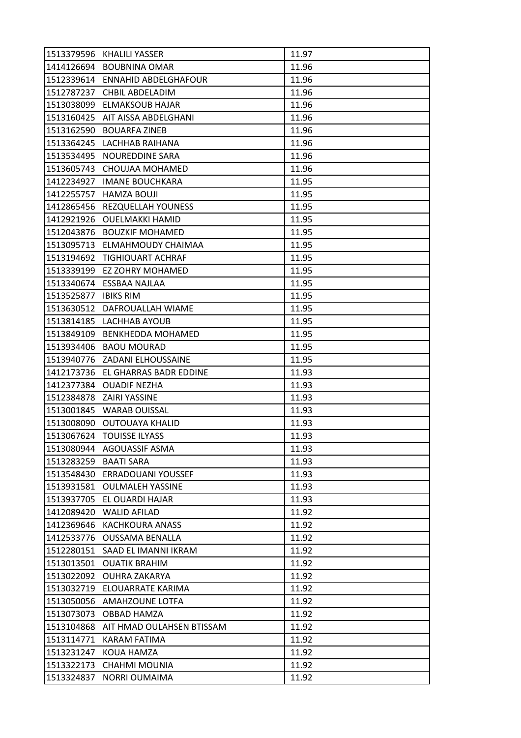| | | |
|---|---|---|
| 1513379596 | KHALILI YASSER | 11.97 |
| 1414126694 | BOUBNINA OMAR | 11.96 |
| 1512339614 | ENNAHID ABDELGHAFOUR | 11.96 |
| 1512787237 | CHBIL ABDELADIM | 11.96 |
| 1513038099 | ELMAKSOUB HAJAR | 11.96 |
| 1513160425 | AIT AISSA ABDELGHANI | 11.96 |
| 1513162590 | BOUARFA ZINEB | 11.96 |
| 1513364245 | LACHHAB RAIHANA | 11.96 |
| 1513534495 | NOUREDDINE SARA | 11.96 |
| 1513605743 | CHOUJAA MOHAMED | 11.96 |
| 1412234927 | IMANE BOUCHKARA | 11.95 |
| 1412255757 | HAMZA BOUJI | 11.95 |
| 1412865456 | REZQUELLAH YOUNESS | 11.95 |
| 1412921926 | OUELMAKKI HAMID | 11.95 |
| 1512043876 | BOUZKIF MOHAMED | 11.95 |
| 1513095713 | ELMAHMOUDY CHAIMAA | 11.95 |
| 1513194692 | TIGHIOUART ACHRAF | 11.95 |
| 1513339199 | EZ ZOHRY MOHAMED | 11.95 |
| 1513340674 | ESSBAA NAJLAA | 11.95 |
| 1513525877 | IBIKS RIM | 11.95 |
| 1513630512 | DAFROUALLAH WIAME | 11.95 |
| 1513814185 | LACHHAB AYOUB | 11.95 |
| 1513849109 | BENKHEDDA MOHAMED | 11.95 |
| 1513934406 | BAOU MOURAD | 11.95 |
| 1513940776 | ZADANI ELHOUSSAINE | 11.95 |
| 1412173736 | EL GHARRAS BADR EDDINE | 11.93 |
| 1412377384 | OUADIF NEZHA | 11.93 |
| 1512384878 | ZAIRI YASSINE | 11.93 |
| 1513001845 | WARAB OUISSAL | 11.93 |
| 1513008090 | OUTOUAYA KHALID | 11.93 |
| 1513067624 | TOUISSE ILYASS | 11.93 |
| 1513080944 | AGOUASSIF ASMA | 11.93 |
| 1513283259 | BAATI SARA | 11.93 |
| 1513548430 | ERRADOUANI YOUSSEF | 11.93 |
| 1513931581 | OULMALEH YASSINE | 11.93 |
| 1513937705 | EL OUARDI HAJAR | 11.93 |
| 1412089420 | WALID AFILAD | 11.92 |
| 1412369646 | KACHKOURA ANASS | 11.92 |
| 1412533776 | OUSSAMA BENALLA | 11.92 |
| 1512280151 | SAAD EL IMANNI IKRAM | 11.92 |
| 1513013501 | OUATIK BRAHIM | 11.92 |
| 1513022092 | OUHRA ZAKARYA | 11.92 |
| 1513032719 | ELOUARRATE KARIMA | 11.92 |
| 1513050056 | AMAHZOUNE LOTFA | 11.92 |
| 1513073073 | OBBAD HAMZA | 11.92 |
| 1513104868 | AIT HMAD OULAHSEN BTISSAM | 11.92 |
| 1513114771 | KARAM FATIMA | 11.92 |
| 1513231247 | KOUA HAMZA | 11.92 |
| 1513322173 | CHAHMI MOUNIA | 11.92 |
| 1513324837 | NORRI OUMAIMA | 11.92 |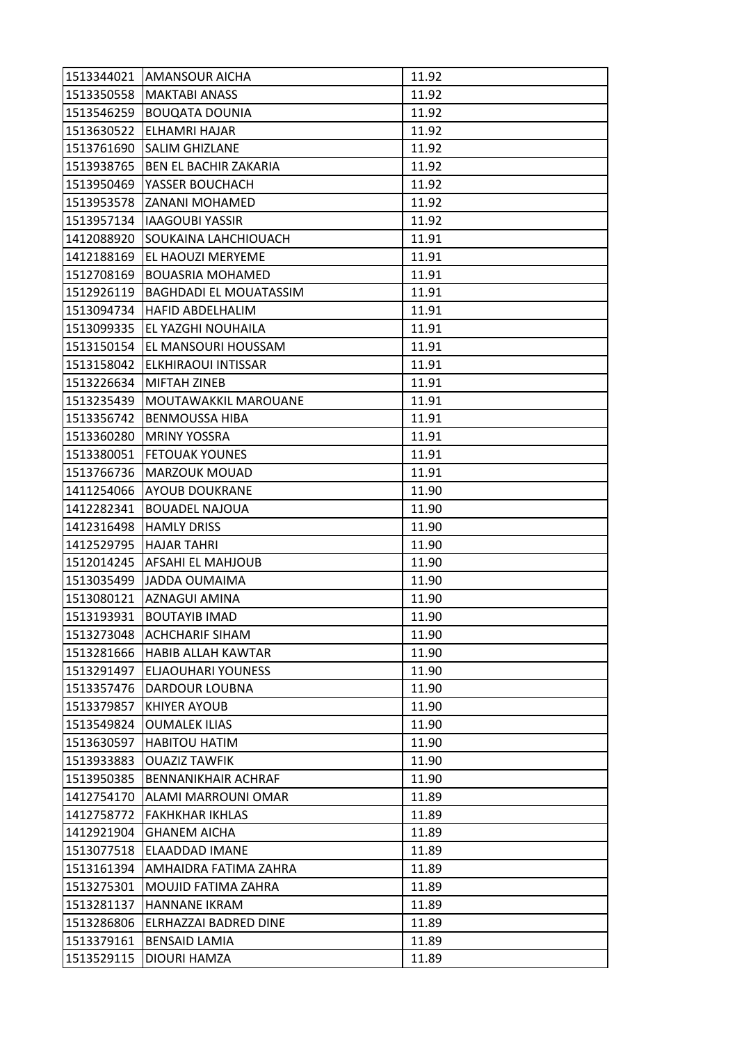| 1513344021 | AMANSOUR AICHA | 11.92 |
|---|---|---|
| 1513350558 | MAKTABI ANASS | 11.92 |
| 1513546259 | BOUQATA DOUNIA | 11.92 |
| 1513630522 | ELHAMRI HAJAR | 11.92 |
| 1513761690 | SALIM GHIZLANE | 11.92 |
| 1513938765 | BEN EL BACHIR ZAKARIA | 11.92 |
| 1513950469 | YASSER BOUCHACH | 11.92 |
| 1513953578 | ZANANI MOHAMED | 11.92 |
| 1513957134 | IAAGOUBI YASSIR | 11.92 |
| 1412088920 | SOUKAINA LAHCHIOUACH | 11.91 |
| 1412188169 | EL HAOUZI MERYEME | 11.91 |
| 1512708169 | BOUASRIA MOHAMED | 11.91 |
| 1512926119 | BAGHDADI EL MOUATASSIM | 11.91 |
| 1513094734 | HAFID ABDELHALIM | 11.91 |
| 1513099335 | EL YAZGHI NOUHAILA | 11.91 |
| 1513150154 | EL MANSOURI HOUSSAM | 11.91 |
| 1513158042 | ELKHIRAOUI INTISSAR | 11.91 |
| 1513226634 | MIFTAH ZINEB | 11.91 |
| 1513235439 | MOUTAWAKKIL MAROUANE | 11.91 |
| 1513356742 | BENMOUSSA HIBA | 11.91 |
| 1513360280 | MRINY YOSSRA | 11.91 |
| 1513380051 | FETOUAK YOUNES | 11.91 |
| 1513766736 | MARZOUK MOUAD | 11.91 |
| 1411254066 | AYOUB DOUKRANE | 11.90 |
| 1412282341 | BOUADEL NAJOUA | 11.90 |
| 1412316498 | HAMLY DRISS | 11.90 |
| 1412529795 | HAJAR TAHRI | 11.90 |
| 1512014245 | AFSAHI EL MAHJOUB | 11.90 |
| 1513035499 | JADDA OUMAIMA | 11.90 |
| 1513080121 | AZNAGUI AMINA | 11.90 |
| 1513193931 | BOUTAYIB IMAD | 11.90 |
| 1513273048 | ACHCHARIF SIHAM | 11.90 |
| 1513281666 | HABIB ALLAH KAWTAR | 11.90 |
| 1513291497 | ELJAOUHARI YOUNESS | 11.90 |
| 1513357476 | DARDOUR LOUBNA | 11.90 |
| 1513379857 | KHIYER AYOUB | 11.90 |
| 1513549824 | OUMALEK ILIAS | 11.90 |
| 1513630597 | HABITOU HATIM | 11.90 |
| 1513933883 | OUAZIZ TAWFIK | 11.90 |
| 1513950385 | BENNANIKHAIR ACHRAF | 11.90 |
| 1412754170 | ALAMI MARROUNI OMAR | 11.89 |
| 1412758772 | FAKHKHAR IKHLAS | 11.89 |
| 1412921904 | GHANEM AICHA | 11.89 |
| 1513077518 | ELAADDAD IMANE | 11.89 |
| 1513161394 | AMHAIDRA FATIMA ZAHRA | 11.89 |
| 1513275301 | MOUJID FATIMA ZAHRA | 11.89 |
| 1513281137 | HANNANE IKRAM | 11.89 |
| 1513286806 | ELRHAZZAI BADRED DINE | 11.89 |
| 1513379161 | BENSAID LAMIA | 11.89 |
| 1513529115 | DIOURI HAMZA | 11.89 |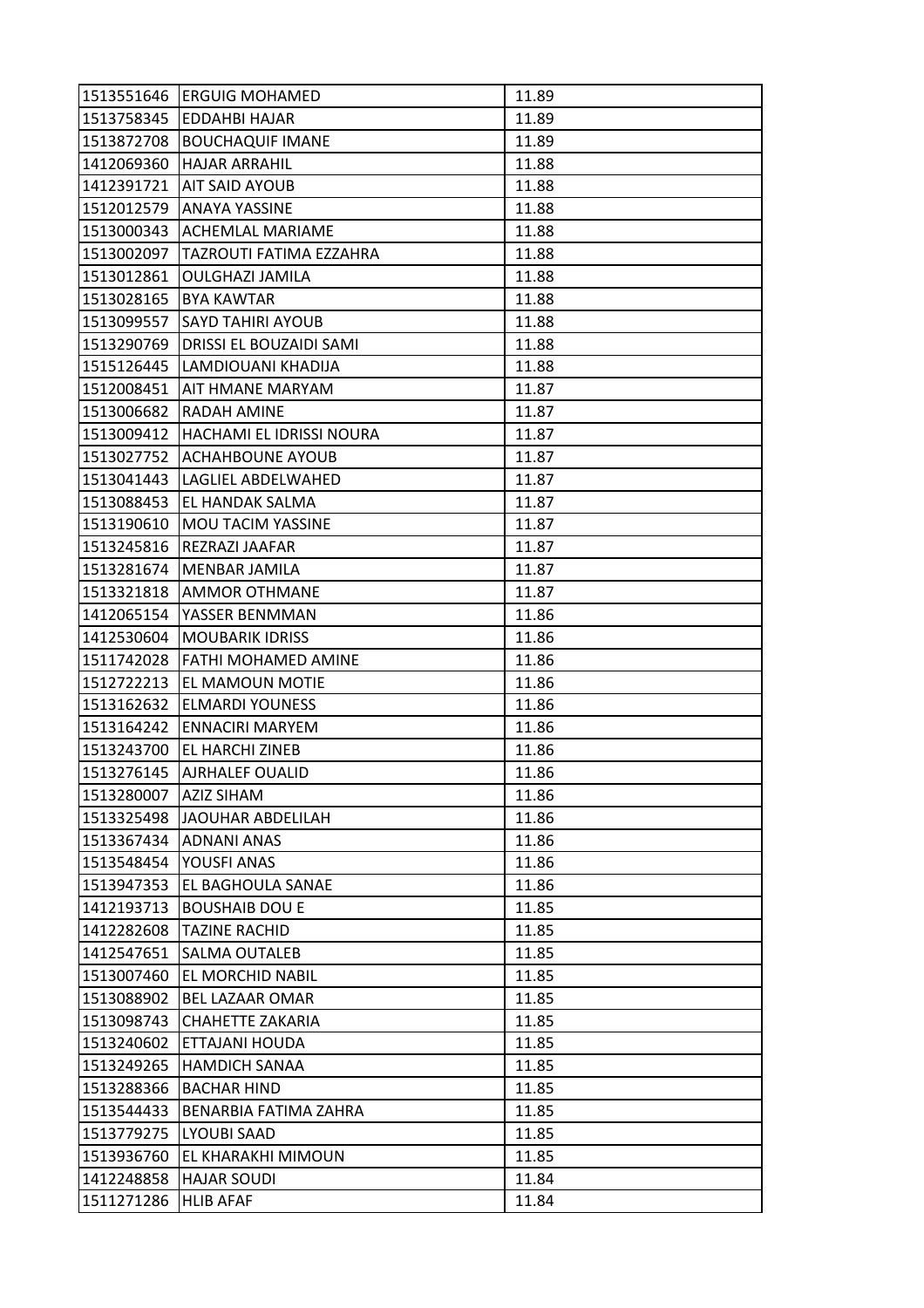| 1513551646 | ERGUIG MOHAMED | 11.89 |
|---|---|---|
| 1513758345 | EDDAHBI HAJAR | 11.89 |
| 1513872708 | BOUCHAQUIF IMANE | 11.89 |
| 1412069360 | HAJAR ARRAHIL | 11.88 |
| 1412391721 | AIT SAID AYOUB | 11.88 |
| 1512012579 | ANAYA YASSINE | 11.88 |
| 1513000343 | ACHEMLAL MARIAME | 11.88 |
| 1513002097 | TAZROUTI FATIMA EZZAHRA | 11.88 |
| 1513012861 | OULGHAZI JAMILA | 11.88 |
| 1513028165 | BYA KAWTAR | 11.88 |
| 1513099557 | SAYD TAHIRI AYOUB | 11.88 |
| 1513290769 | DRISSI EL BOUZAIDI SAMI | 11.88 |
| 1515126445 | LAMDIOUANI KHADIJA | 11.88 |
| 1512008451 | AIT HMANE MARYAM | 11.87 |
| 1513006682 | RADAH AMINE | 11.87 |
| 1513009412 | HACHAMI EL IDRISSI NOURA | 11.87 |
| 1513027752 | ACHAHBOUNE AYOUB | 11.87 |
| 1513041443 | LAGLIEL ABDELWAHED | 11.87 |
| 1513088453 | EL HANDAK SALMA | 11.87 |
| 1513190610 | MOU TACIM YASSINE | 11.87 |
| 1513245816 | REZRAZI JAAFAR | 11.87 |
| 1513281674 | MENBAR JAMILA | 11.87 |
| 1513321818 | AMMOR OTHMANE | 11.87 |
| 1412065154 | YASSER BENMMAN | 11.86 |
| 1412530604 | MOUBARIK IDRISS | 11.86 |
| 1511742028 | FATHI MOHAMED AMINE | 11.86 |
| 1512722213 | EL MAMOUN MOTIE | 11.86 |
| 1513162632 | ELMARDI YOUNESS | 11.86 |
| 1513164242 | ENNACIRI MARYEM | 11.86 |
| 1513243700 | EL HARCHI ZINEB | 11.86 |
| 1513276145 | AJRHALEF OUALID | 11.86 |
| 1513280007 | AZIZ SIHAM | 11.86 |
| 1513325498 | JAOUHAR ABDELILAH | 11.86 |
| 1513367434 | ADNANI ANAS | 11.86 |
| 1513548454 | YOUSFI ANAS | 11.86 |
| 1513947353 | EL BAGHOULA SANAE | 11.86 |
| 1412193713 | BOUSHAIB DOU E | 11.85 |
| 1412282608 | TAZINE RACHID | 11.85 |
| 1412547651 | SALMA OUTALEB | 11.85 |
| 1513007460 | EL MORCHID NABIL | 11.85 |
| 1513088902 | BEL LAZAAR OMAR | 11.85 |
| 1513098743 | CHAHETTE ZAKARIA | 11.85 |
| 1513240602 | ETTAJANI HOUDA | 11.85 |
| 1513249265 | HAMDICH SANAA | 11.85 |
| 1513288366 | BACHAR HIND | 11.85 |
| 1513544433 | BENARBIA FATIMA ZAHRA | 11.85 |
| 1513779275 | LYOUBI SAAD | 11.85 |
| 1513936760 | EL KHARAKHI MIMOUN | 11.85 |
| 1412248858 | HAJAR SOUDI | 11.84 |
| 1511271286 | HLIB AFAF | 11.84 |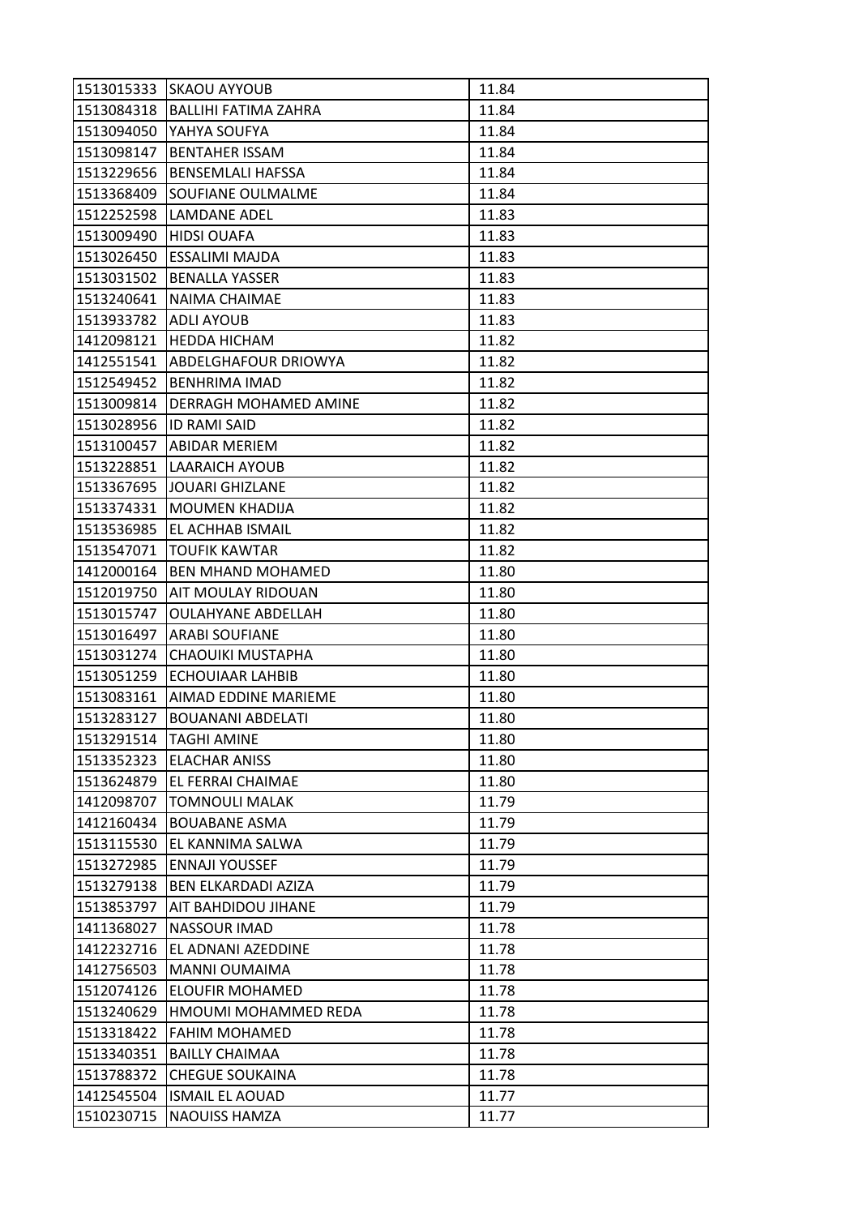| 1513015333 | SKAOU AYYOUB | 11.84 |
|---|---|---|
| 1513084318 | BALLIHI FATIMA ZAHRA | 11.84 |
| 1513094050 | YAHYA SOUFYA | 11.84 |
| 1513098147 | BENTAHER ISSAM | 11.84 |
| 1513229656 | BENSEMLALI HAFSSA | 11.84 |
| 1513368409 | SOUFIANE OULMALME | 11.84 |
| 1512252598 | LAMDANE ADEL | 11.83 |
| 1513009490 | HIDSI OUAFA | 11.83 |
| 1513026450 | ESSALIMI MAJDA | 11.83 |
| 1513031502 | BENALLA YASSER | 11.83 |
| 1513240641 | NAIMA CHAIMAE | 11.83 |
| 1513933782 | ADLI AYOUB | 11.83 |
| 1412098121 | HEDDA HICHAM | 11.82 |
| 1412551541 | ABDELGHAFOUR DRIOWYA | 11.82 |
| 1512549452 | BENHRIMA IMAD | 11.82 |
| 1513009814 | DERRAGH MOHAMED AMINE | 11.82 |
| 1513028956 | ID RAMI SAID | 11.82 |
| 1513100457 | ABIDAR MERIEM | 11.82 |
| 1513228851 | LAARAICH AYOUB | 11.82 |
| 1513367695 | JOUARI GHIZLANE | 11.82 |
| 1513374331 | MOUMEN KHADIJA | 11.82 |
| 1513536985 | EL ACHHAB ISMAIL | 11.82 |
| 1513547071 | TOUFIK KAWTAR | 11.82 |
| 1412000164 | BEN MHAND MOHAMED | 11.80 |
| 1512019750 | AIT MOULAY RIDOUAN | 11.80 |
| 1513015747 | OULAHYANE ABDELLAH | 11.80 |
| 1513016497 | ARABI SOUFIANE | 11.80 |
| 1513031274 | CHAOUIKI MUSTAPHA | 11.80 |
| 1513051259 | ECHOUIAAR LAHBIB | 11.80 |
| 1513083161 | AIMAD EDDINE MARIEME | 11.80 |
| 1513283127 | BOUANANI ABDELATI | 11.80 |
| 1513291514 | TAGHI AMINE | 11.80 |
| 1513352323 | ELACHAR ANISS | 11.80 |
| 1513624879 | EL FERRAI CHAIMAE | 11.80 |
| 1412098707 | TOMNOULI MALAK | 11.79 |
| 1412160434 | BOUABANE ASMA | 11.79 |
| 1513115530 | EL KANNIMA SALWA | 11.79 |
| 1513272985 | ENNAJI YOUSSEF | 11.79 |
| 1513279138 | BEN ELKARDADI AZIZA | 11.79 |
| 1513853797 | AIT BAHDIDOU JIHANE | 11.79 |
| 1411368027 | NASSOUR IMAD | 11.78 |
| 1412232716 | EL ADNANI AZEDDINE | 11.78 |
| 1412756503 | MANNI OUMAIMA | 11.78 |
| 1512074126 | ELOUFIR MOHAMED | 11.78 |
| 1513240629 | HMOUMI MOHAMMED REDA | 11.78 |
| 1513318422 | FAHIM MOHAMED | 11.78 |
| 1513340351 | BAILLY CHAIMAA | 11.78 |
| 1513788372 | CHEGUE SOUKAINA | 11.78 |
| 1412545504 | ISMAIL EL AOUAD | 11.77 |
| 1510230715 | NAOUISS HAMZA | 11.77 |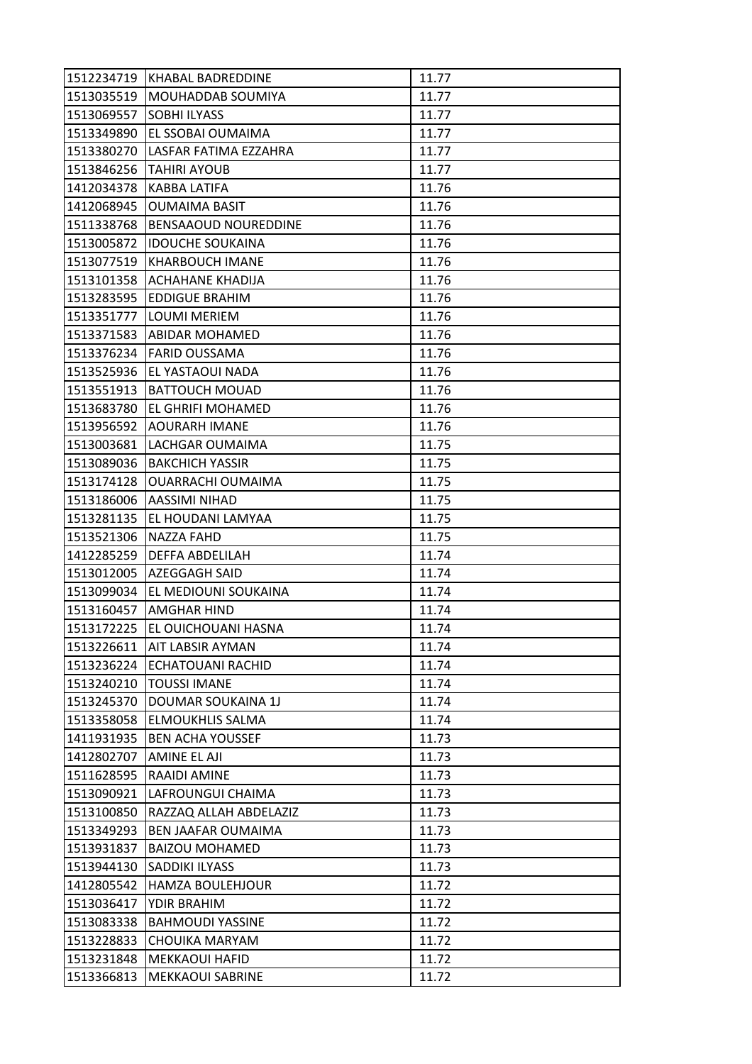| | | |
|---|---|---|
| 1512234719 | KHABAL BADREDDINE | 11.77 |
| 1513035519 | MOUHADDAB SOUMIYA | 11.77 |
| 1513069557 | SOBHI ILYASS | 11.77 |
| 1513349890 | EL SSOBAI OUMAIMA | 11.77 |
| 1513380270 | LASFAR FATIMA EZZAHRA | 11.77 |
| 1513846256 | TAHIRI AYOUB | 11.77 |
| 1412034378 | KABBA LATIFA | 11.76 |
| 1412068945 | OUMAIMA BASIT | 11.76 |
| 1511338768 | BENSAAOUD NOUREDDINE | 11.76 |
| 1513005872 | IDOUCHE SOUKAINA | 11.76 |
| 1513077519 | KHARBOUCH IMANE | 11.76 |
| 1513101358 | ACHAHANE KHADIJA | 11.76 |
| 1513283595 | EDDIGUE BRAHIM | 11.76 |
| 1513351777 | LOUMI MERIEM | 11.76 |
| 1513371583 | ABIDAR MOHAMED | 11.76 |
| 1513376234 | FARID OUSSAMA | 11.76 |
| 1513525936 | EL YASTAOUI NADA | 11.76 |
| 1513551913 | BATTOUCH MOUAD | 11.76 |
| 1513683780 | EL GHRIFI MOHAMED | 11.76 |
| 1513956592 | AOURARH IMANE | 11.76 |
| 1513003681 | LACHGAR OUMAIMA | 11.75 |
| 1513089036 | BAKCHICH YASSIR | 11.75 |
| 1513174128 | OUARRACHI OUMAIMA | 11.75 |
| 1513186006 | AASSIMI NIHAD | 11.75 |
| 1513281135 | EL HOUDANI LAMYAA | 11.75 |
| 1513521306 | NAZZA FAHD | 11.75 |
| 1412285259 | DEFFA ABDELILAH | 11.74 |
| 1513012005 | AZEGGAGH SAID | 11.74 |
| 1513099034 | EL MEDIOUNI SOUKAINA | 11.74 |
| 1513160457 | AMGHAR HIND | 11.74 |
| 1513172225 | EL OUICHOUANI HASNA | 11.74 |
| 1513226611 | AIT LABSIR AYMAN | 11.74 |
| 1513236224 | ECHATOUANI RACHID | 11.74 |
| 1513240210 | TOUSSI IMANE | 11.74 |
| 1513245370 | DOUMAR SOUKAINA 1J | 11.74 |
| 1513358058 | ELMOUKHLIS SALMA | 11.74 |
| 1411931935 | BEN ACHA YOUSSEF | 11.73 |
| 1412802707 | AMINE EL AJI | 11.73 |
| 1511628595 | RAAIDI AMINE | 11.73 |
| 1513090921 | LAFROUNGUI CHAIMA | 11.73 |
| 1513100850 | RAZZAQ ALLAH ABDELAZIZ | 11.73 |
| 1513349293 | BEN JAAFAR OUMAIMA | 11.73 |
| 1513931837 | BAIZOU MOHAMED | 11.73 |
| 1513944130 | SADDIKI ILYASS | 11.73 |
| 1412805542 | HAMZA BOULEHJOUR | 11.72 |
| 1513036417 | YDIR BRAHIM | 11.72 |
| 1513083338 | BAHMOUDI YASSINE | 11.72 |
| 1513228833 | CHOUIKA MARYAM | 11.72 |
| 1513231848 | MEKKAOUI HAFID | 11.72 |
| 1513366813 | MEKKAOUI SABRINE | 11.72 |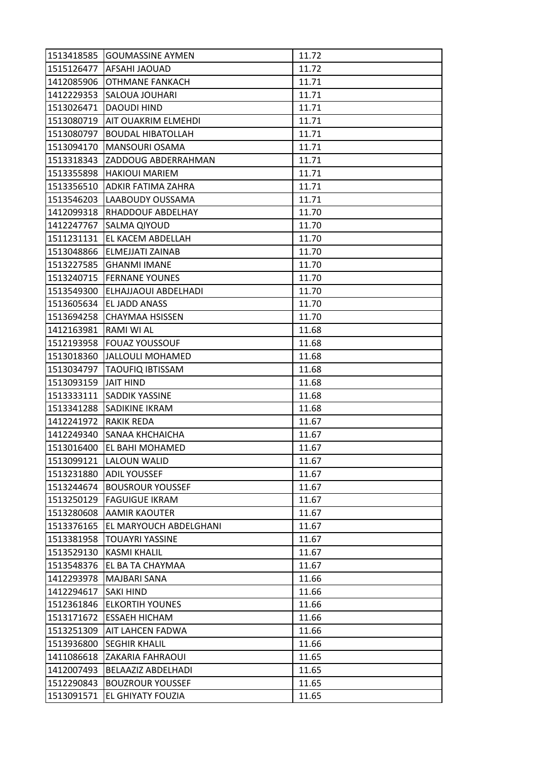| | | |
|---|---|---|
| 1513418585 | GOUMASSINE AYMEN | 11.72 |
| 1515126477 | AFSAHI JAOUAD | 11.72 |
| 1412085906 | OTHMANE FANKACH | 11.71 |
| 1412229353 | SALOUA JOUHARI | 11.71 |
| 1513026471 | DAOUDI HIND | 11.71 |
| 1513080719 | AIT OUAKRIM ELMEHDI | 11.71 |
| 1513080797 | BOUDAL HIBATOLLAH | 11.71 |
| 1513094170 | MANSOURI OSAMA | 11.71 |
| 1513318343 | ZADDOUG ABDERRAHMAN | 11.71 |
| 1513355898 | HAKIOUI MARIEM | 11.71 |
| 1513356510 | ADKIR FATIMA ZAHRA | 11.71 |
| 1513546203 | LAABOUDY OUSSAMA | 11.71 |
| 1412099318 | RHADDOUF ABDELHAY | 11.70 |
| 1412247767 | SALMA QIYOUD | 11.70 |
| 1511231131 | EL KACEM ABDELLAH | 11.70 |
| 1513048866 | ELMEJJATI ZAINAB | 11.70 |
| 1513227585 | GHANMI IMANE | 11.70 |
| 1513240715 | FERNANE YOUNES | 11.70 |
| 1513549300 | ELHAJJAOUI ABDELHADI | 11.70 |
| 1513605634 | EL JADD ANASS | 11.70 |
| 1513694258 | CHAYMAA HSISSEN | 11.70 |
| 1412163981 | RAMI WI AL | 11.68 |
| 1512193958 | FOUAZ YOUSSOUF | 11.68 |
| 1513018360 | JALLOULI MOHAMED | 11.68 |
| 1513034797 | TAOUFIQ IBTISSAM | 11.68 |
| 1513093159 | JAIT HIND | 11.68 |
| 1513333111 | SADDIK YASSINE | 11.68 |
| 1513341288 | SADIKINE IKRAM | 11.68 |
| 1412241972 | RAKIK REDA | 11.67 |
| 1412249340 | SANAA KHCHAICHA | 11.67 |
| 1513016400 | EL BAHI MOHAMED | 11.67 |
| 1513099121 | LALOUN WALID | 11.67 |
| 1513231880 | ADIL YOUSSEF | 11.67 |
| 1513244674 | BOUSROUR YOUSSEF | 11.67 |
| 1513250129 | FAGUIGUE IKRAM | 11.67 |
| 1513280608 | AAMIR KAOUTER | 11.67 |
| 1513376165 | EL MARYOUCH ABDELGHANI | 11.67 |
| 1513381958 | TOUAYRI YASSINE | 11.67 |
| 1513529130 | KASMI KHALIL | 11.67 |
| 1513548376 | EL BA TA CHAYMAA | 11.67 |
| 1412293978 | MAJBARI SANA | 11.66 |
| 1412294617 | SAKI HIND | 11.66 |
| 1512361846 | ELKORTIH YOUNES | 11.66 |
| 1513171672 | ESSAEH HICHAM | 11.66 |
| 1513251309 | AIT LAHCEN FADWA | 11.66 |
| 1513936800 | SEGHIR KHALIL | 11.66 |
| 1411086618 | ZAKARIA FAHRAOUI | 11.65 |
| 1412007493 | BELAAZIZ ABDELHADI | 11.65 |
| 1512290843 | BOUZROUR YOUSSEF | 11.65 |
| 1513091571 | EL GHIYATY FOUZIA | 11.65 |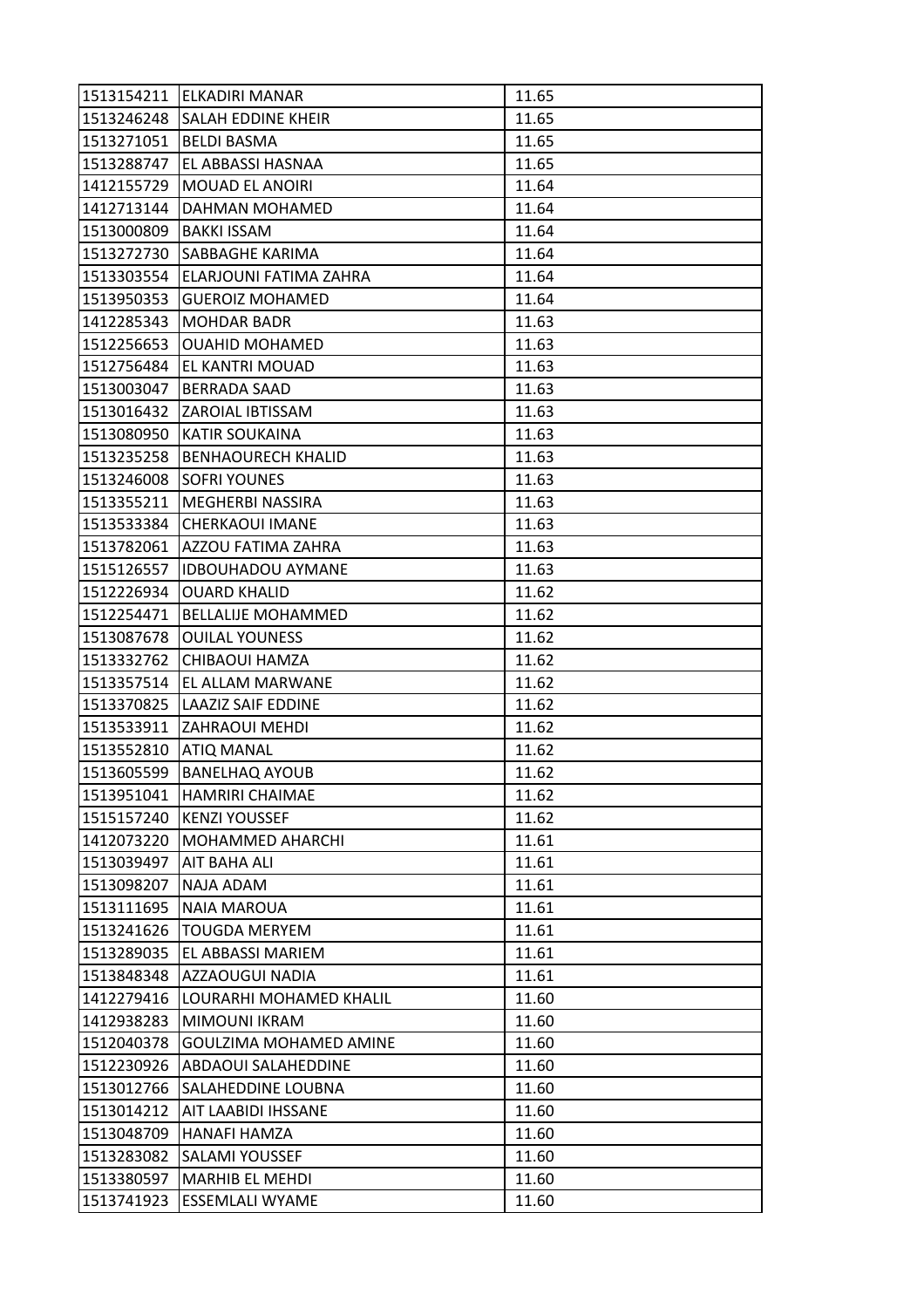| | | |
|---|---|---|
| 1513154211 | ELKADIRI MANAR | 11.65 |
| 1513246248 | SALAH EDDINE KHEIR | 11.65 |
| 1513271051 | BELDI BASMA | 11.65 |
| 1513288747 | EL ABBASSI HASNAA | 11.65 |
| 1412155729 | MOUAD EL ANOIRI | 11.64 |
| 1412713144 | DAHMAN MOHAMED | 11.64 |
| 1513000809 | BAKKI ISSAM | 11.64 |
| 1513272730 | SABBAGHE KARIMA | 11.64 |
| 1513303554 | ELARJOUNI FATIMA ZAHRA | 11.64 |
| 1513950353 | GUEROIZ MOHAMED | 11.64 |
| 1412285343 | MOHDAR BADR | 11.63 |
| 1512256653 | OUAHID MOHAMED | 11.63 |
| 1512756484 | EL KANTRI MOUAD | 11.63 |
| 1513003047 | BERRADA SAAD | 11.63 |
| 1513016432 | ZAROIAL IBTISSAM | 11.63 |
| 1513080950 | KATIR SOUKAINA | 11.63 |
| 1513235258 | BENHAOURECH KHALID | 11.63 |
| 1513246008 | SOFRI YOUNES | 11.63 |
| 1513355211 | MEGHERBI NASSIRA | 11.63 |
| 1513533384 | CHERKAOUI IMANE | 11.63 |
| 1513782061 | AZZOU FATIMA ZAHRA | 11.63 |
| 1515126557 | IDBOUHADOU AYMANE | 11.63 |
| 1512226934 | OUARD KHALID | 11.62 |
| 1512254471 | BELLALIJE MOHAMMED | 11.62 |
| 1513087678 | OUILAL YOUNESS | 11.62 |
| 1513332762 | CHIBAOUI HAMZA | 11.62 |
| 1513357514 | EL ALLAM MARWANE | 11.62 |
| 1513370825 | LAAZIZ SAIF EDDINE | 11.62 |
| 1513533911 | ZAHRAOUI MEHDI | 11.62 |
| 1513552810 | ATIQ MANAL | 11.62 |
| 1513605599 | BANELHAQ AYOUB | 11.62 |
| 1513951041 | HAMRIRI CHAIMAE | 11.62 |
| 1515157240 | KENZI YOUSSEF | 11.62 |
| 1412073220 | MOHAMMED AHARCHI | 11.61 |
| 1513039497 | AIT BAHA ALI | 11.61 |
| 1513098207 | NAJA ADAM | 11.61 |
| 1513111695 | NAIA MAROUA | 11.61 |
| 1513241626 | TOUGDA MERYEM | 11.61 |
| 1513289035 | EL ABBASSI MARIEM | 11.61 |
| 1513848348 | AZZAOUGUI NADIA | 11.61 |
| 1412279416 | LOURARHI MOHAMED KHALIL | 11.60 |
| 1412938283 | MIMOUNI IKRAM | 11.60 |
| 1512040378 | GOULZIMA MOHAMED AMINE | 11.60 |
| 1512230926 | ABDAOUI SALAHEDDINE | 11.60 |
| 1513012766 | SALAHEDDINE LOUBNA | 11.60 |
| 1513014212 | AIT LAABIDI IHSSANE | 11.60 |
| 1513048709 | HANAFI HAMZA | 11.60 |
| 1513283082 | SALAMI YOUSSEF | 11.60 |
| 1513380597 | MARHIB EL MEHDI | 11.60 |
| 1513741923 | ESSEMLALI WYAME | 11.60 |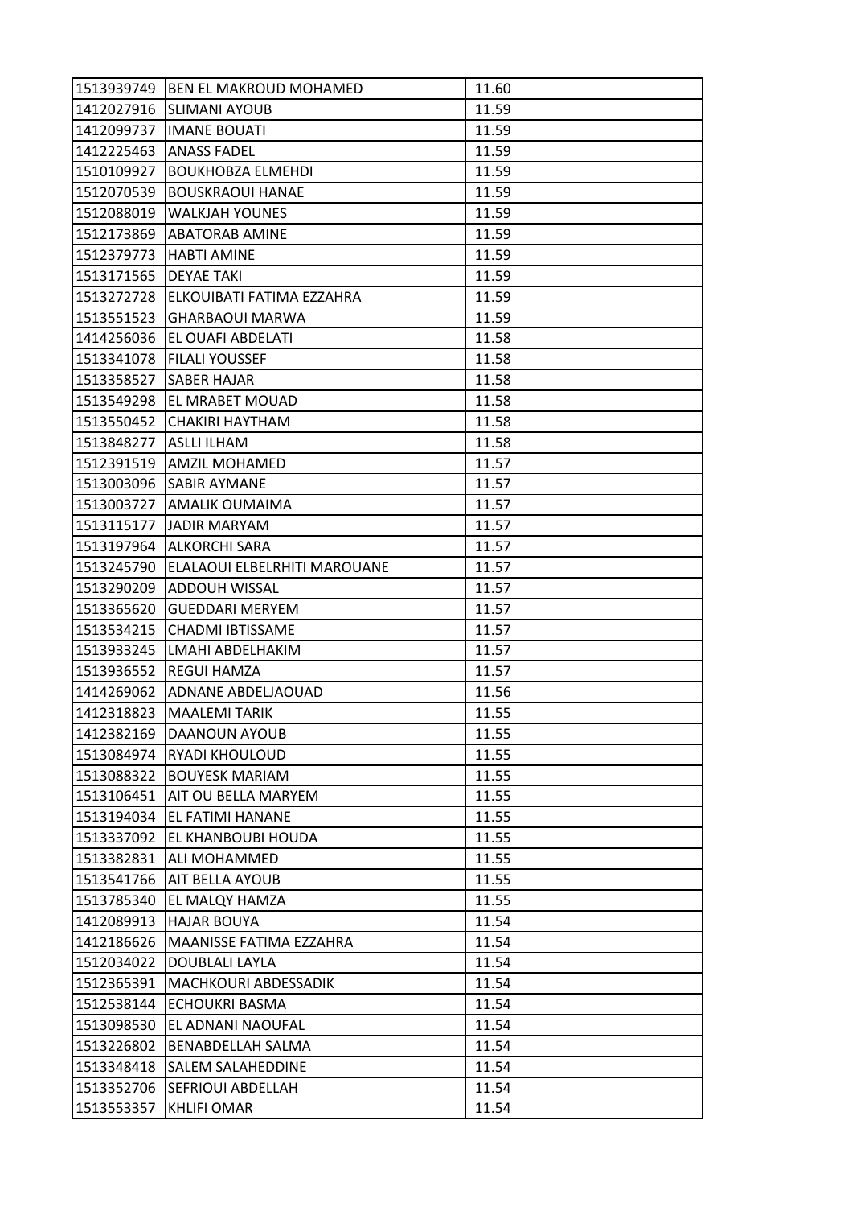| 1513939749 | BEN EL MAKROUD MOHAMED | 11.60 |
|---|---|---|
| 1412027916 | SLIMANI AYOUB | 11.59 |
| 1412099737 | IMANE BOUATI | 11.59 |
| 1412225463 | ANASS FADEL | 11.59 |
| 1510109927 | BOUKHOBZA ELMEHDI | 11.59 |
| 1512070539 | BOUSKRAOUI HANAE | 11.59 |
| 1512088019 | WALKJAH YOUNES | 11.59 |
| 1512173869 | ABATORAB AMINE | 11.59 |
| 1512379773 | HABTI AMINE | 11.59 |
| 1513171565 | DEYAE TAKI | 11.59 |
| 1513272728 | ELKOUIBATI FATIMA EZZAHRA | 11.59 |
| 1513551523 | GHARBAOUI MARWA | 11.59 |
| 1414256036 | EL OUAFI ABDELATI | 11.58 |
| 1513341078 | FILALI YOUSSEF | 11.58 |
| 1513358527 | SABER HAJAR | 11.58 |
| 1513549298 | EL MRABET MOUAD | 11.58 |
| 1513550452 | CHAKIRI HAYTHAM | 11.58 |
| 1513848277 | ASLLI ILHAM | 11.58 |
| 1512391519 | AMZIL MOHAMED | 11.57 |
| 1513003096 | SABIR AYMANE | 11.57 |
| 1513003727 | AMALIK OUMAIMA | 11.57 |
| 1513115177 | JADIR MARYAM | 11.57 |
| 1513197964 | ALKORCHI SARA | 11.57 |
| 1513245790 | ELALAOUI ELBELRHITI MAROUANE | 11.57 |
| 1513290209 | ADDOUH WISSAL | 11.57 |
| 1513365620 | GUEDDARI MERYEM | 11.57 |
| 1513534215 | CHADMI IBTISSAME | 11.57 |
| 1513933245 | LMAHI ABDELHAKIM | 11.57 |
| 1513936552 | REGUI HAMZA | 11.57 |
| 1414269062 | ADNANE ABDELJAOUAD | 11.56 |
| 1412318823 | MAALEMI TARIK | 11.55 |
| 1412382169 | DAANOUN AYOUB | 11.55 |
| 1513084974 | RYADI KHOULOUD | 11.55 |
| 1513088322 | BOUYESK MARIAM | 11.55 |
| 1513106451 | AIT OU BELLA MARYEM | 11.55 |
| 1513194034 | EL FATIMI HANANE | 11.55 |
| 1513337092 | EL KHANBOUBI HOUDA | 11.55 |
| 1513382831 | ALI MOHAMMED | 11.55 |
| 1513541766 | AIT BELLA AYOUB | 11.55 |
| 1513785340 | EL MALQY HAMZA | 11.55 |
| 1412089913 | HAJAR BOUYA | 11.54 |
| 1412186626 | MAANISSE FATIMA EZZAHRA | 11.54 |
| 1512034022 | DOUBLALI LAYLA | 11.54 |
| 1512365391 | MACHKOURI ABDESSADIK | 11.54 |
| 1512538144 | ECHOUKRI BASMA | 11.54 |
| 1513098530 | EL ADNANI NAOUFAL | 11.54 |
| 1513226802 | BENABDELLAH SALMA | 11.54 |
| 1513348418 | SALEM SALAHEDDINE | 11.54 |
| 1513352706 | SEFRIOUI ABDELLAH | 11.54 |
| 1513553357 | KHLIFI OMAR | 11.54 |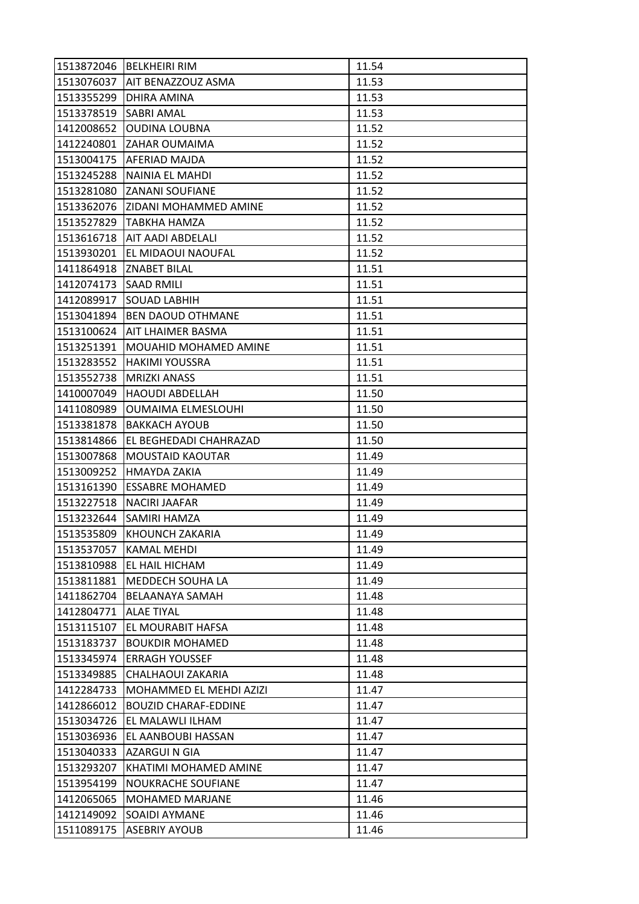| 1513872046 | BELKHEIRI RIM | 11.54 |
|---|---|---|
| 1513076037 | AIT BENAZZOUZ ASMA | 11.53 |
| 1513355299 | DHIRA AMINA | 11.53 |
| 1513378519 | SABRI AMAL | 11.53 |
| 1412008652 | OUDINA LOUBNA | 11.52 |
| 1412240801 | ZAHAR OUMAIMA | 11.52 |
| 1513004175 | AFERIAD MAJDA | 11.52 |
| 1513245288 | NAINIA EL MAHDI | 11.52 |
| 1513281080 | ZANANI SOUFIANE | 11.52 |
| 1513362076 | ZIDANI MOHAMMED AMINE | 11.52 |
| 1513527829 | TABKHA HAMZA | 11.52 |
| 1513616718 | AIT AADI ABDELALI | 11.52 |
| 1513930201 | EL MIDAOUI NAOUFAL | 11.52 |
| 1411864918 | ZNABET BILAL | 11.51 |
| 1412074173 | SAAD RMILI | 11.51 |
| 1412089917 | SOUAD LABHIH | 11.51 |
| 1513041894 | BEN DAOUD OTHMANE | 11.51 |
| 1513100624 | AIT LHAIMER BASMA | 11.51 |
| 1513251391 | MOUAHID MOHAMED AMINE | 11.51 |
| 1513283552 | HAKIMI YOUSSRA | 11.51 |
| 1513552738 | MRIZKI ANASS | 11.51 |
| 1410007049 | HAOUDI ABDELLAH | 11.50 |
| 1411080989 | OUMAIMA ELMESLOUHI | 11.50 |
| 1513381878 | BAKKACH AYOUB | 11.50 |
| 1513814866 | EL BEGHEDADI CHAHRAZAD | 11.50 |
| 1513007868 | MOUSTAID KAOUTAR | 11.49 |
| 1513009252 | HMAYDA ZAKIA | 11.49 |
| 1513161390 | ESSABRE MOHAMED | 11.49 |
| 1513227518 | NACIRI JAAFAR | 11.49 |
| 1513232644 | SAMIRI HAMZA | 11.49 |
| 1513535809 | KHOUNCH ZAKARIA | 11.49 |
| 1513537057 | KAMAL MEHDI | 11.49 |
| 1513810988 | EL HAIL HICHAM | 11.49 |
| 1513811881 | MEDDECH SOUHA LA | 11.49 |
| 1411862704 | BELAANAYA SAMAH | 11.48 |
| 1412804771 | ALAE TIYAL | 11.48 |
| 1513115107 | EL MOURABIT HAFSA | 11.48 |
| 1513183737 | BOUKDIR MOHAMED | 11.48 |
| 1513345974 | ERRAGH YOUSSEF | 11.48 |
| 1513349885 | CHALHAOUI ZAKARIA | 11.48 |
| 1412284733 | MOHAMMED EL MEHDI AZIZI | 11.47 |
| 1412866012 | BOUZID CHARAF-EDDINE | 11.47 |
| 1513034726 | EL MALAWLI ILHAM | 11.47 |
| 1513036936 | EL AANBOUBI HASSAN | 11.47 |
| 1513040333 | AZARGUI N GIA | 11.47 |
| 1513293207 | KHATIMI MOHAMED AMINE | 11.47 |
| 1513954199 | NOUKRACHE SOUFIANE | 11.47 |
| 1412065065 | MOHAMED MARJANE | 11.46 |
| 1412149092 | SOAIDI AYMANE | 11.46 |
| 1511089175 | ASEBRIY AYOUB | 11.46 |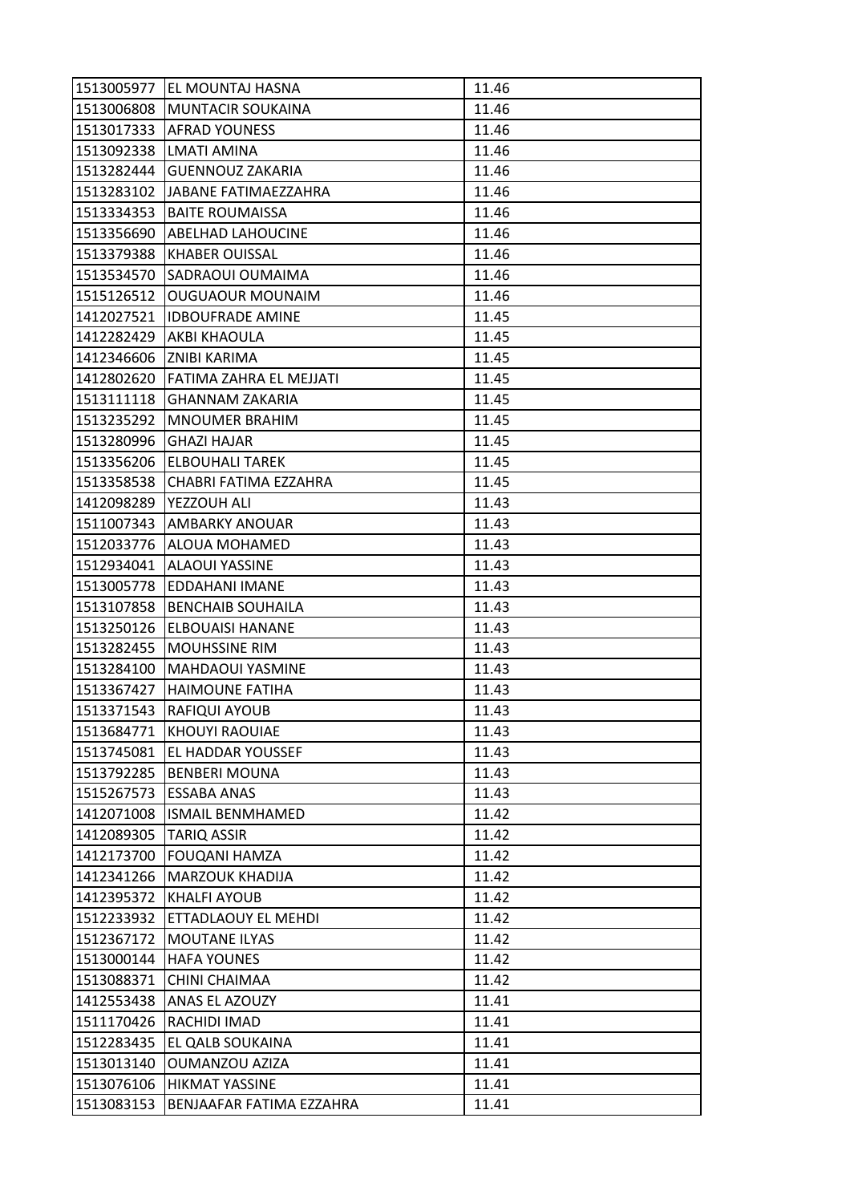| 1513005977 | EL MOUNTAJ HASNA | 11.46 |
|---|---|---|
| 1513006808 | MUNTACIR SOUKAINA | 11.46 |
| 1513017333 | AFRAD YOUNESS | 11.46 |
| 1513092338 | LMATI AMINA | 11.46 |
| 1513282444 | GUENNOUZ ZAKARIA | 11.46 |
| 1513283102 | JABANE FATIMAEZZAHRA | 11.46 |
| 1513334353 | BAITE ROUMAISSA | 11.46 |
| 1513356690 | ABELHAD LAHOUCINE | 11.46 |
| 1513379388 | KHABER OUISSAL | 11.46 |
| 1513534570 | SADRAOUI OUMAIMA | 11.46 |
| 1515126512 | OUGUAOUR MOUNAIM | 11.46 |
| 1412027521 | IDBOUFRADE AMINE | 11.45 |
| 1412282429 | AKBI KHAOULA | 11.45 |
| 1412346606 | ZNIBI KARIMA | 11.45 |
| 1412802620 | FATIMA ZAHRA EL MEJJATI | 11.45 |
| 1513111118 | GHANNAM ZAKARIA | 11.45 |
| 1513235292 | MNOUMER BRAHIM | 11.45 |
| 1513280996 | GHAZI HAJAR | 11.45 |
| 1513356206 | ELBOUHALI TAREK | 11.45 |
| 1513358538 | CHABRI FATIMA EZZAHRA | 11.45 |
| 1412098289 | YEZZOUH ALI | 11.43 |
| 1511007343 | AMBARKY ANOUAR | 11.43 |
| 1512033776 | ALOUA MOHAMED | 11.43 |
| 1512934041 | ALAOUI YASSINE | 11.43 |
| 1513005778 | EDDAHANI IMANE | 11.43 |
| 1513107858 | BENCHAIB SOUHAILA | 11.43 |
| 1513250126 | ELBOUAISI HANANE | 11.43 |
| 1513282455 | MOUHSSINE RIM | 11.43 |
| 1513284100 | MAHDAOUI YASMINE | 11.43 |
| 1513367427 | HAIMOUNE FATIHA | 11.43 |
| 1513371543 | RAFIQUI AYOUB | 11.43 |
| 1513684771 | KHOUYI RAOUIAE | 11.43 |
| 1513745081 | EL HADDAR YOUSSEF | 11.43 |
| 1513792285 | BENBERI MOUNA | 11.43 |
| 1515267573 | ESSABA ANAS | 11.43 |
| 1412071008 | ISMAIL BENMHAMED | 11.42 |
| 1412089305 | TARIQ ASSIR | 11.42 |
| 1412173700 | FOUQANI HAMZA | 11.42 |
| 1412341266 | MARZOUK KHADIJA | 11.42 |
| 1412395372 | KHALFI AYOUB | 11.42 |
| 1512233932 | ETTADLAOUY EL MEHDI | 11.42 |
| 1512367172 | MOUTANE ILYAS | 11.42 |
| 1513000144 | HAFA YOUNES | 11.42 |
| 1513088371 | CHINI CHAIMAA | 11.42 |
| 1412553438 | ANAS EL AZOUZY | 11.41 |
| 1511170426 | RACHIDI IMAD | 11.41 |
| 1512283435 | EL QALB SOUKAINA | 11.41 |
| 1513013140 | OUMANZOU AZIZA | 11.41 |
| 1513076106 | HIKMAT YASSINE | 11.41 |
| 1513083153 | BENJAAFAR FATIMA EZZAHRA | 11.41 |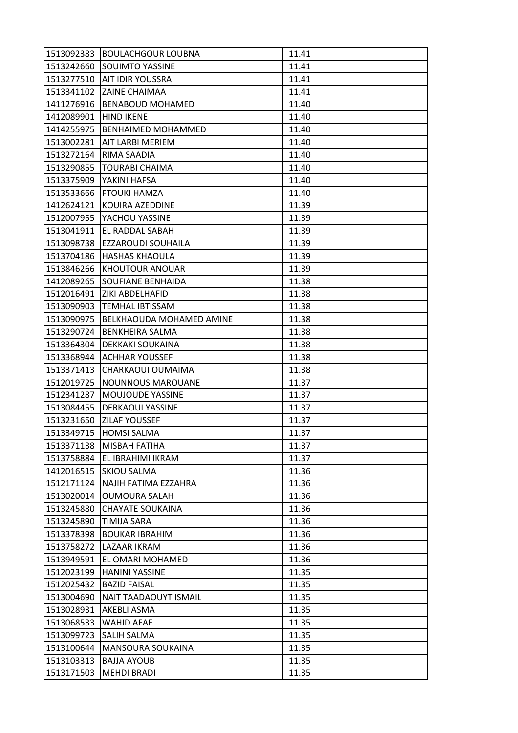| 1513092383 | BOULACHGOUR LOUBNA | 11.41 |
|---|---|---|
| 1513242660 | SOUIMTO YASSINE | 11.41 |
| 1513277510 | AIT IDIR YOUSSRA | 11.41 |
| 1513341102 | ZAINE CHAIMAA | 11.41 |
| 1411276916 | BENABOUD MOHAMED | 11.40 |
| 1412089901 | HIND IKENE | 11.40 |
| 1414255975 | BENHAIMED MOHAMMED | 11.40 |
| 1513002281 | AIT LARBI MERIEM | 11.40 |
| 1513272164 | RIMA SAADIA | 11.40 |
| 1513290855 | TOURABI CHAIMA | 11.40 |
| 1513375909 | YAKINI HAFSA | 11.40 |
| 1513533666 | FTOUKI HAMZA | 11.40 |
| 1412624121 | KOUIRA AZEDDINE | 11.39 |
| 1512007955 | YACHOU YASSINE | 11.39 |
| 1513041911 | EL RADDAL SABAH | 11.39 |
| 1513098738 | EZZAROUDI SOUHAILA | 11.39 |
| 1513704186 | HASHAS KHAOULA | 11.39 |
| 1513846266 | KHOUTOUR ANOUAR | 11.39 |
| 1412089265 | SOUFIANE BENHAIDA | 11.38 |
| 1512016491 | ZIKI ABDELHAFID | 11.38 |
| 1513090903 | TEMHAL IBTISSAM | 11.38 |
| 1513090975 | BELKHAOUDA MOHAMED AMINE | 11.38 |
| 1513290724 | BENKHEIRA SALMA | 11.38 |
| 1513364304 | DEKKAKI SOUKAINA | 11.38 |
| 1513368944 | ACHHAR YOUSSEF | 11.38 |
| 1513371413 | CHARKAOUI OUMAIMA | 11.38 |
| 1512019725 | NOUNNOUS MAROUANE | 11.37 |
| 1512341287 | MOUJOUDE YASSINE | 11.37 |
| 1513084455 | DERKAOUI YASSINE | 11.37 |
| 1513231650 | ZILAF YOUSSEF | 11.37 |
| 1513349715 | HOMSI SALMA | 11.37 |
| 1513371138 | MISBAH FATIHA | 11.37 |
| 1513758884 | EL IBRAHIMI IKRAM | 11.37 |
| 1412016515 | SKIOU SALMA | 11.36 |
| 1512171124 | NAJIH FATIMA EZZAHRA | 11.36 |
| 1513020014 | OUMOURA SALAH | 11.36 |
| 1513245880 | CHAYATE SOUKAINA | 11.36 |
| 1513245890 | TIMIJA SARA | 11.36 |
| 1513378398 | BOUKAR IBRAHIM | 11.36 |
| 1513758272 | LAZAAR IKRAM | 11.36 |
| 1513949591 | EL OMARI MOHAMED | 11.36 |
| 1512023199 | HANINI YASSINE | 11.35 |
| 1512025432 | BAZID FAISAL | 11.35 |
| 1513004690 | NAIT TAADAOUYT ISMAIL | 11.35 |
| 1513028931 | AKEBLI ASMA | 11.35 |
| 1513068533 | WAHID AFAF | 11.35 |
| 1513099723 | SALIH SALMA | 11.35 |
| 1513100644 | MANSOURA SOUKAINA | 11.35 |
| 1513103313 | BAJJA AYOUB | 11.35 |
| 1513171503 | MEHDI BRADI | 11.35 |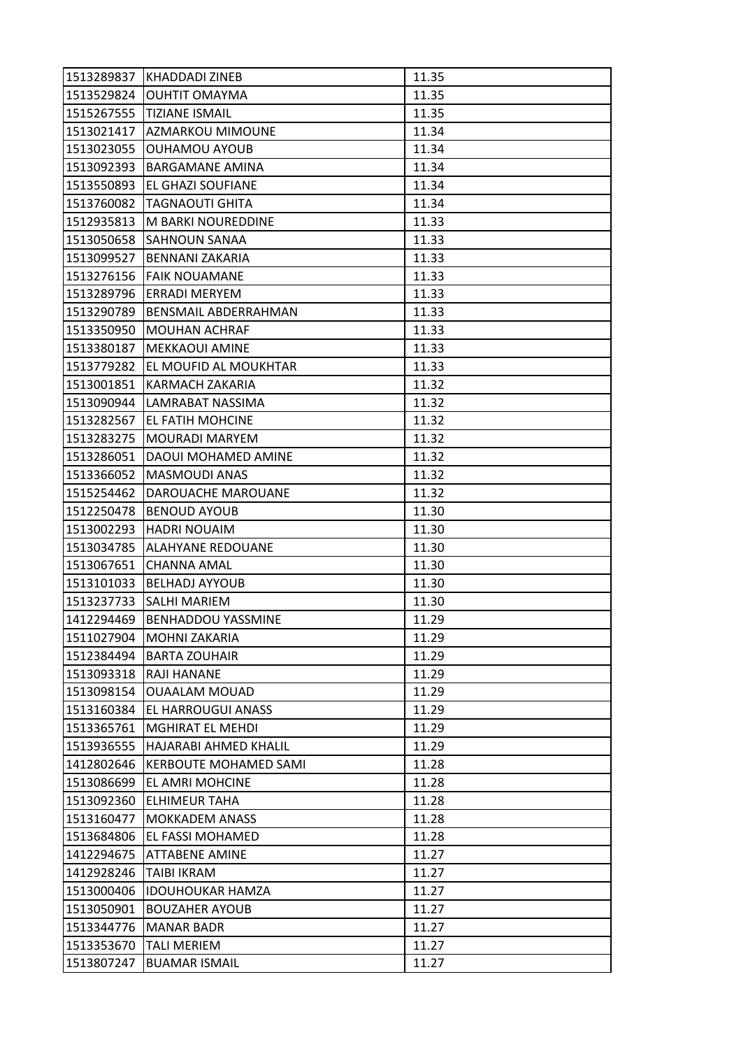| 1513289837 | KHADDADI ZINEB | 11.35 |
|---|---|---|
| 1513529824 | OUHTIT OMAYMA | 11.35 |
| 1515267555 | TIZIANE ISMAIL | 11.35 |
| 1513021417 | AZMARKOU MIMOUNE | 11.34 |
| 1513023055 | OUHAMOU AYOUB | 11.34 |
| 1513092393 | BARGAMANE AMINA | 11.34 |
| 1513550893 | EL GHAZI SOUFIANE | 11.34 |
| 1513760082 | TAGNAOUTI GHITA | 11.34 |
| 1512935813 | M BARKI NOUREDDINE | 11.33 |
| 1513050658 | SAHNOUN SANAA | 11.33 |
| 1513099527 | BENNANI ZAKARIA | 11.33 |
| 1513276156 | FAIK NOUAMANE | 11.33 |
| 1513289796 | ERRADI MERYEM | 11.33 |
| 1513290789 | BENSMAIL ABDERRAHMAN | 11.33 |
| 1513350950 | MOUHAN ACHRAF | 11.33 |
| 1513380187 | MEKKAOUI AMINE | 11.33 |
| 1513779282 | EL MOUFID AL MOUKHTAR | 11.33 |
| 1513001851 | KARMACH ZAKARIA | 11.32 |
| 1513090944 | LAMRABAT NASSIMA | 11.32 |
| 1513282567 | EL FATIH MOHCINE | 11.32 |
| 1513283275 | MOURADI MARYEM | 11.32 |
| 1513286051 | DAOUI MOHAMED AMINE | 11.32 |
| 1513366052 | MASMOUDI ANAS | 11.32 |
| 1515254462 | DAROUACHE MAROUANE | 11.32 |
| 1512250478 | BENOUD AYOUB | 11.30 |
| 1513002293 | HADRI NOUAIM | 11.30 |
| 1513034785 | ALAHYANE REDOUANE | 11.30 |
| 1513067651 | CHANNA AMAL | 11.30 |
| 1513101033 | BELHADJ AYYOUB | 11.30 |
| 1513237733 | SALHI MARIEM | 11.30 |
| 1412294469 | BENHADDOU YASSMINE | 11.29 |
| 1511027904 | MOHNI ZAKARIA | 11.29 |
| 1512384494 | BARTA ZOUHAIR | 11.29 |
| 1513093318 | RAJI HANANE | 11.29 |
| 1513098154 | OUAALAM MOUAD | 11.29 |
| 1513160384 | EL HARROUGUI ANASS | 11.29 |
| 1513365761 | MGHIRAT EL MEHDI | 11.29 |
| 1513936555 | HAJARABI AHMED KHALIL | 11.29 |
| 1412802646 | KERBOUTE MOHAMED SAMI | 11.28 |
| 1513086699 | EL AMRI MOHCINE | 11.28 |
| 1513092360 | ELHIMEUR TAHA | 11.28 |
| 1513160477 | MOKKADEM ANASS | 11.28 |
| 1513684806 | EL FASSI MOHAMED | 11.28 |
| 1412294675 | ATTABENE AMINE | 11.27 |
| 1412928246 | TAIBI IKRAM | 11.27 |
| 1513000406 | IDOUHOUKAR HAMZA | 11.27 |
| 1513050901 | BOUZAHER AYOUB | 11.27 |
| 1513344776 | MANAR BADR | 11.27 |
| 1513353670 | TALI MERIEM | 11.27 |
| 1513807247 | BUAMAR ISMAIL | 11.27 |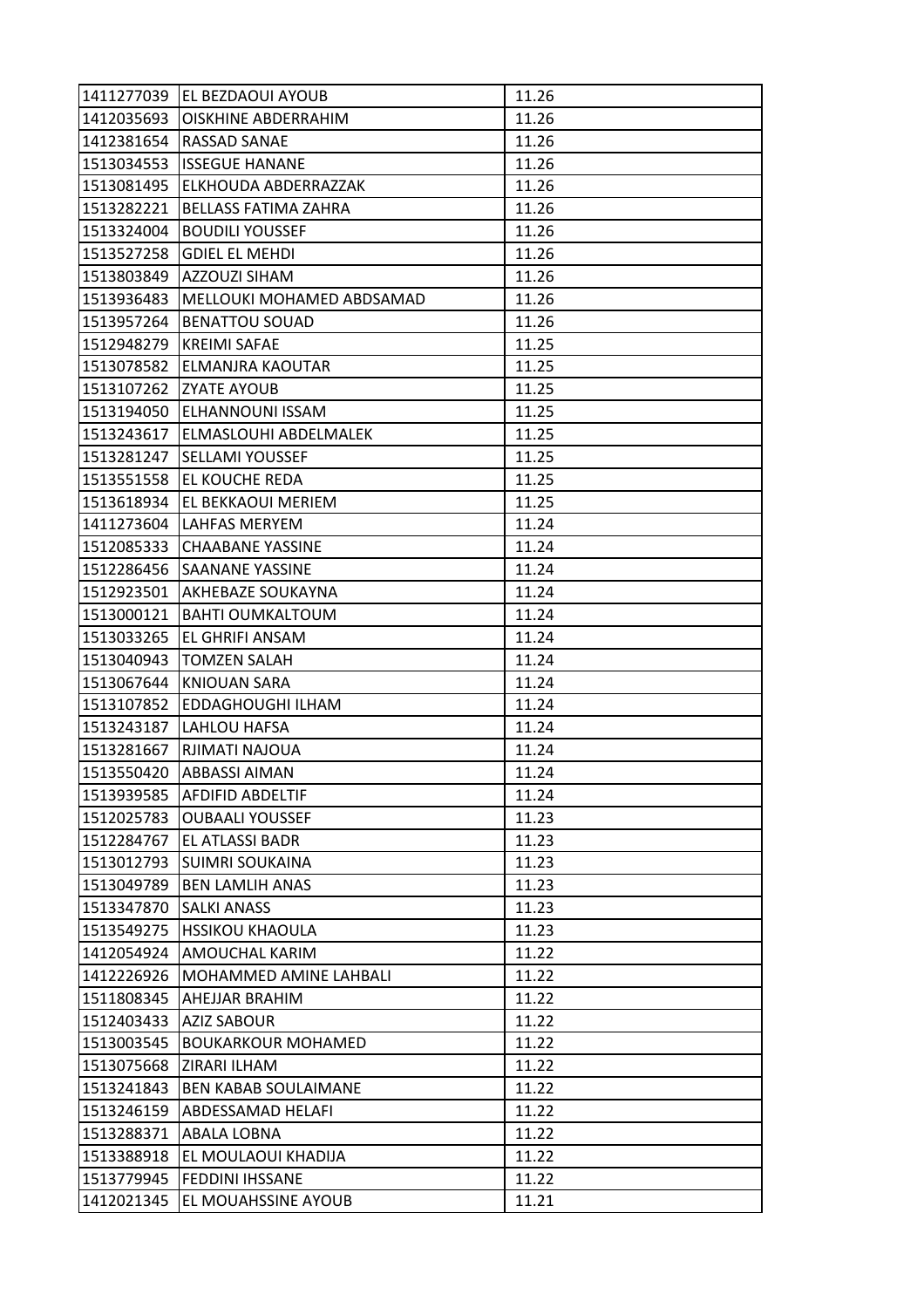| 1411277039 | EL BEZDAOUI AYOUB | 11.26 |
|---|---|---|
| 1412035693 | OISKHINE ABDERRAHIM | 11.26 |
| 1412381654 | RASSAD SANAE | 11.26 |
| 1513034553 | ISSEGUE HANANE | 11.26 |
| 1513081495 | ELKHOUDA ABDERRAZZAK | 11.26 |
| 1513282221 | BELLASS FATIMA ZAHRA | 11.26 |
| 1513324004 | BOUDILI YOUSSEF | 11.26 |
| 1513527258 | GDIEL EL MEHDI | 11.26 |
| 1513803849 | AZZOUZI SIHAM | 11.26 |
| 1513936483 | MELLOUKI MOHAMED ABDSAMAD | 11.26 |
| 1513957264 | BENATTOU SOUAD | 11.26 |
| 1512948279 | KREIMI SAFAE | 11.25 |
| 1513078582 | ELMANJRA KAOUTAR | 11.25 |
| 1513107262 | ZYATE AYOUB | 11.25 |
| 1513194050 | ELHANNOUNI ISSAM | 11.25 |
| 1513243617 | ELMASLOUHI ABDELMALEK | 11.25 |
| 1513281247 | SELLAMI YOUSSEF | 11.25 |
| 1513551558 | EL KOUCHE REDA | 11.25 |
| 1513618934 | EL BEKKAOUI MERIEM | 11.25 |
| 1411273604 | LAHFAS MERYEM | 11.24 |
| 1512085333 | CHAABANE YASSINE | 11.24 |
| 1512286456 | SAANANE YASSINE | 11.24 |
| 1512923501 | AKHEBAZE SOUKAYNA | 11.24 |
| 1513000121 | BAHTI OUMKALTOUM | 11.24 |
| 1513033265 | EL GHRIFI ANSAM | 11.24 |
| 1513040943 | TOMZEN SALAH | 11.24 |
| 1513067644 | KNIOUAN SARA | 11.24 |
| 1513107852 | EDDAGHOUGHI ILHAM | 11.24 |
| 1513243187 | LAHLOU HAFSA | 11.24 |
| 1513281667 | RJIMATI NAJOUA | 11.24 |
| 1513550420 | ABBASSI AIMAN | 11.24 |
| 1513939585 | AFDIFID ABDELTIF | 11.24 |
| 1512025783 | OUBAALI YOUSSEF | 11.23 |
| 1512284767 | EL ATLASSI BADR | 11.23 |
| 1513012793 | SUIMRI SOUKAINA | 11.23 |
| 1513049789 | BEN LAMLIH ANAS | 11.23 |
| 1513347870 | SALKI ANASS | 11.23 |
| 1513549275 | HSSIKOU KHAOULA | 11.23 |
| 1412054924 | AMOUCHAL KARIM | 11.22 |
| 1412226926 | MOHAMMED AMINE LAHBALI | 11.22 |
| 1511808345 | AHEJJAR BRAHIM | 11.22 |
| 1512403433 | AZIZ SABOUR | 11.22 |
| 1513003545 | BOUKARKOUR MOHAMED | 11.22 |
| 1513075668 | ZIRARI ILHAM | 11.22 |
| 1513241843 | BEN KABAB SOULAIMANE | 11.22 |
| 1513246159 | ABDESSAMAD HELAFI | 11.22 |
| 1513288371 | ABALA LOBNA | 11.22 |
| 1513388918 | EL MOULAOUI KHADIJA | 11.22 |
| 1513779945 | FEDDINI IHSSANE | 11.22 |
| 1412021345 | EL MOUAHSSINE AYOUB | 11.21 |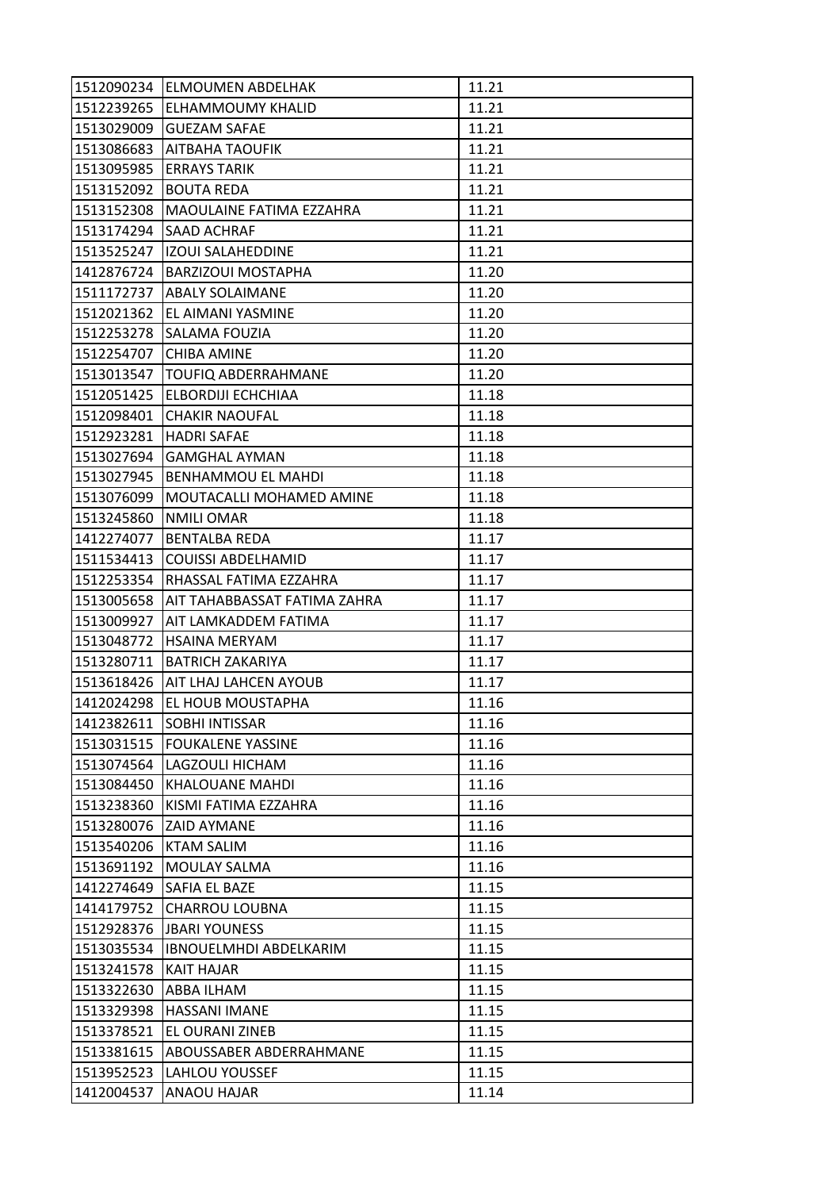| | | |
|---|---|---|
| 1512090234 | ELMOUMEN ABDELHAK | 11.21 |
| 1512239265 | ELHAMMOUMY KHALID | 11.21 |
| 1513029009 | GUEZAM SAFAE | 11.21 |
| 1513086683 | AITBAHA TAOUFIK | 11.21 |
| 1513095985 | ERRAYS TARIK | 11.21 |
| 1513152092 | BOUTA REDA | 11.21 |
| 1513152308 | MAOULAINE FATIMA EZZAHRA | 11.21 |
| 1513174294 | SAAD ACHRAF | 11.21 |
| 1513525247 | IZOUI SALAHEDDINE | 11.21 |
| 1412876724 | BARZIZOUI MOSTAPHA | 11.20 |
| 1511172737 | ABALY SOLAIMANE | 11.20 |
| 1512021362 | EL AIMANI YASMINE | 11.20 |
| 1512253278 | SALAMA FOUZIA | 11.20 |
| 1512254707 | CHIBA AMINE | 11.20 |
| 1513013547 | TOUFIQ ABDERRAHMANE | 11.20 |
| 1512051425 | ELBORDIJI ECHCHIAA | 11.18 |
| 1512098401 | CHAKIR NAOUFAL | 11.18 |
| 1512923281 | HADRI SAFAE | 11.18 |
| 1513027694 | GAMGHAL AYMAN | 11.18 |
| 1513027945 | BENHAMMOU EL MAHDI | 11.18 |
| 1513076099 | MOUTACALLI MOHAMED AMINE | 11.18 |
| 1513245860 | NMILI OMAR | 11.18 |
| 1412274077 | BENTALBA REDA | 11.17 |
| 1511534413 | COUISSI ABDELHAMID | 11.17 |
| 1512253354 | RHASSAL FATIMA EZZAHRA | 11.17 |
| 1513005658 | AIT TAHABBASSAT FATIMA ZAHRA | 11.17 |
| 1513009927 | AIT LAMKADDEM FATIMA | 11.17 |
| 1513048772 | HSAINA MERYAM | 11.17 |
| 1513280711 | BATRICH ZAKARIYA | 11.17 |
| 1513618426 | AIT LHAJ LAHCEN AYOUB | 11.17 |
| 1412024298 | EL HOUB MOUSTAPHA | 11.16 |
| 1412382611 | SOBHI INTISSAR | 11.16 |
| 1513031515 | FOUKALENE YASSINE | 11.16 |
| 1513074564 | LAGZOULI HICHAM | 11.16 |
| 1513084450 | KHALOUANE MAHDI | 11.16 |
| 1513238360 | KISMI FATIMA EZZAHRA | 11.16 |
| 1513280076 | ZAID AYMANE | 11.16 |
| 1513540206 | KTAM SALIM | 11.16 |
| 1513691192 | MOULAY SALMA | 11.16 |
| 1412274649 | SAFIA EL BAZE | 11.15 |
| 1414179752 | CHARROU LOUBNA | 11.15 |
| 1512928376 | JBARI YOUNESS | 11.15 |
| 1513035534 | IBNOUELMHDI ABDELKARIM | 11.15 |
| 1513241578 | KAIT HAJAR | 11.15 |
| 1513322630 | ABBA ILHAM | 11.15 |
| 1513329398 | HASSANI IMANE | 11.15 |
| 1513378521 | EL OURANI ZINEB | 11.15 |
| 1513381615 | ABOUSSABER ABDERRAHMANE | 11.15 |
| 1513952523 | LAHLOU YOUSSEF | 11.15 |
| 1412004537 | ANAOU HAJAR | 11.14 |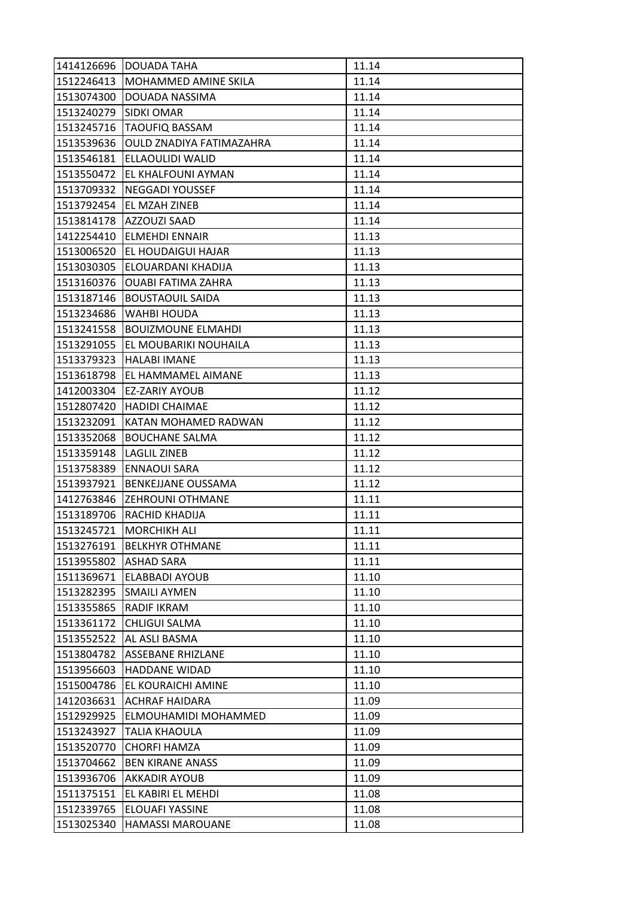| | | |
|---|---|---|
| 1414126696 | DOUADA TAHA | 11.14 |
| 1512246413 | MOHAMMED AMINE SKILA | 11.14 |
| 1513074300 | DOUADA NASSIMA | 11.14 |
| 1513240279 | SIDKI OMAR | 11.14 |
| 1513245716 | TAOUFIQ BASSAM | 11.14 |
| 1513539636 | OULD ZNADIYA FATIMAZAHRA | 11.14 |
| 1513546181 | ELLAOULIDI WALID | 11.14 |
| 1513550472 | EL KHALFOUNI AYMAN | 11.14 |
| 1513709332 | NEGGADI YOUSSEF | 11.14 |
| 1513792454 | EL MZAH ZINEB | 11.14 |
| 1513814178 | AZZOUZI SAAD | 11.14 |
| 1412254410 | ELMEHDI ENNAIR | 11.13 |
| 1513006520 | EL HOUDAIGUI HAJAR | 11.13 |
| 1513030305 | ELOUARDANI KHADIJA | 11.13 |
| 1513160376 | OUABI FATIMA ZAHRA | 11.13 |
| 1513187146 | BOUSTAOUIL SAIDA | 11.13 |
| 1513234686 | WAHBI HOUDA | 11.13 |
| 1513241558 | BOUIZMOUNE ELMAHDI | 11.13 |
| 1513291055 | EL MOUBARIKI NOUHAILA | 11.13 |
| 1513379323 | HALABI IMANE | 11.13 |
| 1513618798 | EL HAMMAMEL AIMANE | 11.13 |
| 1412003304 | EZ-ZARIY AYOUB | 11.12 |
| 1512807420 | HADIDI CHAIMAE | 11.12 |
| 1513232091 | KATAN MOHAMED RADWAN | 11.12 |
| 1513352068 | BOUCHANE SALMA | 11.12 |
| 1513359148 | LAGLIL ZINEB | 11.12 |
| 1513758389 | ENNAOUI SARA | 11.12 |
| 1513937921 | BENKEJJANE OUSSAMA | 11.12 |
| 1412763846 | ZEHROUNI OTHMANE | 11.11 |
| 1513189706 | RACHID KHADIJA | 11.11 |
| 1513245721 | MORCHIKH ALI | 11.11 |
| 1513276191 | BELKHYR OTHMANE | 11.11 |
| 1513955802 | ASHAD SARA | 11.11 |
| 1511369671 | ELABBADI AYOUB | 11.10 |
| 1513282395 | SMAILI AYMEN | 11.10 |
| 1513355865 | RADIF IKRAM | 11.10 |
| 1513361172 | CHLIGUI SALMA | 11.10 |
| 1513552522 | AL ASLI BASMA | 11.10 |
| 1513804782 | ASSEBANE RHIZLANE | 11.10 |
| 1513956603 | HADDANE WIDAD | 11.10 |
| 1515004786 | EL KOURAICHI AMINE | 11.10 |
| 1412036631 | ACHRAF HAIDARA | 11.09 |
| 1512929925 | ELMOUHAMIDI MOHAMMED | 11.09 |
| 1513243927 | TALIA KHAOULA | 11.09 |
| 1513520770 | CHORFI HAMZA | 11.09 |
| 1513704662 | BEN KIRANE ANASS | 11.09 |
| 1513936706 | AKKADIR AYOUB | 11.09 |
| 1511375151 | EL KABIRI EL MEHDI | 11.08 |
| 1512339765 | ELOUAFI YASSINE | 11.08 |
| 1513025340 | HAMASSI MAROUANE | 11.08 |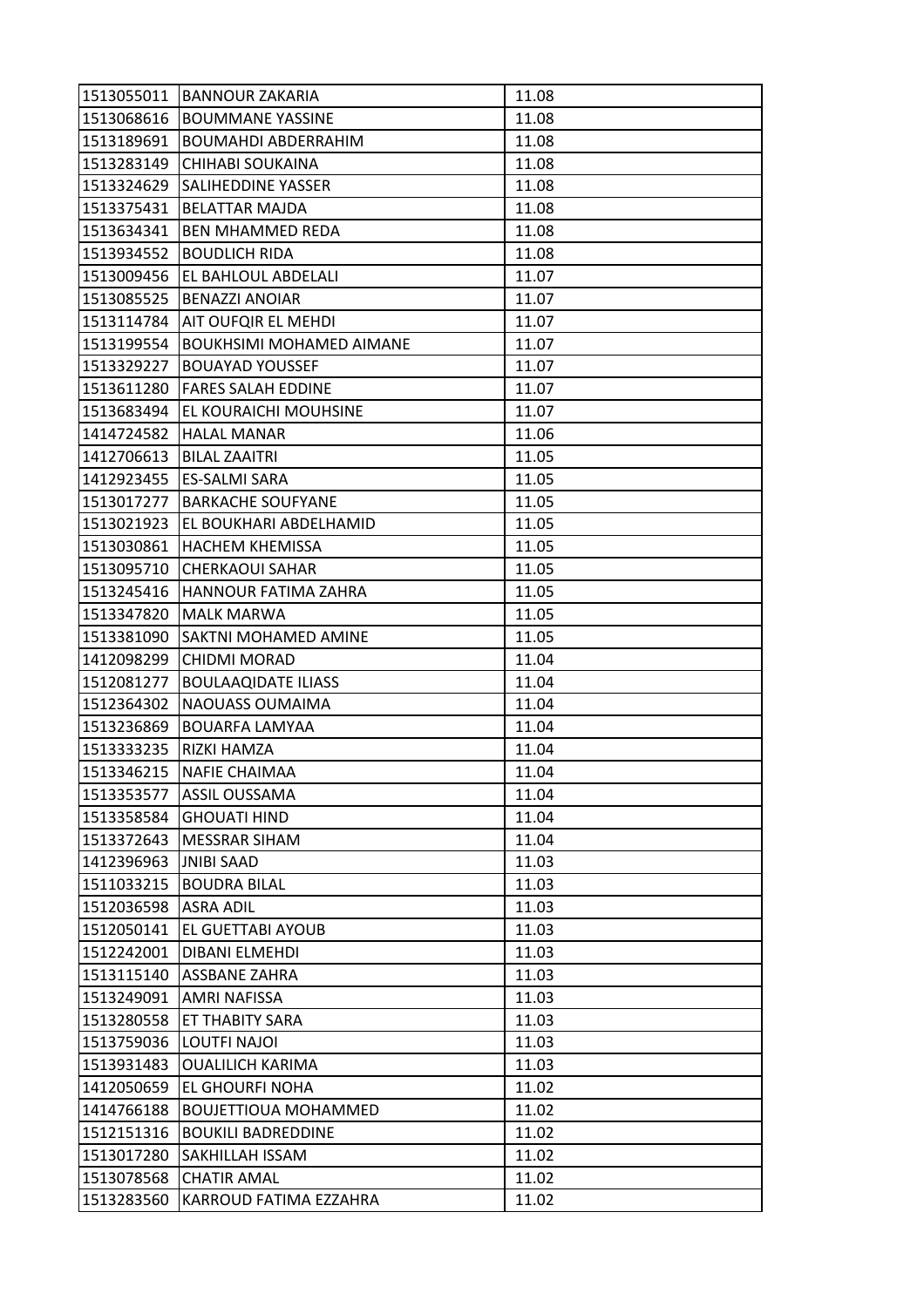| 1513055011 | BANNOUR ZAKARIA | 11.08 |
|---|---|---|
| 1513068616 | BOUMMANE YASSINE | 11.08 |
| 1513189691 | BOUMAHDI ABDERRAHIM | 11.08 |
| 1513283149 | CHIHABI SOUKAINA | 11.08 |
| 1513324629 | SALIHEDDINE YASSER | 11.08 |
| 1513375431 | BELATTAR MAJDA | 11.08 |
| 1513634341 | BEN MHAMMED REDA | 11.08 |
| 1513934552 | BOUDLICH RIDA | 11.08 |
| 1513009456 | EL BAHLOUL ABDELALI | 11.07 |
| 1513085525 | BENAZZI ANOIAR | 11.07 |
| 1513114784 | AIT OUFQIR EL MEHDI | 11.07 |
| 1513199554 | BOUKHSIMI MOHAMED AIMANE | 11.07 |
| 1513329227 | BOUAYAD YOUSSEF | 11.07 |
| 1513611280 | FARES SALAH EDDINE | 11.07 |
| 1513683494 | EL KOURAICHI MOUHSINE | 11.07 |
| 1414724582 | HALAL MANAR | 11.06 |
| 1412706613 | BILAL ZAAITRI | 11.05 |
| 1412923455 | ES-SALMI SARA | 11.05 |
| 1513017277 | BARKACHE SOUFYANE | 11.05 |
| 1513021923 | EL BOUKHARI ABDELHAMID | 11.05 |
| 1513030861 | HACHEM KHEMISSA | 11.05 |
| 1513095710 | CHERKAOUI SAHAR | 11.05 |
| 1513245416 | HANNOUR FATIMA ZAHRA | 11.05 |
| 1513347820 | MALK MARWA | 11.05 |
| 1513381090 | SAKTNI MOHAMED AMINE | 11.05 |
| 1412098299 | CHIDMI MORAD | 11.04 |
| 1512081277 | BOULAAQIDATE ILIASS | 11.04 |
| 1512364302 | NAOUASS OUMAIMA | 11.04 |
| 1513236869 | BOUARFA LAMYAA | 11.04 |
| 1513333235 | RIZKI HAMZA | 11.04 |
| 1513346215 | NAFIE CHAIMAA | 11.04 |
| 1513353577 | ASSIL OUSSAMA | 11.04 |
| 1513358584 | GHOUATI HIND | 11.04 |
| 1513372643 | MESSRAR SIHAM | 11.04 |
| 1412396963 | JNIBI SAAD | 11.03 |
| 1511033215 | BOUDRA BILAL | 11.03 |
| 1512036598 | ASRA ADIL | 11.03 |
| 1512050141 | EL GUETTABI AYOUB | 11.03 |
| 1512242001 | DIBANI ELMEHDI | 11.03 |
| 1513115140 | ASSBANE ZAHRA | 11.03 |
| 1513249091 | AMRI NAFISSA | 11.03 |
| 1513280558 | ET THABITY SARA | 11.03 |
| 1513759036 | LOUTFI NAJOI | 11.03 |
| 1513931483 | OUALILICH KARIMA | 11.03 |
| 1412050659 | EL GHOURFI NOHA | 11.02 |
| 1414766188 | BOUJETTIOUA MOHAMMED | 11.02 |
| 1512151316 | BOUKILI BADREDDINE | 11.02 |
| 1513017280 | SAKHILLAH ISSAM | 11.02 |
| 1513078568 | CHATIR AMAL | 11.02 |
| 1513283560 | KARROUD FATIMA EZZAHRA | 11.02 |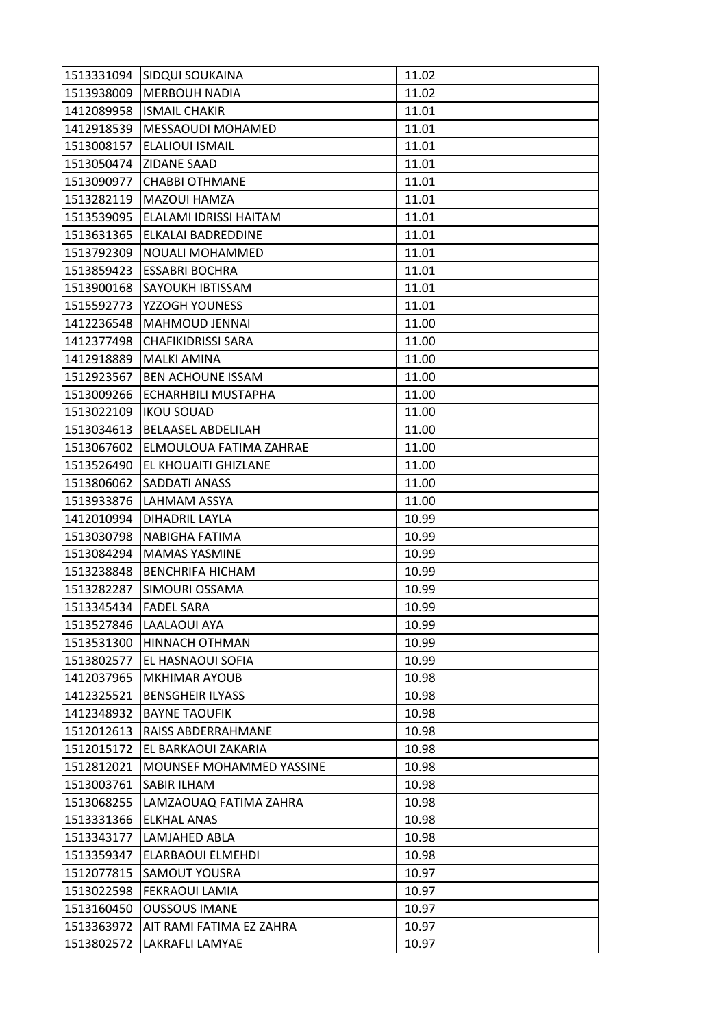| 1513331094 | SIDQUI SOUKAINA | 11.02 |
|---|---|---|
| 1513938009 | MERBOUH NADIA | 11.02 |
| 1412089958 | ISMAIL CHAKIR | 11.01 |
| 1412918539 | MESSAOUDI MOHAMED | 11.01 |
| 1513008157 | ELALIOUI ISMAIL | 11.01 |
| 1513050474 | ZIDANE SAAD | 11.01 |
| 1513090977 | CHABBI OTHMANE | 11.01 |
| 1513282119 | MAZOUI HAMZA | 11.01 |
| 1513539095 | ELALAMI IDRISSI HAITAM | 11.01 |
| 1513631365 | ELKALAI BADREDDINE | 11.01 |
| 1513792309 | NOUALI MOHAMMED | 11.01 |
| 1513859423 | ESSABRI BOCHRA | 11.01 |
| 1513900168 | SAYOUKH IBTISSAM | 11.01 |
| 1515592773 | YZZOGH YOUNESS | 11.01 |
| 1412236548 | MAHMOUD JENNAI | 11.00 |
| 1412377498 | CHAFIKIDRISSI SARA | 11.00 |
| 1412918889 | MALKI AMINA | 11.00 |
| 1512923567 | BEN ACHOUNE ISSAM | 11.00 |
| 1513009266 | ECHARHBILI MUSTAPHA | 11.00 |
| 1513022109 | IKOU SOUAD | 11.00 |
| 1513034613 | BELAASEL ABDELILAH | 11.00 |
| 1513067602 | ELMOULOUA FATIMA ZAHRAE | 11.00 |
| 1513526490 | EL KHOUAITI GHIZLANE | 11.00 |
| 1513806062 | SADDATI ANASS | 11.00 |
| 1513933876 | LAHMAM ASSYA | 11.00 |
| 1412010994 | DIHADRIL LAYLA | 10.99 |
| 1513030798 | NABIGHA FATIMA | 10.99 |
| 1513084294 | MAMAS YASMINE | 10.99 |
| 1513238848 | BENCHRIFA HICHAM | 10.99 |
| 1513282287 | SIMOURI OSSAMA | 10.99 |
| 1513345434 | FADEL SARA | 10.99 |
| 1513527846 | LAALAOUI AYA | 10.99 |
| 1513531300 | HINNACH OTHMAN | 10.99 |
| 1513802577 | EL HASNAOUI SOFIA | 10.99 |
| 1412037965 | MKHIMAR AYOUB | 10.98 |
| 1412325521 | BENSGHEIR ILYASS | 10.98 |
| 1412348932 | BAYNE TAOUFIK | 10.98 |
| 1512012613 | RAISS ABDERRAHMANE | 10.98 |
| 1512015172 | EL BARKAOUI ZAKARIA | 10.98 |
| 1512812021 | MOUNSEF MOHAMMED YASSINE | 10.98 |
| 1513003761 | SABIR ILHAM | 10.98 |
| 1513068255 | LAMZAOUAQ FATIMA ZAHRA | 10.98 |
| 1513331366 | ELKHAL ANAS | 10.98 |
| 1513343177 | LAMJAHED ABLA | 10.98 |
| 1513359347 | ELARBAOUI ELMEHDI | 10.98 |
| 1512077815 | SAMOUT YOUSRA | 10.97 |
| 1513022598 | FEKRAOUI LAMIA | 10.97 |
| 1513160450 | OUSSOUS IMANE | 10.97 |
| 1513363972 | AIT RAMI FATIMA EZ ZAHRA | 10.97 |
| 1513802572 | LAKRAFLI LAMYAE | 10.97 |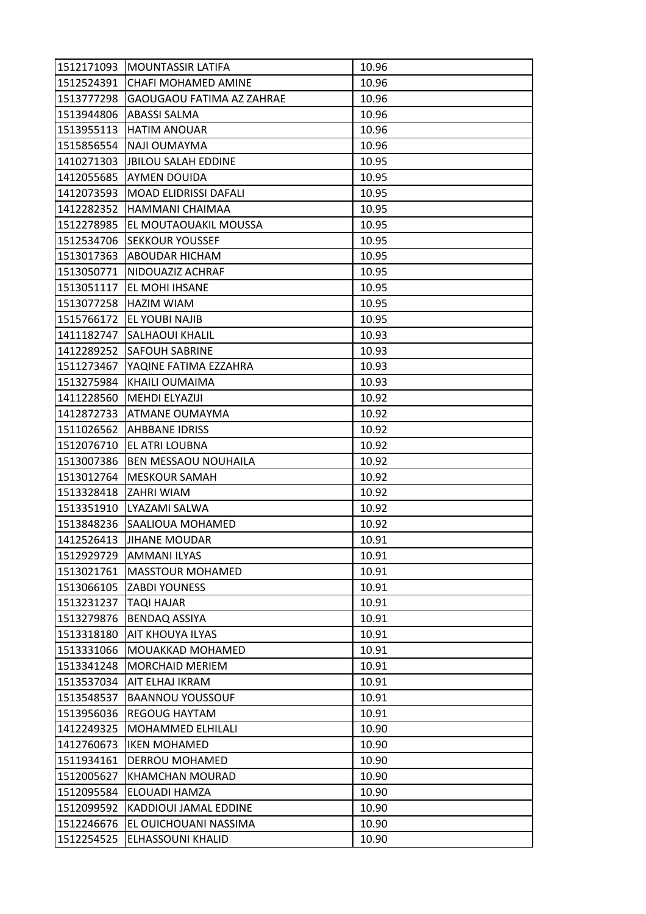| | | |
|---|---|---|
| 1512171093 | MOUNTASSIR LATIFA | 10.96 |
| 1512524391 | CHAFI MOHAMED AMINE | 10.96 |
| 1513777298 | GAOUGAOU FATIMA AZ ZAHRAE | 10.96 |
| 1513944806 | ABASSI SALMA | 10.96 |
| 1513955113 | HATIM ANOUAR | 10.96 |
| 1515856554 | NAJI OUMAYMA | 10.96 |
| 1410271303 | JBILOU SALAH EDDINE | 10.95 |
| 1412055685 | AYMEN DOUIDA | 10.95 |
| 1412073593 | MOAD ELIDRISSI DAFALI | 10.95 |
| 1412282352 | HAMMANI CHAIMAA | 10.95 |
| 1512278985 | EL MOUTAOUAKIL MOUSSA | 10.95 |
| 1512534706 | SEKKOUR YOUSSEF | 10.95 |
| 1513017363 | ABOUDAR HICHAM | 10.95 |
| 1513050771 | NIDOUAZIZ ACHRAF | 10.95 |
| 1513051117 | EL MOHI IHSANE | 10.95 |
| 1513077258 | HAZIM WIAM | 10.95 |
| 1515766172 | EL YOUBI NAJIB | 10.95 |
| 1411182747 | SALHAOUI KHALIL | 10.93 |
| 1412289252 | SAFOUH SABRINE | 10.93 |
| 1511273467 | YAQINE FATIMA EZZAHRA | 10.93 |
| 1513275984 | KHAILI OUMAIMA | 10.93 |
| 1411228560 | MEHDI ELYAZIJI | 10.92 |
| 1412872733 | ATMANE OUMAYMA | 10.92 |
| 1511026562 | AHBBANE IDRISS | 10.92 |
| 1512076710 | EL ATRI LOUBNA | 10.92 |
| 1513007386 | BEN MESSAOU NOUHAILA | 10.92 |
| 1513012764 | MESKOUR SAMAH | 10.92 |
| 1513328418 | ZAHRI WIAM | 10.92 |
| 1513351910 | LYAZAMI SALWA | 10.92 |
| 1513848236 | SAALIOUA MOHAMED | 10.92 |
| 1412526413 | JIHANE MOUDAR | 10.91 |
| 1512929729 | AMMANI ILYAS | 10.91 |
| 1513021761 | MASSTOUR MOHAMED | 10.91 |
| 1513066105 | ZABDI YOUNESS | 10.91 |
| 1513231237 | TAQI HAJAR | 10.91 |
| 1513279876 | BENDAQ ASSIYA | 10.91 |
| 1513318180 | AIT KHOUYA ILYAS | 10.91 |
| 1513331066 | MOUAKKAD MOHAMED | 10.91 |
| 1513341248 | MORCHAID MERIEM | 10.91 |
| 1513537034 | AIT ELHAJ IKRAM | 10.91 |
| 1513548537 | BAANNOU YOUSSOUF | 10.91 |
| 1513956036 | REGOUG HAYTAM | 10.91 |
| 1412249325 | MOHAMMED ELHILALI | 10.90 |
| 1412760673 | IKEN MOHAMED | 10.90 |
| 1511934161 | DERROU MOHAMED | 10.90 |
| 1512005627 | KHAMCHAN MOURAD | 10.90 |
| 1512095584 | ELOUADI HAMZA | 10.90 |
| 1512099592 | KADDIOUI JAMAL EDDINE | 10.90 |
| 1512246676 | EL OUICHOUANI NASSIMA | 10.90 |
| 1512254525 | ELHASSOUNI KHALID | 10.90 |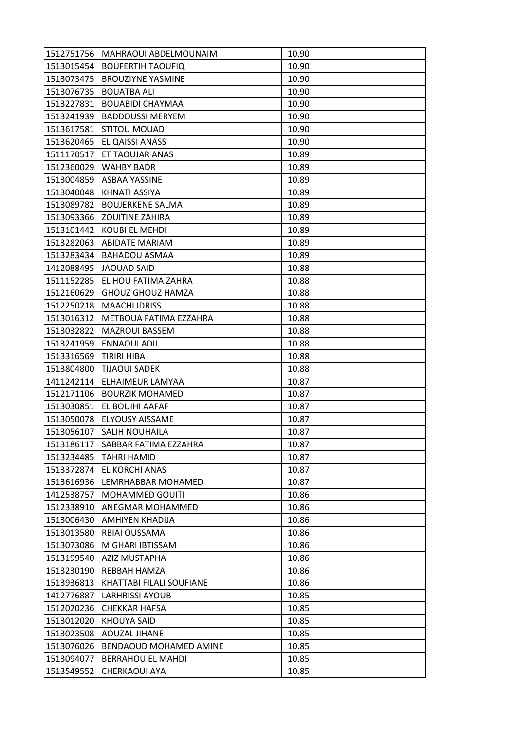| | | |
|---|---|---|
| 1512751756 | MAHRAOUI ABDELMOUNAIM | 10.90 |
| 1513015454 | BOUFERTIH TAOUFIQ | 10.90 |
| 1513073475 | BROUZIYNE YASMINE | 10.90 |
| 1513076735 | BOUATBA ALI | 10.90 |
| 1513227831 | BOUABIDI CHAYMAA | 10.90 |
| 1513241939 | BADDOUSSI MERYEM | 10.90 |
| 1513617581 | STITOU MOUAD | 10.90 |
| 1513620465 | EL QAISSI ANASS | 10.90 |
| 1511170517 | ET TAOUJAR ANAS | 10.89 |
| 1512360029 | WAHBY BADR | 10.89 |
| 1513004859 | ASBAA YASSINE | 10.89 |
| 1513040048 | KHNATI ASSIYA | 10.89 |
| 1513089782 | BOUJERKENE SALMA | 10.89 |
| 1513093366 | ZOUITINE ZAHIRA | 10.89 |
| 1513101442 | KOUBI EL MEHDI | 10.89 |
| 1513282063 | ABIDATE MARIAM | 10.89 |
| 1513283434 | BAHADOU ASMAA | 10.89 |
| 1412088495 | JAOUAD SAID | 10.88 |
| 1511152285 | EL HOU FATIMA ZAHRA | 10.88 |
| 1512160629 | GHOUZ GHOUZ HAMZA | 10.88 |
| 1512250218 | MAACHI IDRISS | 10.88 |
| 1513016312 | METBOUA FATIMA EZZAHRA | 10.88 |
| 1513032822 | MAZROUI BASSEM | 10.88 |
| 1513241959 | ENNAOUI ADIL | 10.88 |
| 1513316569 | TIRIRI HIBA | 10.88 |
| 1513804800 | TIJAOUI SADEK | 10.88 |
| 1411242114 | ELHAIMEUR LAMYAA | 10.87 |
| 1512171106 | BOURZIK MOHAMED | 10.87 |
| 1513030851 | EL BOUIHI AAFAF | 10.87 |
| 1513050078 | ELYOUSY AISSAME | 10.87 |
| 1513056107 | SALIH NOUHAILA | 10.87 |
| 1513186117 | SABBAR FATIMA EZZAHRA | 10.87 |
| 1513234485 | TAHRI HAMID | 10.87 |
| 1513372874 | EL KORCHI ANAS | 10.87 |
| 1513616936 | LEMRHABBAR MOHAMED | 10.87 |
| 1412538757 | MOHAMMED GOUITI | 10.86 |
| 1512338910 | ANEGMAR MOHAMMED | 10.86 |
| 1513006430 | AMHIYEN KHADIJA | 10.86 |
| 1513013580 | RBIAI OUSSAMA | 10.86 |
| 1513073086 | M GHARI IBTISSAM | 10.86 |
| 1513199540 | AZIZ MUSTAPHA | 10.86 |
| 1513230190 | REBBAH HAMZA | 10.86 |
| 1513936813 | KHATTABI FILALI SOUFIANE | 10.86 |
| 1412776887 | LARHRISSI AYOUB | 10.85 |
| 1512020236 | CHEKKAR HAFSA | 10.85 |
| 1513012020 | KHOUYA SAID | 10.85 |
| 1513023508 | AOUZAL JIHANE | 10.85 |
| 1513076026 | BENDAOUD MOHAMED AMINE | 10.85 |
| 1513094077 | BERRAHOU EL MAHDI | 10.85 |
| 1513549552 | CHERKAOUI AYA | 10.85 |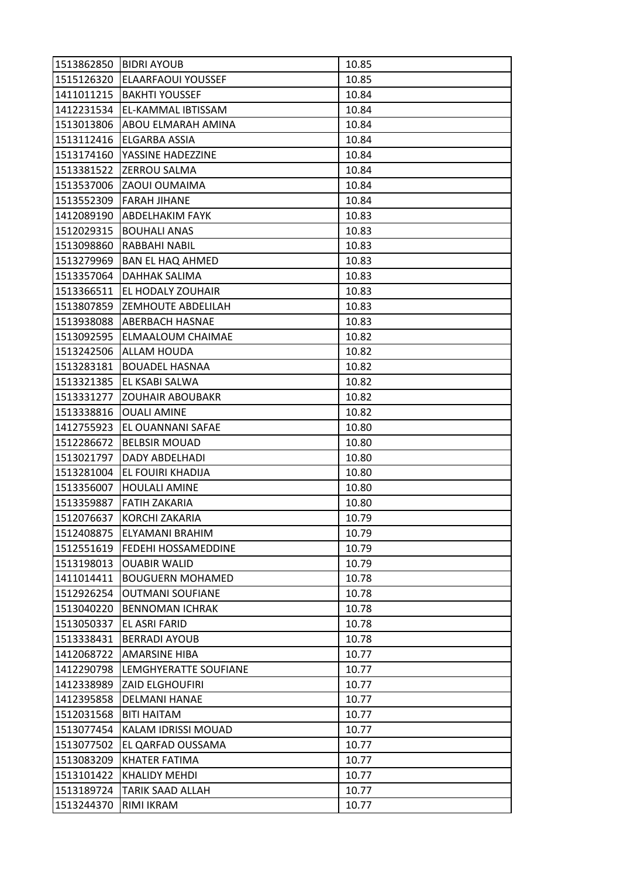| 1513862850 | BIDRI AYOUB | 10.85 |
|---|---|---|
| 1515126320 | ELAARFAOUI YOUSSEF | 10.85 |
| 1411011215 | BAKHTI YOUSSEF | 10.84 |
| 1412231534 | EL-KAMMAL IBTISSAM | 10.84 |
| 1513013806 | ABOU ELMARAH AMINA | 10.84 |
| 1513112416 | ELGARBA ASSIA | 10.84 |
| 1513174160 | YASSINE HADEZZINE | 10.84 |
| 1513381522 | ZERROU SALMA | 10.84 |
| 1513537006 | ZAOUI OUMAIMA | 10.84 |
| 1513552309 | FARAH JIHANE | 10.84 |
| 1412089190 | ABDELHAKIM FAYK | 10.83 |
| 1512029315 | BOUHALI ANAS | 10.83 |
| 1513098860 | RABBAHI NABIL | 10.83 |
| 1513279969 | BAN EL HAQ AHMED | 10.83 |
| 1513357064 | DAHHAK SALIMA | 10.83 |
| 1513366511 | EL HODALY ZOUHAIR | 10.83 |
| 1513807859 | ZEMHOUTE ABDELILAH | 10.83 |
| 1513938088 | ABERBACH HASNAE | 10.83 |
| 1513092595 | ELMAALOUM CHAIMAE | 10.82 |
| 1513242506 | ALLAM HOUDA | 10.82 |
| 1513283181 | BOUADEL HASNAA | 10.82 |
| 1513321385 | EL KSABI SALWA | 10.82 |
| 1513331277 | ZOUHAIR ABOUBAKR | 10.82 |
| 1513338816 | OUALI AMINE | 10.82 |
| 1412755923 | EL OUANNANI SAFAE | 10.80 |
| 1512286672 | BELBSIR MOUAD | 10.80 |
| 1513021797 | DADY ABDELHADI | 10.80 |
| 1513281004 | EL FOUIRI KHADIJA | 10.80 |
| 1513356007 | HOULALI AMINE | 10.80 |
| 1513359887 | FATIH ZAKARIA | 10.80 |
| 1512076637 | KORCHI ZAKARIA | 10.79 |
| 1512408875 | ELYAMANI BRAHIM | 10.79 |
| 1512551619 | FEDEHI HOSSAMEDDINE | 10.79 |
| 1513198013 | OUABIR WALID | 10.79 |
| 1411014411 | BOUGUERN MOHAMED | 10.78 |
| 1512926254 | OUTMANI SOUFIANE | 10.78 |
| 1513040220 | BENNOMAN ICHRAK | 10.78 |
| 1513050337 | EL ASRI FARID | 10.78 |
| 1513338431 | BERRADI AYOUB | 10.78 |
| 1412068722 | AMARSINE HIBA | 10.77 |
| 1412290798 | LEMGHYERATTE SOUFIANE | 10.77 |
| 1412338989 | ZAID ELGHOUFIRI | 10.77 |
| 1412395858 | DELMANI HANAE | 10.77 |
| 1512031568 | BITI HAITAM | 10.77 |
| 1513077454 | KALAM IDRISSI MOUAD | 10.77 |
| 1513077502 | EL QARFAD OUSSAMA | 10.77 |
| 1513083209 | KHATER FATIMA | 10.77 |
| 1513101422 | KHALIDY MEHDI | 10.77 |
| 1513189724 | TARIK SAAD ALLAH | 10.77 |
| 1513244370 | RIMI IKRAM | 10.77 |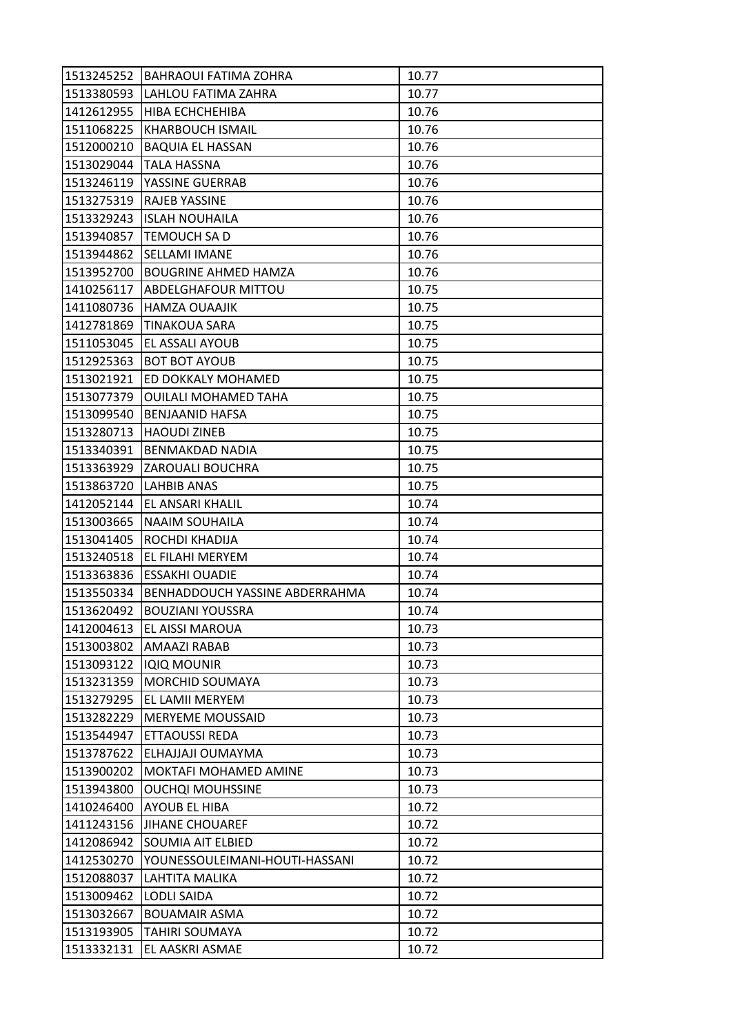| | | |
|---|---|---|
| 1513245252 | BAHRAOUI FATIMA ZOHRA | 10.77 |
| 1513380593 | LAHLOU FATIMA ZAHRA | 10.77 |
| 1412612955 | HIBA ECHCHEHIBA | 10.76 |
| 1511068225 | KHARBOUCH ISMAIL | 10.76 |
| 1512000210 | BAQUIA EL HASSAN | 10.76 |
| 1513029044 | TALA HASSNA | 10.76 |
| 1513246119 | YASSINE GUERRAB | 10.76 |
| 1513275319 | RAJEB YASSINE | 10.76 |
| 1513329243 | ISLAH NOUHAILA | 10.76 |
| 1513940857 | TEMOUCH SA D | 10.76 |
| 1513944862 | SELLAMI IMANE | 10.76 |
| 1513952700 | BOUGRINE AHMED HAMZA | 10.76 |
| 1410256117 | ABDELGHAFOUR MITTOU | 10.75 |
| 1411080736 | HAMZA OUAAJIK | 10.75 |
| 1412781869 | TINAKOUA SARA | 10.75 |
| 1511053045 | EL ASSALI AYOUB | 10.75 |
| 1512925363 | BOT BOT AYOUB | 10.75 |
| 1513021921 | ED DOKKALY MOHAMED | 10.75 |
| 1513077379 | OUILALI MOHAMED TAHA | 10.75 |
| 1513099540 | BENJAANID HAFSA | 10.75 |
| 1513280713 | HAOUDI ZINEB | 10.75 |
| 1513340391 | BENMAKDAD NADIA | 10.75 |
| 1513363929 | ZAROUALI BOUCHRA | 10.75 |
| 1513863720 | LAHBIB ANAS | 10.75 |
| 1412052144 | EL ANSARI KHALIL | 10.74 |
| 1513003665 | NAAIM SOUHAILA | 10.74 |
| 1513041405 | ROCHDI KHADIJA | 10.74 |
| 1513240518 | EL FILAHI MERYEM | 10.74 |
| 1513363836 | ESSAKHI OUADIE | 10.74 |
| 1513550334 | BENHADDOUCH YASSINE ABDERRAHMA | 10.74 |
| 1513620492 | BOUZIANI YOUSSRA | 10.74 |
| 1412004613 | EL AISSI MAROUA | 10.73 |
| 1513003802 | AMAAZI RABAB | 10.73 |
| 1513093122 | IQIQ MOUNIR | 10.73 |
| 1513231359 | MORCHID SOUMAYA | 10.73 |
| 1513279295 | EL LAMII MERYEM | 10.73 |
| 1513282229 | MERYEME MOUSSAID | 10.73 |
| 1513544947 | ETTAOUSSI REDA | 10.73 |
| 1513787622 | ELHAJJAJI OUMAYMA | 10.73 |
| 1513900202 | MOKTAFI MOHAMED AMINE | 10.73 |
| 1513943800 | OUCHQI MOUHSSINE | 10.73 |
| 1410246400 | AYOUB EL HIBA | 10.72 |
| 1411243156 | JIHANE CHOUAREF | 10.72 |
| 1412086942 | SOUMIA AIT ELBIED | 10.72 |
| 1412530270 | YOUNESSOULEIMANI-HOUTI-HASSANI | 10.72 |
| 1512088037 | LAHTITA MALIKA | 10.72 |
| 1513009462 | LODLI SAIDA | 10.72 |
| 1513032667 | BOUAMAIR ASMA | 10.72 |
| 1513193905 | TAHIRI SOUMAYA | 10.72 |
| 1513332131 | EL AASKRI ASMAE | 10.72 |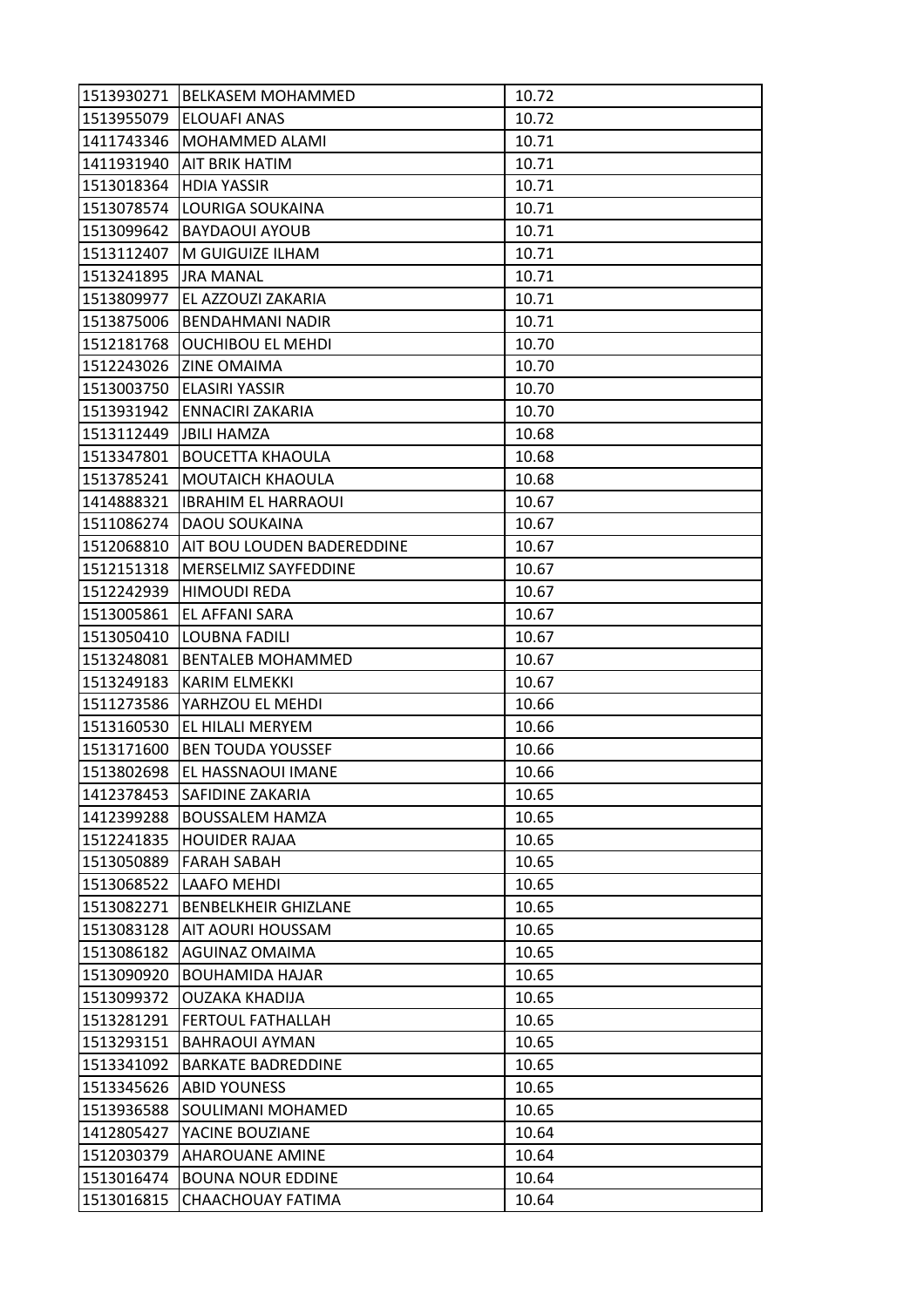| | | |
|---|---|---|
| 1513930271 | BELKASEM MOHAMMED | 10.72 |
| 1513955079 | ELOUAFI ANAS | 10.72 |
| 1411743346 | MOHAMMED ALAMI | 10.71 |
| 1411931940 | AIT BRIK HATIM | 10.71 |
| 1513018364 | HDIA YASSIR | 10.71 |
| 1513078574 | LOURIGA SOUKAINA | 10.71 |
| 1513099642 | BAYDAOUI AYOUB | 10.71 |
| 1513112407 | M GUIGUIZE ILHAM | 10.71 |
| 1513241895 | JRA MANAL | 10.71 |
| 1513809977 | EL AZZOUZI ZAKARIA | 10.71 |
| 1513875006 | BENDAHMANI NADIR | 10.71 |
| 1512181768 | OUCHIBOU EL MEHDI | 10.70 |
| 1512243026 | ZINE OMAIMA | 10.70 |
| 1513003750 | ELASIRI YASSIR | 10.70 |
| 1513931942 | ENNACIRI ZAKARIA | 10.70 |
| 1513112449 | JBILI HAMZA | 10.68 |
| 1513347801 | BOUCETTA KHAOULA | 10.68 |
| 1513785241 | MOUTAICH KHAOULA | 10.68 |
| 1414888321 | IBRAHIM EL HARRAOUI | 10.67 |
| 1511086274 | DAOU SOUKAINA | 10.67 |
| 1512068810 | AIT BOU LOUDEN BADEREDDINE | 10.67 |
| 1512151318 | MERSELMIZ SAYFEDDINE | 10.67 |
| 1512242939 | HIMOUDI REDA | 10.67 |
| 1513005861 | EL AFFANI SARA | 10.67 |
| 1513050410 | LOUBNA FADILI | 10.67 |
| 1513248081 | BENTALEB MOHAMMED | 10.67 |
| 1513249183 | KARIM ELMEKKI | 10.67 |
| 1511273586 | YARHZOU EL MEHDI | 10.66 |
| 1513160530 | EL HILALI MERYEM | 10.66 |
| 1513171600 | BEN TOUDA YOUSSEF | 10.66 |
| 1513802698 | EL HASSNAOUI IMANE | 10.66 |
| 1412378453 | SAFIDINE ZAKARIA | 10.65 |
| 1412399288 | BOUSSALEM HAMZA | 10.65 |
| 1512241835 | HOUIDER RAJAA | 10.65 |
| 1513050889 | FARAH SABAH | 10.65 |
| 1513068522 | LAAFO MEHDI | 10.65 |
| 1513082271 | BENBELKHEIR GHIZLANE | 10.65 |
| 1513083128 | AIT AOURI HOUSSAM | 10.65 |
| 1513086182 | AGUINAZ OMAIMA | 10.65 |
| 1513090920 | BOUHAMIDA HAJAR | 10.65 |
| 1513099372 | OUZAKA KHADIJA | 10.65 |
| 1513281291 | FERTOUL FATHALLAH | 10.65 |
| 1513293151 | BAHRAOUI AYMAN | 10.65 |
| 1513341092 | BARKATE BADREDDINE | 10.65 |
| 1513345626 | ABID YOUNESS | 10.65 |
| 1513936588 | SOULIMANI MOHAMED | 10.65 |
| 1412805427 | YACINE BOUZIANE | 10.64 |
| 1512030379 | AHAROUANE AMINE | 10.64 |
| 1513016474 | BOUNA NOUR EDDINE | 10.64 |
| 1513016815 | CHAACHOUAY FATIMA | 10.64 |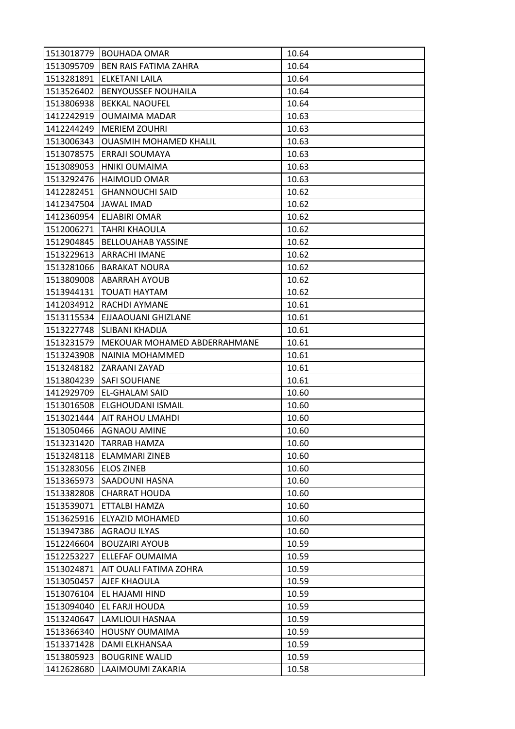| | | |
|---|---|---|
| 1513018779 | BOUHADA OMAR | 10.64 |
| 1513095709 | BEN RAIS FATIMA ZAHRA | 10.64 |
| 1513281891 | ELKETANI LAILA | 10.64 |
| 1513526402 | BENYOUSSEF NOUHAILA | 10.64 |
| 1513806938 | BEKKAL NAOUFEL | 10.64 |
| 1412242919 | OUMAIMA MADAR | 10.63 |
| 1412244249 | MERIEM ZOUHRI | 10.63 |
| 1513006343 | OUASMIH MOHAMED KHALIL | 10.63 |
| 1513078575 | ERRAJI SOUMAYA | 10.63 |
| 1513089053 | HNIKI OUMAIMA | 10.63 |
| 1513292476 | HAIMOUD OMAR | 10.63 |
| 1412282451 | GHANNOUCHI SAID | 10.62 |
| 1412347504 | JAWAL IMAD | 10.62 |
| 1412360954 | ELJABIRI OMAR | 10.62 |
| 1512006271 | TAHRI KHAOULA | 10.62 |
| 1512904845 | BELLOUAHAB YASSINE | 10.62 |
| 1513229613 | ARRACHI IMANE | 10.62 |
| 1513281066 | BARAKAT NOURA | 10.62 |
| 1513809008 | ABARRAH AYOUB | 10.62 |
| 1513944131 | TOUATI HAYTAM | 10.62 |
| 1412034912 | RACHDI AYMANE | 10.61 |
| 1513115534 | EJJAAOUANI GHIZLANE | 10.61 |
| 1513227748 | SLIBANI KHADIJA | 10.61 |
| 1513231579 | MEKOUAR MOHAMED ABDERRAHMANE | 10.61 |
| 1513243908 | NAINIA MOHAMMED | 10.61 |
| 1513248182 | ZARAANI ZAYAD | 10.61 |
| 1513804239 | SAFI SOUFIANE | 10.61 |
| 1412929709 | EL-GHALAM SAID | 10.60 |
| 1513016508 | ELGHOUDANI ISMAIL | 10.60 |
| 1513021444 | AIT RAHOU LMAHDI | 10.60 |
| 1513050466 | AGNAOU AMINE | 10.60 |
| 1513231420 | TARRAB HAMZA | 10.60 |
| 1513248118 | ELAMMARI ZINEB | 10.60 |
| 1513283056 | ELOS ZINEB | 10.60 |
| 1513365973 | SAADOUNI HASNA | 10.60 |
| 1513382808 | CHARRAT HOUDA | 10.60 |
| 1513539071 | ETTALBI HAMZA | 10.60 |
| 1513625916 | ELYAZID MOHAMED | 10.60 |
| 1513947386 | AGRAOU ILYAS | 10.60 |
| 1512246604 | BOUZAIRI AYOUB | 10.59 |
| 1512253227 | ELLEFAF OUMAIMA | 10.59 |
| 1513024871 | AIT OUALI FATIMA ZOHRA | 10.59 |
| 1513050457 | AJEF KHAOULA | 10.59 |
| 1513076104 | EL HAJAMI HIND | 10.59 |
| 1513094040 | EL FARJI HOUDA | 10.59 |
| 1513240647 | LAMLIOUI HASNAA | 10.59 |
| 1513366340 | HOUSNY OUMAIMA | 10.59 |
| 1513371428 | DAMI ELKHANSAA | 10.59 |
| 1513805923 | BOUGRINE WALID | 10.59 |
| 1412628680 | LAAIMOUMI ZAKARIA | 10.58 |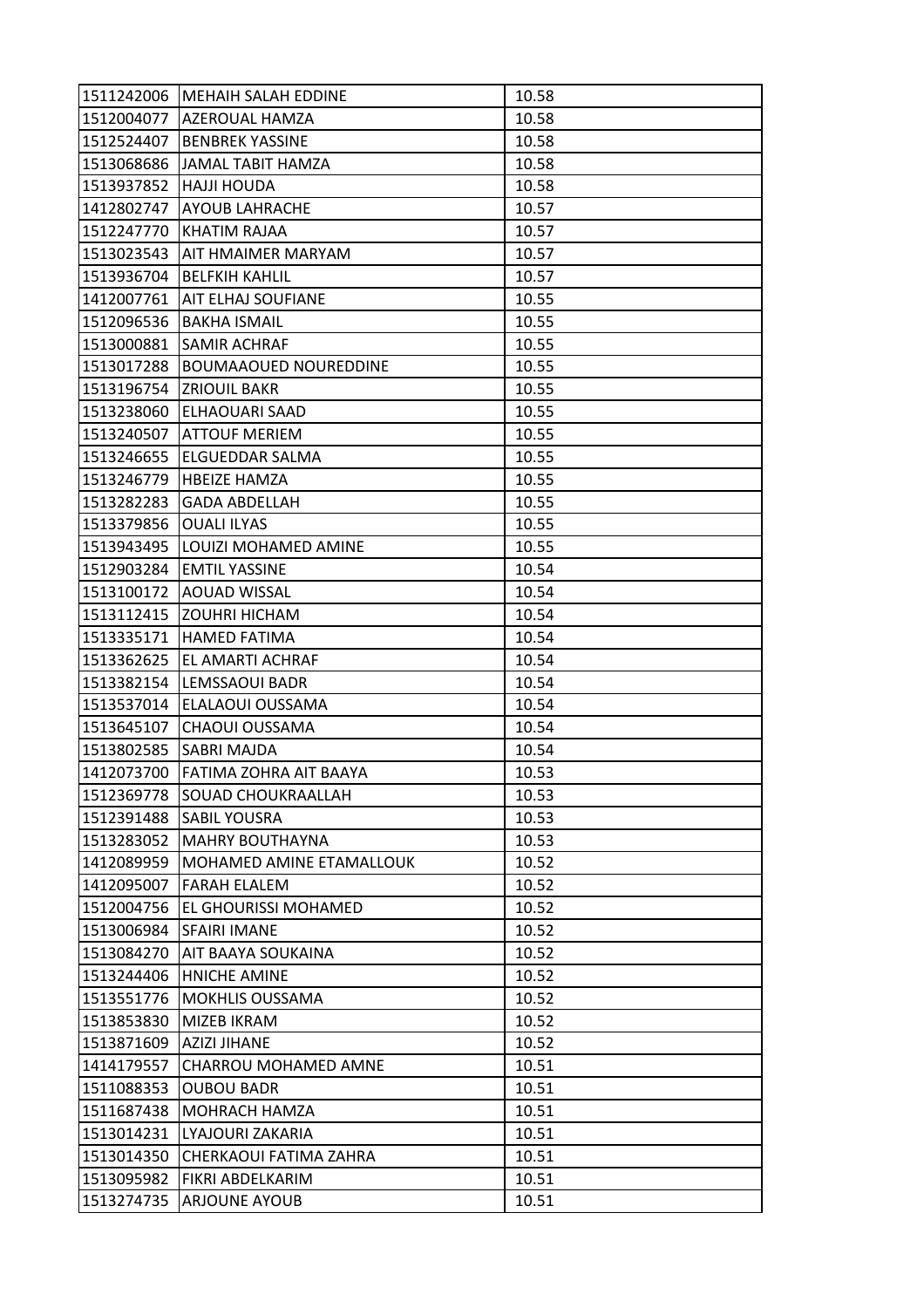| | | |
|---|---|---|
| 1511242006 | MEHAIH SALAH EDDINE | 10.58 |
| 1512004077 | AZEROUAL HAMZA | 10.58 |
| 1512524407 | BENBREK YASSINE | 10.58 |
| 1513068686 | JAMAL TABIT HAMZA | 10.58 |
| 1513937852 | HAJJI HOUDA | 10.58 |
| 1412802747 | AYOUB LAHRACHE | 10.57 |
| 1512247770 | KHATIM RAJAA | 10.57 |
| 1513023543 | AIT HMAIMER MARYAM | 10.57 |
| 1513936704 | BELFKIH KAHLIL | 10.57 |
| 1412007761 | AIT ELHAJ SOUFIANE | 10.55 |
| 1512096536 | BAKHA ISMAIL | 10.55 |
| 1513000881 | SAMIR ACHRAF | 10.55 |
| 1513017288 | BOUMAAOUED NOUREDDINE | 10.55 |
| 1513196754 | ZRIOUIL BAKR | 10.55 |
| 1513238060 | ELHAOUARI SAAD | 10.55 |
| 1513240507 | ATTOUF MERIEM | 10.55 |
| 1513246655 | ELGUEDDAR SALMA | 10.55 |
| 1513246779 | HBEIZE HAMZA | 10.55 |
| 1513282283 | GADA ABDELLAH | 10.55 |
| 1513379856 | OUALI ILYAS | 10.55 |
| 1513943495 | LOUIZI MOHAMED AMINE | 10.55 |
| 1512903284 | EMTIL YASSINE | 10.54 |
| 1513100172 | AOUAD WISSAL | 10.54 |
| 1513112415 | ZOUHRI HICHAM | 10.54 |
| 1513335171 | HAMED FATIMA | 10.54 |
| 1513362625 | EL AMARTI ACHRAF | 10.54 |
| 1513382154 | LEMSSAOUI BADR | 10.54 |
| 1513537014 | ELALAOUI OUSSAMA | 10.54 |
| 1513645107 | CHAOUI OUSSAMA | 10.54 |
| 1513802585 | SABRI MAJDA | 10.54 |
| 1412073700 | FATIMA ZOHRA AIT BAAYA | 10.53 |
| 1512369778 | SOUAD CHOUKRAALLAH | 10.53 |
| 1512391488 | SABIL YOUSRA | 10.53 |
| 1513283052 | MAHRY BOUTHAYNA | 10.53 |
| 1412089959 | MOHAMED AMINE ETAMALLOUK | 10.52 |
| 1412095007 | FARAH ELALEM | 10.52 |
| 1512004756 | EL GHOURISSI MOHAMED | 10.52 |
| 1513006984 | SFAIRI IMANE | 10.52 |
| 1513084270 | AIT BAAYA SOUKAINA | 10.52 |
| 1513244406 | HNICHE AMINE | 10.52 |
| 1513551776 | MOKHLIS OUSSAMA | 10.52 |
| 1513853830 | MIZEB IKRAM | 10.52 |
| 1513871609 | AZIZI JIHANE | 10.52 |
| 1414179557 | CHARROU MOHAMED AMNE | 10.51 |
| 1511088353 | OUBOU BADR | 10.51 |
| 1511687438 | MOHRACH HAMZA | 10.51 |
| 1513014231 | LYAJOURI ZAKARIA | 10.51 |
| 1513014350 | CHERKAOUI FATIMA ZAHRA | 10.51 |
| 1513095982 | FIKRI ABDELKARIM | 10.51 |
| 1513274735 | ARJOUNE AYOUB | 10.51 |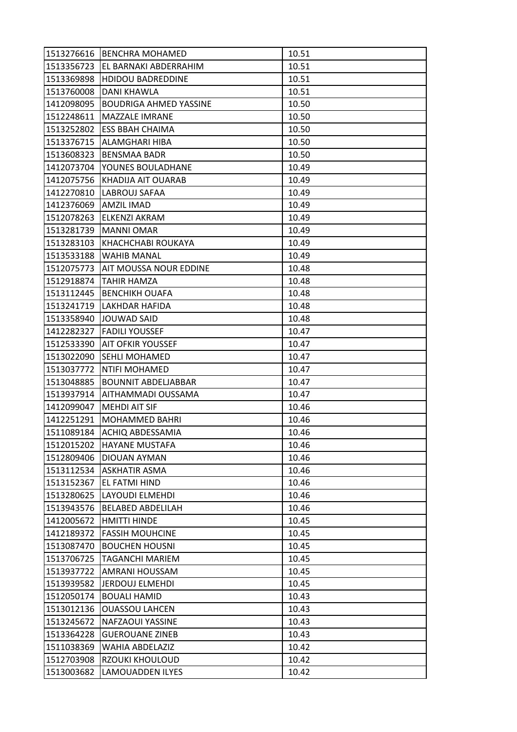| | | |
|---|---|---|
| 1513276616 | BENCHRA MOHAMED | 10.51 |
| 1513356723 | EL BARNAKI ABDERRAHIM | 10.51 |
| 1513369898 | HDIDOU BADREDDINE | 10.51 |
| 1513760008 | DANI KHAWLA | 10.51 |
| 1412098095 | BOUDRIGA AHMED YASSINE | 10.50 |
| 1512248611 | MAZZALE IMRANE | 10.50 |
| 1513252802 | ESS BBAH CHAIMA | 10.50 |
| 1513376715 | ALAMGHARI HIBA | 10.50 |
| 1513608323 | BENSMAA BADR | 10.50 |
| 1412073704 | YOUNES BOULADHANE | 10.49 |
| 1412075756 | KHADIJA AIT OUARAB | 10.49 |
| 1412270810 | LABROUJ SAFAA | 10.49 |
| 1412376069 | AMZIL IMAD | 10.49 |
| 1512078263 | ELKENZI AKRAM | 10.49 |
| 1513281739 | MANNI OMAR | 10.49 |
| 1513283103 | KHACHCHABI ROUKAYA | 10.49 |
| 1513533188 | WAHIB MANAL | 10.49 |
| 1512075773 | AIT MOUSSA NOUR EDDINE | 10.48 |
| 1512918874 | TAHIR HAMZA | 10.48 |
| 1513112445 | BENCHIKH OUAFA | 10.48 |
| 1513241719 | LAKHDAR HAFIDA | 10.48 |
| 1513358940 | JOUWAD SAID | 10.48 |
| 1412282327 | FADILI YOUSSEF | 10.47 |
| 1512533390 | AIT OFKIR YOUSSEF | 10.47 |
| 1513022090 | SEHLI MOHAMED | 10.47 |
| 1513037772 | NTIFI MOHAMED | 10.47 |
| 1513048885 | BOUNNIT ABDELJABBAR | 10.47 |
| 1513937914 | AITHAMMADI OUSSAMA | 10.47 |
| 1412099047 | MEHDI AIT SIF | 10.46 |
| 1412251291 | MOHAMMED BAHRI | 10.46 |
| 1511089184 | ACHIQ ABDESSAMIA | 10.46 |
| 1512015202 | HAYANE MUSTAFA | 10.46 |
| 1512809406 | DIOUAN AYMAN | 10.46 |
| 1513112534 | ASKHATIR ASMA | 10.46 |
| 1513152367 | EL FATMI HIND | 10.46 |
| 1513280625 | LAYOUDI ELMEHDI | 10.46 |
| 1513943576 | BELABED ABDELILAH | 10.46 |
| 1412005672 | HMITTI HINDE | 10.45 |
| 1412189372 | FASSIH MOUHCINE | 10.45 |
| 1513087470 | BOUCHEN HOUSNI | 10.45 |
| 1513706725 | TAGANCHI MARIEM | 10.45 |
| 1513937722 | AMRANI HOUSSAM | 10.45 |
| 1513939582 | JERDOUJ ELMEHDI | 10.45 |
| 1512050174 | BOUALI HAMID | 10.43 |
| 1513012136 | OUASSOU LAHCEN | 10.43 |
| 1513245672 | NAFZAOUI YASSINE | 10.43 |
| 1513364228 | GUEROUANE ZINEB | 10.43 |
| 1511038369 | WAHIA ABDELAZIZ | 10.42 |
| 1512703908 | RZOUKI KHOULOUD | 10.42 |
| 1513003682 | LAMOUADDEN ILYES | 10.42 |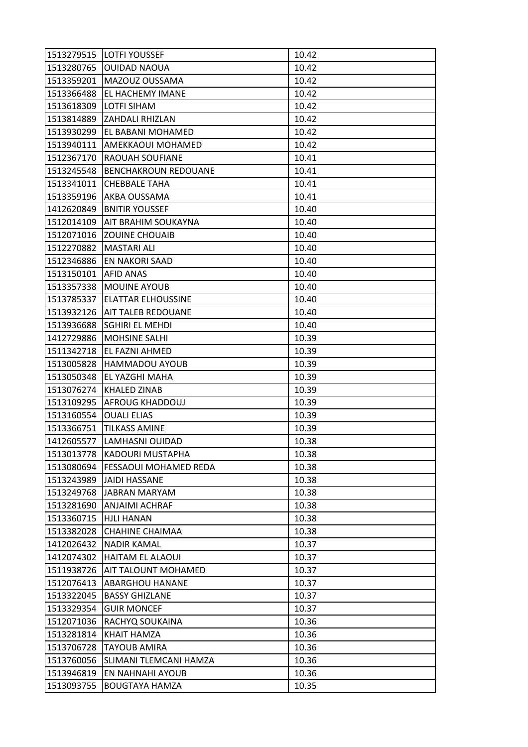| 1513279515 | LOTFI YOUSSEF | 10.42 |
|---|---|---|
| 1513280765 | OUIDAD NAOUA | 10.42 |
| 1513359201 | MAZOUZ OUSSAMA | 10.42 |
| 1513366488 | EL HACHEMY IMANE | 10.42 |
| 1513618309 | LOTFI SIHAM | 10.42 |
| 1513814889 | ZAHDALI RHIZLAN | 10.42 |
| 1513930299 | EL BABANI MOHAMED | 10.42 |
| 1513940111 | AMEKKAOUI MOHAMED | 10.42 |
| 1512367170 | RAOUAH SOUFIANE | 10.41 |
| 1513245548 | BENCHAKROUN REDOUANE | 10.41 |
| 1513341011 | CHEBBALE TAHA | 10.41 |
| 1513359196 | AKBA OUSSAMA | 10.41 |
| 1412620849 | BNITIR YOUSSEF | 10.40 |
| 1512014109 | AIT BRAHIM SOUKAYNA | 10.40 |
| 1512071016 | ZOUINE CHOUAIB | 10.40 |
| 1512270882 | MASTARI ALI | 10.40 |
| 1512346886 | EN NAKORI SAAD | 10.40 |
| 1513150101 | AFID ANAS | 10.40 |
| 1513357338 | MOUINE AYOUB | 10.40 |
| 1513785337 | ELATTAR ELHOUSSINE | 10.40 |
| 1513932126 | AIT TALEB REDOUANE | 10.40 |
| 1513936688 | SGHIRI EL MEHDI | 10.40 |
| 1412729886 | MOHSINE SALHI | 10.39 |
| 1511342718 | EL FAZNI AHMED | 10.39 |
| 1513005828 | HAMMADOU AYOUB | 10.39 |
| 1513050348 | EL YAZGHI MAHA | 10.39 |
| 1513076274 | KHALED ZINAB | 10.39 |
| 1513109295 | AFROUG KHADDOUJ | 10.39 |
| 1513160554 | OUALI ELIAS | 10.39 |
| 1513366751 | TILKASS AMINE | 10.39 |
| 1412605577 | LAMHASNI OUIDAD | 10.38 |
| 1513013778 | KADOURI MUSTAPHA | 10.38 |
| 1513080694 | FESSAOUI MOHAMED REDA | 10.38 |
| 1513243989 | JAIDI HASSANE | 10.38 |
| 1513249768 | JABRAN MARYAM | 10.38 |
| 1513281690 | ANJAIMI ACHRAF | 10.38 |
| 1513360715 | HJLI HANAN | 10.38 |
| 1513382028 | CHAHINE CHAIMAA | 10.38 |
| 1412026432 | NADIR KAMAL | 10.37 |
| 1412074302 | HAITAM EL ALAOUI | 10.37 |
| 1511938726 | AIT TALOUNT MOHAMED | 10.37 |
| 1512076413 | ABARGHOU HANANE | 10.37 |
| 1513322045 | BASSY GHIZLANE | 10.37 |
| 1513329354 | GUIR MONCEF | 10.37 |
| 1512071036 | RACHYQ SOUKAINA | 10.36 |
| 1513281814 | KHAIT HAMZA | 10.36 |
| 1513706728 | TAYOUB AMIRA | 10.36 |
| 1513760056 | SLIMANI TLEMCANI HAMZA | 10.36 |
| 1513946819 | EN NAHNAHI AYOUB | 10.36 |
| 1513093755 | BOUGTAYA HAMZA | 10.35 |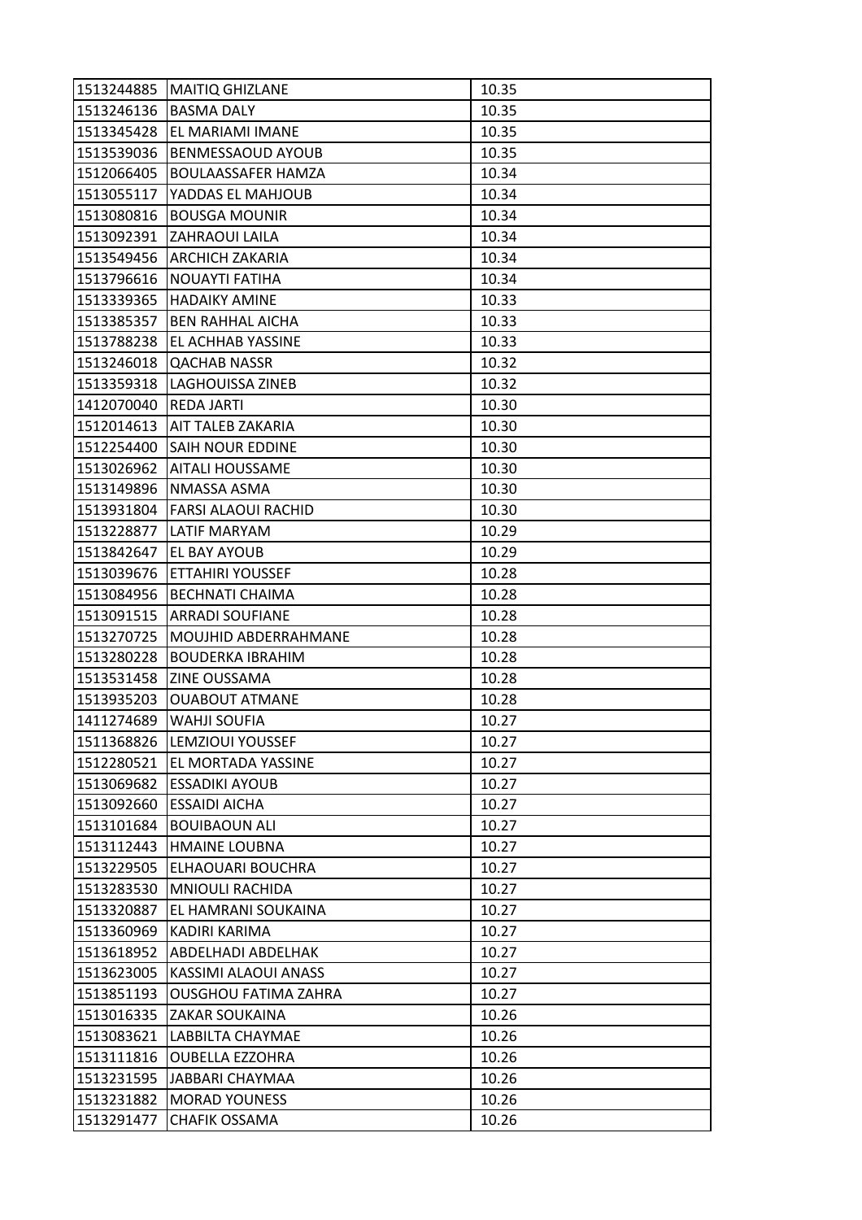| | | |
|---|---|---|
| 1513244885 | MAITIQ GHIZLANE | 10.35 |
| 1513246136 | BASMA DALY | 10.35 |
| 1513345428 | EL MARIAMI IMANE | 10.35 |
| 1513539036 | BENMESSAOUD AYOUB | 10.35 |
| 1512066405 | BOULAASSAFER HAMZA | 10.34 |
| 1513055117 | YADDAS EL MAHJOUB | 10.34 |
| 1513080816 | BOUSGA MOUNIR | 10.34 |
| 1513092391 | ZAHRAOUI LAILA | 10.34 |
| 1513549456 | ARCHICH ZAKARIA | 10.34 |
| 1513796616 | NOUAYTI FATIHA | 10.34 |
| 1513339365 | HADAIKY AMINE | 10.33 |
| 1513385357 | BEN RAHHAL AICHA | 10.33 |
| 1513788238 | EL ACHHAB YASSINE | 10.33 |
| 1513246018 | QACHAB NASSR | 10.32 |
| 1513359318 | LAGHOUISSA ZINEB | 10.32 |
| 1412070040 | REDA JARTI | 10.30 |
| 1512014613 | AIT TALEB ZAKARIA | 10.30 |
| 1512254400 | SAIH NOUR EDDINE | 10.30 |
| 1513026962 | AITALI HOUSSAME | 10.30 |
| 1513149896 | NMASSA ASMA | 10.30 |
| 1513931804 | FARSI ALAOUI RACHID | 10.30 |
| 1513228877 | LATIF MARYAM | 10.29 |
| 1513842647 | EL BAY AYOUB | 10.29 |
| 1513039676 | ETTAHIRI YOUSSEF | 10.28 |
| 1513084956 | BECHNATI CHAIMA | 10.28 |
| 1513091515 | ARRADI SOUFIANE | 10.28 |
| 1513270725 | MOUJHID ABDERRAHMANE | 10.28 |
| 1513280228 | BOUDERKA IBRAHIM | 10.28 |
| 1513531458 | ZINE OUSSAMA | 10.28 |
| 1513935203 | OUABOUT ATMANE | 10.28 |
| 1411274689 | WAHJI SOUFIA | 10.27 |
| 1511368826 | LEMZIOUI YOUSSEF | 10.27 |
| 1512280521 | EL MORTADA YASSINE | 10.27 |
| 1513069682 | ESSADIKI AYOUB | 10.27 |
| 1513092660 | ESSAIDI AICHA | 10.27 |
| 1513101684 | BOUIBAOUN ALI | 10.27 |
| 1513112443 | HMAINE LOUBNA | 10.27 |
| 1513229505 | ELHAOUARI BOUCHRA | 10.27 |
| 1513283530 | MNIOULI RACHIDA | 10.27 |
| 1513320887 | EL HAMRANI SOUKAINA | 10.27 |
| 1513360969 | KADIRI KARIMA | 10.27 |
| 1513618952 | ABDELHADI ABDELHAK | 10.27 |
| 1513623005 | KASSIMI ALAOUI ANASS | 10.27 |
| 1513851193 | OUSGHOU FATIMA ZAHRA | 10.27 |
| 1513016335 | ZAKAR SOUKAINA | 10.26 |
| 1513083621 | LABBILTA CHAYMAE | 10.26 |
| 1513111816 | OUBELLA EZZOHRA | 10.26 |
| 1513231595 | JABBARI CHAYMAA | 10.26 |
| 1513231882 | MORAD YOUNESS | 10.26 |
| 1513291477 | CHAFIK OSSAMA | 10.26 |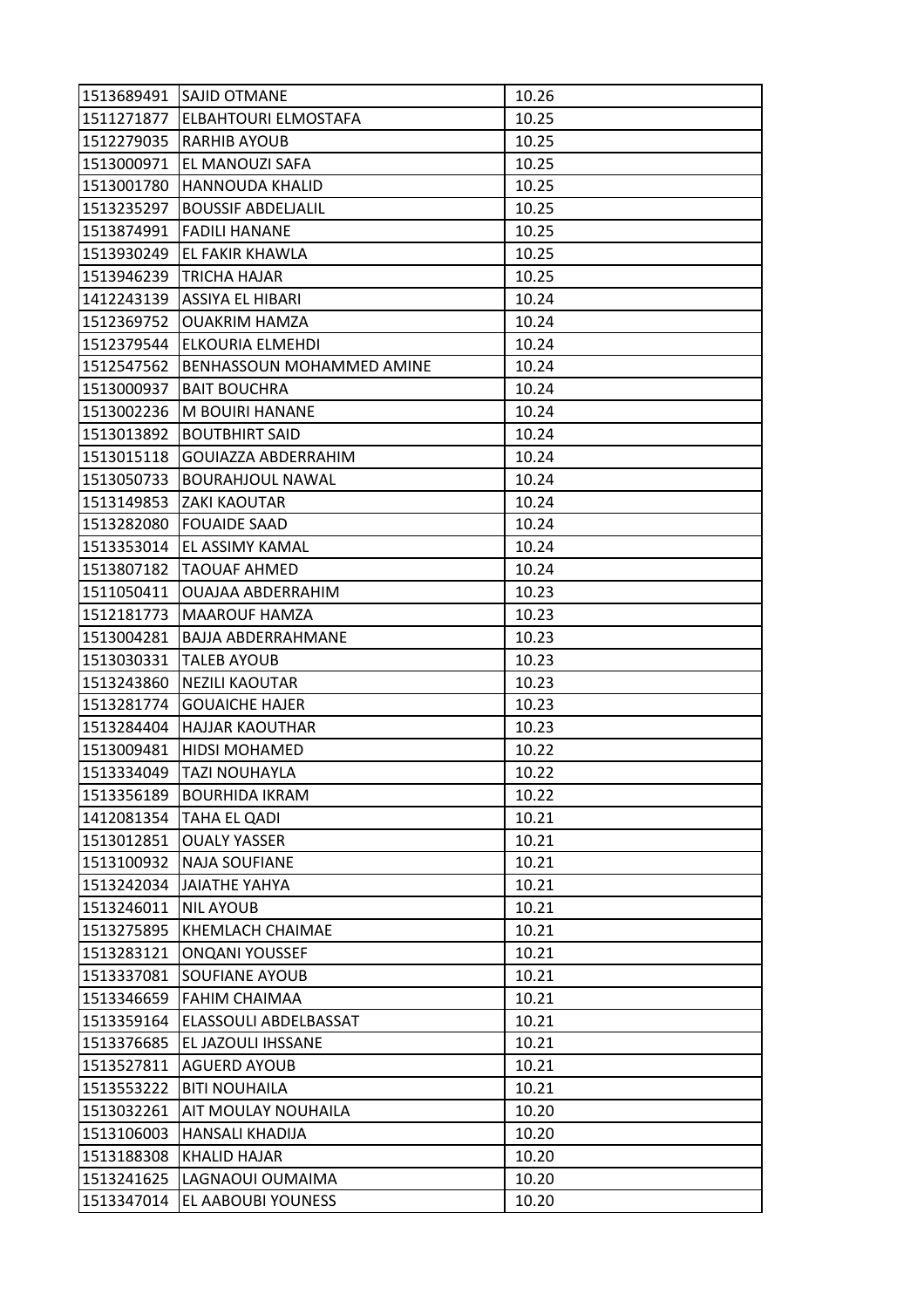| | | |
|---|---|---|
| 1513689491 | SAJID OTMANE | 10.26 |
| 1511271877 | ELBAHTOURI ELMOSTAFA | 10.25 |
| 1512279035 | RARHIB AYOUB | 10.25 |
| 1513000971 | EL MANOUZI SAFA | 10.25 |
| 1513001780 | HANNOUDA KHALID | 10.25 |
| 1513235297 | BOUSSIF ABDELJALIL | 10.25 |
| 1513874991 | FADILI HANANE | 10.25 |
| 1513930249 | EL FAKIR KHAWLA | 10.25 |
| 1513946239 | TRICHA HAJAR | 10.25 |
| 1412243139 | ASSIYA EL HIBARI | 10.24 |
| 1512369752 | OUAKRIM HAMZA | 10.24 |
| 1512379544 | ELKOURIA ELMEHDI | 10.24 |
| 1512547562 | BENHASSOUN MOHAMMED AMINE | 10.24 |
| 1513000937 | BAIT BOUCHRA | 10.24 |
| 1513002236 | M BOUIRI HANANE | 10.24 |
| 1513013892 | BOUTBHIRT SAID | 10.24 |
| 1513015118 | GOUIAZZA ABDERRAHIM | 10.24 |
| 1513050733 | BOURAHJOUL NAWAL | 10.24 |
| 1513149853 | ZAKI KAOUTAR | 10.24 |
| 1513282080 | FOUAIDE SAAD | 10.24 |
| 1513353014 | EL ASSIMY KAMAL | 10.24 |
| 1513807182 | TAOUAF AHMED | 10.24 |
| 1511050411 | OUAJAA ABDERRAHIM | 10.23 |
| 1512181773 | MAAROUF HAMZA | 10.23 |
| 1513004281 | BAJJA ABDERRAHMANE | 10.23 |
| 1513030331 | TALEB AYOUB | 10.23 |
| 1513243860 | NEZILI KAOUTAR | 10.23 |
| 1513281774 | GOUAICHE HAJER | 10.23 |
| 1513284404 | HAJJAR KAOUTHAR | 10.23 |
| 1513009481 | HIDSI MOHAMED | 10.22 |
| 1513334049 | TAZI NOUHAYLA | 10.22 |
| 1513356189 | BOURHIDA IKRAM | 10.22 |
| 1412081354 | TAHA EL QADI | 10.21 |
| 1513012851 | OUALY YASSER | 10.21 |
| 1513100932 | NAJA SOUFIANE | 10.21 |
| 1513242034 | JAIATHE YAHYA | 10.21 |
| 1513246011 | NIL AYOUB | 10.21 |
| 1513275895 | KHEMLACH CHAIMAE | 10.21 |
| 1513283121 | ONQANI YOUSSEF | 10.21 |
| 1513337081 | SOUFIANE AYOUB | 10.21 |
| 1513346659 | FAHIM CHAIMAA | 10.21 |
| 1513359164 | ELASSOULI ABDELBASSAT | 10.21 |
| 1513376685 | EL JAZOULI IHSSANE | 10.21 |
| 1513527811 | AGUERD AYOUB | 10.21 |
| 1513553222 | BITI NOUHAILA | 10.21 |
| 1513032261 | AIT MOULAY NOUHAILA | 10.20 |
| 1513106003 | HANSALI KHADIJA | 10.20 |
| 1513188308 | KHALID HAJAR | 10.20 |
| 1513241625 | LAGNAOUI OUMAIMA | 10.20 |
| 1513347014 | EL AABOUBI YOUNESS | 10.20 |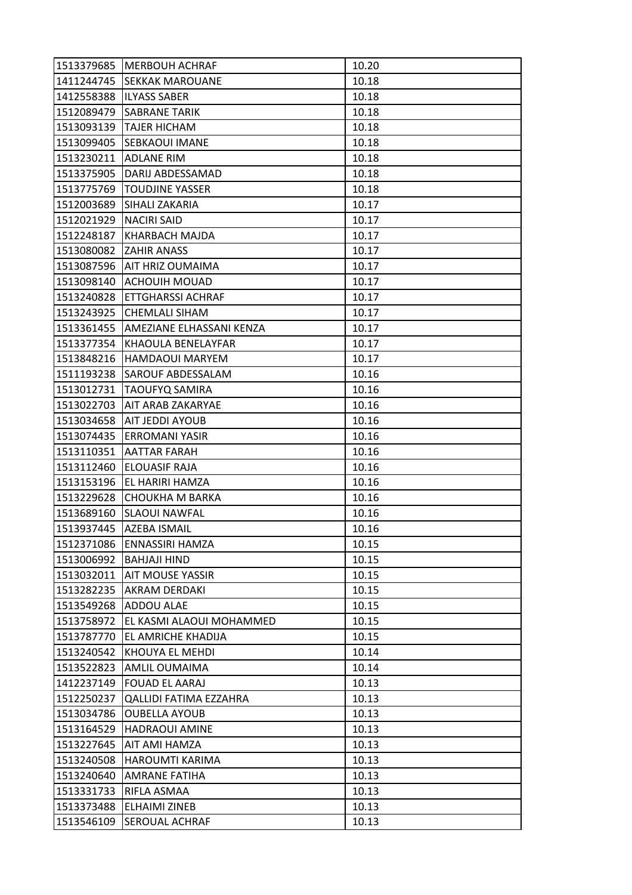| | | |
|---|---|---|
| 1513379685 | MERBOUH ACHRAF | 10.20 |
| 1411244745 | SEKKAK MAROUANE | 10.18 |
| 1412558388 | ILYASS SABER | 10.18 |
| 1512089479 | SABRANE TARIK | 10.18 |
| 1513093139 | TAJER HICHAM | 10.18 |
| 1513099405 | SEBKAOUI IMANE | 10.18 |
| 1513230211 | ADLANE RIM | 10.18 |
| 1513375905 | DARIJ ABDESSAMAD | 10.18 |
| 1513775769 | TOUDJINE YASSER | 10.18 |
| 1512003689 | SIHALI ZAKARIA | 10.17 |
| 1512021929 | NACIRI SAID | 10.17 |
| 1512248187 | KHARBACH MAJDA | 10.17 |
| 1513080082 | ZAHIR ANASS | 10.17 |
| 1513087596 | AIT HRIZ OUMAIMA | 10.17 |
| 1513098140 | ACHOUIH MOUAD | 10.17 |
| 1513240828 | ETTGHARSSI ACHRAF | 10.17 |
| 1513243925 | CHEMLALI SIHAM | 10.17 |
| 1513361455 | AMEZIANE ELHASSANI KENZA | 10.17 |
| 1513377354 | KHAOULA BENELAYFAR | 10.17 |
| 1513848216 | HAMDAOUI MARYEM | 10.17 |
| 1511193238 | SAROUF ABDESSALAM | 10.16 |
| 1513012731 | TAOUFYQ SAMIRA | 10.16 |
| 1513022703 | AIT ARAB ZAKARYAE | 10.16 |
| 1513034658 | AIT JEDDI AYOUB | 10.16 |
| 1513074435 | ERROMANI YASIR | 10.16 |
| 1513110351 | AATTAR FARAH | 10.16 |
| 1513112460 | ELOUASIF RAJA | 10.16 |
| 1513153196 | EL HARIRI HAMZA | 10.16 |
| 1513229628 | CHOUKHA M BARKA | 10.16 |
| 1513689160 | SLAOUI NAWFAL | 10.16 |
| 1513937445 | AZEBA ISMAIL | 10.16 |
| 1512371086 | ENNASSIRI HAMZA | 10.15 |
| 1513006992 | BAHJAJI HIND | 10.15 |
| 1513032011 | AIT MOUSE YASSIR | 10.15 |
| 1513282235 | AKRAM DERDAKI | 10.15 |
| 1513549268 | ADDOU ALAE | 10.15 |
| 1513758972 | EL KASMI ALAOUI MOHAMMED | 10.15 |
| 1513787770 | EL AMRICHE KHADIJA | 10.15 |
| 1513240542 | KHOUYA EL MEHDI | 10.14 |
| 1513522823 | AMLIL OUMAIMA | 10.14 |
| 1412237149 | FOUAD EL AARAJ | 10.13 |
| 1512250237 | QALLIDI FATIMA EZZAHRA | 10.13 |
| 1513034786 | OUBELLA AYOUB | 10.13 |
| 1513164529 | HADRAOUI AMINE | 10.13 |
| 1513227645 | AIT AMI HAMZA | 10.13 |
| 1513240508 | HAROUMTI KARIMA | 10.13 |
| 1513240640 | AMRANE FATIHA | 10.13 |
| 1513331733 | RIFLA ASMAA | 10.13 |
| 1513373488 | ELHAIMI ZINEB | 10.13 |
| 1513546109 | SEROUAL ACHRAF | 10.13 |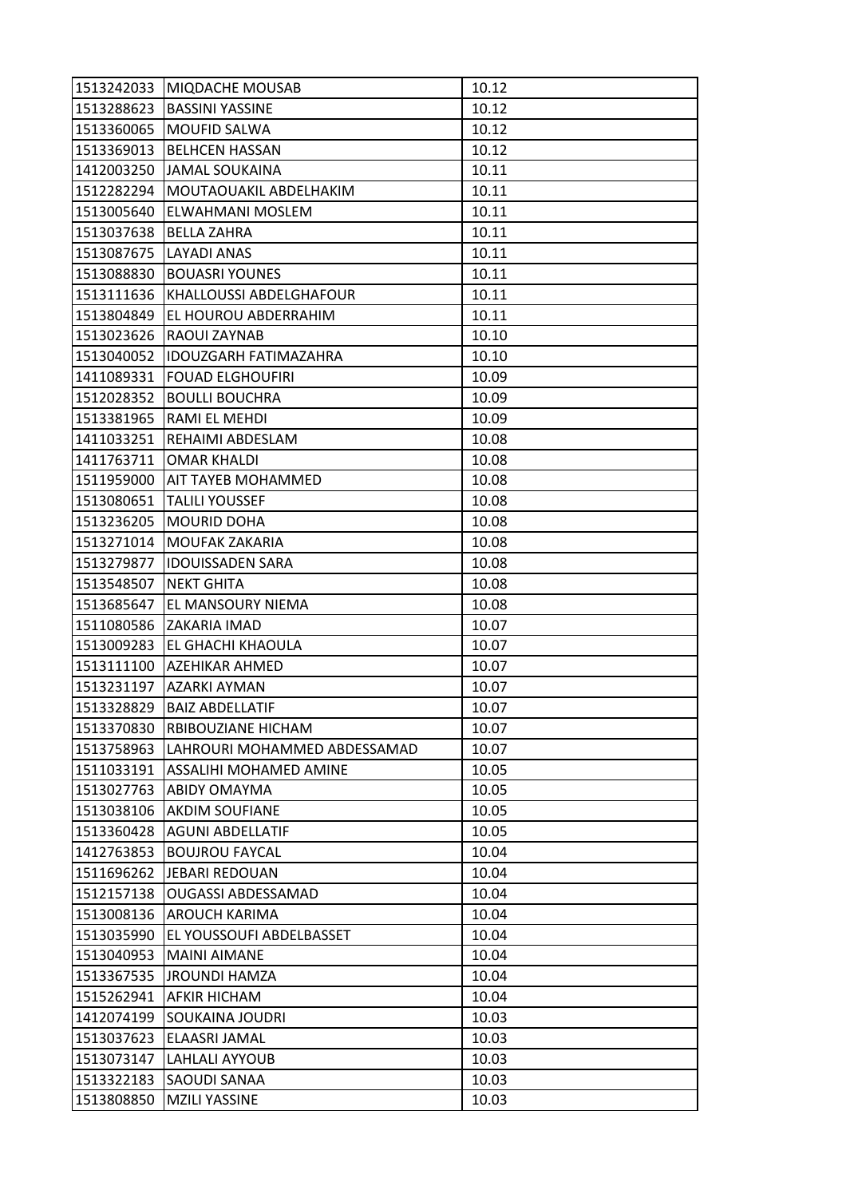| | | |
|---|---|---|
| 1513242033 | MIQDACHE MOUSAB | 10.12 |
| 1513288623 | BASSINI YASSINE | 10.12 |
| 1513360065 | MOUFID SALWA | 10.12 |
| 1513369013 | BELHCEN HASSAN | 10.12 |
| 1412003250 | JAMAL SOUKAINA | 10.11 |
| 1512282294 | MOUTAOUAKIL ABDELHAKIM | 10.11 |
| 1513005640 | ELWAHMANI MOSLEM | 10.11 |
| 1513037638 | BELLA ZAHRA | 10.11 |
| 1513087675 | LAYADI ANAS | 10.11 |
| 1513088830 | BOUASRI YOUNES | 10.11 |
| 1513111636 | KHALLOUSSI ABDELGHAFOUR | 10.11 |
| 1513804849 | EL HOUROU ABDERRAHIM | 10.11 |
| 1513023626 | RAOUI ZAYNAB | 10.10 |
| 1513040052 | IDOUZGARH FATIMAZAHRA | 10.10 |
| 1411089331 | FOUAD ELGHOUFIRI | 10.09 |
| 1512028352 | BOULLI BOUCHRA | 10.09 |
| 1513381965 | RAMI EL MEHDI | 10.09 |
| 1411033251 | REHAIMI ABDESLAM | 10.08 |
| 1411763711 | OMAR KHALDI | 10.08 |
| 1511959000 | AIT TAYEB MOHAMMED | 10.08 |
| 1513080651 | TALILI YOUSSEF | 10.08 |
| 1513236205 | MOURID DOHA | 10.08 |
| 1513271014 | MOUFAK ZAKARIA | 10.08 |
| 1513279877 | IDOUISSADEN SARA | 10.08 |
| 1513548507 | NEKT GHITA | 10.08 |
| 1513685647 | EL MANSOURY NIEMA | 10.08 |
| 1511080586 | ZAKARIA IMAD | 10.07 |
| 1513009283 | EL GHACHI KHAOULA | 10.07 |
| 1513111100 | AZEHIKAR AHMED | 10.07 |
| 1513231197 | AZARKI AYMAN | 10.07 |
| 1513328829 | BAIZ ABDELLATIF | 10.07 |
| 1513370830 | RBIBOUZIANE HICHAM | 10.07 |
| 1513758963 | LAHROURI MOHAMMED ABDESSAMAD | 10.07 |
| 1511033191 | ASSALIHI MOHAMED AMINE | 10.05 |
| 1513027763 | ABIDY OMAYMA | 10.05 |
| 1513038106 | AKDIM SOUFIANE | 10.05 |
| 1513360428 | AGUNI ABDELLATIF | 10.05 |
| 1412763853 | BOUJROU FAYCAL | 10.04 |
| 1511696262 | JEBARI REDOUAN | 10.04 |
| 1512157138 | OUGASSI ABDESSAMAD | 10.04 |
| 1513008136 | AROUCH KARIMA | 10.04 |
| 1513035990 | EL YOUSSOUFI ABDELBASSET | 10.04 |
| 1513040953 | MAINI AIMANE | 10.04 |
| 1513367535 | JROUNDI HAMZA | 10.04 |
| 1515262941 | AFKIR HICHAM | 10.04 |
| 1412074199 | SOUKAINA JOUDRI | 10.03 |
| 1513037623 | ELAASRI JAMAL | 10.03 |
| 1513073147 | LAHLALI AYYOUB | 10.03 |
| 1513322183 | SAOUDI SANAA | 10.03 |
| 1513808850 | MZILI YASSINE | 10.03 |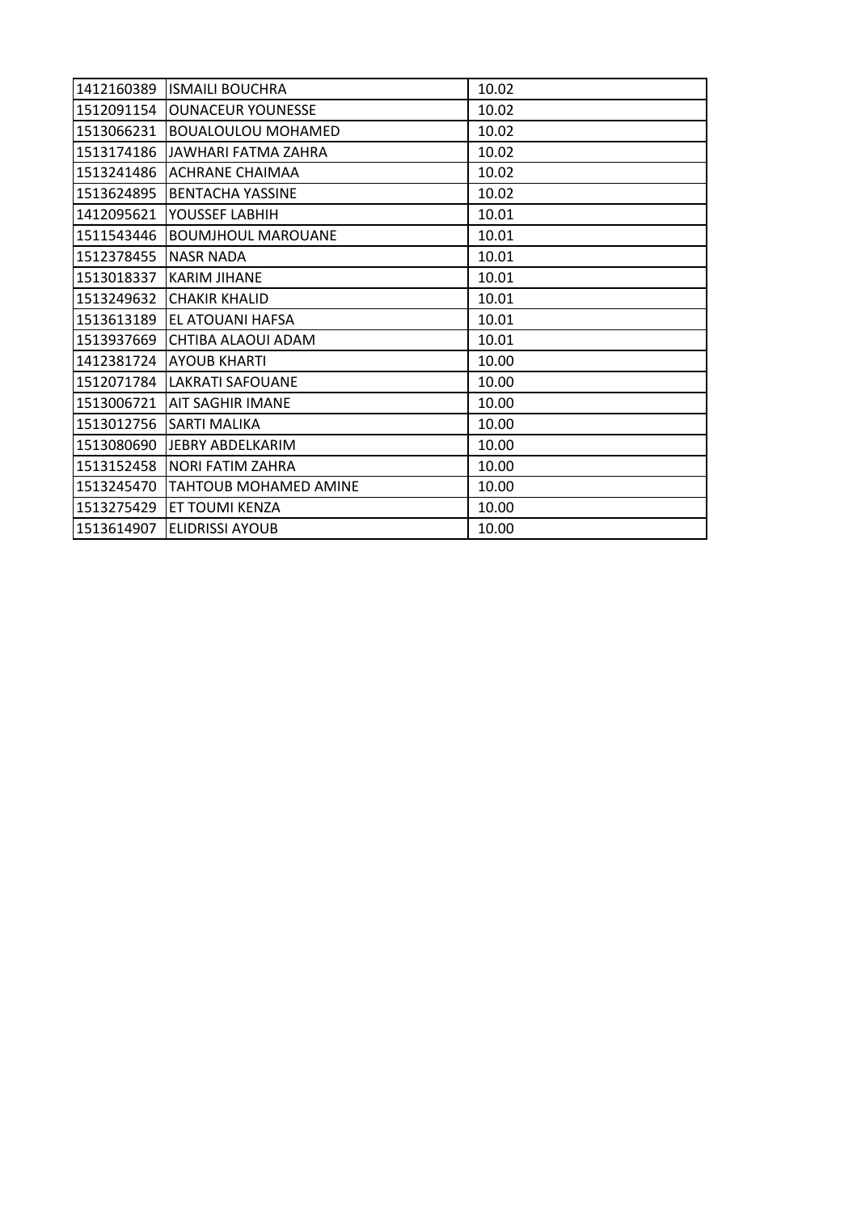| | | |
|---|---|---|
| 1412160389 | ISMAILI BOUCHRA | 10.02 |
| 1512091154 | OUNACEUR YOUNESSE | 10.02 |
| 1513066231 | BOUALOULOU MOHAMED | 10.02 |
| 1513174186 | JAWHARI FATMA ZAHRA | 10.02 |
| 1513241486 | ACHRANE CHAIMAA | 10.02 |
| 1513624895 | BENTACHA YASSINE | 10.02 |
| 1412095621 | YOUSSEF LABHIH | 10.01 |
| 1511543446 | BOUMJHOUL MAROUANE | 10.01 |
| 1512378455 | NASR NADA | 10.01 |
| 1513018337 | KARIM JIHANE | 10.01 |
| 1513249632 | CHAKIR KHALID | 10.01 |
| 1513613189 | EL ATOUANI HAFSA | 10.01 |
| 1513937669 | CHTIBA ALAOUI ADAM | 10.01 |
| 1412381724 | AYOUB KHARTI | 10.00 |
| 1512071784 | LAKRATI SAFOUANE | 10.00 |
| 1513006721 | AIT SAGHIR IMANE | 10.00 |
| 1513012756 | SARTI MALIKA | 10.00 |
| 1513080690 | JEBRY ABDELKARIM | 10.00 |
| 1513152458 | NORI FATIM ZAHRA | 10.00 |
| 1513245470 | TAHTOUB MOHAMED AMINE | 10.00 |
| 1513275429 | ET TOUMI KENZA | 10.00 |
| 1513614907 | ELIDRISSI AYOUB | 10.00 |